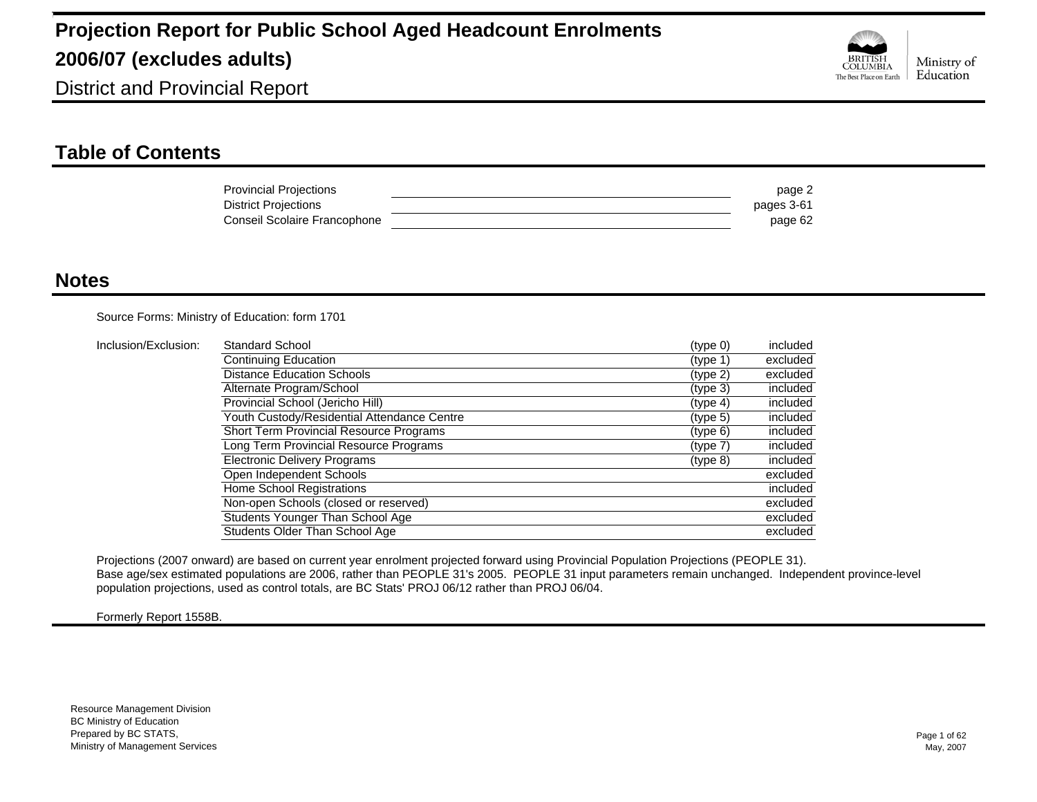# Projection Report for Public School Aged Headcount Enrolments 2006/07 (excludes adults)

District and Provincial Report

## Table of Contents

| | |
|---|---|
| Provincial Projections | page 2 |
| District Projections | pages 3-61 |
| Conseil Scolaire Francophone | page 62 |

## Notes

Source Forms: Ministry of Education: form 1701

Inclusion/Exclusion:

| Category | Type | Status |
|---|---|---|
| Standard School | (type 0) | included |
| Continuing Education | (type 1) | excluded |
| Distance Education Schools | (type 2) | excluded |
| Alternate Program/School | (type 3) | included |
| Provincial School (Jericho Hill) | (type 4) | included |
| Youth Custody/Residential Attendance Centre | (type 5) | included |
| Short Term Provincial Resource Programs | (type 6) | included |
| Long Term Provincial Resource Programs | (type 7) | included |
| Electronic Delivery Programs | (type 8) | included |
| Open Independent Schools | | excluded |
| Home School Registrations | | included |
| Non-open Schools (closed or reserved) | | excluded |
| Students Younger Than School Age | | excluded |
| Students Older Than School Age | | excluded |

Projections (2007 onward) are based on current year enrolment projected forward using Provincial Population Projections (PEOPLE 31).
Base age/sex estimated populations are 2006, rather than PEOPLE 31's 2005. PEOPLE 31 input parameters remain unchanged. Independent province-level population projections, used as control totals, are BC Stats' PROJ 06/12 rather than PROJ 06/04.

Formerly Report 1558B.

Resource Management Division
BC Ministry of Education
Prepared by BC STATS,
Ministry of Management Services

May, 2007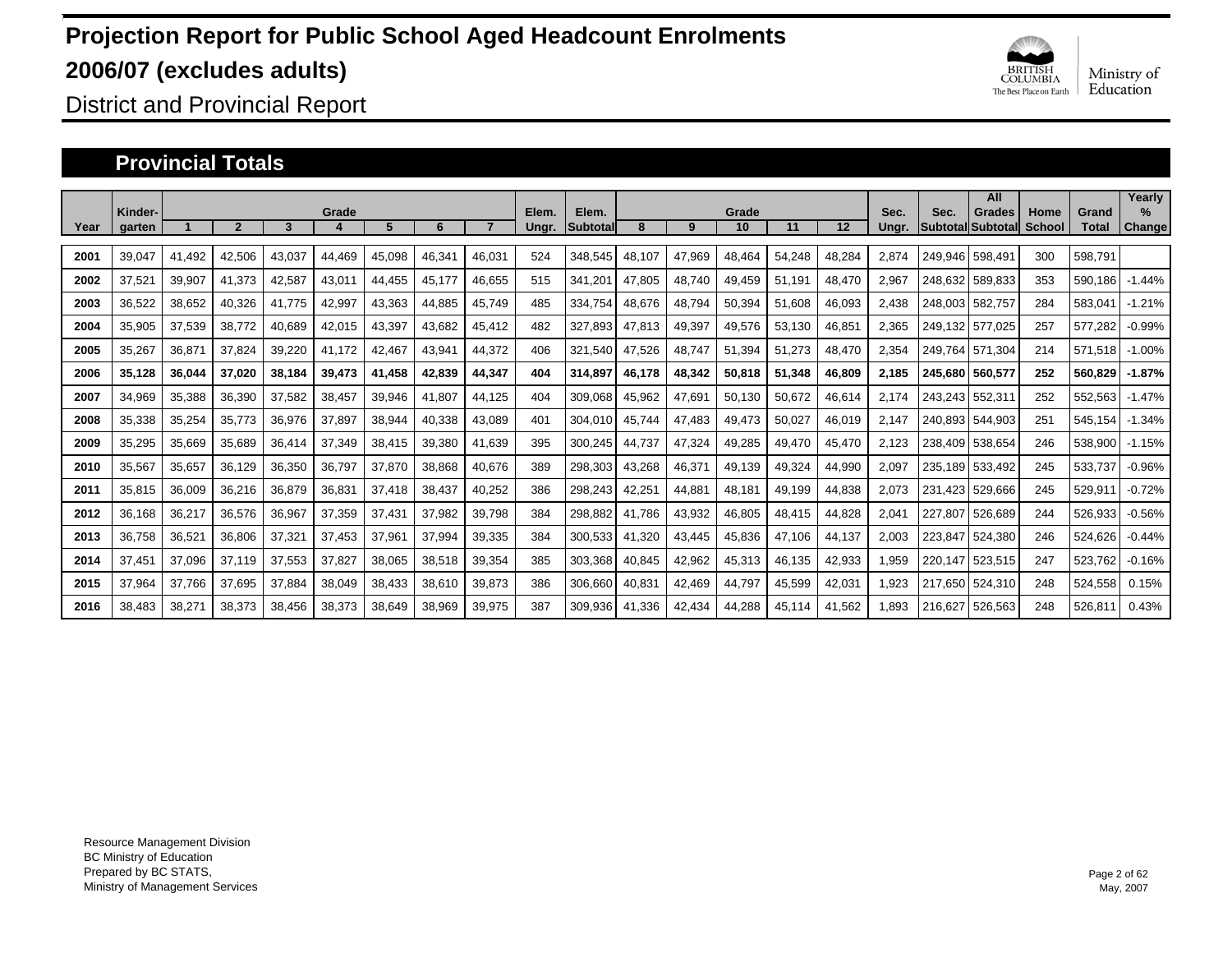# Projection Report for Public School Aged Headcount Enrolments

# 2006/07 (excludes adults)

District and Provincial Report

## Provincial Totals

| Year | Kinder-garten | Grade 1 | 2 | 3 | 4 | 5 | 6 | 7 | Elem. Ungr. | Elem. Subtotal | Grade 8 | 9 | 10 | 11 | 12 | Sec. Ungr. | Sec. Subtotal | All Grades Subtotal | Home School | Grand Total | Yearly % Change |
|---|---|---|---|---|---|---|---|---|---|---|---|---|---|---|---|---|---|---|---|---|---|
| 2001 | 39,047 | 41,492 | 42,506 | 43,037 | 44,469 | 45,098 | 46,341 | 46,031 | 524 | 348,545 | 48,107 | 47,969 | 48,464 | 54,248 | 48,284 | 2,874 | 249,946 | 598,491 | 300 | 598,791 | |
| 2002 | 37,521 | 39,907 | 41,373 | 42,587 | 43,011 | 44,455 | 45,177 | 46,655 | 515 | 341,201 | 47,805 | 48,740 | 49,459 | 51,191 | 48,470 | 2,967 | 248,632 | 589,833 | 353 | 590,186 | -1.44% |
| 2003 | 36,522 | 38,652 | 40,326 | 41,775 | 42,997 | 43,363 | 44,885 | 45,749 | 485 | 334,754 | 48,676 | 48,794 | 50,394 | 51,608 | 46,093 | 2,438 | 248,003 | 582,757 | 284 | 583,041 | -1.21% |
| 2004 | 35,905 | 37,539 | 38,772 | 40,689 | 42,015 | 43,397 | 43,682 | 45,412 | 482 | 327,893 | 47,813 | 49,397 | 49,576 | 53,130 | 46,851 | 2,365 | 249,132 | 577,025 | 257 | 577,282 | -0.99% |
| 2005 | 35,267 | 36,871 | 37,824 | 39,220 | 41,172 | 42,467 | 43,941 | 44,372 | 406 | 321,540 | 47,526 | 48,747 | 51,394 | 51,273 | 48,470 | 2,354 | 249,764 | 571,304 | 214 | 571,518 | -1.00% |
| **2006** | **35,128** | **36,044** | **37,020** | **38,184** | **39,473** | **41,458** | **42,839** | **44,347** | **404** | **314,897** | **46,178** | **48,342** | **50,818** | **51,348** | **46,809** | **2,185** | **245,680** | **560,577** | **252** | **560,829** | **-1.87%** |
| 2007 | 34,969 | 35,388 | 36,390 | 37,582 | 38,457 | 39,946 | 41,807 | 44,125 | 404 | 309,068 | 45,962 | 47,691 | 50,130 | 50,672 | 46,614 | 2,174 | 243,243 | 552,311 | 252 | 552,563 | -1.47% |
| 2008 | 35,338 | 35,254 | 35,773 | 36,976 | 37,897 | 38,944 | 40,338 | 43,089 | 401 | 304,010 | 45,744 | 47,483 | 49,473 | 50,027 | 46,019 | 2,147 | 240,893 | 544,903 | 251 | 545,154 | -1.34% |
| 2009 | 35,295 | 35,669 | 35,689 | 36,414 | 37,349 | 38,415 | 39,380 | 41,639 | 395 | 300,245 | 44,737 | 47,324 | 49,285 | 49,470 | 45,470 | 2,123 | 238,409 | 538,654 | 246 | 538,900 | -1.15% |
| 2010 | 35,567 | 35,657 | 36,129 | 36,350 | 36,797 | 37,870 | 38,868 | 40,676 | 389 | 298,303 | 43,268 | 46,371 | 49,139 | 49,324 | 44,990 | 2,097 | 235,189 | 533,492 | 245 | 533,737 | -0.96% |
| 2011 | 35,815 | 36,009 | 36,216 | 36,879 | 36,831 | 37,418 | 38,437 | 40,252 | 386 | 298,243 | 42,251 | 44,881 | 48,181 | 49,199 | 44,838 | 2,073 | 231,423 | 529,666 | 245 | 529,911 | -0.72% |
| 2012 | 36,168 | 36,217 | 36,576 | 36,967 | 37,359 | 37,431 | 37,982 | 39,798 | 384 | 298,882 | 41,786 | 43,932 | 46,805 | 48,415 | 44,828 | 2,041 | 227,807 | 526,689 | 244 | 526,933 | -0.56% |
| 2013 | 36,758 | 36,521 | 36,806 | 37,321 | 37,453 | 37,961 | 37,994 | 39,335 | 384 | 300,533 | 41,320 | 43,445 | 45,836 | 47,106 | 44,137 | 2,003 | 223,847 | 524,380 | 246 | 524,626 | -0.44% |
| 2014 | 37,451 | 37,096 | 37,119 | 37,553 | 37,827 | 38,065 | 38,518 | 39,354 | 385 | 303,368 | 40,845 | 42,962 | 45,313 | 46,135 | 42,933 | 1,959 | 220,147 | 523,515 | 247 | 523,762 | -0.16% |
| 2015 | 37,964 | 37,766 | 37,695 | 37,884 | 38,049 | 38,433 | 38,610 | 39,873 | 386 | 306,660 | 40,831 | 42,469 | 44,797 | 45,599 | 42,031 | 1,923 | 217,650 | 524,310 | 248 | 524,558 | 0.15% |
| 2016 | 38,483 | 38,271 | 38,373 | 38,456 | 38,373 | 38,649 | 38,969 | 39,975 | 387 | 309,936 | 41,336 | 42,434 | 44,288 | 45,114 | 41,562 | 1,893 | 216,627 | 526,563 | 248 | 526,811 | 0.43% |

Resource Management Division
BC Ministry of Education
Prepared by BC STATS,
Ministry of Management Services

May, 2007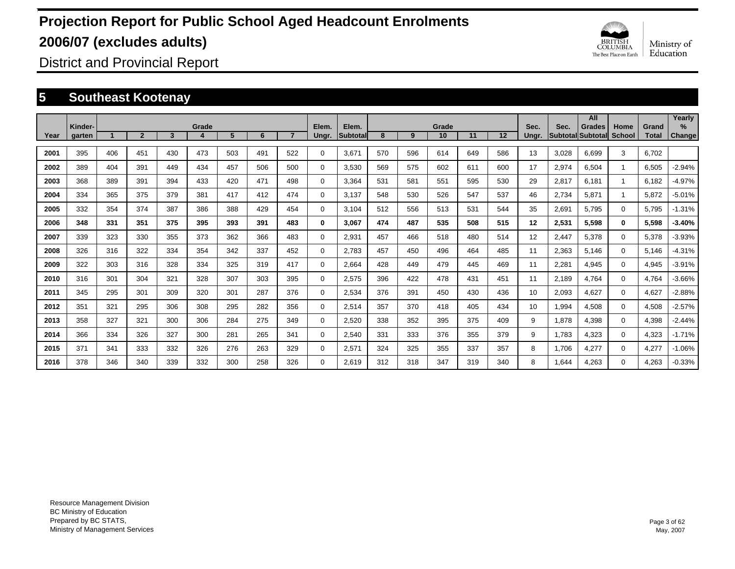# Projection Report for Public School Aged Headcount Enrolments

# 2006/07 (excludes adults)

District and Provincial Report

## 5 Southeast Kootenay

| Year | Kinder-garten | Grade 1 | 2 | 3 | 4 | 5 | 6 | 7 | Elem. Ungr. | Elem. Subtotal | Grade 8 | 9 | 10 | 11 | 12 | Sec. Ungr. | Sec. Subtotal | All Grades Subtotal | Home School | Grand Total | Yearly % Change |
|---|---|---|---|---|---|---|---|---|---|---|---|---|---|---|---|---|---|---|---|---|---|
| 2001 | 395 | 406 | 451 | 430 | 473 | 503 | 491 | 522 | 0 | 3,671 | 570 | 596 | 614 | 649 | 586 | 13 | 3,028 | 6,699 | 3 | 6,702 | |
| 2002 | 389 | 404 | 391 | 449 | 434 | 457 | 506 | 500 | 0 | 3,530 | 569 | 575 | 602 | 611 | 600 | 17 | 2,974 | 6,504 | 1 | 6,505 | -2.94% |
| 2003 | 368 | 389 | 391 | 394 | 433 | 420 | 471 | 498 | 0 | 3,364 | 531 | 581 | 551 | 595 | 530 | 29 | 2,817 | 6,181 | 1 | 6,182 | -4.97% |
| 2004 | 334 | 365 | 375 | 379 | 381 | 417 | 412 | 474 | 0 | 3,137 | 548 | 530 | 526 | 547 | 537 | 46 | 2,734 | 5,871 | 1 | 5,872 | -5.01% |
| 2005 | 332 | 354 | 374 | 387 | 386 | 388 | 429 | 454 | 0 | 3,104 | 512 | 556 | 513 | 531 | 544 | 35 | 2,691 | 5,795 | 0 | 5,795 | -1.31% |
| **2006** | **348** | **331** | **351** | **375** | **395** | **393** | **391** | **483** | **0** | **3,067** | **474** | **487** | **535** | **508** | **515** | **12** | **2,531** | **5,598** | **0** | **5,598** | **-3.40%** |
| 2007 | 339 | 323 | 330 | 355 | 373 | 362 | 366 | 483 | 0 | 2,931 | 457 | 466 | 518 | 480 | 514 | 12 | 2,447 | 5,378 | 0 | 5,378 | -3.93% |
| 2008 | 326 | 316 | 322 | 334 | 354 | 342 | 337 | 452 | 0 | 2,783 | 457 | 450 | 496 | 464 | 485 | 11 | 2,363 | 5,146 | 0 | 5,146 | -4.31% |
| 2009 | 322 | 303 | 316 | 328 | 334 | 325 | 319 | 417 | 0 | 2,664 | 428 | 449 | 479 | 445 | 469 | 11 | 2,281 | 4,945 | 0 | 4,945 | -3.91% |
| 2010 | 316 | 301 | 304 | 321 | 328 | 307 | 303 | 395 | 0 | 2,575 | 396 | 422 | 478 | 431 | 451 | 11 | 2,189 | 4,764 | 0 | 4,764 | -3.66% |
| 2011 | 345 | 295 | 301 | 309 | 320 | 301 | 287 | 376 | 0 | 2,534 | 376 | 391 | 450 | 430 | 436 | 10 | 2,093 | 4,627 | 0 | 4,627 | -2.88% |
| 2012 | 351 | 321 | 295 | 306 | 308 | 295 | 282 | 356 | 0 | 2,514 | 357 | 370 | 418 | 405 | 434 | 10 | 1,994 | 4,508 | 0 | 4,508 | -2.57% |
| 2013 | 358 | 327 | 321 | 300 | 306 | 284 | 275 | 349 | 0 | 2,520 | 338 | 352 | 395 | 375 | 409 | 9 | 1,878 | 4,398 | 0 | 4,398 | -2.44% |
| 2014 | 366 | 334 | 326 | 327 | 300 | 281 | 265 | 341 | 0 | 2,540 | 331 | 333 | 376 | 355 | 379 | 9 | 1,783 | 4,323 | 0 | 4,323 | -1.71% |
| 2015 | 371 | 341 | 333 | 332 | 326 | 276 | 263 | 329 | 0 | 2,571 | 324 | 325 | 355 | 337 | 357 | 8 | 1,706 | 4,277 | 0 | 4,277 | -1.06% |
| 2016 | 378 | 346 | 340 | 339 | 332 | 300 | 258 | 326 | 0 | 2,619 | 312 | 318 | 347 | 319 | 340 | 8 | 1,644 | 4,263 | 0 | 4,263 | -0.33% |

Resource Management Division
BC Ministry of Education
Prepared by BC STATS,
Ministry of Management Services

May, 2007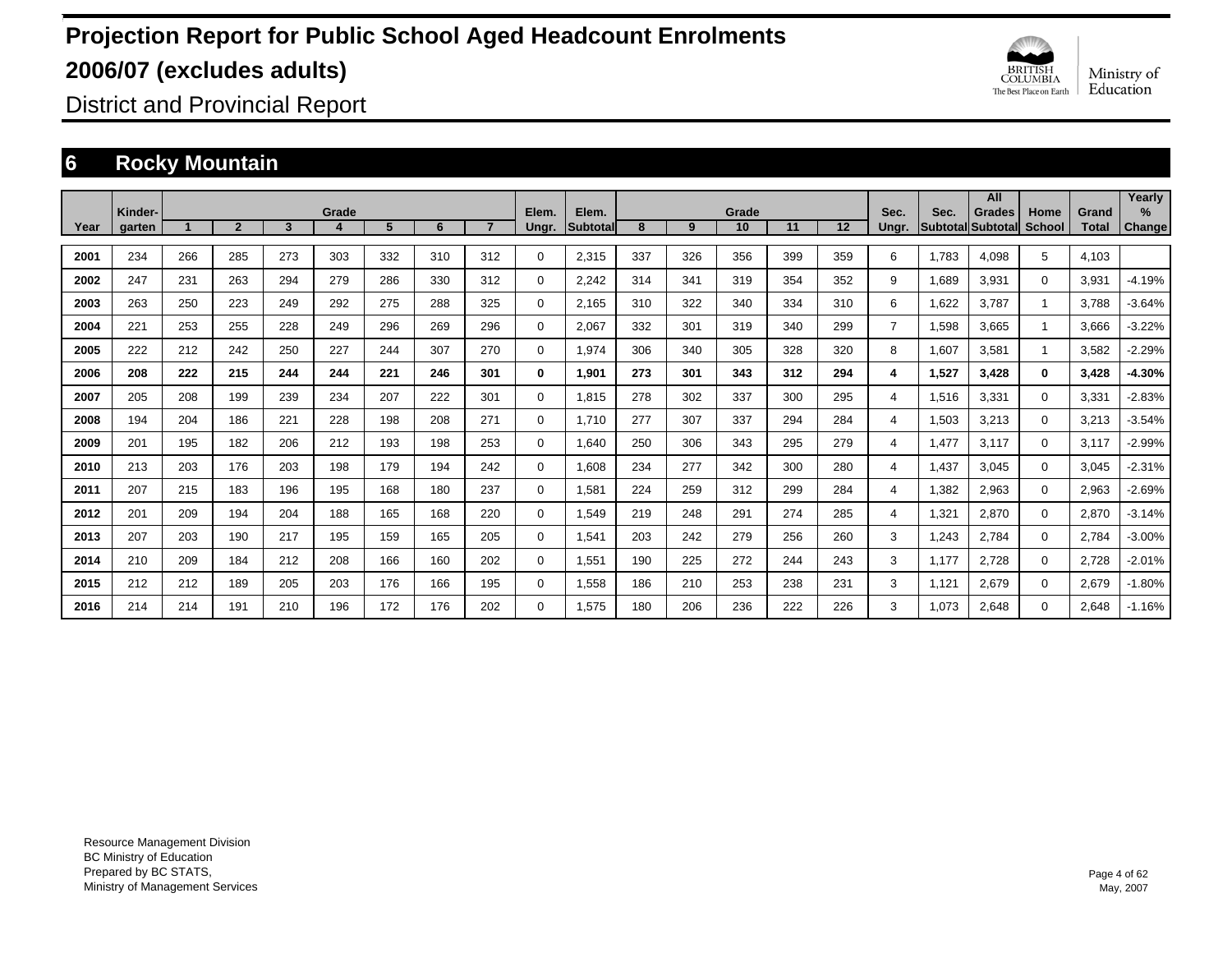# Projection Report for Public School Aged Headcount Enrolments

# 2006/07 (excludes adults)

District and Provincial Report

## 6 Rocky Mountain

| Year | Kinder-garten | Grade 1 | 2 | 3 | 4 | 5 | 6 | 7 | Elem. Ungr. | Elem. Subtotal | Grade 8 | 9 | 10 | 11 | 12 | Sec. Ungr. | Sec. Subtotal | All Grades Subtotal | Home School | Grand Total | Yearly % Change |
|---|---|---|---|---|---|---|---|---|---|---|---|---|---|---|---|---|---|---|---|---|---|
| 2001 | 234 | 266 | 285 | 273 | 303 | 332 | 310 | 312 | 0 | 2,315 | 337 | 326 | 356 | 399 | 359 | 6 | 1,783 | 4,098 | 5 | 4,103 | |
| 2002 | 247 | 231 | 263 | 294 | 279 | 286 | 330 | 312 | 0 | 2,242 | 314 | 341 | 319 | 354 | 352 | 9 | 1,689 | 3,931 | 0 | 3,931 | -4.19% |
| 2003 | 263 | 250 | 223 | 249 | 292 | 275 | 288 | 325 | 0 | 2,165 | 310 | 322 | 340 | 334 | 310 | 6 | 1,622 | 3,787 | 1 | 3,788 | -3.64% |
| 2004 | 221 | 253 | 255 | 228 | 249 | 296 | 269 | 296 | 0 | 2,067 | 332 | 301 | 319 | 340 | 299 | 7 | 1,598 | 3,665 | 1 | 3,666 | -3.22% |
| 2005 | 222 | 212 | 242 | 250 | 227 | 244 | 307 | 270 | 0 | 1,974 | 306 | 340 | 305 | 328 | 320 | 8 | 1,607 | 3,581 | 1 | 3,582 | -2.29% |
| **2006** | **208** | **222** | **215** | **244** | **244** | **221** | **246** | **301** | **0** | **1,901** | **273** | **301** | **343** | **312** | **294** | **4** | **1,527** | **3,428** | **0** | **3,428** | **-4.30%** |
| 2007 | 205 | 208 | 199 | 239 | 234 | 207 | 222 | 301 | 0 | 1,815 | 278 | 302 | 337 | 300 | 295 | 4 | 1,516 | 3,331 | 0 | 3,331 | -2.83% |
| 2008 | 194 | 204 | 186 | 221 | 228 | 198 | 208 | 271 | 0 | 1,710 | 277 | 307 | 337 | 294 | 284 | 4 | 1,503 | 3,213 | 0 | 3,213 | -3.54% |
| 2009 | 201 | 195 | 182 | 206 | 212 | 193 | 198 | 253 | 0 | 1,640 | 250 | 306 | 343 | 295 | 279 | 4 | 1,477 | 3,117 | 0 | 3,117 | -2.99% |
| 2010 | 213 | 203 | 176 | 203 | 198 | 179 | 194 | 242 | 0 | 1,608 | 234 | 277 | 342 | 300 | 280 | 4 | 1,437 | 3,045 | 0 | 3,045 | -2.31% |
| 2011 | 207 | 215 | 183 | 196 | 195 | 168 | 180 | 237 | 0 | 1,581 | 224 | 259 | 312 | 299 | 284 | 4 | 1,382 | 2,963 | 0 | 2,963 | -2.69% |
| 2012 | 201 | 209 | 194 | 204 | 188 | 165 | 168 | 220 | 0 | 1,549 | 219 | 248 | 291 | 274 | 285 | 4 | 1,321 | 2,870 | 0 | 2,870 | -3.14% |
| 2013 | 207 | 203 | 190 | 217 | 195 | 159 | 165 | 205 | 0 | 1,541 | 203 | 242 | 279 | 256 | 260 | 3 | 1,243 | 2,784 | 0 | 2,784 | -3.00% |
| 2014 | 210 | 209 | 184 | 212 | 208 | 166 | 160 | 202 | 0 | 1,551 | 190 | 225 | 272 | 244 | 243 | 3 | 1,177 | 2,728 | 0 | 2,728 | -2.01% |
| 2015 | 212 | 212 | 189 | 205 | 203 | 176 | 166 | 195 | 0 | 1,558 | 186 | 210 | 253 | 238 | 231 | 3 | 1,121 | 2,679 | 0 | 2,679 | -1.80% |
| 2016 | 214 | 214 | 191 | 210 | 196 | 172 | 176 | 202 | 0 | 1,575 | 180 | 206 | 236 | 222 | 226 | 3 | 1,073 | 2,648 | 0 | 2,648 | -1.16% |

Resource Management Division
BC Ministry of Education
Prepared by BC STATS,
Ministry of Management Services

May, 2007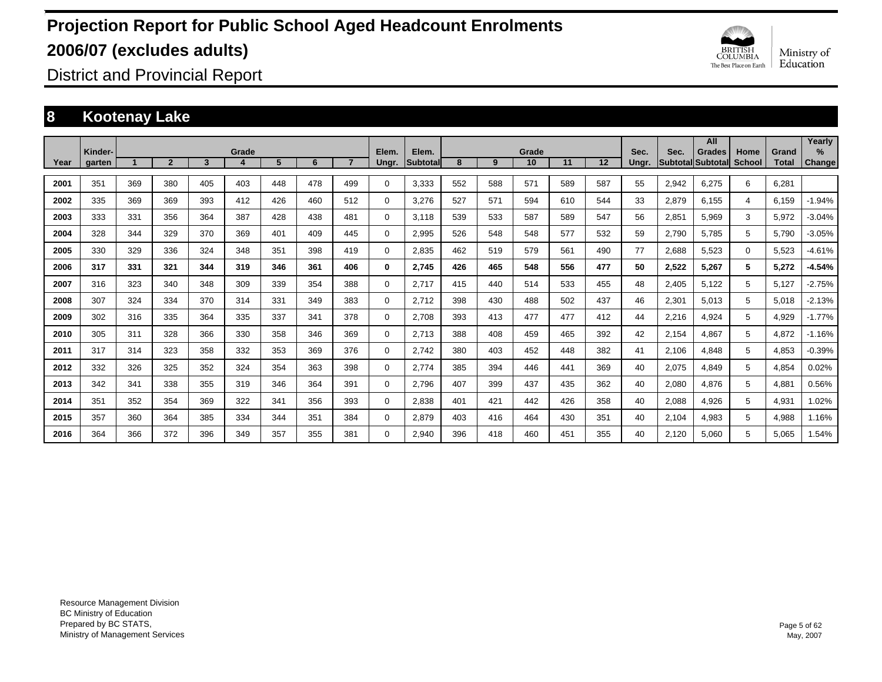# Projection Report for Public School Aged Headcount Enrolments

# 2006/07 (excludes adults)

District and Provincial Report

## 8 Kootenay Lake

| Year | Kinder-garten | Grade 1 | 2 | 3 | 4 | 5 | 6 | 7 | Elem. Ungr. | Elem. Subtotal | Grade 8 | 9 | 10 | 11 | 12 | Sec. Ungr. | Sec. Subtotal | All Grades Subtotal | Home School | Grand Total | Yearly % Change |
|---|---|---|---|---|---|---|---|---|---|---|---|---|---|---|---|---|---|---|---|---|---|
| 2001 | 351 | 369 | 380 | 405 | 403 | 448 | 478 | 499 | 0 | 3,333 | 552 | 588 | 571 | 589 | 587 | 55 | 2,942 | 6,275 | 6 | 6,281 | |
| 2002 | 335 | 369 | 369 | 393 | 412 | 426 | 460 | 512 | 0 | 3,276 | 527 | 571 | 594 | 610 | 544 | 33 | 2,879 | 6,155 | 4 | 6,159 | -1.94% |
| 2003 | 333 | 331 | 356 | 364 | 387 | 428 | 438 | 481 | 0 | 3,118 | 539 | 533 | 587 | 589 | 547 | 56 | 2,851 | 5,969 | 3 | 5,972 | -3.04% |
| 2004 | 328 | 344 | 329 | 370 | 369 | 401 | 409 | 445 | 0 | 2,995 | 526 | 548 | 548 | 577 | 532 | 59 | 2,790 | 5,785 | 5 | 5,790 | -3.05% |
| 2005 | 330 | 329 | 336 | 324 | 348 | 351 | 398 | 419 | 0 | 2,835 | 462 | 519 | 579 | 561 | 490 | 77 | 2,688 | 5,523 | 0 | 5,523 | -4.61% |
| **2006** | **317** | **331** | **321** | **344** | **319** | **346** | **361** | **406** | **0** | **2,745** | **426** | **465** | **548** | **556** | **477** | **50** | **2,522** | **5,267** | **5** | **5,272** | **-4.54%** |
| 2007 | 316 | 323 | 340 | 348 | 309 | 339 | 354 | 388 | 0 | 2,717 | 415 | 440 | 514 | 533 | 455 | 48 | 2,405 | 5,122 | 5 | 5,127 | -2.75% |
| 2008 | 307 | 324 | 334 | 370 | 314 | 331 | 349 | 383 | 0 | 2,712 | 398 | 430 | 488 | 502 | 437 | 46 | 2,301 | 5,013 | 5 | 5,018 | -2.13% |
| 2009 | 302 | 316 | 335 | 364 | 335 | 337 | 341 | 378 | 0 | 2,708 | 393 | 413 | 477 | 477 | 412 | 44 | 2,216 | 4,924 | 5 | 4,929 | -1.77% |
| 2010 | 305 | 311 | 328 | 366 | 330 | 358 | 346 | 369 | 0 | 2,713 | 388 | 408 | 459 | 465 | 392 | 42 | 2,154 | 4,867 | 5 | 4,872 | -1.16% |
| 2011 | 317 | 314 | 323 | 358 | 332 | 353 | 369 | 376 | 0 | 2,742 | 380 | 403 | 452 | 448 | 382 | 41 | 2,106 | 4,848 | 5 | 4,853 | -0.39% |
| 2012 | 332 | 326 | 325 | 352 | 324 | 354 | 363 | 398 | 0 | 2,774 | 385 | 394 | 446 | 441 | 369 | 40 | 2,075 | 4,849 | 5 | 4,854 | 0.02% |
| 2013 | 342 | 341 | 338 | 355 | 319 | 346 | 364 | 391 | 0 | 2,796 | 407 | 399 | 437 | 435 | 362 | 40 | 2,080 | 4,876 | 5 | 4,881 | 0.56% |
| 2014 | 351 | 352 | 354 | 369 | 322 | 341 | 356 | 393 | 0 | 2,838 | 401 | 421 | 442 | 426 | 358 | 40 | 2,088 | 4,926 | 5 | 4,931 | 1.02% |
| 2015 | 357 | 360 | 364 | 385 | 334 | 344 | 351 | 384 | 0 | 2,879 | 403 | 416 | 464 | 430 | 351 | 40 | 2,104 | 4,983 | 5 | 4,988 | 1.16% |
| 2016 | 364 | 366 | 372 | 396 | 349 | 357 | 355 | 381 | 0 | 2,940 | 396 | 418 | 460 | 451 | 355 | 40 | 2,120 | 5,060 | 5 | 5,065 | 1.54% |

Resource Management Division
BC Ministry of Education
Prepared by BC STATS,
Ministry of Management Services

May, 2007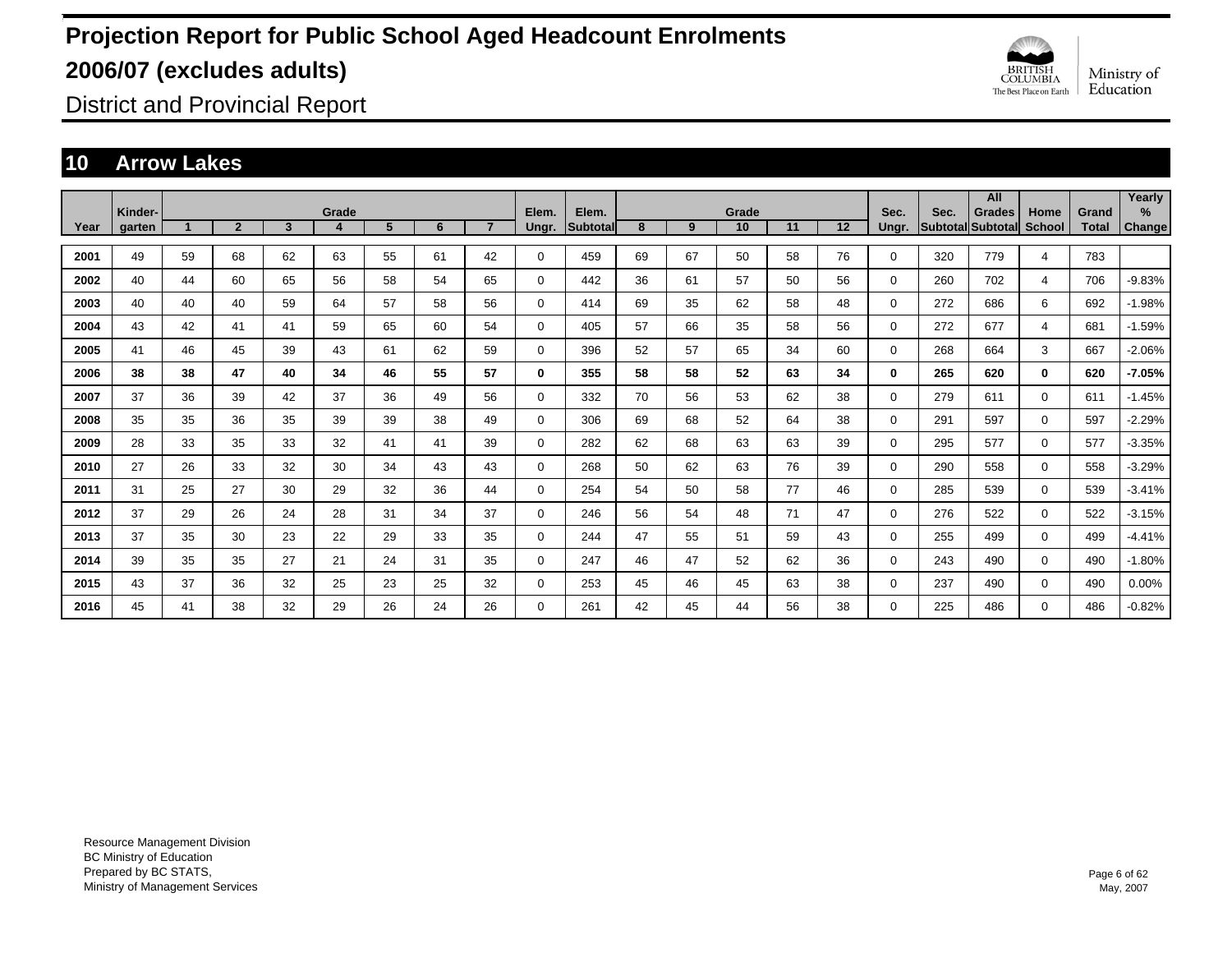# Projection Report for Public School Aged Headcount Enrolments

# 2006/07 (excludes adults)

District and Provincial Report

## 10 Arrow Lakes

| Year | Kinder-garten | Grade 1 | 2 | 3 | 4 | 5 | 6 | 7 | Elem. Ungr. | Elem. Subtotal | Grade 8 | 9 | 10 | 11 | 12 | Sec. Ungr. | Sec. Subtotal | All Grades Subtotal | Home School | Grand Total | Yearly % Change |
|---|---|---|---|---|---|---|---|---|---|---|---|---|---|---|---|---|---|---|---|---|---|
| **2001** | 49 | 59 | 68 | 62 | 63 | 55 | 61 | 42 | 0 | 459 | 69 | 67 | 50 | 58 | 76 | 0 | 320 | 779 | 4 | 783 | |
| **2002** | 40 | 44 | 60 | 65 | 56 | 58 | 54 | 65 | 0 | 442 | 36 | 61 | 57 | 50 | 56 | 0 | 260 | 702 | 4 | 706 | -9.83% |
| **2003** | 40 | 40 | 40 | 59 | 64 | 57 | 58 | 56 | 0 | 414 | 69 | 35 | 62 | 58 | 48 | 0 | 272 | 686 | 6 | 692 | -1.98% |
| **2004** | 43 | 42 | 41 | 41 | 59 | 65 | 60 | 54 | 0 | 405 | 57 | 66 | 35 | 58 | 56 | 0 | 272 | 677 | 4 | 681 | -1.59% |
| **2005** | 41 | 46 | 45 | 39 | 43 | 61 | 62 | 59 | 0 | 396 | 52 | 57 | 65 | 34 | 60 | 0 | 268 | 664 | 3 | 667 | -2.06% |
| **2006** | **38** | **38** | **47** | **40** | **34** | **46** | **55** | **57** | **0** | **355** | **58** | **58** | **52** | **63** | **34** | **0** | **265** | **620** | **0** | **620** | **-7.05%** |
| **2007** | 37 | 36 | 39 | 42 | 37 | 36 | 49 | 56 | 0 | 332 | 70 | 56 | 53 | 62 | 38 | 0 | 279 | 611 | 0 | 611 | -1.45% |
| **2008** | 35 | 35 | 36 | 35 | 39 | 39 | 38 | 49 | 0 | 306 | 69 | 68 | 52 | 64 | 38 | 0 | 291 | 597 | 0 | 597 | -2.29% |
| **2009** | 28 | 33 | 35 | 33 | 32 | 41 | 41 | 39 | 0 | 282 | 62 | 68 | 63 | 63 | 39 | 0 | 295 | 577 | 0 | 577 | -3.35% |
| **2010** | 27 | 26 | 33 | 32 | 30 | 34 | 43 | 43 | 0 | 268 | 50 | 62 | 63 | 76 | 39 | 0 | 290 | 558 | 0 | 558 | -3.29% |
| **2011** | 31 | 25 | 27 | 30 | 29 | 32 | 36 | 44 | 0 | 254 | 54 | 50 | 58 | 77 | 46 | 0 | 285 | 539 | 0 | 539 | -3.41% |
| **2012** | 37 | 29 | 26 | 24 | 28 | 31 | 34 | 37 | 0 | 246 | 56 | 54 | 48 | 71 | 47 | 0 | 276 | 522 | 0 | 522 | -3.15% |
| **2013** | 37 | 35 | 30 | 23 | 22 | 29 | 33 | 35 | 0 | 244 | 47 | 55 | 51 | 59 | 43 | 0 | 255 | 499 | 0 | 499 | -4.41% |
| **2014** | 39 | 35 | 35 | 27 | 21 | 24 | 31 | 35 | 0 | 247 | 46 | 47 | 52 | 62 | 36 | 0 | 243 | 490 | 0 | 490 | -1.80% |
| **2015** | 43 | 37 | 36 | 32 | 25 | 23 | 25 | 32 | 0 | 253 | 45 | 46 | 45 | 63 | 38 | 0 | 237 | 490 | 0 | 490 | 0.00% |
| **2016** | 45 | 41 | 38 | 32 | 29 | 26 | 24 | 26 | 0 | 261 | 42 | 45 | 44 | 56 | 38 | 0 | 225 | 486 | 0 | 486 | -0.82% |

Resource Management Division
BC Ministry of Education
Prepared by BC STATS,
Ministry of Management Services

May, 2007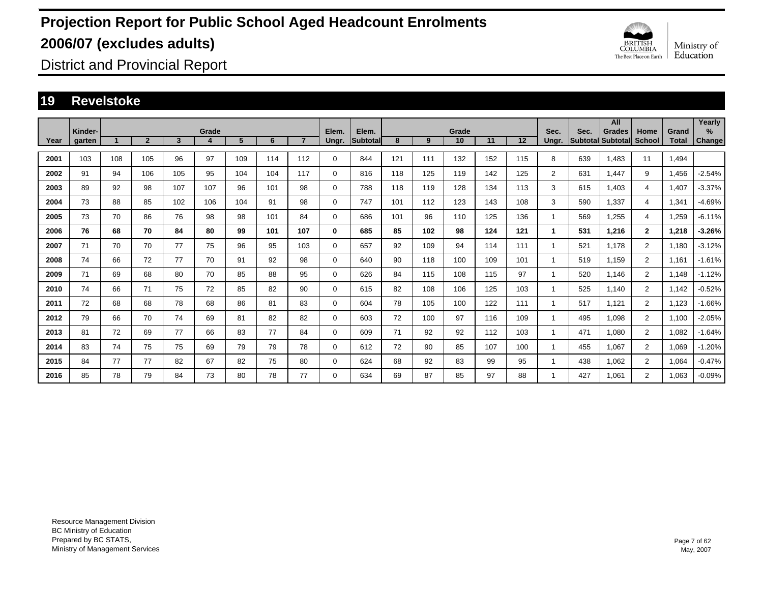# Projection Report for Public School Aged Headcount Enrolments

# 2006/07 (excludes adults)

District and Provincial Report

## 19 Revelstoke

| Year | Kinder-garten | Grade 1 | 2 | 3 | 4 | 5 | 6 | 7 | Elem. Ungr. | Elem. Subtotal | Grade 8 | 9 | 10 | 11 | 12 | Sec. Ungr. | Sec. Subtotal | All Grades Subtotal | Home School | Grand Total | Yearly % Change |
|---|---|---|---|---|---|---|---|---|---|---|---|---|---|---|---|---|---|---|---|---|---|
| 2001 | 103 | 108 | 105 | 96 | 97 | 109 | 114 | 112 | 0 | 844 | 121 | 111 | 132 | 152 | 115 | 8 | 639 | 1,483 | 11 | 1,494 | |
| 2002 | 91 | 94 | 106 | 105 | 95 | 104 | 104 | 117 | 0 | 816 | 118 | 125 | 119 | 142 | 125 | 2 | 631 | 1,447 | 9 | 1,456 | -2.54% |
| 2003 | 89 | 92 | 98 | 107 | 107 | 96 | 101 | 98 | 0 | 788 | 118 | 119 | 128 | 134 | 113 | 3 | 615 | 1,403 | 4 | 1,407 | -3.37% |
| 2004 | 73 | 88 | 85 | 102 | 106 | 104 | 91 | 98 | 0 | 747 | 101 | 112 | 123 | 143 | 108 | 3 | 590 | 1,337 | 4 | 1,341 | -4.69% |
| 2005 | 73 | 70 | 86 | 76 | 98 | 98 | 101 | 84 | 0 | 686 | 101 | 96 | 110 | 125 | 136 | 1 | 569 | 1,255 | 4 | 1,259 | -6.11% |
| **2006** | **76** | **68** | **70** | **84** | **80** | **99** | **101** | **107** | **0** | **685** | **85** | **102** | **98** | **124** | **121** | **1** | **531** | **1,216** | **2** | **1,218** | **-3.26%** |
| 2007 | 71 | 70 | 70 | 77 | 75 | 96 | 95 | 103 | 0 | 657 | 92 | 109 | 94 | 114 | 111 | 1 | 521 | 1,178 | 2 | 1,180 | -3.12% |
| 2008 | 74 | 66 | 72 | 77 | 70 | 91 | 92 | 98 | 0 | 640 | 90 | 118 | 100 | 109 | 101 | 1 | 519 | 1,159 | 2 | 1,161 | -1.61% |
| 2009 | 71 | 69 | 68 | 80 | 70 | 85 | 88 | 95 | 0 | 626 | 84 | 115 | 108 | 115 | 97 | 1 | 520 | 1,146 | 2 | 1,148 | -1.12% |
| 2010 | 74 | 66 | 71 | 75 | 72 | 85 | 82 | 90 | 0 | 615 | 82 | 108 | 106 | 125 | 103 | 1 | 525 | 1,140 | 2 | 1,142 | -0.52% |
| 2011 | 72 | 68 | 68 | 78 | 68 | 86 | 81 | 83 | 0 | 604 | 78 | 105 | 100 | 122 | 111 | 1 | 517 | 1,121 | 2 | 1,123 | -1.66% |
| 2012 | 79 | 66 | 70 | 74 | 69 | 81 | 82 | 82 | 0 | 603 | 72 | 100 | 97 | 116 | 109 | 1 | 495 | 1,098 | 2 | 1,100 | -2.05% |
| 2013 | 81 | 72 | 69 | 77 | 66 | 83 | 77 | 84 | 0 | 609 | 71 | 92 | 92 | 112 | 103 | 1 | 471 | 1,080 | 2 | 1,082 | -1.64% |
| 2014 | 83 | 74 | 75 | 75 | 69 | 79 | 79 | 78 | 0 | 612 | 72 | 90 | 85 | 107 | 100 | 1 | 455 | 1,067 | 2 | 1,069 | -1.20% |
| 2015 | 84 | 77 | 77 | 82 | 67 | 82 | 75 | 80 | 0 | 624 | 68 | 92 | 83 | 99 | 95 | 1 | 438 | 1,062 | 2 | 1,064 | -0.47% |
| 2016 | 85 | 78 | 79 | 84 | 73 | 80 | 78 | 77 | 0 | 634 | 69 | 87 | 85 | 97 | 88 | 1 | 427 | 1,061 | 2 | 1,063 | -0.09% |

Resource Management Division
BC Ministry of Education
Prepared by BC STATS,
Ministry of Management Services

May, 2007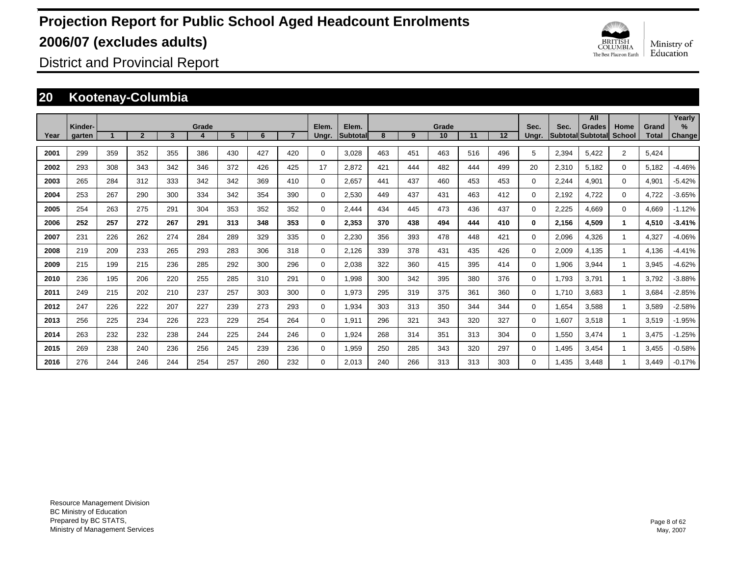# Projection Report for Public School Aged Headcount Enrolments

# 2006/07 (excludes adults)

District and Provincial Report

## 20 Kootenay-Columbia

| Year | Kinder-garten | Grade 1 | 2 | 3 | 4 | 5 | 6 | 7 | Elem. Ungr. | Elem. Subtotal | Grade 8 | 9 | 10 | 11 | 12 | Sec. Ungr. | Sec. Subtotal | All Grades Subtotal | Home School | Grand Total | Yearly % Change |
|---|---|---|---|---|---|---|---|---|---|---|---|---|---|---|---|---|---|---|---|---|---|
| 2001 | 299 | 359 | 352 | 355 | 386 | 430 | 427 | 420 | 0 | 3,028 | 463 | 451 | 463 | 516 | 496 | 5 | 2,394 | 5,422 | 2 | 5,424 | |
| 2002 | 293 | 308 | 343 | 342 | 346 | 372 | 426 | 425 | 17 | 2,872 | 421 | 444 | 482 | 444 | 499 | 20 | 2,310 | 5,182 | 0 | 5,182 | -4.46% |
| 2003 | 265 | 284 | 312 | 333 | 342 | 342 | 369 | 410 | 0 | 2,657 | 441 | 437 | 460 | 453 | 453 | 0 | 2,244 | 4,901 | 0 | 4,901 | -5.42% |
| 2004 | 253 | 267 | 290 | 300 | 334 | 342 | 354 | 390 | 0 | 2,530 | 449 | 437 | 431 | 463 | 412 | 0 | 2,192 | 4,722 | 0 | 4,722 | -3.65% |
| 2005 | 254 | 263 | 275 | 291 | 304 | 353 | 352 | 352 | 0 | 2,444 | 434 | 445 | 473 | 436 | 437 | 0 | 2,225 | 4,669 | 0 | 4,669 | -1.12% |
| **2006** | **252** | **257** | **272** | **267** | **291** | **313** | **348** | **353** | **0** | **2,353** | **370** | **438** | **494** | **444** | **410** | **0** | **2,156** | **4,509** | **1** | **4,510** | **-3.41%** |
| 2007 | 231 | 226 | 262 | 274 | 284 | 289 | 329 | 335 | 0 | 2,230 | 356 | 393 | 478 | 448 | 421 | 0 | 2,096 | 4,326 | 1 | 4,327 | -4.06% |
| 2008 | 219 | 209 | 233 | 265 | 293 | 283 | 306 | 318 | 0 | 2,126 | 339 | 378 | 431 | 435 | 426 | 0 | 2,009 | 4,135 | 1 | 4,136 | -4.41% |
| 2009 | 215 | 199 | 215 | 236 | 285 | 292 | 300 | 296 | 0 | 2,038 | 322 | 360 | 415 | 395 | 414 | 0 | 1,906 | 3,944 | 1 | 3,945 | -4.62% |
| 2010 | 236 | 195 | 206 | 220 | 255 | 285 | 310 | 291 | 0 | 1,998 | 300 | 342 | 395 | 380 | 376 | 0 | 1,793 | 3,791 | 1 | 3,792 | -3.88% |
| 2011 | 249 | 215 | 202 | 210 | 237 | 257 | 303 | 300 | 0 | 1,973 | 295 | 319 | 375 | 361 | 360 | 0 | 1,710 | 3,683 | 1 | 3,684 | -2.85% |
| 2012 | 247 | 226 | 222 | 207 | 227 | 239 | 273 | 293 | 0 | 1,934 | 303 | 313 | 350 | 344 | 344 | 0 | 1,654 | 3,588 | 1 | 3,589 | -2.58% |
| 2013 | 256 | 225 | 234 | 226 | 223 | 229 | 254 | 264 | 0 | 1,911 | 296 | 321 | 343 | 320 | 327 | 0 | 1,607 | 3,518 | 1 | 3,519 | -1.95% |
| 2014 | 263 | 232 | 232 | 238 | 244 | 225 | 244 | 246 | 0 | 1,924 | 268 | 314 | 351 | 313 | 304 | 0 | 1,550 | 3,474 | 1 | 3,475 | -1.25% |
| 2015 | 269 | 238 | 240 | 236 | 256 | 245 | 239 | 236 | 0 | 1,959 | 250 | 285 | 343 | 320 | 297 | 0 | 1,495 | 3,454 | 1 | 3,455 | -0.58% |
| 2016 | 276 | 244 | 246 | 244 | 254 | 257 | 260 | 232 | 0 | 2,013 | 240 | 266 | 313 | 313 | 303 | 0 | 1,435 | 3,448 | 1 | 3,449 | -0.17% |

Resource Management Division
BC Ministry of Education
Prepared by BC STATS,
Ministry of Management Services

May, 2007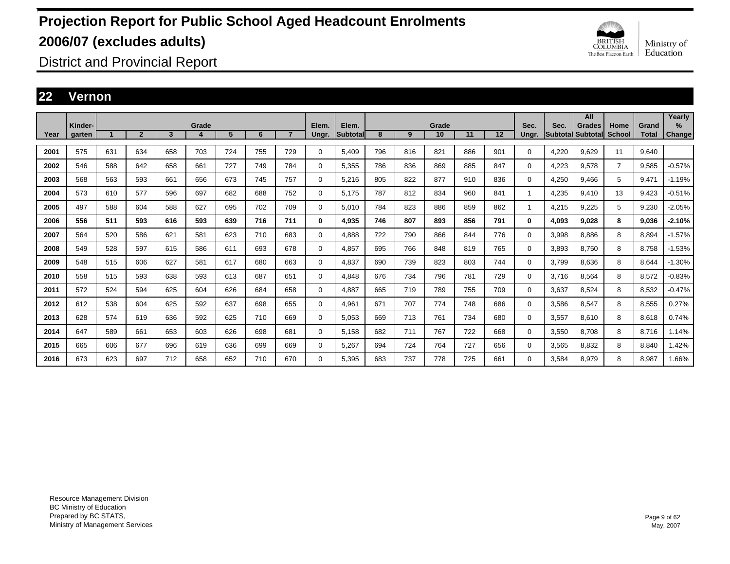# Projection Report for Public School Aged Headcount Enrolments 2006/07 (excludes adults)

District and Provincial Report

## 22 Vernon

| Year | Kinder-garten | Grade 1 | 2 | 3 | 4 | 5 | 6 | 7 | Elem. Ungr. | Elem. Subtotal | Grade 8 | 9 | 10 | 11 | 12 | Sec. Ungr. | Sec. Subtotal | All Grades Subtotal | Home School | Grand Total | Yearly % Change |
|---|---|---|---|---|---|---|---|---|---|---|---|---|---|---|---|---|---|---|---|---|---|
| 2001 | 575 | 631 | 634 | 658 | 703 | 724 | 755 | 729 | 0 | 5,409 | 796 | 816 | 821 | 886 | 901 | 0 | 4,220 | 9,629 | 11 | 9,640 | |
| 2002 | 546 | 588 | 642 | 658 | 661 | 727 | 749 | 784 | 0 | 5,355 | 786 | 836 | 869 | 885 | 847 | 0 | 4,223 | 9,578 | 7 | 9,585 | -0.57% |
| 2003 | 568 | 563 | 593 | 661 | 656 | 673 | 745 | 757 | 0 | 5,216 | 805 | 822 | 877 | 910 | 836 | 0 | 4,250 | 9,466 | 5 | 9,471 | -1.19% |
| 2004 | 573 | 610 | 577 | 596 | 697 | 682 | 688 | 752 | 0 | 5,175 | 787 | 812 | 834 | 960 | 841 | 1 | 4,235 | 9,410 | 13 | 9,423 | -0.51% |
| 2005 | 497 | 588 | 604 | 588 | 627 | 695 | 702 | 709 | 0 | 5,010 | 784 | 823 | 886 | 859 | 862 | 1 | 4,215 | 9,225 | 5 | 9,230 | -2.05% |
| **2006** | **556** | **511** | **593** | **616** | **593** | **639** | **716** | **711** | **0** | **4,935** | **746** | **807** | **893** | **856** | **791** | **0** | **4,093** | **9,028** | **8** | **9,036** | **-2.10%** |
| 2007 | 564 | 520 | 586 | 621 | 581 | 623 | 710 | 683 | 0 | 4,888 | 722 | 790 | 866 | 844 | 776 | 0 | 3,998 | 8,886 | 8 | 8,894 | -1.57% |
| 2008 | 549 | 528 | 597 | 615 | 586 | 611 | 693 | 678 | 0 | 4,857 | 695 | 766 | 848 | 819 | 765 | 0 | 3,893 | 8,750 | 8 | 8,758 | -1.53% |
| 2009 | 548 | 515 | 606 | 627 | 581 | 617 | 680 | 663 | 0 | 4,837 | 690 | 739 | 823 | 803 | 744 | 0 | 3,799 | 8,636 | 8 | 8,644 | -1.30% |
| 2010 | 558 | 515 | 593 | 638 | 593 | 613 | 687 | 651 | 0 | 4,848 | 676 | 734 | 796 | 781 | 729 | 0 | 3,716 | 8,564 | 8 | 8,572 | -0.83% |
| 2011 | 572 | 524 | 594 | 625 | 604 | 626 | 684 | 658 | 0 | 4,887 | 665 | 719 | 789 | 755 | 709 | 0 | 3,637 | 8,524 | 8 | 8,532 | -0.47% |
| 2012 | 612 | 538 | 604 | 625 | 592 | 637 | 698 | 655 | 0 | 4,961 | 671 | 707 | 774 | 748 | 686 | 0 | 3,586 | 8,547 | 8 | 8,555 | 0.27% |
| 2013 | 628 | 574 | 619 | 636 | 592 | 625 | 710 | 669 | 0 | 5,053 | 669 | 713 | 761 | 734 | 680 | 0 | 3,557 | 8,610 | 8 | 8,618 | 0.74% |
| 2014 | 647 | 589 | 661 | 653 | 603 | 626 | 698 | 681 | 0 | 5,158 | 682 | 711 | 767 | 722 | 668 | 0 | 3,550 | 8,708 | 8 | 8,716 | 1.14% |
| 2015 | 665 | 606 | 677 | 696 | 619 | 636 | 699 | 669 | 0 | 5,267 | 694 | 724 | 764 | 727 | 656 | 0 | 3,565 | 8,832 | 8 | 8,840 | 1.42% |
| 2016 | 673 | 623 | 697 | 712 | 658 | 652 | 710 | 670 | 0 | 5,395 | 683 | 737 | 778 | 725 | 661 | 0 | 3,584 | 8,979 | 8 | 8,987 | 1.66% |

Resource Management Division
BC Ministry of Education
Prepared by BC STATS,
Ministry of Management Services

May, 2007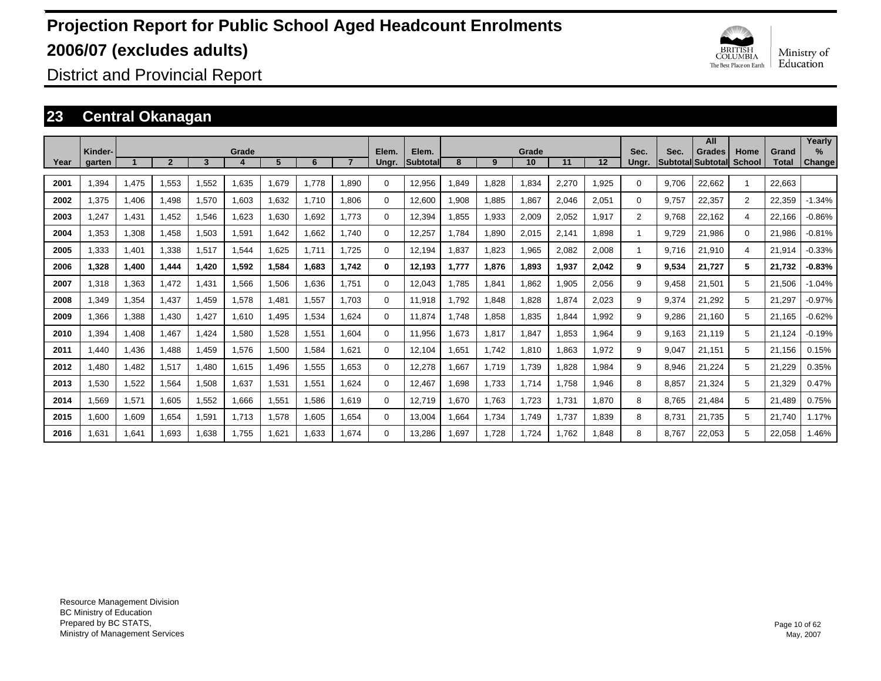# Projection Report for Public School Aged Headcount Enrolments 2006/07 (excludes adults)

District and Provincial Report

## 23 Central Okanagan

| Year | Kinder-garten | Grade 1 | 2 | 3 | 4 | 5 | 6 | 7 | Elem. Ungr. | Elem. Subtotal | Grade 8 | 9 | 10 | 11 | 12 | Sec. Ungr. | Sec. Subtotal | All Grades Subtotal | Home School | Grand Total | Yearly % Change |
|---|---|---|---|---|---|---|---|---|---|---|---|---|---|---|---|---|---|---|---|---|---|
| 2001 | 1,394 | 1,475 | 1,553 | 1,552 | 1,635 | 1,679 | 1,778 | 1,890 | 0 | 12,956 | 1,849 | 1,828 | 1,834 | 2,270 | 1,925 | 0 | 9,706 | 22,662 | 1 | 22,663 | |
| 2002 | 1,375 | 1,406 | 1,498 | 1,570 | 1,603 | 1,632 | 1,710 | 1,806 | 0 | 12,600 | 1,908 | 1,885 | 1,867 | 2,046 | 2,051 | 0 | 9,757 | 22,357 | 2 | 22,359 | -1.34% |
| 2003 | 1,247 | 1,431 | 1,452 | 1,546 | 1,623 | 1,630 | 1,692 | 1,773 | 0 | 12,394 | 1,855 | 1,933 | 2,009 | 2,052 | 1,917 | 2 | 9,768 | 22,162 | 4 | 22,166 | -0.86% |
| 2004 | 1,353 | 1,308 | 1,458 | 1,503 | 1,591 | 1,642 | 1,662 | 1,740 | 0 | 12,257 | 1,784 | 1,890 | 2,015 | 2,141 | 1,898 | 1 | 9,729 | 21,986 | 0 | 21,986 | -0.81% |
| 2005 | 1,333 | 1,401 | 1,338 | 1,517 | 1,544 | 1,625 | 1,711 | 1,725 | 0 | 12,194 | 1,837 | 1,823 | 1,965 | 2,082 | 2,008 | 1 | 9,716 | 21,910 | 4 | 21,914 | -0.33% |
| **2006** | **1,328** | **1,400** | **1,444** | **1,420** | **1,592** | **1,584** | **1,683** | **1,742** | **0** | **12,193** | **1,777** | **1,876** | **1,893** | **1,937** | **2,042** | **9** | **9,534** | **21,727** | **5** | **21,732** | **-0.83%** |
| 2007 | 1,318 | 1,363 | 1,472 | 1,431 | 1,566 | 1,506 | 1,636 | 1,751 | 0 | 12,043 | 1,785 | 1,841 | 1,862 | 1,905 | 2,056 | 9 | 9,458 | 21,501 | 5 | 21,506 | -1.04% |
| 2008 | 1,349 | 1,354 | 1,437 | 1,459 | 1,578 | 1,481 | 1,557 | 1,703 | 0 | 11,918 | 1,792 | 1,848 | 1,828 | 1,874 | 2,023 | 9 | 9,374 | 21,292 | 5 | 21,297 | -0.97% |
| 2009 | 1,366 | 1,388 | 1,430 | 1,427 | 1,610 | 1,495 | 1,534 | 1,624 | 0 | 11,874 | 1,748 | 1,858 | 1,835 | 1,844 | 1,992 | 9 | 9,286 | 21,160 | 5 | 21,165 | -0.62% |
| 2010 | 1,394 | 1,408 | 1,467 | 1,424 | 1,580 | 1,528 | 1,551 | 1,604 | 0 | 11,956 | 1,673 | 1,817 | 1,847 | 1,853 | 1,964 | 9 | 9,163 | 21,119 | 5 | 21,124 | -0.19% |
| 2011 | 1,440 | 1,436 | 1,488 | 1,459 | 1,576 | 1,500 | 1,584 | 1,621 | 0 | 12,104 | 1,651 | 1,742 | 1,810 | 1,863 | 1,972 | 9 | 9,047 | 21,151 | 5 | 21,156 | 0.15% |
| 2012 | 1,480 | 1,482 | 1,517 | 1,480 | 1,615 | 1,496 | 1,555 | 1,653 | 0 | 12,278 | 1,667 | 1,719 | 1,739 | 1,828 | 1,984 | 9 | 8,946 | 21,224 | 5 | 21,229 | 0.35% |
| 2013 | 1,530 | 1,522 | 1,564 | 1,508 | 1,637 | 1,531 | 1,551 | 1,624 | 0 | 12,467 | 1,698 | 1,733 | 1,714 | 1,758 | 1,946 | 8 | 8,857 | 21,324 | 5 | 21,329 | 0.47% |
| 2014 | 1,569 | 1,571 | 1,605 | 1,552 | 1,666 | 1,551 | 1,586 | 1,619 | 0 | 12,719 | 1,670 | 1,763 | 1,723 | 1,731 | 1,870 | 8 | 8,765 | 21,484 | 5 | 21,489 | 0.75% |
| 2015 | 1,600 | 1,609 | 1,654 | 1,591 | 1,713 | 1,578 | 1,605 | 1,654 | 0 | 13,004 | 1,664 | 1,734 | 1,749 | 1,737 | 1,839 | 8 | 8,731 | 21,735 | 5 | 21,740 | 1.17% |
| 2016 | 1,631 | 1,641 | 1,693 | 1,638 | 1,755 | 1,621 | 1,633 | 1,674 | 0 | 13,286 | 1,697 | 1,728 | 1,724 | 1,762 | 1,848 | 8 | 8,767 | 22,053 | 5 | 22,058 | 1.46% |

Resource Management Division
BC Ministry of Education
Prepared by BC STATS,
Ministry of Management Services

May, 2007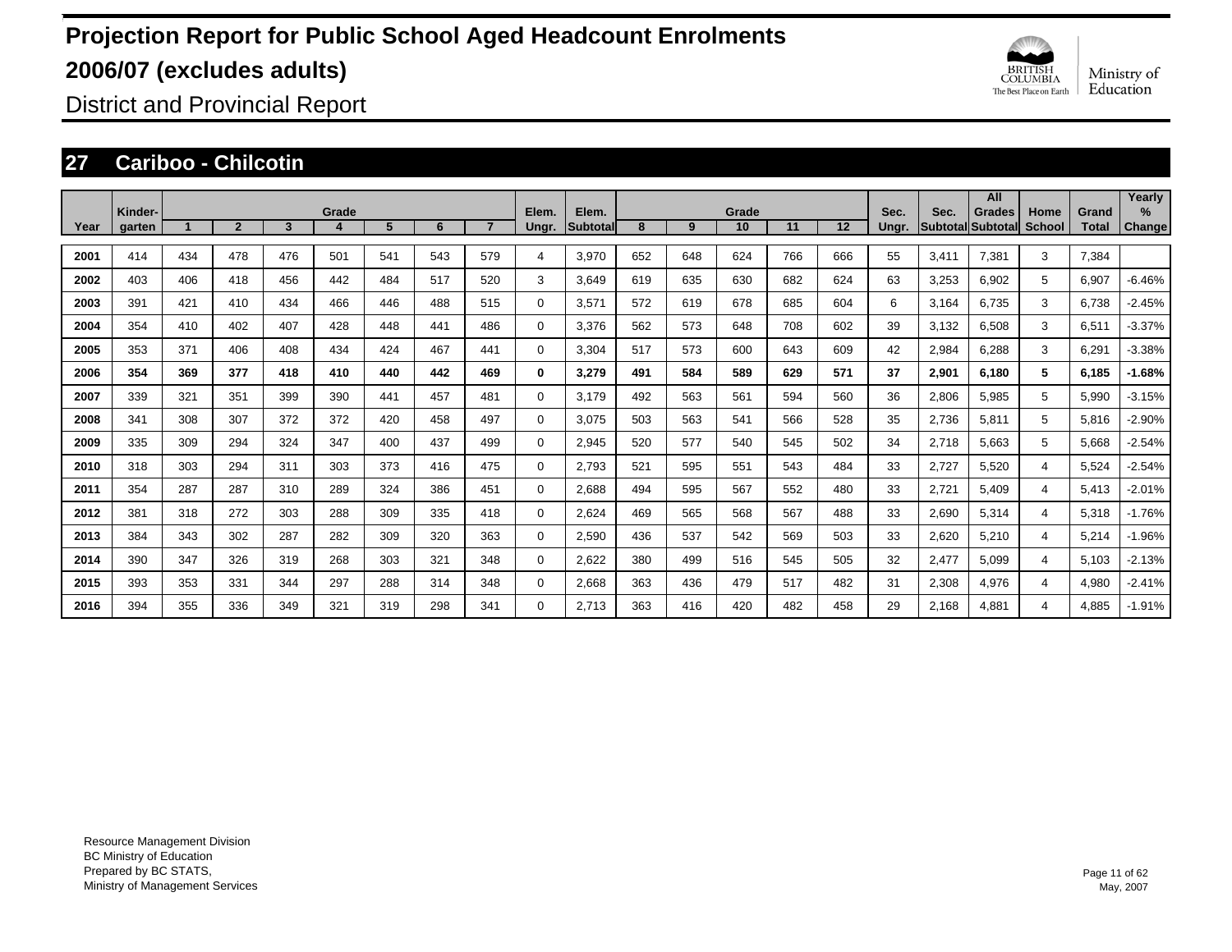# Projection Report for Public School Aged Headcount Enrolments 2006/07 (excludes adults)

District and Provincial Report

## 27 Cariboo - Chilcotin

| Year | Kinder-garten | Grade 1 | 2 | 3 | 4 | 5 | 6 | 7 | Elem. Ungr. | Elem. Subtotal | Grade 8 | 9 | 10 | 11 | 12 | Sec. Ungr. | Sec. Subtotal | All Grades Subtotal | Home School | Grand Total | Yearly % Change |
|---|---|---|---|---|---|---|---|---|---|---|---|---|---|---|---|---|---|---|---|---|---|
| 2001 | 414 | 434 | 478 | 476 | 501 | 541 | 543 | 579 | 4 | 3,970 | 652 | 648 | 624 | 766 | 666 | 55 | 3,411 | 7,381 | 3 | 7,384 | |
| 2002 | 403 | 406 | 418 | 456 | 442 | 484 | 517 | 520 | 3 | 3,649 | 619 | 635 | 630 | 682 | 624 | 63 | 3,253 | 6,902 | 5 | 6,907 | -6.46% |
| 2003 | 391 | 421 | 410 | 434 | 466 | 446 | 488 | 515 | 0 | 3,571 | 572 | 619 | 678 | 685 | 604 | 6 | 3,164 | 6,735 | 3 | 6,738 | -2.45% |
| 2004 | 354 | 410 | 402 | 407 | 428 | 448 | 441 | 486 | 0 | 3,376 | 562 | 573 | 648 | 708 | 602 | 39 | 3,132 | 6,508 | 3 | 6,511 | -3.37% |
| 2005 | 353 | 371 | 406 | 408 | 434 | 424 | 467 | 441 | 0 | 3,304 | 517 | 573 | 600 | 643 | 609 | 42 | 2,984 | 6,288 | 3 | 6,291 | -3.38% |
| **2006** | **354** | **369** | **377** | **418** | **410** | **440** | **442** | **469** | **0** | **3,279** | **491** | **584** | **589** | **629** | **571** | **37** | **2,901** | **6,180** | **5** | **6,185** | **-1.68%** |
| 2007 | 339 | 321 | 351 | 399 | 390 | 441 | 457 | 481 | 0 | 3,179 | 492 | 563 | 561 | 594 | 560 | 36 | 2,806 | 5,985 | 5 | 5,990 | -3.15% |
| 2008 | 341 | 308 | 307 | 372 | 372 | 420 | 458 | 497 | 0 | 3,075 | 503 | 563 | 541 | 566 | 528 | 35 | 2,736 | 5,811 | 5 | 5,816 | -2.90% |
| 2009 | 335 | 309 | 294 | 324 | 347 | 400 | 437 | 499 | 0 | 2,945 | 520 | 577 | 540 | 545 | 502 | 34 | 2,718 | 5,663 | 5 | 5,668 | -2.54% |
| 2010 | 318 | 303 | 294 | 311 | 303 | 373 | 416 | 475 | 0 | 2,793 | 521 | 595 | 551 | 543 | 484 | 33 | 2,727 | 5,520 | 4 | 5,524 | -2.54% |
| 2011 | 354 | 287 | 287 | 310 | 289 | 324 | 386 | 451 | 0 | 2,688 | 494 | 595 | 567 | 552 | 480 | 33 | 2,721 | 5,409 | 4 | 5,413 | -2.01% |
| 2012 | 381 | 318 | 272 | 303 | 288 | 309 | 335 | 418 | 0 | 2,624 | 469 | 565 | 568 | 567 | 488 | 33 | 2,690 | 5,314 | 4 | 5,318 | -1.76% |
| 2013 | 384 | 343 | 302 | 287 | 282 | 309 | 320 | 363 | 0 | 2,590 | 436 | 537 | 542 | 569 | 503 | 33 | 2,620 | 5,210 | 4 | 5,214 | -1.96% |
| 2014 | 390 | 347 | 326 | 319 | 268 | 303 | 321 | 348 | 0 | 2,622 | 380 | 499 | 516 | 545 | 505 | 32 | 2,477 | 5,099 | 4 | 5,103 | -2.13% |
| 2015 | 393 | 353 | 331 | 344 | 297 | 288 | 314 | 348 | 0 | 2,668 | 363 | 436 | 479 | 517 | 482 | 31 | 2,308 | 4,976 | 4 | 4,980 | -2.41% |
| 2016 | 394 | 355 | 336 | 349 | 321 | 319 | 298 | 341 | 0 | 2,713 | 363 | 416 | 420 | 482 | 458 | 29 | 2,168 | 4,881 | 4 | 4,885 | -1.91% |

Resource Management Division
BC Ministry of Education
Prepared by BC STATS,
Ministry of Management Services

May, 2007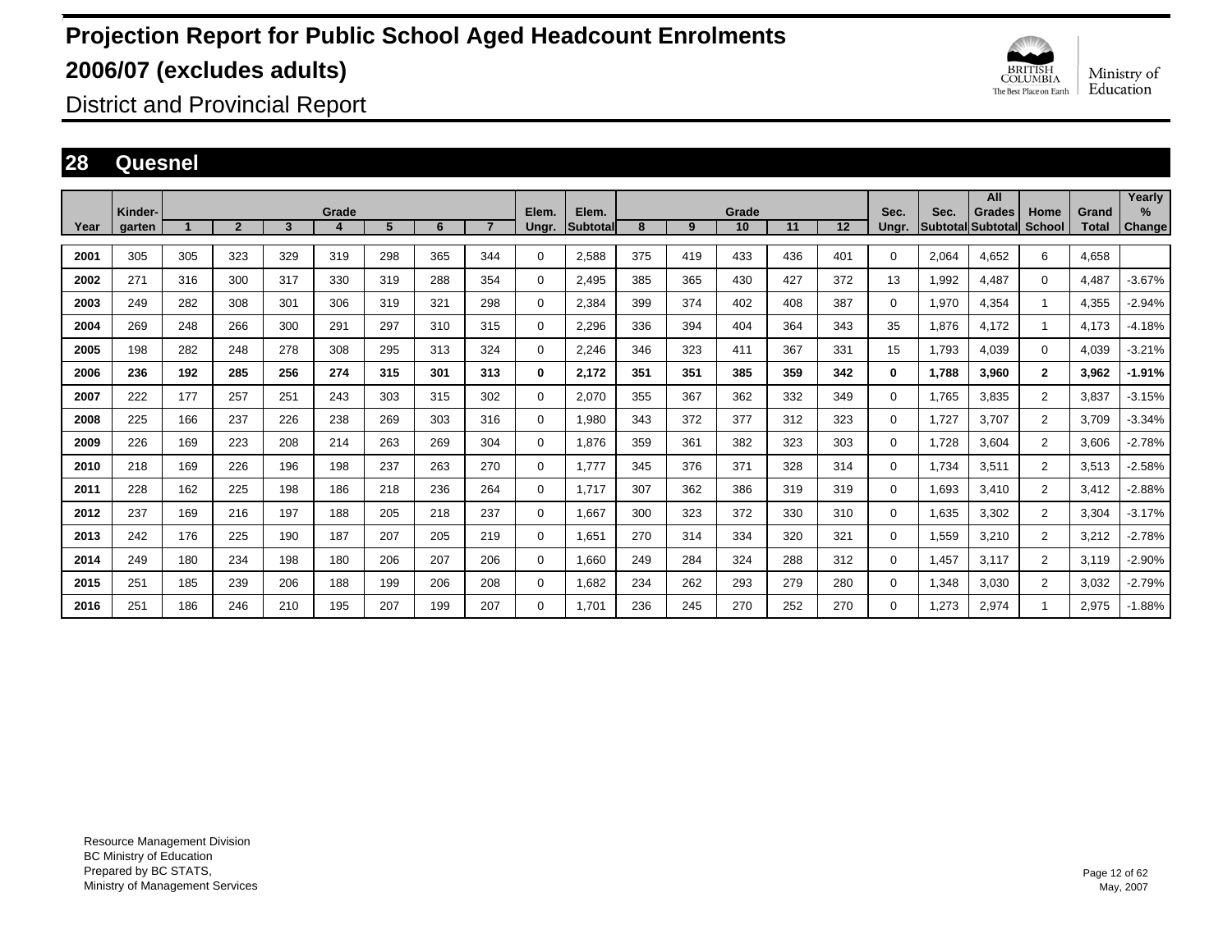# Projection Report for Public School Aged Headcount Enrolments

# 2006/07 (excludes adults)

District and Provincial Report

## 28 Quesnel

| Year | Kinder-garten | Grade 1 | 2 | 3 | 4 | 5 | 6 | 7 | Elem. Ungr. | Elem. Subtotal | Grade 8 | 9 | 10 | 11 | 12 | Sec. Ungr. | Sec. Subtotal | All Grades Subtotal | Home School | Grand Total | Yearly % Change |
|---|---|---|---|---|---|---|---|---|---|---|---|---|---|---|---|---|---|---|---|---|---|
| 2001 | 305 | 305 | 323 | 329 | 319 | 298 | 365 | 344 | 0 | 2,588 | 375 | 419 | 433 | 436 | 401 | 0 | 2,064 | 4,652 | 6 | 4,658 | |
| 2002 | 271 | 316 | 300 | 317 | 330 | 319 | 288 | 354 | 0 | 2,495 | 385 | 365 | 430 | 427 | 372 | 13 | 1,992 | 4,487 | 0 | 4,487 | -3.67% |
| 2003 | 249 | 282 | 308 | 301 | 306 | 319 | 321 | 298 | 0 | 2,384 | 399 | 374 | 402 | 408 | 387 | 0 | 1,970 | 4,354 | 1 | 4,355 | -2.94% |
| 2004 | 269 | 248 | 266 | 300 | 291 | 297 | 310 | 315 | 0 | 2,296 | 336 | 394 | 404 | 364 | 343 | 35 | 1,876 | 4,172 | 1 | 4,173 | -4.18% |
| 2005 | 198 | 282 | 248 | 278 | 308 | 295 | 313 | 324 | 0 | 2,246 | 346 | 323 | 411 | 367 | 331 | 15 | 1,793 | 4,039 | 0 | 4,039 | -3.21% |
| **2006** | **236** | **192** | **285** | **256** | **274** | **315** | **301** | **313** | **0** | **2,172** | **351** | **351** | **385** | **359** | **342** | **0** | **1,788** | **3,960** | **2** | **3,962** | **-1.91%** |
| 2007 | 222 | 177 | 257 | 251 | 243 | 303 | 315 | 302 | 0 | 2,070 | 355 | 367 | 362 | 332 | 349 | 0 | 1,765 | 3,835 | 2 | 3,837 | -3.15% |
| 2008 | 225 | 166 | 237 | 226 | 238 | 269 | 303 | 316 | 0 | 1,980 | 343 | 372 | 377 | 312 | 323 | 0 | 1,727 | 3,707 | 2 | 3,709 | -3.34% |
| 2009 | 226 | 169 | 223 | 208 | 214 | 263 | 269 | 304 | 0 | 1,876 | 359 | 361 | 382 | 323 | 303 | 0 | 1,728 | 3,604 | 2 | 3,606 | -2.78% |
| 2010 | 218 | 169 | 226 | 196 | 198 | 237 | 263 | 270 | 0 | 1,777 | 345 | 376 | 371 | 328 | 314 | 0 | 1,734 | 3,511 | 2 | 3,513 | -2.58% |
| 2011 | 228 | 162 | 225 | 198 | 186 | 218 | 236 | 264 | 0 | 1,717 | 307 | 362 | 386 | 319 | 319 | 0 | 1,693 | 3,410 | 2 | 3,412 | -2.88% |
| 2012 | 237 | 169 | 216 | 197 | 188 | 205 | 218 | 237 | 0 | 1,667 | 300 | 323 | 372 | 330 | 310 | 0 | 1,635 | 3,302 | 2 | 3,304 | -3.17% |
| 2013 | 242 | 176 | 225 | 190 | 187 | 207 | 205 | 219 | 0 | 1,651 | 270 | 314 | 334 | 320 | 321 | 0 | 1,559 | 3,210 | 2 | 3,212 | -2.78% |
| 2014 | 249 | 180 | 234 | 198 | 180 | 206 | 207 | 206 | 0 | 1,660 | 249 | 284 | 324 | 288 | 312 | 0 | 1,457 | 3,117 | 2 | 3,119 | -2.90% |
| 2015 | 251 | 185 | 239 | 206 | 188 | 199 | 206 | 208 | 0 | 1,682 | 234 | 262 | 293 | 279 | 280 | 0 | 1,348 | 3,030 | 2 | 3,032 | -2.79% |
| 2016 | 251 | 186 | 246 | 210 | 195 | 207 | 199 | 207 | 0 | 1,701 | 236 | 245 | 270 | 252 | 270 | 0 | 1,273 | 2,974 | 1 | 2,975 | -1.88% |

Resource Management Division
BC Ministry of Education
Prepared by BC STATS,
Ministry of Management Services

May, 2007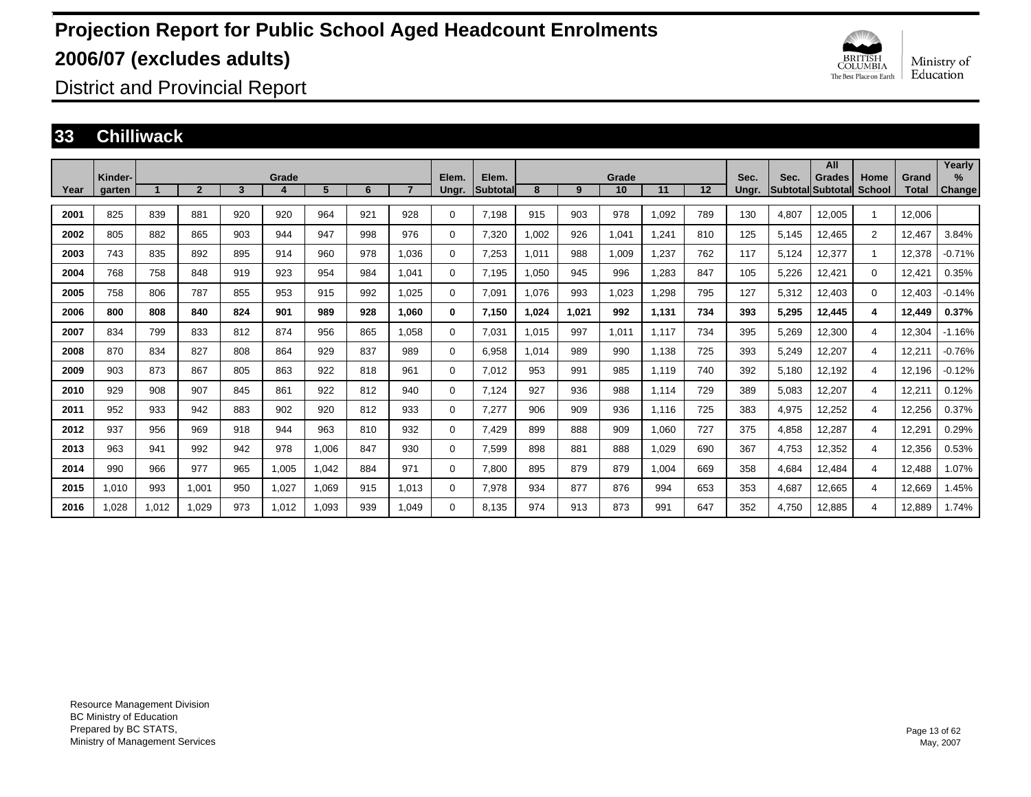# Projection Report for Public School Aged Headcount Enrolments

# 2006/07 (excludes adults)

## District and Provincial Report

## 33 Chilliwack

| Year | Kinder-garten | Grade 1 | 2 | 3 | 4 | 5 | 6 | 7 | Elem. Ungr. | Elem. Subtotal | Grade 8 | 9 | 10 | 11 | 12 | Sec. Ungr. | Sec. Subtotal | All Grades Subtotal | Home School | Grand Total | Yearly % Change |
|---|---|---|---|---|---|---|---|---|---|---|---|---|---|---|---|---|---|---|---|---|---|
| 2001 | 825 | 839 | 881 | 920 | 920 | 964 | 921 | 928 | 0 | 7,198 | 915 | 903 | 978 | 1,092 | 789 | 130 | 4,807 | 12,005 | 1 | 12,006 | |
| 2002 | 805 | 882 | 865 | 903 | 944 | 947 | 998 | 976 | 0 | 7,320 | 1,002 | 926 | 1,041 | 1,241 | 810 | 125 | 5,145 | 12,465 | 2 | 12,467 | 3.84% |
| 2003 | 743 | 835 | 892 | 895 | 914 | 960 | 978 | 1,036 | 0 | 7,253 | 1,011 | 988 | 1,009 | 1,237 | 762 | 117 | 5,124 | 12,377 | 1 | 12,378 | -0.71% |
| 2004 | 768 | 758 | 848 | 919 | 923 | 954 | 984 | 1,041 | 0 | 7,195 | 1,050 | 945 | 996 | 1,283 | 847 | 105 | 5,226 | 12,421 | 0 | 12,421 | 0.35% |
| 2005 | 758 | 806 | 787 | 855 | 953 | 915 | 992 | 1,025 | 0 | 7,091 | 1,076 | 993 | 1,023 | 1,298 | 795 | 127 | 5,312 | 12,403 | 0 | 12,403 | -0.14% |
| **2006** | **800** | **808** | **840** | **824** | **901** | **989** | **928** | **1,060** | **0** | **7,150** | **1,024** | **1,021** | **992** | **1,131** | **734** | **393** | **5,295** | **12,445** | **4** | **12,449** | **0.37%** |
| 2007 | 834 | 799 | 833 | 812 | 874 | 956 | 865 | 1,058 | 0 | 7,031 | 1,015 | 997 | 1,011 | 1,117 | 734 | 395 | 5,269 | 12,300 | 4 | 12,304 | -1.16% |
| 2008 | 870 | 834 | 827 | 808 | 864 | 929 | 837 | 989 | 0 | 6,958 | 1,014 | 989 | 990 | 1,138 | 725 | 393 | 5,249 | 12,207 | 4 | 12,211 | -0.76% |
| 2009 | 903 | 873 | 867 | 805 | 863 | 922 | 818 | 961 | 0 | 7,012 | 953 | 991 | 985 | 1,119 | 740 | 392 | 5,180 | 12,192 | 4 | 12,196 | -0.12% |
| 2010 | 929 | 908 | 907 | 845 | 861 | 922 | 812 | 940 | 0 | 7,124 | 927 | 936 | 988 | 1,114 | 729 | 389 | 5,083 | 12,207 | 4 | 12,211 | 0.12% |
| 2011 | 952 | 933 | 942 | 883 | 902 | 920 | 812 | 933 | 0 | 7,277 | 906 | 909 | 936 | 1,116 | 725 | 383 | 4,975 | 12,252 | 4 | 12,256 | 0.37% |
| 2012 | 937 | 956 | 969 | 918 | 944 | 963 | 810 | 932 | 0 | 7,429 | 899 | 888 | 909 | 1,060 | 727 | 375 | 4,858 | 12,287 | 4 | 12,291 | 0.29% |
| 2013 | 963 | 941 | 992 | 942 | 978 | 1,006 | 847 | 930 | 0 | 7,599 | 898 | 881 | 888 | 1,029 | 690 | 367 | 4,753 | 12,352 | 4 | 12,356 | 0.53% |
| 2014 | 990 | 966 | 977 | 965 | 1,005 | 1,042 | 884 | 971 | 0 | 7,800 | 895 | 879 | 879 | 1,004 | 669 | 358 | 4,684 | 12,484 | 4 | 12,488 | 1.07% |
| 2015 | 1,010 | 993 | 1,001 | 950 | 1,027 | 1,069 | 915 | 1,013 | 0 | 7,978 | 934 | 877 | 876 | 994 | 653 | 353 | 4,687 | 12,665 | 4 | 12,669 | 1.45% |
| 2016 | 1,028 | 1,012 | 1,029 | 973 | 1,012 | 1,093 | 939 | 1,049 | 0 | 8,135 | 974 | 913 | 873 | 991 | 647 | 352 | 4,750 | 12,885 | 4 | 12,889 | 1.74% |

Resource Management Division
BC Ministry of Education
Prepared by BC STATS,
Ministry of Management Services

May, 2007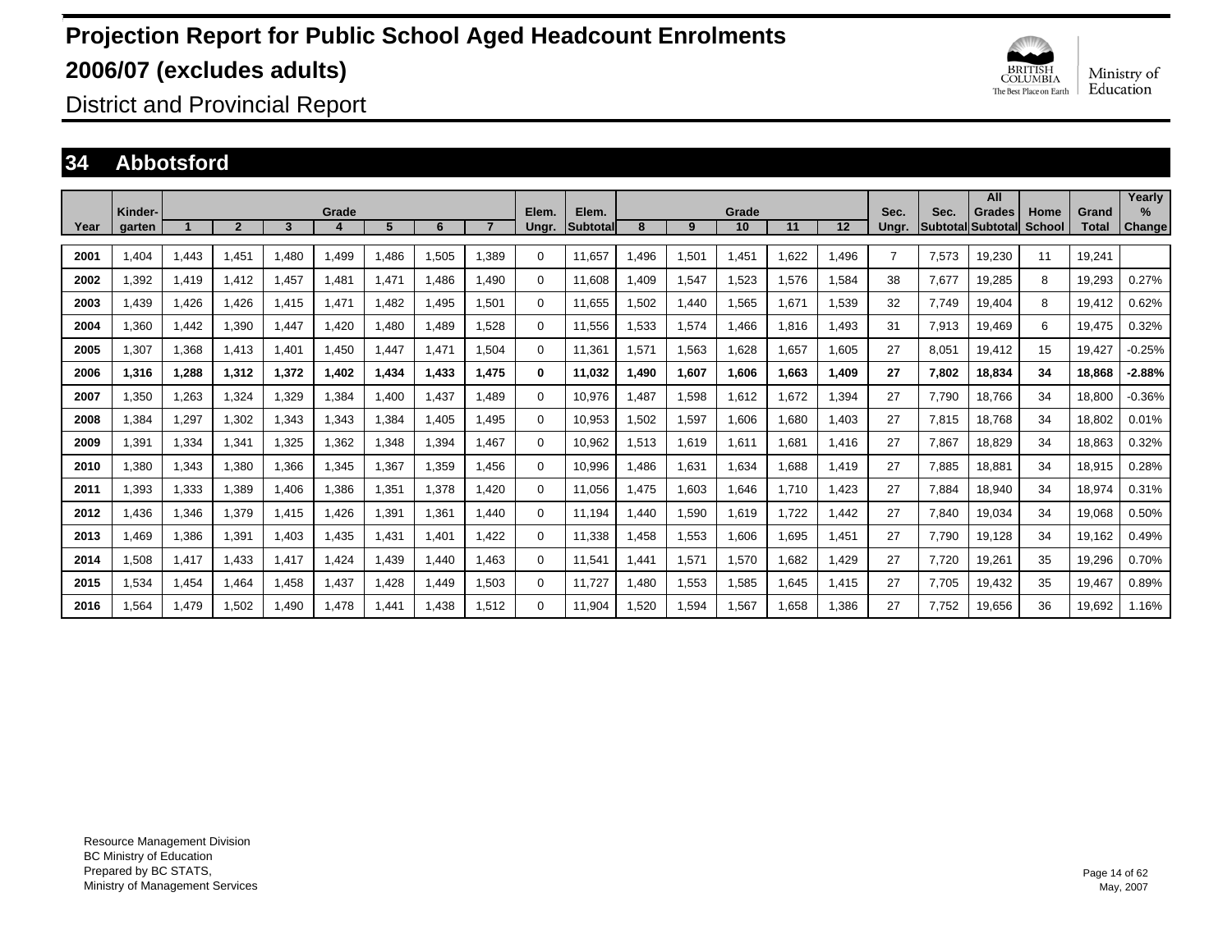# Projection Report for Public School Aged Headcount Enrolments

# 2006/07 (excludes adults)

## District and Provincial Report

## 34 Abbotsford

| Year | Kinder-garten | 1 | 2 | 3 | 4 | 5 | 6 | 7 | Elem. Ungr. | Elem. Subtotal | 8 | 9 | 10 | 11 | 12 | Sec. Ungr. | Sec. Subtotal | All Grades Subtotal | Home School | Grand Total | Yearly % Change |
|---|---|---|---|---|---|---|---|---|---|---|---|---|---|---|---|---|---|---|---|---|---|
| 2001 | 1,404 | 1,443 | 1,451 | 1,480 | 1,499 | 1,486 | 1,505 | 1,389 | 0 | 11,657 | 1,496 | 1,501 | 1,451 | 1,622 | 1,496 | 7 | 7,573 | 19,230 | 11 | 19,241 | |
| 2002 | 1,392 | 1,419 | 1,412 | 1,457 | 1,481 | 1,471 | 1,486 | 1,490 | 0 | 11,608 | 1,409 | 1,547 | 1,523 | 1,576 | 1,584 | 38 | 7,677 | 19,285 | 8 | 19,293 | 0.27% |
| 2003 | 1,439 | 1,426 | 1,426 | 1,415 | 1,471 | 1,482 | 1,495 | 1,501 | 0 | 11,655 | 1,502 | 1,440 | 1,565 | 1,671 | 1,539 | 32 | 7,749 | 19,404 | 8 | 19,412 | 0.62% |
| 2004 | 1,360 | 1,442 | 1,390 | 1,447 | 1,420 | 1,480 | 1,489 | 1,528 | 0 | 11,556 | 1,533 | 1,574 | 1,466 | 1,816 | 1,493 | 31 | 7,913 | 19,469 | 6 | 19,475 | 0.32% |
| 2005 | 1,307 | 1,368 | 1,413 | 1,401 | 1,450 | 1,447 | 1,471 | 1,504 | 0 | 11,361 | 1,571 | 1,563 | 1,628 | 1,657 | 1,605 | 27 | 8,051 | 19,412 | 15 | 19,427 | -0.25% |
| **2006** | **1,316** | **1,288** | **1,312** | **1,372** | **1,402** | **1,434** | **1,433** | **1,475** | **0** | **11,032** | **1,490** | **1,607** | **1,606** | **1,663** | **1,409** | **27** | **7,802** | **18,834** | **34** | **18,868** | **-2.88%** |
| 2007 | 1,350 | 1,263 | 1,324 | 1,329 | 1,384 | 1,400 | 1,437 | 1,489 | 0 | 10,976 | 1,487 | 1,598 | 1,612 | 1,672 | 1,394 | 27 | 7,790 | 18,766 | 34 | 18,800 | -0.36% |
| 2008 | 1,384 | 1,297 | 1,302 | 1,343 | 1,343 | 1,384 | 1,405 | 1,495 | 0 | 10,953 | 1,502 | 1,597 | 1,606 | 1,680 | 1,403 | 27 | 7,815 | 18,768 | 34 | 18,802 | 0.01% |
| 2009 | 1,391 | 1,334 | 1,341 | 1,325 | 1,362 | 1,348 | 1,394 | 1,467 | 0 | 10,962 | 1,513 | 1,619 | 1,611 | 1,681 | 1,416 | 27 | 7,867 | 18,829 | 34 | 18,863 | 0.32% |
| 2010 | 1,380 | 1,343 | 1,380 | 1,366 | 1,345 | 1,367 | 1,359 | 1,456 | 0 | 10,996 | 1,486 | 1,631 | 1,634 | 1,688 | 1,419 | 27 | 7,885 | 18,881 | 34 | 18,915 | 0.28% |
| 2011 | 1,393 | 1,333 | 1,389 | 1,406 | 1,386 | 1,351 | 1,378 | 1,420 | 0 | 11,056 | 1,475 | 1,603 | 1,646 | 1,710 | 1,423 | 27 | 7,884 | 18,940 | 34 | 18,974 | 0.31% |
| 2012 | 1,436 | 1,346 | 1,379 | 1,415 | 1,426 | 1,391 | 1,361 | 1,440 | 0 | 11,194 | 1,440 | 1,590 | 1,619 | 1,722 | 1,442 | 27 | 7,840 | 19,034 | 34 | 19,068 | 0.50% |
| 2013 | 1,469 | 1,386 | 1,391 | 1,403 | 1,435 | 1,431 | 1,401 | 1,422 | 0 | 11,338 | 1,458 | 1,553 | 1,606 | 1,695 | 1,451 | 27 | 7,790 | 19,128 | 34 | 19,162 | 0.49% |
| 2014 | 1,508 | 1,417 | 1,433 | 1,417 | 1,424 | 1,439 | 1,440 | 1,463 | 0 | 11,541 | 1,441 | 1,571 | 1,570 | 1,682 | 1,429 | 27 | 7,720 | 19,261 | 35 | 19,296 | 0.70% |
| 2015 | 1,534 | 1,454 | 1,464 | 1,458 | 1,437 | 1,428 | 1,449 | 1,503 | 0 | 11,727 | 1,480 | 1,553 | 1,585 | 1,645 | 1,415 | 27 | 7,705 | 19,432 | 35 | 19,467 | 0.89% |
| 2016 | 1,564 | 1,479 | 1,502 | 1,490 | 1,478 | 1,441 | 1,438 | 1,512 | 0 | 11,904 | 1,520 | 1,594 | 1,567 | 1,658 | 1,386 | 27 | 7,752 | 19,656 | 36 | 19,692 | 1.16% |

Resource Management Division
BC Ministry of Education
Prepared by BC STATS,
Ministry of Management Services

May, 2007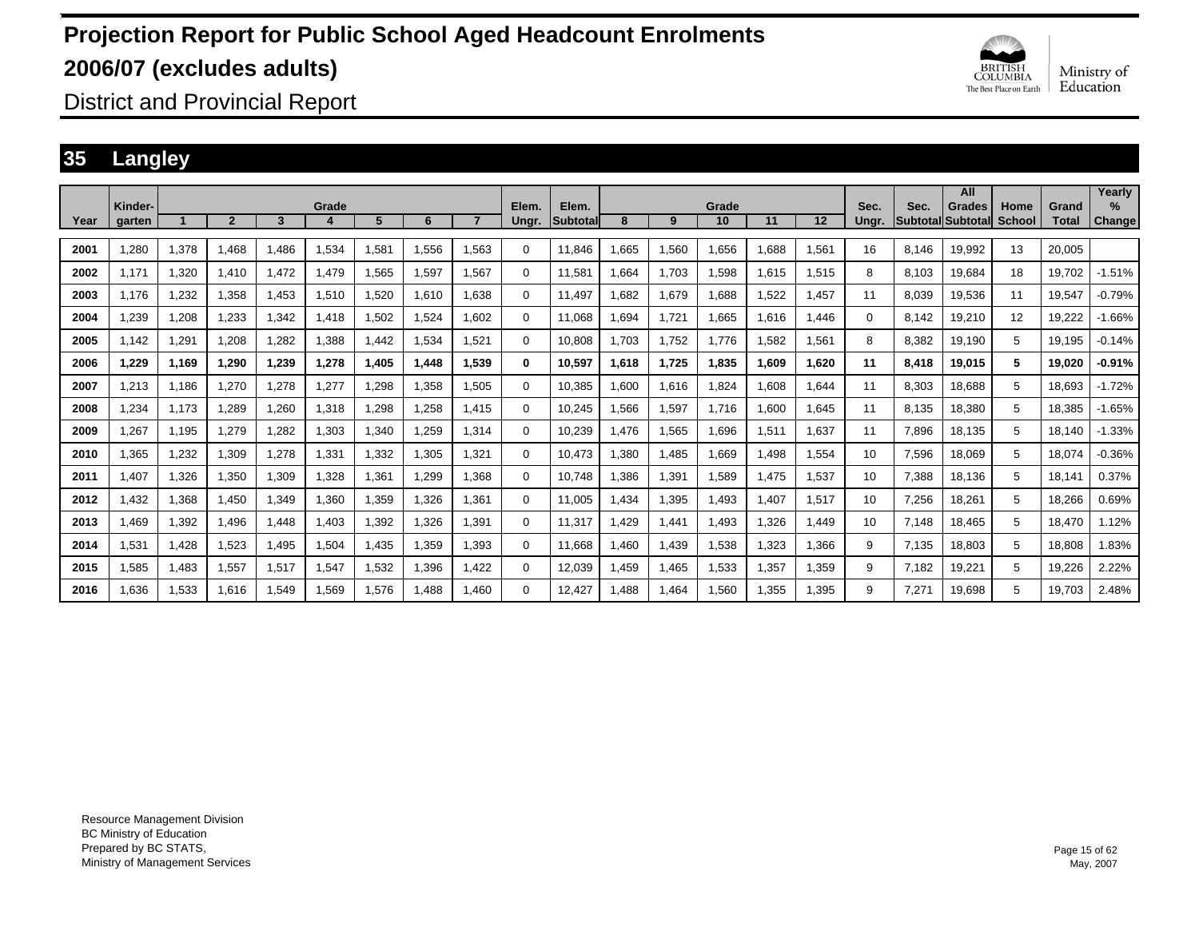# Projection Report for Public School Aged Headcount Enrolments

# 2006/07 (excludes adults)

## District and Provincial Report

## 35 Langley

| Year | Kinder-garten | Grade 1 | 2 | 3 | 4 | 5 | 6 | 7 | Elem. Ungr. | Elem. Subtotal | Grade 8 | 9 | 10 | 11 | 12 | Sec. Ungr. | Sec. Subtotal | All Grades Subtotal | Home School | Grand Total | Yearly % Change |
|---|---|---|---|---|---|---|---|---|---|---|---|---|---|---|---|---|---|---|---|---|---|
| 2001 | 1,280 | 1,378 | 1,468 | 1,486 | 1,534 | 1,581 | 1,556 | 1,563 | 0 | 11,846 | 1,665 | 1,560 | 1,656 | 1,688 | 1,561 | 16 | 8,146 | 19,992 | 13 | 20,005 | |
| 2002 | 1,171 | 1,320 | 1,410 | 1,472 | 1,479 | 1,565 | 1,597 | 1,567 | 0 | 11,581 | 1,664 | 1,703 | 1,598 | 1,615 | 1,515 | 8 | 8,103 | 19,684 | 18 | 19,702 | -1.51% |
| 2003 | 1,176 | 1,232 | 1,358 | 1,453 | 1,510 | 1,520 | 1,610 | 1,638 | 0 | 11,497 | 1,682 | 1,679 | 1,688 | 1,522 | 1,457 | 11 | 8,039 | 19,536 | 11 | 19,547 | -0.79% |
| 2004 | 1,239 | 1,208 | 1,233 | 1,342 | 1,418 | 1,502 | 1,524 | 1,602 | 0 | 11,068 | 1,694 | 1,721 | 1,665 | 1,616 | 1,446 | 0 | 8,142 | 19,210 | 12 | 19,222 | -1.66% |
| 2005 | 1,142 | 1,291 | 1,208 | 1,282 | 1,388 | 1,442 | 1,534 | 1,521 | 0 | 10,808 | 1,703 | 1,752 | 1,776 | 1,582 | 1,561 | 8 | 8,382 | 19,190 | 5 | 19,195 | -0.14% |
| **2006** | **1,229** | **1,169** | **1,290** | **1,239** | **1,278** | **1,405** | **1,448** | **1,539** | **0** | **10,597** | **1,618** | **1,725** | **1,835** | **1,609** | **1,620** | **11** | **8,418** | **19,015** | **5** | **19,020** | **-0.91%** |
| 2007 | 1,213 | 1,186 | 1,270 | 1,278 | 1,277 | 1,298 | 1,358 | 1,505 | 0 | 10,385 | 1,600 | 1,616 | 1,824 | 1,608 | 1,644 | 11 | 8,303 | 18,688 | 5 | 18,693 | -1.72% |
| 2008 | 1,234 | 1,173 | 1,289 | 1,260 | 1,318 | 1,298 | 1,258 | 1,415 | 0 | 10,245 | 1,566 | 1,597 | 1,716 | 1,600 | 1,645 | 11 | 8,135 | 18,380 | 5 | 18,385 | -1.65% |
| 2009 | 1,267 | 1,195 | 1,279 | 1,282 | 1,303 | 1,340 | 1,259 | 1,314 | 0 | 10,239 | 1,476 | 1,565 | 1,696 | 1,511 | 1,637 | 11 | 7,896 | 18,135 | 5 | 18,140 | -1.33% |
| 2010 | 1,365 | 1,232 | 1,309 | 1,278 | 1,331 | 1,332 | 1,305 | 1,321 | 0 | 10,473 | 1,380 | 1,485 | 1,669 | 1,498 | 1,554 | 10 | 7,596 | 18,069 | 5 | 18,074 | -0.36% |
| 2011 | 1,407 | 1,326 | 1,350 | 1,309 | 1,328 | 1,361 | 1,299 | 1,368 | 0 | 10,748 | 1,386 | 1,391 | 1,589 | 1,475 | 1,537 | 10 | 7,388 | 18,136 | 5 | 18,141 | 0.37% |
| 2012 | 1,432 | 1,368 | 1,450 | 1,349 | 1,360 | 1,359 | 1,326 | 1,361 | 0 | 11,005 | 1,434 | 1,395 | 1,493 | 1,407 | 1,517 | 10 | 7,256 | 18,261 | 5 | 18,266 | 0.69% |
| 2013 | 1,469 | 1,392 | 1,496 | 1,448 | 1,403 | 1,392 | 1,326 | 1,391 | 0 | 11,317 | 1,429 | 1,441 | 1,493 | 1,326 | 1,449 | 10 | 7,148 | 18,465 | 5 | 18,470 | 1.12% |
| 2014 | 1,531 | 1,428 | 1,523 | 1,495 | 1,504 | 1,435 | 1,359 | 1,393 | 0 | 11,668 | 1,460 | 1,439 | 1,538 | 1,323 | 1,366 | 9 | 7,135 | 18,803 | 5 | 18,808 | 1.83% |
| 2015 | 1,585 | 1,483 | 1,557 | 1,517 | 1,547 | 1,532 | 1,396 | 1,422 | 0 | 12,039 | 1,459 | 1,465 | 1,533 | 1,357 | 1,359 | 9 | 7,182 | 19,221 | 5 | 19,226 | 2.22% |
| 2016 | 1,636 | 1,533 | 1,616 | 1,549 | 1,569 | 1,576 | 1,488 | 1,460 | 0 | 12,427 | 1,488 | 1,464 | 1,560 | 1,355 | 1,395 | 9 | 7,271 | 19,698 | 5 | 19,703 | 2.48% |

Resource Management Division
BC Ministry of Education
Prepared by BC STATS,
Ministry of Management Services

May, 2007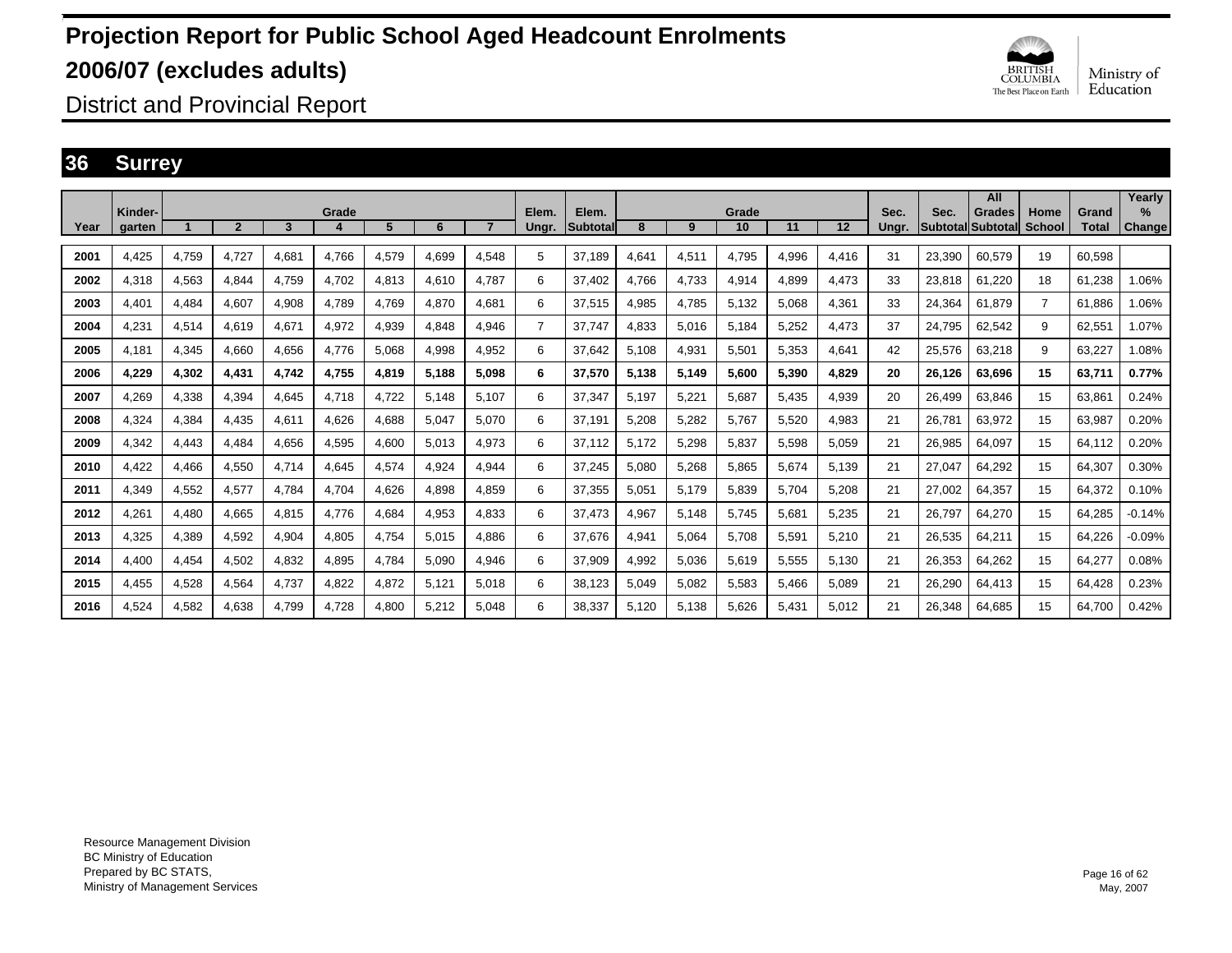# Projection Report for Public School Aged Headcount Enrolments

# 2006/07 (excludes adults)

District and Provincial Report

## 36 Surrey

| Year | Kinder-garten | Grade 1 | 2 | 3 | 4 | 5 | 6 | 7 | Elem. Ungr. | Elem. Subtotal | Grade 8 | 9 | 10 | 11 | 12 | Sec. Ungr. | Sec. Subtotal | All Grades Subtotal | Home School | Grand Total | Yearly % Change |
|---|---|---|---|---|---|---|---|---|---|---|---|---|---|---|---|---|---|---|---|---|---|
| 2001 | 4,425 | 4,759 | 4,727 | 4,681 | 4,766 | 4,579 | 4,699 | 4,548 | 5 | 37,189 | 4,641 | 4,511 | 4,795 | 4,996 | 4,416 | 31 | 23,390 | 60,579 | 19 | 60,598 | |
| 2002 | 4,318 | 4,563 | 4,844 | 4,759 | 4,702 | 4,813 | 4,610 | 4,787 | 6 | 37,402 | 4,766 | 4,733 | 4,914 | 4,899 | 4,473 | 33 | 23,818 | 61,220 | 18 | 61,238 | 1.06% |
| 2003 | 4,401 | 4,484 | 4,607 | 4,908 | 4,789 | 4,769 | 4,870 | 4,681 | 6 | 37,515 | 4,985 | 4,785 | 5,132 | 5,068 | 4,361 | 33 | 24,364 | 61,879 | 7 | 61,886 | 1.06% |
| 2004 | 4,231 | 4,514 | 4,619 | 4,671 | 4,972 | 4,939 | 4,848 | 4,946 | 7 | 37,747 | 4,833 | 5,016 | 5,184 | 5,252 | 4,473 | 37 | 24,795 | 62,542 | 9 | 62,551 | 1.07% |
| 2005 | 4,181 | 4,345 | 4,660 | 4,656 | 4,776 | 5,068 | 4,998 | 4,952 | 6 | 37,642 | 5,108 | 4,931 | 5,501 | 5,353 | 4,641 | 42 | 25,576 | 63,218 | 9 | 63,227 | 1.08% |
| **2006** | **4,229** | **4,302** | **4,431** | **4,742** | **4,755** | **4,819** | **5,188** | **5,098** | **6** | **37,570** | **5,138** | **5,149** | **5,600** | **5,390** | **4,829** | **20** | **26,126** | **63,696** | **15** | **63,711** | **0.77%** |
| 2007 | 4,269 | 4,338 | 4,394 | 4,645 | 4,718 | 4,722 | 5,148 | 5,107 | 6 | 37,347 | 5,197 | 5,221 | 5,687 | 5,435 | 4,939 | 20 | 26,499 | 63,846 | 15 | 63,861 | 0.24% |
| 2008 | 4,324 | 4,384 | 4,435 | 4,611 | 4,626 | 4,688 | 5,047 | 5,070 | 6 | 37,191 | 5,208 | 5,282 | 5,767 | 5,520 | 4,983 | 21 | 26,781 | 63,972 | 15 | 63,987 | 0.20% |
| 2009 | 4,342 | 4,443 | 4,484 | 4,656 | 4,595 | 4,600 | 5,013 | 4,973 | 6 | 37,112 | 5,172 | 5,298 | 5,837 | 5,598 | 5,059 | 21 | 26,985 | 64,097 | 15 | 64,112 | 0.20% |
| 2010 | 4,422 | 4,466 | 4,550 | 4,714 | 4,645 | 4,574 | 4,924 | 4,944 | 6 | 37,245 | 5,080 | 5,268 | 5,865 | 5,674 | 5,139 | 21 | 27,047 | 64,292 | 15 | 64,307 | 0.30% |
| 2011 | 4,349 | 4,552 | 4,577 | 4,784 | 4,704 | 4,626 | 4,898 | 4,859 | 6 | 37,355 | 5,051 | 5,179 | 5,839 | 5,704 | 5,208 | 21 | 27,002 | 64,357 | 15 | 64,372 | 0.10% |
| 2012 | 4,261 | 4,480 | 4,665 | 4,815 | 4,776 | 4,684 | 4,953 | 4,833 | 6 | 37,473 | 4,967 | 5,148 | 5,745 | 5,681 | 5,235 | 21 | 26,797 | 64,270 | 15 | 64,285 | -0.14% |
| 2013 | 4,325 | 4,389 | 4,592 | 4,904 | 4,805 | 4,754 | 5,015 | 4,886 | 6 | 37,676 | 4,941 | 5,064 | 5,708 | 5,591 | 5,210 | 21 | 26,535 | 64,211 | 15 | 64,226 | -0.09% |
| 2014 | 4,400 | 4,454 | 4,502 | 4,832 | 4,895 | 4,784 | 5,090 | 4,946 | 6 | 37,909 | 4,992 | 5,036 | 5,619 | 5,555 | 5,130 | 21 | 26,353 | 64,262 | 15 | 64,277 | 0.08% |
| 2015 | 4,455 | 4,528 | 4,564 | 4,737 | 4,822 | 4,872 | 5,121 | 5,018 | 6 | 38,123 | 5,049 | 5,082 | 5,583 | 5,466 | 5,089 | 21 | 26,290 | 64,413 | 15 | 64,428 | 0.23% |
| 2016 | 4,524 | 4,582 | 4,638 | 4,799 | 4,728 | 4,800 | 5,212 | 5,048 | 6 | 38,337 | 5,120 | 5,138 | 5,626 | 5,431 | 5,012 | 21 | 26,348 | 64,685 | 15 | 64,700 | 0.42% |

Resource Management Division
BC Ministry of Education
Prepared by BC STATS,
Ministry of Management Services

May, 2007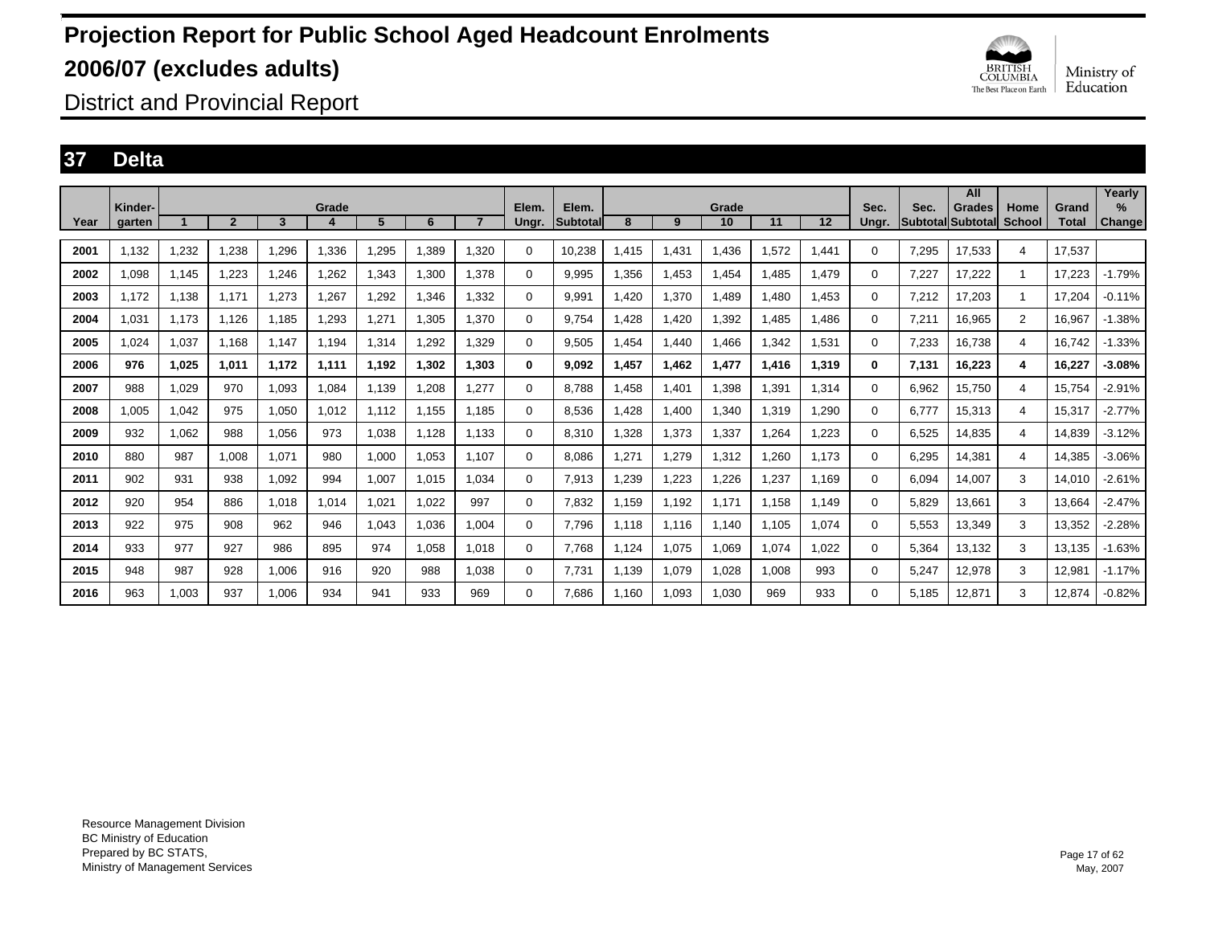# Projection Report for Public School Aged Headcount Enrolments

# 2006/07 (excludes adults)

## District and Provincial Report

## 37 Delta

| Year | Kinder-garten | Grade 1 | 2 | 3 | 4 | 5 | 6 | 7 | Elem. Ungr. | Elem. Subtotal | Grade 8 | 9 | 10 | 11 | 12 | Sec. Ungr. | Sec. Subtotal | All Grades Subtotal | Home School | Grand Total | Yearly % Change |
|---|---|---|---|---|---|---|---|---|---|---|---|---|---|---|---|---|---|---|---|---|---|
| 2001 | 1,132 | 1,232 | 1,238 | 1,296 | 1,336 | 1,295 | 1,389 | 1,320 | 0 | 10,238 | 1,415 | 1,431 | 1,436 | 1,572 | 1,441 | 0 | 7,295 | 17,533 | 4 | 17,537 | |
| 2002 | 1,098 | 1,145 | 1,223 | 1,246 | 1,262 | 1,343 | 1,300 | 1,378 | 0 | 9,995 | 1,356 | 1,453 | 1,454 | 1,485 | 1,479 | 0 | 7,227 | 17,222 | 1 | 17,223 | -1.79% |
| 2003 | 1,172 | 1,138 | 1,171 | 1,273 | 1,267 | 1,292 | 1,346 | 1,332 | 0 | 9,991 | 1,420 | 1,370 | 1,489 | 1,480 | 1,453 | 0 | 7,212 | 17,203 | 1 | 17,204 | -0.11% |
| 2004 | 1,031 | 1,173 | 1,126 | 1,185 | 1,293 | 1,271 | 1,305 | 1,370 | 0 | 9,754 | 1,428 | 1,420 | 1,392 | 1,485 | 1,486 | 0 | 7,211 | 16,965 | 2 | 16,967 | -1.38% |
| 2005 | 1,024 | 1,037 | 1,168 | 1,147 | 1,194 | 1,314 | 1,292 | 1,329 | 0 | 9,505 | 1,454 | 1,440 | 1,466 | 1,342 | 1,531 | 0 | 7,233 | 16,738 | 4 | 16,742 | -1.33% |
| **2006** | **976** | **1,025** | **1,011** | **1,172** | **1,111** | **1,192** | **1,302** | **1,303** | **0** | **9,092** | **1,457** | **1,462** | **1,477** | **1,416** | **1,319** | **0** | **7,131** | **16,223** | **4** | **16,227** | **-3.08%** |
| 2007 | 988 | 1,029 | 970 | 1,093 | 1,084 | 1,139 | 1,208 | 1,277 | 0 | 8,788 | 1,458 | 1,401 | 1,398 | 1,391 | 1,314 | 0 | 6,962 | 15,750 | 4 | 15,754 | -2.91% |
| 2008 | 1,005 | 1,042 | 975 | 1,050 | 1,012 | 1,112 | 1,155 | 1,185 | 0 | 8,536 | 1,428 | 1,400 | 1,340 | 1,319 | 1,290 | 0 | 6,777 | 15,313 | 4 | 15,317 | -2.77% |
| 2009 | 932 | 1,062 | 988 | 1,056 | 973 | 1,038 | 1,128 | 1,133 | 0 | 8,310 | 1,328 | 1,373 | 1,337 | 1,264 | 1,223 | 0 | 6,525 | 14,835 | 4 | 14,839 | -3.12% |
| 2010 | 880 | 987 | 1,008 | 1,071 | 980 | 1,000 | 1,053 | 1,107 | 0 | 8,086 | 1,271 | 1,279 | 1,312 | 1,260 | 1,173 | 0 | 6,295 | 14,381 | 4 | 14,385 | -3.06% |
| 2011 | 902 | 931 | 938 | 1,092 | 994 | 1,007 | 1,015 | 1,034 | 0 | 7,913 | 1,239 | 1,223 | 1,226 | 1,237 | 1,169 | 0 | 6,094 | 14,007 | 3 | 14,010 | -2.61% |
| 2012 | 920 | 954 | 886 | 1,018 | 1,014 | 1,021 | 1,022 | 997 | 0 | 7,832 | 1,159 | 1,192 | 1,171 | 1,158 | 1,149 | 0 | 5,829 | 13,661 | 3 | 13,664 | -2.47% |
| 2013 | 922 | 975 | 908 | 962 | 946 | 1,043 | 1,036 | 1,004 | 0 | 7,796 | 1,118 | 1,116 | 1,140 | 1,105 | 1,074 | 0 | 5,553 | 13,349 | 3 | 13,352 | -2.28% |
| 2014 | 933 | 977 | 927 | 986 | 895 | 974 | 1,058 | 1,018 | 0 | 7,768 | 1,124 | 1,075 | 1,069 | 1,074 | 1,022 | 0 | 5,364 | 13,132 | 3 | 13,135 | -1.63% |
| 2015 | 948 | 987 | 928 | 1,006 | 916 | 920 | 988 | 1,038 | 0 | 7,731 | 1,139 | 1,079 | 1,028 | 1,008 | 993 | 0 | 5,247 | 12,978 | 3 | 12,981 | -1.17% |
| 2016 | 963 | 1,003 | 937 | 1,006 | 934 | 941 | 933 | 969 | 0 | 7,686 | 1,160 | 1,093 | 1,030 | 969 | 933 | 0 | 5,185 | 12,871 | 3 | 12,874 | -0.82% |

Resource Management Division
BC Ministry of Education
Prepared by BC STATS,
Ministry of Management Services

May, 2007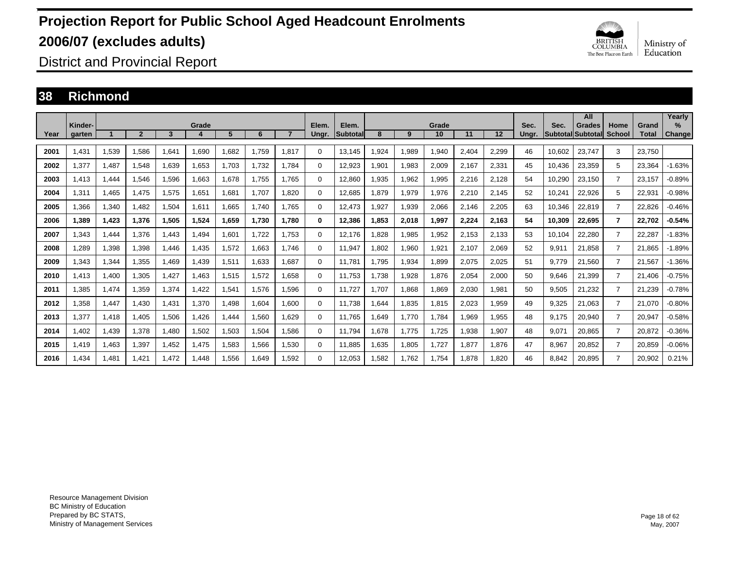# Projection Report for Public School Aged Headcount Enrolments 2006/07 (excludes adults)

District and Provincial Report

## 38 Richmond

| Year | Kinder-garten | Grade 1 | 2 | 3 | 4 | 5 | 6 | 7 | Elem. Ungr. | Elem. Subtotal | Grade 8 | 9 | 10 | 11 | 12 | Sec. Ungr. | Sec. Subtotal | All Grades Subtotal | Home School | Grand Total | Yearly % Change |
|---|---|---|---|---|---|---|---|---|---|---|---|---|---|---|---|---|---|---|---|---|---|
| 2001 | 1,431 | 1,539 | 1,586 | 1,641 | 1,690 | 1,682 | 1,759 | 1,817 | 0 | 13,145 | 1,924 | 1,989 | 1,940 | 2,404 | 2,299 | 46 | 10,602 | 23,747 | 3 | 23,750 | |
| 2002 | 1,377 | 1,487 | 1,548 | 1,639 | 1,653 | 1,703 | 1,732 | 1,784 | 0 | 12,923 | 1,901 | 1,983 | 2,009 | 2,167 | 2,331 | 45 | 10,436 | 23,359 | 5 | 23,364 | -1.63% |
| 2003 | 1,413 | 1,444 | 1,546 | 1,596 | 1,663 | 1,678 | 1,755 | 1,765 | 0 | 12,860 | 1,935 | 1,962 | 1,995 | 2,216 | 2,128 | 54 | 10,290 | 23,150 | 7 | 23,157 | -0.89% |
| 2004 | 1,311 | 1,465 | 1,475 | 1,575 | 1,651 | 1,681 | 1,707 | 1,820 | 0 | 12,685 | 1,879 | 1,979 | 1,976 | 2,210 | 2,145 | 52 | 10,241 | 22,926 | 5 | 22,931 | -0.98% |
| 2005 | 1,366 | 1,340 | 1,482 | 1,504 | 1,611 | 1,665 | 1,740 | 1,765 | 0 | 12,473 | 1,927 | 1,939 | 2,066 | 2,146 | 2,205 | 63 | 10,346 | 22,819 | 7 | 22,826 | -0.46% |
| **2006** | **1,389** | **1,423** | **1,376** | **1,505** | **1,524** | **1,659** | **1,730** | **1,780** | **0** | **12,386** | **1,853** | **2,018** | **1,997** | **2,224** | **2,163** | **54** | **10,309** | **22,695** | **7** | **22,702** | **-0.54%** |
| 2007 | 1,343 | 1,444 | 1,376 | 1,443 | 1,494 | 1,601 | 1,722 | 1,753 | 0 | 12,176 | 1,828 | 1,985 | 1,952 | 2,153 | 2,133 | 53 | 10,104 | 22,280 | 7 | 22,287 | -1.83% |
| 2008 | 1,289 | 1,398 | 1,398 | 1,446 | 1,435 | 1,572 | 1,663 | 1,746 | 0 | 11,947 | 1,802 | 1,960 | 1,921 | 2,107 | 2,069 | 52 | 9,911 | 21,858 | 7 | 21,865 | -1.89% |
| 2009 | 1,343 | 1,344 | 1,355 | 1,469 | 1,439 | 1,511 | 1,633 | 1,687 | 0 | 11,781 | 1,795 | 1,934 | 1,899 | 2,075 | 2,025 | 51 | 9,779 | 21,560 | 7 | 21,567 | -1.36% |
| 2010 | 1,413 | 1,400 | 1,305 | 1,427 | 1,463 | 1,515 | 1,572 | 1,658 | 0 | 11,753 | 1,738 | 1,928 | 1,876 | 2,054 | 2,000 | 50 | 9,646 | 21,399 | 7 | 21,406 | -0.75% |
| 2011 | 1,385 | 1,474 | 1,359 | 1,374 | 1,422 | 1,541 | 1,576 | 1,596 | 0 | 11,727 | 1,707 | 1,868 | 1,869 | 2,030 | 1,981 | 50 | 9,505 | 21,232 | 7 | 21,239 | -0.78% |
| 2012 | 1,358 | 1,447 | 1,430 | 1,431 | 1,370 | 1,498 | 1,604 | 1,600 | 0 | 11,738 | 1,644 | 1,835 | 1,815 | 2,023 | 1,959 | 49 | 9,325 | 21,063 | 7 | 21,070 | -0.80% |
| 2013 | 1,377 | 1,418 | 1,405 | 1,506 | 1,426 | 1,444 | 1,560 | 1,629 | 0 | 11,765 | 1,649 | 1,770 | 1,784 | 1,969 | 1,955 | 48 | 9,175 | 20,940 | 7 | 20,947 | -0.58% |
| 2014 | 1,402 | 1,439 | 1,378 | 1,480 | 1,502 | 1,503 | 1,504 | 1,586 | 0 | 11,794 | 1,678 | 1,775 | 1,725 | 1,938 | 1,907 | 48 | 9,071 | 20,865 | 7 | 20,872 | -0.36% |
| 2015 | 1,419 | 1,463 | 1,397 | 1,452 | 1,475 | 1,583 | 1,566 | 1,530 | 0 | 11,885 | 1,635 | 1,805 | 1,727 | 1,877 | 1,876 | 47 | 8,967 | 20,852 | 7 | 20,859 | -0.06% |
| 2016 | 1,434 | 1,481 | 1,421 | 1,472 | 1,448 | 1,556 | 1,649 | 1,592 | 0 | 12,053 | 1,582 | 1,762 | 1,754 | 1,878 | 1,820 | 46 | 8,842 | 20,895 | 7 | 20,902 | 0.21% |

Resource Management Division
BC Ministry of Education
Prepared by BC STATS,
Ministry of Management Services

May, 2007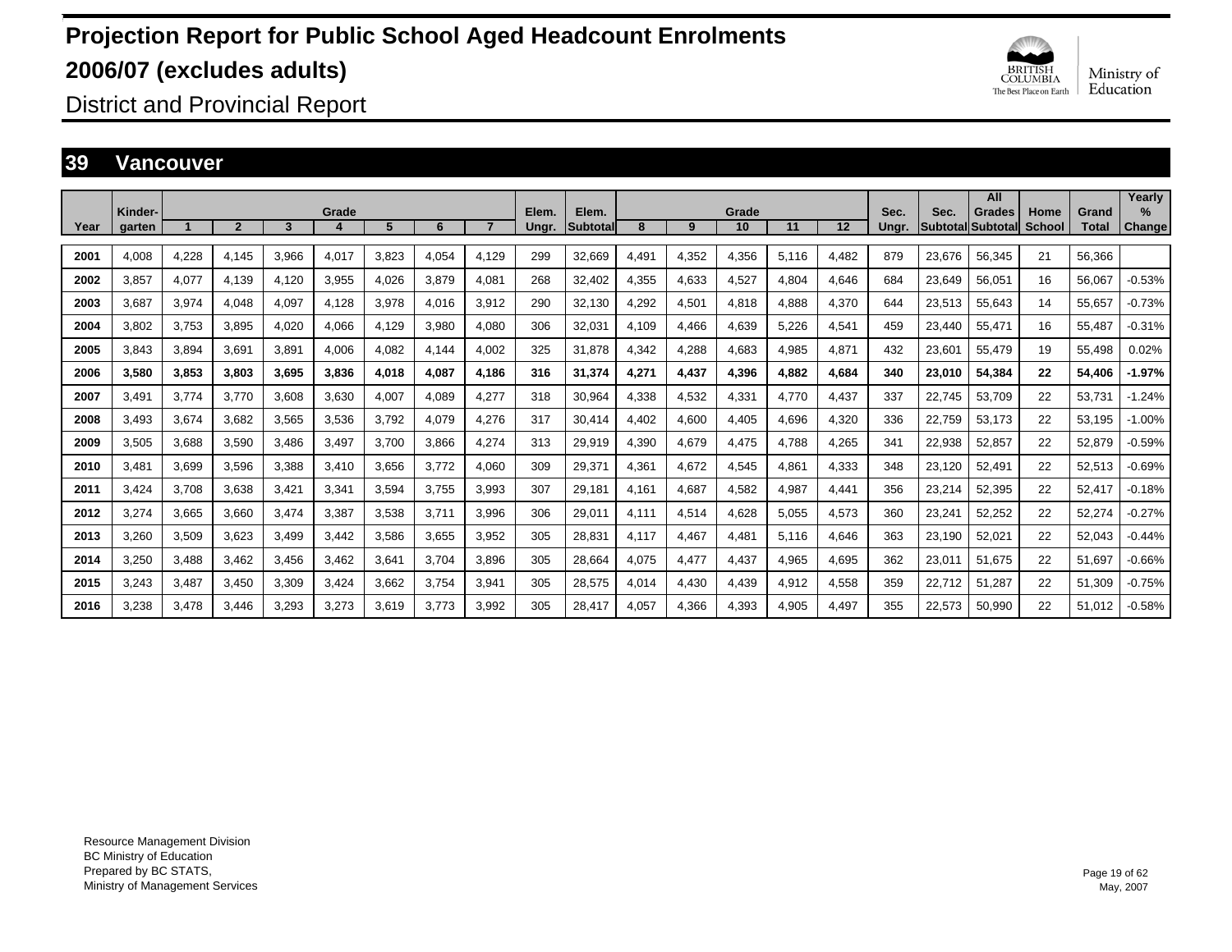# Projection Report for Public School Aged Headcount Enrolments 2006/07 (excludes adults)

## District and Provincial Report

### 39 Vancouver

| Year | Kinder-garten | Grade 1 | 2 | 3 | 4 | 5 | 6 | 7 | Elem. Ungr. | Elem. Subtotal | Grade 8 | 9 | 10 | 11 | 12 | Sec. Ungr. | Sec. Subtotal | All Grades Subtotal | Home School | Grand Total | Yearly % Change |
|---|---|---|---|---|---|---|---|---|---|---|---|---|---|---|---|---|---|---|---|---|---|
| 2001 | 4,008 | 4,228 | 4,145 | 3,966 | 4,017 | 3,823 | 4,054 | 4,129 | 299 | 32,669 | 4,491 | 4,352 | 4,356 | 5,116 | 4,482 | 879 | 23,676 | 56,345 | 21 | 56,366 | |
| 2002 | 3,857 | 4,077 | 4,139 | 4,120 | 3,955 | 4,026 | 3,879 | 4,081 | 268 | 32,402 | 4,355 | 4,633 | 4,527 | 4,804 | 4,646 | 684 | 23,649 | 56,051 | 16 | 56,067 | -0.53% |
| 2003 | 3,687 | 3,974 | 4,048 | 4,097 | 4,128 | 3,978 | 4,016 | 3,912 | 290 | 32,130 | 4,292 | 4,501 | 4,818 | 4,888 | 4,370 | 644 | 23,513 | 55,643 | 14 | 55,657 | -0.73% |
| 2004 | 3,802 | 3,753 | 3,895 | 4,020 | 4,066 | 4,129 | 3,980 | 4,080 | 306 | 32,031 | 4,109 | 4,466 | 4,639 | 5,226 | 4,541 | 459 | 23,440 | 55,471 | 16 | 55,487 | -0.31% |
| 2005 | 3,843 | 3,894 | 3,691 | 3,891 | 4,006 | 4,082 | 4,144 | 4,002 | 325 | 31,878 | 4,342 | 4,288 | 4,683 | 4,985 | 4,871 | 432 | 23,601 | 55,479 | 19 | 55,498 | 0.02% |
| **2006** | **3,580** | **3,853** | **3,803** | **3,695** | **3,836** | **4,018** | **4,087** | **4,186** | **316** | **31,374** | **4,271** | **4,437** | **4,396** | **4,882** | **4,684** | **340** | **23,010** | **54,384** | **22** | **54,406** | **-1.97%** |
| 2007 | 3,491 | 3,774 | 3,770 | 3,608 | 3,630 | 4,007 | 4,089 | 4,277 | 318 | 30,964 | 4,338 | 4,532 | 4,331 | 4,770 | 4,437 | 337 | 22,745 | 53,709 | 22 | 53,731 | -1.24% |
| 2008 | 3,493 | 3,674 | 3,682 | 3,565 | 3,536 | 3,792 | 4,079 | 4,276 | 317 | 30,414 | 4,402 | 4,600 | 4,405 | 4,696 | 4,320 | 336 | 22,759 | 53,173 | 22 | 53,195 | -1.00% |
| 2009 | 3,505 | 3,688 | 3,590 | 3,486 | 3,497 | 3,700 | 3,866 | 4,274 | 313 | 29,919 | 4,390 | 4,679 | 4,475 | 4,788 | 4,265 | 341 | 22,938 | 52,857 | 22 | 52,879 | -0.59% |
| 2010 | 3,481 | 3,699 | 3,596 | 3,388 | 3,410 | 3,656 | 3,772 | 4,060 | 309 | 29,371 | 4,361 | 4,672 | 4,545 | 4,861 | 4,333 | 348 | 23,120 | 52,491 | 22 | 52,513 | -0.69% |
| 2011 | 3,424 | 3,708 | 3,638 | 3,421 | 3,341 | 3,594 | 3,755 | 3,993 | 307 | 29,181 | 4,161 | 4,687 | 4,582 | 4,987 | 4,441 | 356 | 23,214 | 52,395 | 22 | 52,417 | -0.18% |
| 2012 | 3,274 | 3,665 | 3,660 | 3,474 | 3,387 | 3,538 | 3,711 | 3,996 | 306 | 29,011 | 4,111 | 4,514 | 4,628 | 5,055 | 4,573 | 360 | 23,241 | 52,252 | 22 | 52,274 | -0.27% |
| 2013 | 3,260 | 3,509 | 3,623 | 3,499 | 3,442 | 3,586 | 3,655 | 3,952 | 305 | 28,831 | 4,117 | 4,467 | 4,481 | 5,116 | 4,646 | 363 | 23,190 | 52,021 | 22 | 52,043 | -0.44% |
| 2014 | 3,250 | 3,488 | 3,462 | 3,456 | 3,462 | 3,641 | 3,704 | 3,896 | 305 | 28,664 | 4,075 | 4,477 | 4,437 | 4,965 | 4,695 | 362 | 23,011 | 51,675 | 22 | 51,697 | -0.66% |
| 2015 | 3,243 | 3,487 | 3,450 | 3,309 | 3,424 | 3,662 | 3,754 | 3,941 | 305 | 28,575 | 4,014 | 4,430 | 4,439 | 4,912 | 4,558 | 359 | 22,712 | 51,287 | 22 | 51,309 | -0.75% |
| 2016 | 3,238 | 3,478 | 3,446 | 3,293 | 3,273 | 3,619 | 3,773 | 3,992 | 305 | 28,417 | 4,057 | 4,366 | 4,393 | 4,905 | 4,497 | 355 | 22,573 | 50,990 | 22 | 51,012 | -0.58% |

Resource Management Division
BC Ministry of Education
Prepared by BC STATS,
Ministry of Management Services

May, 2007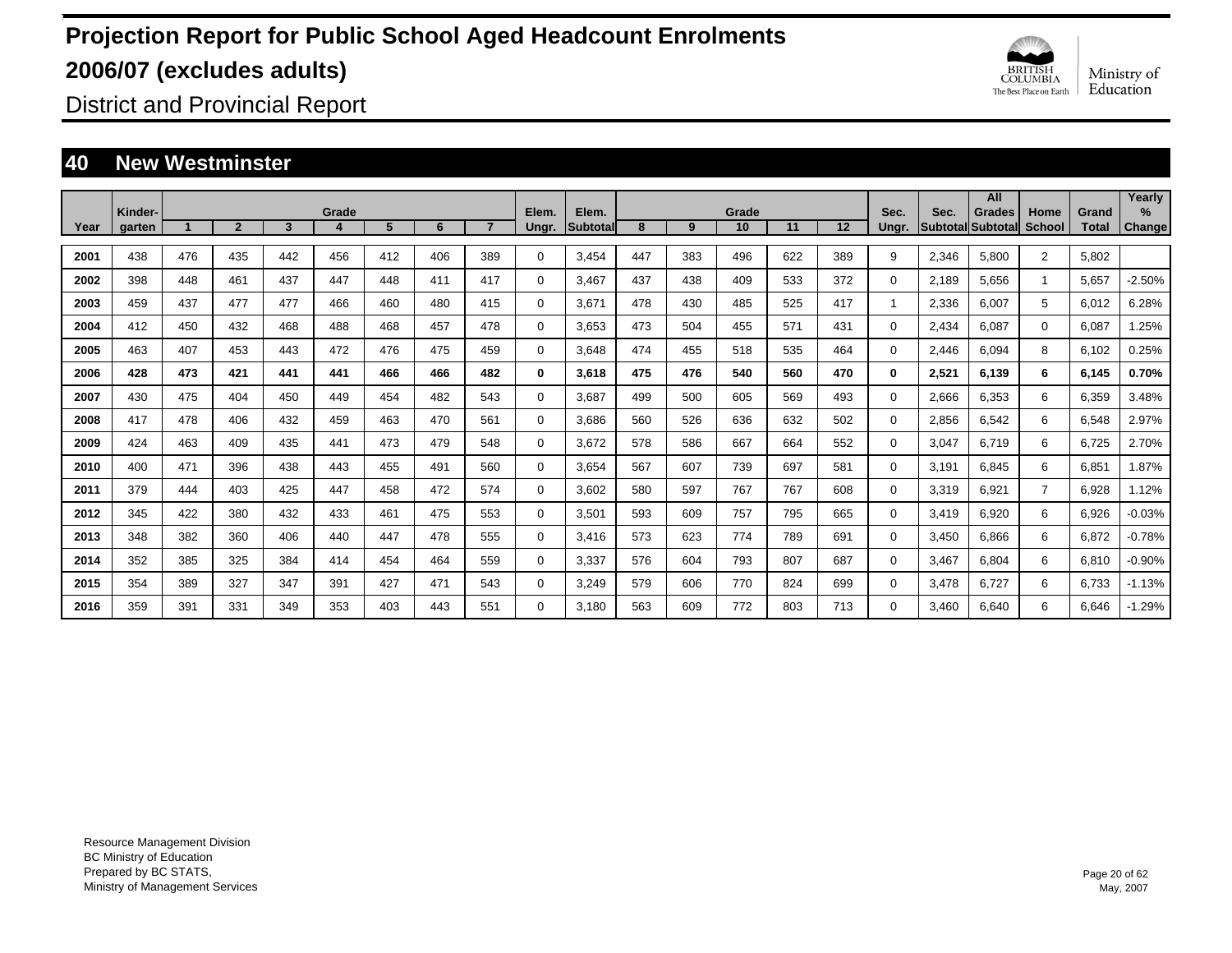# Projection Report for Public School Aged Headcount Enrolments

# 2006/07 (excludes adults)

District and Provincial Report

## 40 New Westminster

| Year | Kinder-garten | Grade 1 | 2 | 3 | 4 | 5 | 6 | 7 | Elem. Ungr. | Elem. Subtotal | Grade 8 | 9 | 10 | 11 | 12 | Sec. Ungr. | Sec. Subtotal | All Grades Subtotal | Home School | Grand Total | Yearly % Change |
|---|---|---|---|---|---|---|---|---|---|---|---|---|---|---|---|---|---|---|---|---|---|
| 2001 | 438 | 476 | 435 | 442 | 456 | 412 | 406 | 389 | 0 | 3,454 | 447 | 383 | 496 | 622 | 389 | 9 | 2,346 | 5,800 | 2 | 5,802 | |
| 2002 | 398 | 448 | 461 | 437 | 447 | 448 | 411 | 417 | 0 | 3,467 | 437 | 438 | 409 | 533 | 372 | 0 | 2,189 | 5,656 | 1 | 5,657 | -2.50% |
| 2003 | 459 | 437 | 477 | 477 | 466 | 460 | 480 | 415 | 0 | 3,671 | 478 | 430 | 485 | 525 | 417 | 1 | 2,336 | 6,007 | 5 | 6,012 | 6.28% |
| 2004 | 412 | 450 | 432 | 468 | 488 | 468 | 457 | 478 | 0 | 3,653 | 473 | 504 | 455 | 571 | 431 | 0 | 2,434 | 6,087 | 0 | 6,087 | 1.25% |
| 2005 | 463 | 407 | 453 | 443 | 472 | 476 | 475 | 459 | 0 | 3,648 | 474 | 455 | 518 | 535 | 464 | 0 | 2,446 | 6,094 | 8 | 6,102 | 0.25% |
| **2006** | **428** | **473** | **421** | **441** | **441** | **466** | **466** | **482** | **0** | **3,618** | **475** | **476** | **540** | **560** | **470** | **0** | **2,521** | **6,139** | **6** | **6,145** | **0.70%** |
| 2007 | 430 | 475 | 404 | 450 | 449 | 454 | 482 | 543 | 0 | 3,687 | 499 | 500 | 605 | 569 | 493 | 0 | 2,666 | 6,353 | 6 | 6,359 | 3.48% |
| 2008 | 417 | 478 | 406 | 432 | 459 | 463 | 470 | 561 | 0 | 3,686 | 560 | 526 | 636 | 632 | 502 | 0 | 2,856 | 6,542 | 6 | 6,548 | 2.97% |
| 2009 | 424 | 463 | 409 | 435 | 441 | 473 | 479 | 548 | 0 | 3,672 | 578 | 586 | 667 | 664 | 552 | 0 | 3,047 | 6,719 | 6 | 6,725 | 2.70% |
| 2010 | 400 | 471 | 396 | 438 | 443 | 455 | 491 | 560 | 0 | 3,654 | 567 | 607 | 739 | 697 | 581 | 0 | 3,191 | 6,845 | 6 | 6,851 | 1.87% |
| 2011 | 379 | 444 | 403 | 425 | 447 | 458 | 472 | 574 | 0 | 3,602 | 580 | 597 | 767 | 767 | 608 | 0 | 3,319 | 6,921 | 7 | 6,928 | 1.12% |
| 2012 | 345 | 422 | 380 | 432 | 433 | 461 | 475 | 553 | 0 | 3,501 | 593 | 609 | 757 | 795 | 665 | 0 | 3,419 | 6,920 | 6 | 6,926 | -0.03% |
| 2013 | 348 | 382 | 360 | 406 | 440 | 447 | 478 | 555 | 0 | 3,416 | 573 | 623 | 774 | 789 | 691 | 0 | 3,450 | 6,866 | 6 | 6,872 | -0.78% |
| 2014 | 352 | 385 | 325 | 384 | 414 | 454 | 464 | 559 | 0 | 3,337 | 576 | 604 | 793 | 807 | 687 | 0 | 3,467 | 6,804 | 6 | 6,810 | -0.90% |
| 2015 | 354 | 389 | 327 | 347 | 391 | 427 | 471 | 543 | 0 | 3,249 | 579 | 606 | 770 | 824 | 699 | 0 | 3,478 | 6,727 | 6 | 6,733 | -1.13% |
| 2016 | 359 | 391 | 331 | 349 | 353 | 403 | 443 | 551 | 0 | 3,180 | 563 | 609 | 772 | 803 | 713 | 0 | 3,460 | 6,640 | 6 | 6,646 | -1.29% |

Resource Management Division
BC Ministry of Education
Prepared by BC STATS,
Ministry of Management Services

May, 2007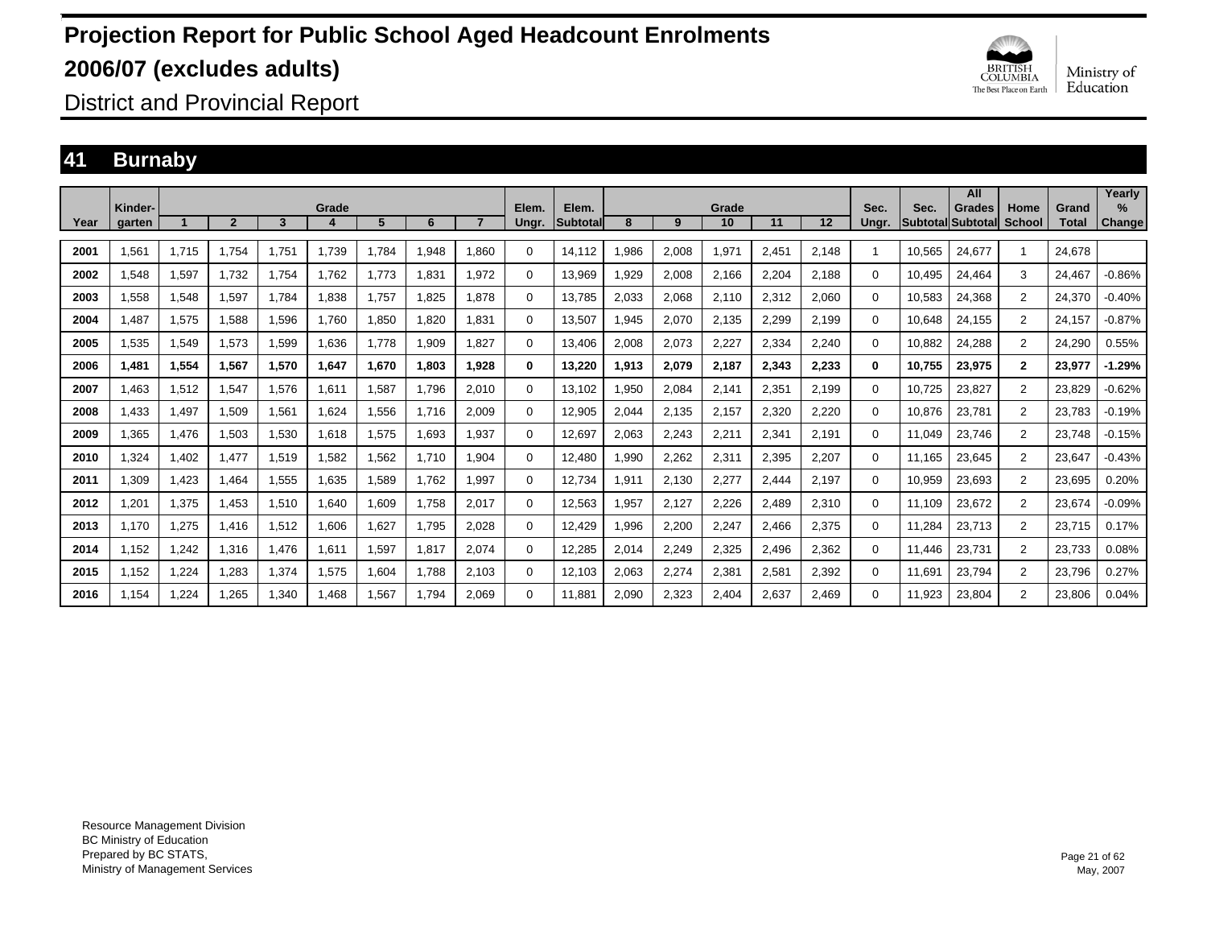# Projection Report for Public School Aged Headcount Enrolments

# 2006/07 (excludes adults)

District and Provincial Report

## 41 Burnaby

| Year | Kinder-garten | Grade 1 | 2 | 3 | 4 | 5 | 6 | 7 | Elem. Ungr. | Elem. Subtotal | Grade 8 | 9 | 10 | 11 | 12 | Sec. Ungr. | Sec. Subtotal | All Grades Subtotal | Home School | Grand Total | Yearly % Change |
|---|---|---|---|---|---|---|---|---|---|---|---|---|---|---|---|---|---|---|---|---|---|
| 2001 | 1,561 | 1,715 | 1,754 | 1,751 | 1,739 | 1,784 | 1,948 | 1,860 | 0 | 14,112 | 1,986 | 2,008 | 1,971 | 2,451 | 2,148 | 1 | 10,565 | 24,677 | 1 | 24,678 | |
| 2002 | 1,548 | 1,597 | 1,732 | 1,754 | 1,762 | 1,773 | 1,831 | 1,972 | 0 | 13,969 | 1,929 | 2,008 | 2,166 | 2,204 | 2,188 | 0 | 10,495 | 24,464 | 3 | 24,467 | -0.86% |
| 2003 | 1,558 | 1,548 | 1,597 | 1,784 | 1,838 | 1,757 | 1,825 | 1,878 | 0 | 13,785 | 2,033 | 2,068 | 2,110 | 2,312 | 2,060 | 0 | 10,583 | 24,368 | 2 | 24,370 | -0.40% |
| 2004 | 1,487 | 1,575 | 1,588 | 1,596 | 1,760 | 1,850 | 1,820 | 1,831 | 0 | 13,507 | 1,945 | 2,070 | 2,135 | 2,299 | 2,199 | 0 | 10,648 | 24,155 | 2 | 24,157 | -0.87% |
| 2005 | 1,535 | 1,549 | 1,573 | 1,599 | 1,636 | 1,778 | 1,909 | 1,827 | 0 | 13,406 | 2,008 | 2,073 | 2,227 | 2,334 | 2,240 | 0 | 10,882 | 24,288 | 2 | 24,290 | 0.55% |
| **2006** | **1,481** | **1,554** | **1,567** | **1,570** | **1,647** | **1,670** | **1,803** | **1,928** | **0** | **13,220** | **1,913** | **2,079** | **2,187** | **2,343** | **2,233** | **0** | **10,755** | **23,975** | **2** | **23,977** | **-1.29%** |
| 2007 | 1,463 | 1,512 | 1,547 | 1,576 | 1,611 | 1,587 | 1,796 | 2,010 | 0 | 13,102 | 1,950 | 2,084 | 2,141 | 2,351 | 2,199 | 0 | 10,725 | 23,827 | 2 | 23,829 | -0.62% |
| 2008 | 1,433 | 1,497 | 1,509 | 1,561 | 1,624 | 1,556 | 1,716 | 2,009 | 0 | 12,905 | 2,044 | 2,135 | 2,157 | 2,320 | 2,220 | 0 | 10,876 | 23,781 | 2 | 23,783 | -0.19% |
| 2009 | 1,365 | 1,476 | 1,503 | 1,530 | 1,618 | 1,575 | 1,693 | 1,937 | 0 | 12,697 | 2,063 | 2,243 | 2,211 | 2,341 | 2,191 | 0 | 11,049 | 23,746 | 2 | 23,748 | -0.15% |
| 2010 | 1,324 | 1,402 | 1,477 | 1,519 | 1,582 | 1,562 | 1,710 | 1,904 | 0 | 12,480 | 1,990 | 2,262 | 2,311 | 2,395 | 2,207 | 0 | 11,165 | 23,645 | 2 | 23,647 | -0.43% |
| 2011 | 1,309 | 1,423 | 1,464 | 1,555 | 1,635 | 1,589 | 1,762 | 1,997 | 0 | 12,734 | 1,911 | 2,130 | 2,277 | 2,444 | 2,197 | 0 | 10,959 | 23,693 | 2 | 23,695 | 0.20% |
| 2012 | 1,201 | 1,375 | 1,453 | 1,510 | 1,640 | 1,609 | 1,758 | 2,017 | 0 | 12,563 | 1,957 | 2,127 | 2,226 | 2,489 | 2,310 | 0 | 11,109 | 23,672 | 2 | 23,674 | -0.09% |
| 2013 | 1,170 | 1,275 | 1,416 | 1,512 | 1,606 | 1,627 | 1,795 | 2,028 | 0 | 12,429 | 1,996 | 2,200 | 2,247 | 2,466 | 2,375 | 0 | 11,284 | 23,713 | 2 | 23,715 | 0.17% |
| 2014 | 1,152 | 1,242 | 1,316 | 1,476 | 1,611 | 1,597 | 1,817 | 2,074 | 0 | 12,285 | 2,014 | 2,249 | 2,325 | 2,496 | 2,362 | 0 | 11,446 | 23,731 | 2 | 23,733 | 0.08% |
| 2015 | 1,152 | 1,224 | 1,283 | 1,374 | 1,575 | 1,604 | 1,788 | 2,103 | 0 | 12,103 | 2,063 | 2,274 | 2,381 | 2,581 | 2,392 | 0 | 11,691 | 23,794 | 2 | 23,796 | 0.27% |
| 2016 | 1,154 | 1,224 | 1,265 | 1,340 | 1,468 | 1,567 | 1,794 | 2,069 | 0 | 11,881 | 2,090 | 2,323 | 2,404 | 2,637 | 2,469 | 0 | 11,923 | 23,804 | 2 | 23,806 | 0.04% |

Resource Management Division
BC Ministry of Education
Prepared by BC STATS,
Ministry of Management Services

May, 2007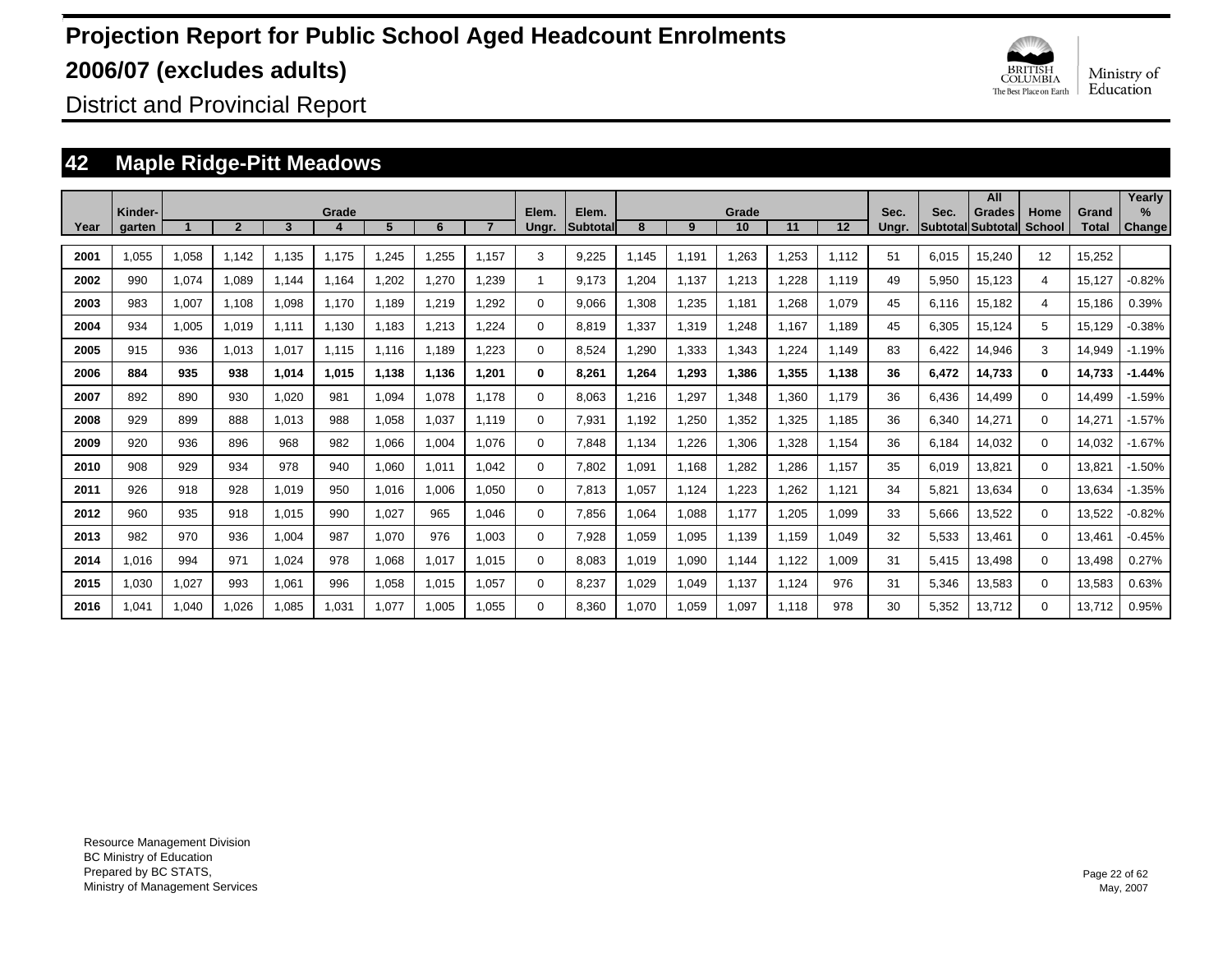# Projection Report for Public School Aged Headcount Enrolments

# 2006/07 (excludes adults)

District and Provincial Report

## 42 Maple Ridge-Pitt Meadows

| Year | Kinder-garten | Grade 1 | 2 | 3 | 4 | 5 | 6 | 7 | Elem. Ungr. | Elem. Subtotal | Grade 8 | 9 | 10 | 11 | 12 | Sec. Ungr. | Sec. Subtotal | All Grades Subtotal | Home School | Grand Total | Yearly % Change |
|---|---|---|---|---|---|---|---|---|---|---|---|---|---|---|---|---|---|---|---|---|---|
| 2001 | 1,055 | 1,058 | 1,142 | 1,135 | 1,175 | 1,245 | 1,255 | 1,157 | 3 | 9,225 | 1,145 | 1,191 | 1,263 | 1,253 | 1,112 | 51 | 6,015 | 15,240 | 12 | 15,252 | |
| 2002 | 990 | 1,074 | 1,089 | 1,144 | 1,164 | 1,202 | 1,270 | 1,239 | 1 | 9,173 | 1,204 | 1,137 | 1,213 | 1,228 | 1,119 | 49 | 5,950 | 15,123 | 4 | 15,127 | -0.82% |
| 2003 | 983 | 1,007 | 1,108 | 1,098 | 1,170 | 1,189 | 1,219 | 1,292 | 0 | 9,066 | 1,308 | 1,235 | 1,181 | 1,268 | 1,079 | 45 | 6,116 | 15,182 | 4 | 15,186 | 0.39% |
| 2004 | 934 | 1,005 | 1,019 | 1,111 | 1,130 | 1,183 | 1,213 | 1,224 | 0 | 8,819 | 1,337 | 1,319 | 1,248 | 1,167 | 1,189 | 45 | 6,305 | 15,124 | 5 | 15,129 | -0.38% |
| 2005 | 915 | 936 | 1,013 | 1,017 | 1,115 | 1,116 | 1,189 | 1,223 | 0 | 8,524 | 1,290 | 1,333 | 1,343 | 1,224 | 1,149 | 83 | 6,422 | 14,946 | 3 | 14,949 | -1.19% |
| **2006** | **884** | **935** | **938** | **1,014** | **1,015** | **1,138** | **1,136** | **1,201** | **0** | **8,261** | **1,264** | **1,293** | **1,386** | **1,355** | **1,138** | **36** | **6,472** | **14,733** | **0** | **14,733** | **-1.44%** |
| 2007 | 892 | 890 | 930 | 1,020 | 981 | 1,094 | 1,078 | 1,178 | 0 | 8,063 | 1,216 | 1,297 | 1,348 | 1,360 | 1,179 | 36 | 6,436 | 14,499 | 0 | 14,499 | -1.59% |
| 2008 | 929 | 899 | 888 | 1,013 | 988 | 1,058 | 1,037 | 1,119 | 0 | 7,931 | 1,192 | 1,250 | 1,352 | 1,325 | 1,185 | 36 | 6,340 | 14,271 | 0 | 14,271 | -1.57% |
| 2009 | 920 | 936 | 896 | 968 | 982 | 1,066 | 1,004 | 1,076 | 0 | 7,848 | 1,134 | 1,226 | 1,306 | 1,328 | 1,154 | 36 | 6,184 | 14,032 | 0 | 14,032 | -1.67% |
| 2010 | 908 | 929 | 934 | 978 | 940 | 1,060 | 1,011 | 1,042 | 0 | 7,802 | 1,091 | 1,168 | 1,282 | 1,286 | 1,157 | 35 | 6,019 | 13,821 | 0 | 13,821 | -1.50% |
| 2011 | 926 | 918 | 928 | 1,019 | 950 | 1,016 | 1,006 | 1,050 | 0 | 7,813 | 1,057 | 1,124 | 1,223 | 1,262 | 1,121 | 34 | 5,821 | 13,634 | 0 | 13,634 | -1.35% |
| 2012 | 960 | 935 | 918 | 1,015 | 990 | 1,027 | 965 | 1,046 | 0 | 7,856 | 1,064 | 1,088 | 1,177 | 1,205 | 1,099 | 33 | 5,666 | 13,522 | 0 | 13,522 | -0.82% |
| 2013 | 982 | 970 | 936 | 1,004 | 987 | 1,070 | 976 | 1,003 | 0 | 7,928 | 1,059 | 1,095 | 1,139 | 1,159 | 1,049 | 32 | 5,533 | 13,461 | 0 | 13,461 | -0.45% |
| 2014 | 1,016 | 994 | 971 | 1,024 | 978 | 1,068 | 1,017 | 1,015 | 0 | 8,083 | 1,019 | 1,090 | 1,144 | 1,122 | 1,009 | 31 | 5,415 | 13,498 | 0 | 13,498 | 0.27% |
| 2015 | 1,030 | 1,027 | 993 | 1,061 | 996 | 1,058 | 1,015 | 1,057 | 0 | 8,237 | 1,029 | 1,049 | 1,137 | 1,124 | 976 | 31 | 5,346 | 13,583 | 0 | 13,583 | 0.63% |
| 2016 | 1,041 | 1,040 | 1,026 | 1,085 | 1,031 | 1,077 | 1,005 | 1,055 | 0 | 8,360 | 1,070 | 1,059 | 1,097 | 1,118 | 978 | 30 | 5,352 | 13,712 | 0 | 13,712 | 0.95% |

Resource Management Division
BC Ministry of Education
Prepared by BC STATS,
Ministry of Management Services

May, 2007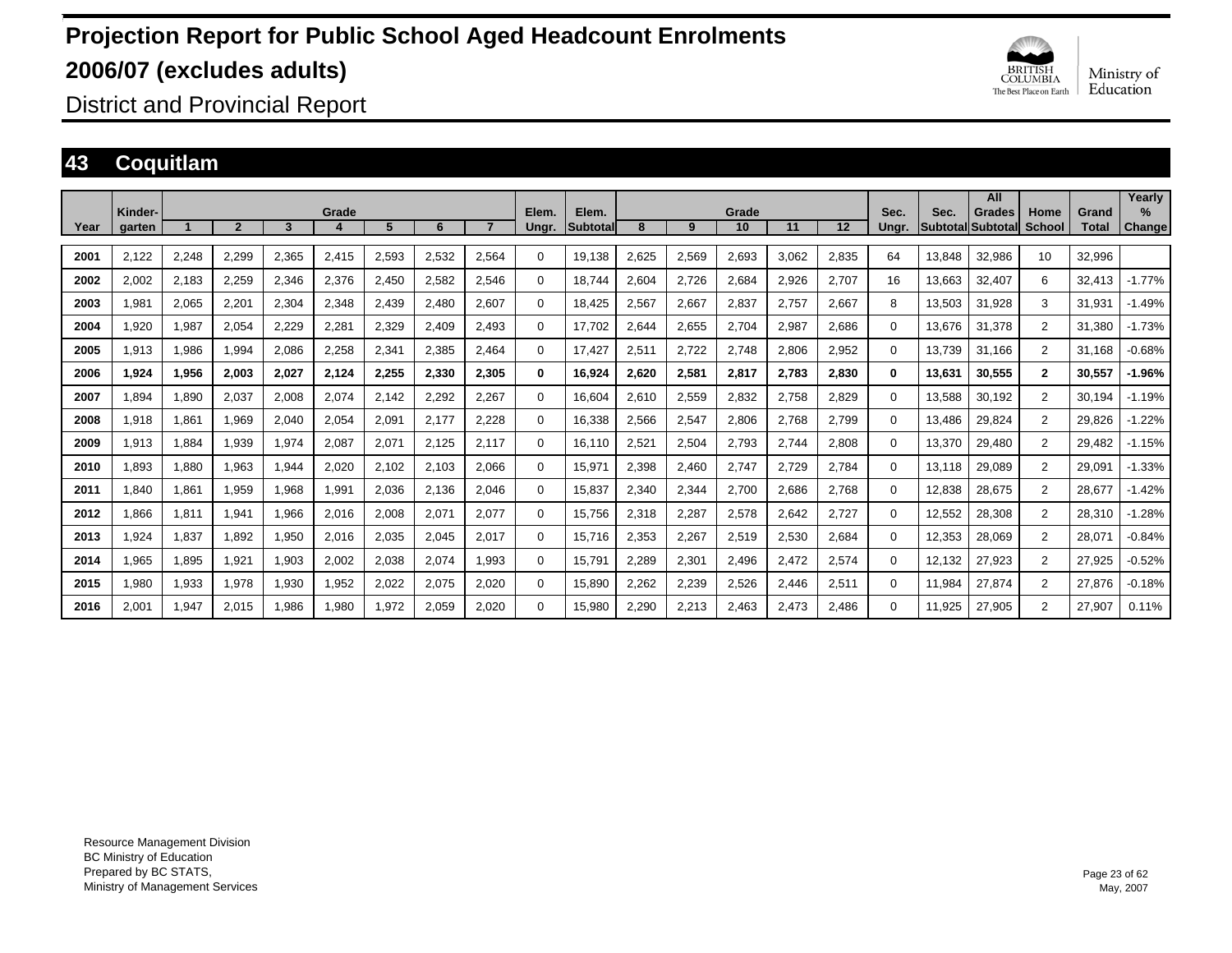# Projection Report for Public School Aged Headcount Enrolments

# 2006/07 (excludes adults)

## District and Provincial Report

## 43 Coquitlam

| Year | Kinder-garten | Grade 1 | 2 | 3 | 4 | 5 | 6 | 7 | Elem. Ungr. | Elem. Subtotal | Grade 8 | 9 | 10 | 11 | 12 | Sec. Ungr. | Sec. Subtotal | All Grades Subtotal | Home School | Grand Total | Yearly % Change |
|---|---|---|---|---|---|---|---|---|---|---|---|---|---|---|---|---|---|---|---|---|---|
| 2001 | 2,122 | 2,248 | 2,299 | 2,365 | 2,415 | 2,593 | 2,532 | 2,564 | 0 | 19,138 | 2,625 | 2,569 | 2,693 | 3,062 | 2,835 | 64 | 13,848 | 32,986 | 10 | 32,996 | |
| 2002 | 2,002 | 2,183 | 2,259 | 2,346 | 2,376 | 2,450 | 2,582 | 2,546 | 0 | 18,744 | 2,604 | 2,726 | 2,684 | 2,926 | 2,707 | 16 | 13,663 | 32,407 | 6 | 32,413 | -1.77% |
| 2003 | 1,981 | 2,065 | 2,201 | 2,304 | 2,348 | 2,439 | 2,480 | 2,607 | 0 | 18,425 | 2,567 | 2,667 | 2,837 | 2,757 | 2,667 | 8 | 13,503 | 31,928 | 3 | 31,931 | -1.49% |
| 2004 | 1,920 | 1,987 | 2,054 | 2,229 | 2,281 | 2,329 | 2,409 | 2,493 | 0 | 17,702 | 2,644 | 2,655 | 2,704 | 2,987 | 2,686 | 0 | 13,676 | 31,378 | 2 | 31,380 | -1.73% |
| 2005 | 1,913 | 1,986 | 1,994 | 2,086 | 2,258 | 2,341 | 2,385 | 2,464 | 0 | 17,427 | 2,511 | 2,722 | 2,748 | 2,806 | 2,952 | 0 | 13,739 | 31,166 | 2 | 31,168 | -0.68% |
| **2006** | **1,924** | **1,956** | **2,003** | **2,027** | **2,124** | **2,255** | **2,330** | **2,305** | **0** | **16,924** | **2,620** | **2,581** | **2,817** | **2,783** | **2,830** | **0** | **13,631** | **30,555** | **2** | **30,557** | **-1.96%** |
| 2007 | 1,894 | 1,890 | 2,037 | 2,008 | 2,074 | 2,142 | 2,292 | 2,267 | 0 | 16,604 | 2,610 | 2,559 | 2,832 | 2,758 | 2,829 | 0 | 13,588 | 30,192 | 2 | 30,194 | -1.19% |
| 2008 | 1,918 | 1,861 | 1,969 | 2,040 | 2,054 | 2,091 | 2,177 | 2,228 | 0 | 16,338 | 2,566 | 2,547 | 2,806 | 2,768 | 2,799 | 0 | 13,486 | 29,824 | 2 | 29,826 | -1.22% |
| 2009 | 1,913 | 1,884 | 1,939 | 1,974 | 2,087 | 2,071 | 2,125 | 2,117 | 0 | 16,110 | 2,521 | 2,504 | 2,793 | 2,744 | 2,808 | 0 | 13,370 | 29,480 | 2 | 29,482 | -1.15% |
| 2010 | 1,893 | 1,880 | 1,963 | 1,944 | 2,020 | 2,102 | 2,103 | 2,066 | 0 | 15,971 | 2,398 | 2,460 | 2,747 | 2,729 | 2,784 | 0 | 13,118 | 29,089 | 2 | 29,091 | -1.33% |
| 2011 | 1,840 | 1,861 | 1,959 | 1,968 | 1,991 | 2,036 | 2,136 | 2,046 | 0 | 15,837 | 2,340 | 2,344 | 2,700 | 2,686 | 2,768 | 0 | 12,838 | 28,675 | 2 | 28,677 | -1.42% |
| 2012 | 1,866 | 1,811 | 1,941 | 1,966 | 2,016 | 2,008 | 2,071 | 2,077 | 0 | 15,756 | 2,318 | 2,287 | 2,578 | 2,642 | 2,727 | 0 | 12,552 | 28,308 | 2 | 28,310 | -1.28% |
| 2013 | 1,924 | 1,837 | 1,892 | 1,950 | 2,016 | 2,035 | 2,045 | 2,017 | 0 | 15,716 | 2,353 | 2,267 | 2,519 | 2,530 | 2,684 | 0 | 12,353 | 28,069 | 2 | 28,071 | -0.84% |
| 2014 | 1,965 | 1,895 | 1,921 | 1,903 | 2,002 | 2,038 | 2,074 | 1,993 | 0 | 15,791 | 2,289 | 2,301 | 2,496 | 2,472 | 2,574 | 0 | 12,132 | 27,923 | 2 | 27,925 | -0.52% |
| 2015 | 1,980 | 1,933 | 1,978 | 1,930 | 1,952 | 2,022 | 2,075 | 2,020 | 0 | 15,890 | 2,262 | 2,239 | 2,526 | 2,446 | 2,511 | 0 | 11,984 | 27,874 | 2 | 27,876 | -0.18% |
| 2016 | 2,001 | 1,947 | 2,015 | 1,986 | 1,980 | 1,972 | 2,059 | 2,020 | 0 | 15,980 | 2,290 | 2,213 | 2,463 | 2,473 | 2,486 | 0 | 11,925 | 27,905 | 2 | 27,907 | 0.11% |

Resource Management Division
BC Ministry of Education
Prepared by BC STATS,
Ministry of Management Services

May, 2007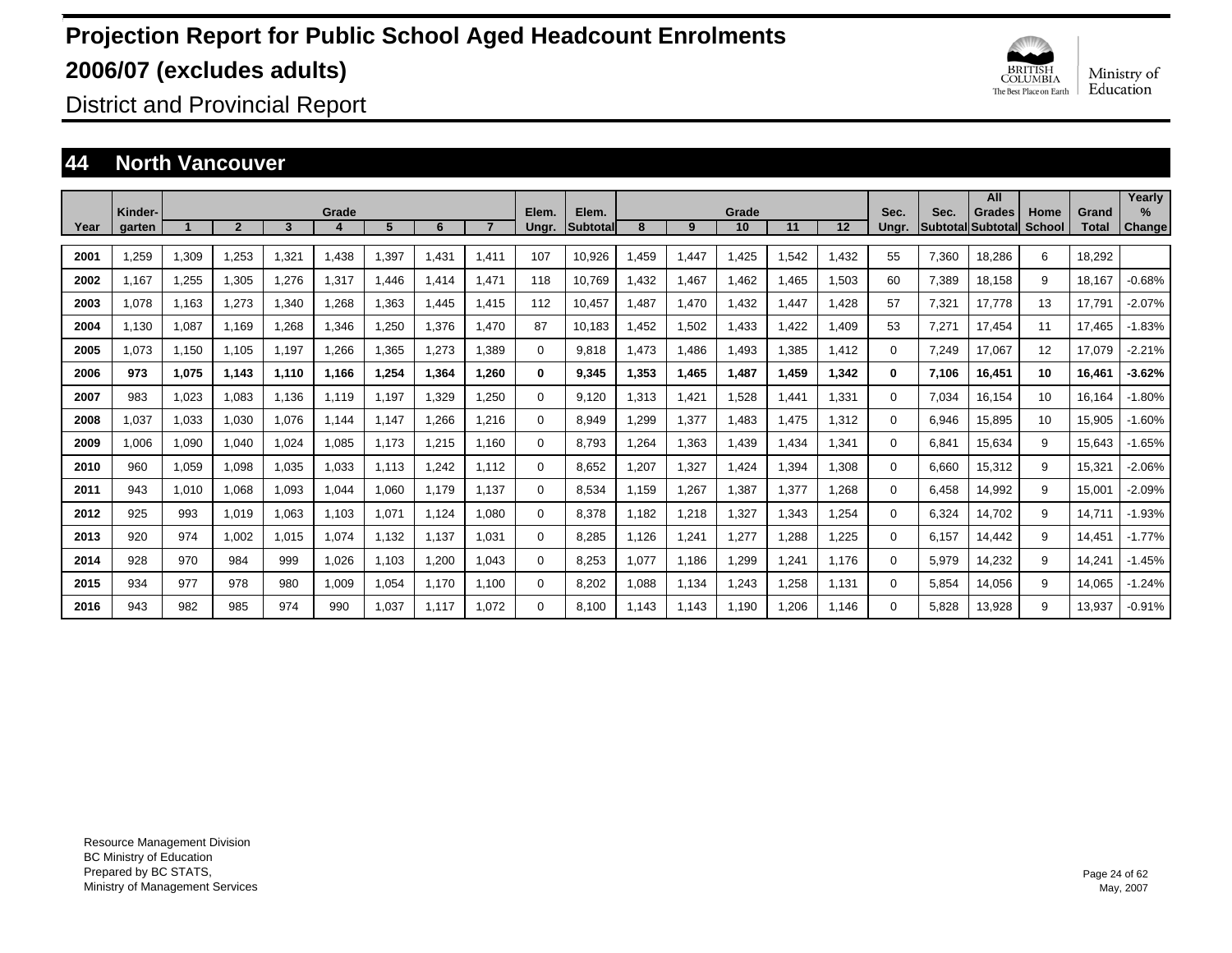# Projection Report for Public School Aged Headcount Enrolments 2006/07 (excludes adults)

District and Provincial Report

## 44 North Vancouver

| Year | Kinder-garten | Grade 1 | 2 | 3 | 4 | 5 | 6 | 7 | Elem. Ungr. | Elem. Subtotal | Grade 8 | 9 | 10 | 11 | 12 | Sec. Ungr. | Sec. Subtotal | All Grades Subtotal | Home School | Grand Total | Yearly % Change |
|---|---|---|---|---|---|---|---|---|---|---|---|---|---|---|---|---|---|---|---|---|---|
| 2001 | 1,259 | 1,309 | 1,253 | 1,321 | 1,438 | 1,397 | 1,431 | 1,411 | 107 | 10,926 | 1,459 | 1,447 | 1,425 | 1,542 | 1,432 | 55 | 7,360 | 18,286 | 6 | 18,292 | |
| 2002 | 1,167 | 1,255 | 1,305 | 1,276 | 1,317 | 1,446 | 1,414 | 1,471 | 118 | 10,769 | 1,432 | 1,467 | 1,462 | 1,465 | 1,503 | 60 | 7,389 | 18,158 | 9 | 18,167 | -0.68% |
| 2003 | 1,078 | 1,163 | 1,273 | 1,340 | 1,268 | 1,363 | 1,445 | 1,415 | 112 | 10,457 | 1,487 | 1,470 | 1,432 | 1,447 | 1,428 | 57 | 7,321 | 17,778 | 13 | 17,791 | -2.07% |
| 2004 | 1,130 | 1,087 | 1,169 | 1,268 | 1,346 | 1,250 | 1,376 | 1,470 | 87 | 10,183 | 1,452 | 1,502 | 1,433 | 1,422 | 1,409 | 53 | 7,271 | 17,454 | 11 | 17,465 | -1.83% |
| 2005 | 1,073 | 1,150 | 1,105 | 1,197 | 1,266 | 1,365 | 1,273 | 1,389 | 0 | 9,818 | 1,473 | 1,486 | 1,493 | 1,385 | 1,412 | 0 | 7,249 | 17,067 | 12 | 17,079 | -2.21% |
| **2006** | **973** | **1,075** | **1,143** | **1,110** | **1,166** | **1,254** | **1,364** | **1,260** | **0** | **9,345** | **1,353** | **1,465** | **1,487** | **1,459** | **1,342** | **0** | **7,106** | **16,451** | **10** | **16,461** | **-3.62%** |
| 2007 | 983 | 1,023 | 1,083 | 1,136 | 1,119 | 1,197 | 1,329 | 1,250 | 0 | 9,120 | 1,313 | 1,421 | 1,528 | 1,441 | 1,331 | 0 | 7,034 | 16,154 | 10 | 16,164 | -1.80% |
| 2008 | 1,037 | 1,033 | 1,030 | 1,076 | 1,144 | 1,147 | 1,266 | 1,216 | 0 | 8,949 | 1,299 | 1,377 | 1,483 | 1,475 | 1,312 | 0 | 6,946 | 15,895 | 10 | 15,905 | -1.60% |
| 2009 | 1,006 | 1,090 | 1,040 | 1,024 | 1,085 | 1,173 | 1,215 | 1,160 | 0 | 8,793 | 1,264 | 1,363 | 1,439 | 1,434 | 1,341 | 0 | 6,841 | 15,634 | 9 | 15,643 | -1.65% |
| 2010 | 960 | 1,059 | 1,098 | 1,035 | 1,033 | 1,113 | 1,242 | 1,112 | 0 | 8,652 | 1,207 | 1,327 | 1,424 | 1,394 | 1,308 | 0 | 6,660 | 15,312 | 9 | 15,321 | -2.06% |
| 2011 | 943 | 1,010 | 1,068 | 1,093 | 1,044 | 1,060 | 1,179 | 1,137 | 0 | 8,534 | 1,159 | 1,267 | 1,387 | 1,377 | 1,268 | 0 | 6,458 | 14,992 | 9 | 15,001 | -2.09% |
| 2012 | 925 | 993 | 1,019 | 1,063 | 1,103 | 1,071 | 1,124 | 1,080 | 0 | 8,378 | 1,182 | 1,218 | 1,327 | 1,343 | 1,254 | 0 | 6,324 | 14,702 | 9 | 14,711 | -1.93% |
| 2013 | 920 | 974 | 1,002 | 1,015 | 1,074 | 1,132 | 1,137 | 1,031 | 0 | 8,285 | 1,126 | 1,241 | 1,277 | 1,288 | 1,225 | 0 | 6,157 | 14,442 | 9 | 14,451 | -1.77% |
| 2014 | 928 | 970 | 984 | 999 | 1,026 | 1,103 | 1,200 | 1,043 | 0 | 8,253 | 1,077 | 1,186 | 1,299 | 1,241 | 1,176 | 0 | 5,979 | 14,232 | 9 | 14,241 | -1.45% |
| 2015 | 934 | 977 | 978 | 980 | 1,009 | 1,054 | 1,170 | 1,100 | 0 | 8,202 | 1,088 | 1,134 | 1,243 | 1,258 | 1,131 | 0 | 5,854 | 14,056 | 9 | 14,065 | -1.24% |
| 2016 | 943 | 982 | 985 | 974 | 990 | 1,037 | 1,117 | 1,072 | 0 | 8,100 | 1,143 | 1,143 | 1,190 | 1,206 | 1,146 | 0 | 5,828 | 13,928 | 9 | 13,937 | -0.91% |

Resource Management Division
BC Ministry of Education
Prepared by BC STATS,
Ministry of Management Services

May, 2007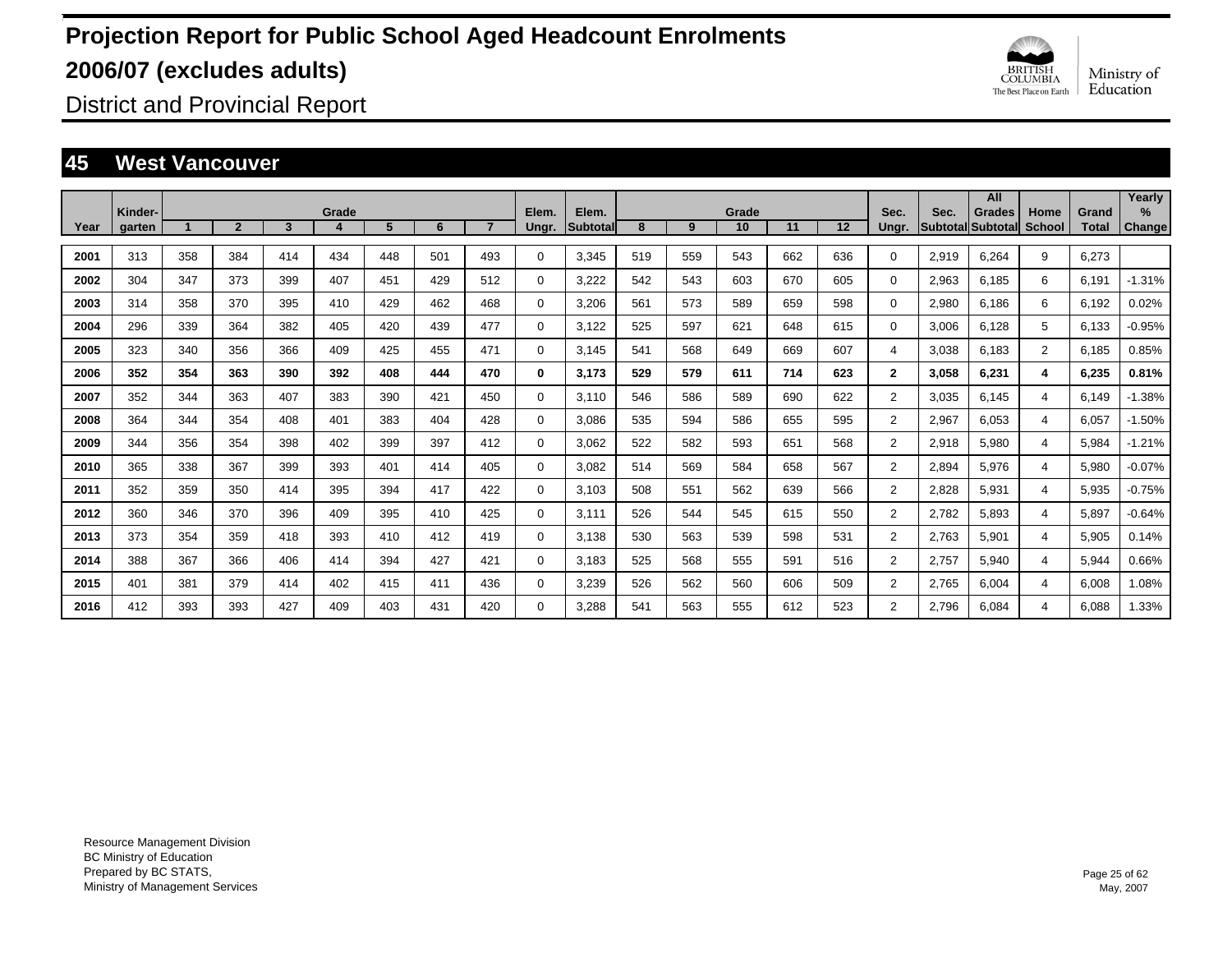# Projection Report for Public School Aged Headcount Enrolments

# 2006/07 (excludes adults)

District and Provincial Report

## 45 West Vancouver

| Year | Kinder-garten | Grade 1 | 2 | 3 | 4 | 5 | 6 | 7 | Elem. Ungr. | Elem. Subtotal | Grade 8 | 9 | 10 | 11 | 12 | Sec. Ungr. | Sec. Subtotal | All Grades Subtotal | Home School | Grand Total | Yearly % Change |
|---|---|---|---|---|---|---|---|---|---|---|---|---|---|---|---|---|---|---|---|---|---|
| 2001 | 313 | 358 | 384 | 414 | 434 | 448 | 501 | 493 | 0 | 3,345 | 519 | 559 | 543 | 662 | 636 | 0 | 2,919 | 6,264 | 9 | 6,273 | |
| 2002 | 304 | 347 | 373 | 399 | 407 | 451 | 429 | 512 | 0 | 3,222 | 542 | 543 | 603 | 670 | 605 | 0 | 2,963 | 6,185 | 6 | 6,191 | -1.31% |
| 2003 | 314 | 358 | 370 | 395 | 410 | 429 | 462 | 468 | 0 | 3,206 | 561 | 573 | 589 | 659 | 598 | 0 | 2,980 | 6,186 | 6 | 6,192 | 0.02% |
| 2004 | 296 | 339 | 364 | 382 | 405 | 420 | 439 | 477 | 0 | 3,122 | 525 | 597 | 621 | 648 | 615 | 0 | 3,006 | 6,128 | 5 | 6,133 | -0.95% |
| 2005 | 323 | 340 | 356 | 366 | 409 | 425 | 455 | 471 | 0 | 3,145 | 541 | 568 | 649 | 669 | 607 | 4 | 3,038 | 6,183 | 2 | 6,185 | 0.85% |
| **2006** | **352** | **354** | **363** | **390** | **392** | **408** | **444** | **470** | **0** | **3,173** | **529** | **579** | **611** | **714** | **623** | **2** | **3,058** | **6,231** | **4** | **6,235** | **0.81%** |
| 2007 | 352 | 344 | 363 | 407 | 383 | 390 | 421 | 450 | 0 | 3,110 | 546 | 586 | 589 | 690 | 622 | 2 | 3,035 | 6,145 | 4 | 6,149 | -1.38% |
| 2008 | 364 | 344 | 354 | 408 | 401 | 383 | 404 | 428 | 0 | 3,086 | 535 | 594 | 586 | 655 | 595 | 2 | 2,967 | 6,053 | 4 | 6,057 | -1.50% |
| 2009 | 344 | 356 | 354 | 398 | 402 | 399 | 397 | 412 | 0 | 3,062 | 522 | 582 | 593 | 651 | 568 | 2 | 2,918 | 5,980 | 4 | 5,984 | -1.21% |
| 2010 | 365 | 338 | 367 | 399 | 393 | 401 | 414 | 405 | 0 | 3,082 | 514 | 569 | 584 | 658 | 567 | 2 | 2,894 | 5,976 | 4 | 5,980 | -0.07% |
| 2011 | 352 | 359 | 350 | 414 | 395 | 394 | 417 | 422 | 0 | 3,103 | 508 | 551 | 562 | 639 | 566 | 2 | 2,828 | 5,931 | 4 | 5,935 | -0.75% |
| 2012 | 360 | 346 | 370 | 396 | 409 | 395 | 410 | 425 | 0 | 3,111 | 526 | 544 | 545 | 615 | 550 | 2 | 2,782 | 5,893 | 4 | 5,897 | -0.64% |
| 2013 | 373 | 354 | 359 | 418 | 393 | 410 | 412 | 419 | 0 | 3,138 | 530 | 563 | 539 | 598 | 531 | 2 | 2,763 | 5,901 | 4 | 5,905 | 0.14% |
| 2014 | 388 | 367 | 366 | 406 | 414 | 394 | 427 | 421 | 0 | 3,183 | 525 | 568 | 555 | 591 | 516 | 2 | 2,757 | 5,940 | 4 | 5,944 | 0.66% |
| 2015 | 401 | 381 | 379 | 414 | 402 | 415 | 411 | 436 | 0 | 3,239 | 526 | 562 | 560 | 606 | 509 | 2 | 2,765 | 6,004 | 4 | 6,008 | 1.08% |
| 2016 | 412 | 393 | 393 | 427 | 409 | 403 | 431 | 420 | 0 | 3,288 | 541 | 563 | 555 | 612 | 523 | 2 | 2,796 | 6,084 | 4 | 6,088 | 1.33% |

Resource Management Division
BC Ministry of Education
Prepared by BC STATS,
Ministry of Management Services

May, 2007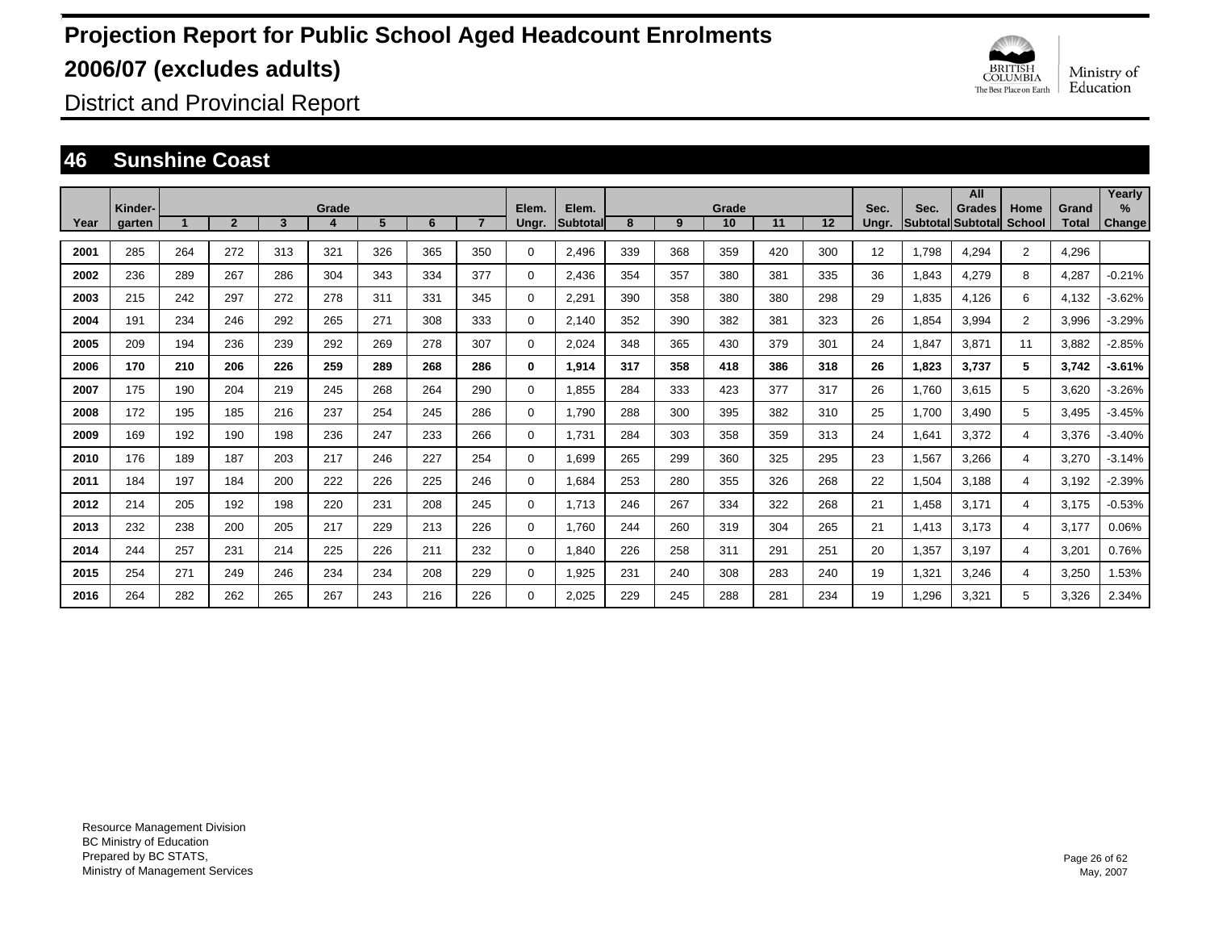# Projection Report for Public School Aged Headcount Enrolments 2006/07 (excludes adults)

District and Provincial Report

## 46 Sunshine Coast

| Year | Kinder-garten | Grade 1 | 2 | 3 | 4 | 5 | 6 | 7 | Elem. Ungr. | Elem. Subtotal | Grade 8 | 9 | 10 | 11 | 12 | Sec. Ungr. | Sec. Subtotal | All Grades Subtotal | Home School | Grand Total | Yearly % Change |
|---|---|---|---|---|---|---|---|---|---|---|---|---|---|---|---|---|---|---|---|---|---|
| 2001 | 285 | 264 | 272 | 313 | 321 | 326 | 365 | 350 | 0 | 2,496 | 339 | 368 | 359 | 420 | 300 | 12 | 1,798 | 4,294 | 2 | 4,296 | |
| 2002 | 236 | 289 | 267 | 286 | 304 | 343 | 334 | 377 | 0 | 2,436 | 354 | 357 | 380 | 381 | 335 | 36 | 1,843 | 4,279 | 8 | 4,287 | -0.21% |
| 2003 | 215 | 242 | 297 | 272 | 278 | 311 | 331 | 345 | 0 | 2,291 | 390 | 358 | 380 | 380 | 298 | 29 | 1,835 | 4,126 | 6 | 4,132 | -3.62% |
| 2004 | 191 | 234 | 246 | 292 | 265 | 271 | 308 | 333 | 0 | 2,140 | 352 | 390 | 382 | 381 | 323 | 26 | 1,854 | 3,994 | 2 | 3,996 | -3.29% |
| 2005 | 209 | 194 | 236 | 239 | 292 | 269 | 278 | 307 | 0 | 2,024 | 348 | 365 | 430 | 379 | 301 | 24 | 1,847 | 3,871 | 11 | 3,882 | -2.85% |
| **2006** | **170** | **210** | **206** | **226** | **259** | **289** | **268** | **286** | **0** | **1,914** | **317** | **358** | **418** | **386** | **318** | **26** | **1,823** | **3,737** | **5** | **3,742** | **-3.61%** |
| 2007 | 175 | 190 | 204 | 219 | 245 | 268 | 264 | 290 | 0 | 1,855 | 284 | 333 | 423 | 377 | 317 | 26 | 1,760 | 3,615 | 5 | 3,620 | -3.26% |
| 2008 | 172 | 195 | 185 | 216 | 237 | 254 | 245 | 286 | 0 | 1,790 | 288 | 300 | 395 | 382 | 310 | 25 | 1,700 | 3,490 | 5 | 3,495 | -3.45% |
| 2009 | 169 | 192 | 190 | 198 | 236 | 247 | 233 | 266 | 0 | 1,731 | 284 | 303 | 358 | 359 | 313 | 24 | 1,641 | 3,372 | 4 | 3,376 | -3.40% |
| 2010 | 176 | 189 | 187 | 203 | 217 | 246 | 227 | 254 | 0 | 1,699 | 265 | 299 | 360 | 325 | 295 | 23 | 1,567 | 3,266 | 4 | 3,270 | -3.14% |
| 2011 | 184 | 197 | 184 | 200 | 222 | 226 | 225 | 246 | 0 | 1,684 | 253 | 280 | 355 | 326 | 268 | 22 | 1,504 | 3,188 | 4 | 3,192 | -2.39% |
| 2012 | 214 | 205 | 192 | 198 | 220 | 231 | 208 | 245 | 0 | 1,713 | 246 | 267 | 334 | 322 | 268 | 21 | 1,458 | 3,171 | 4 | 3,175 | -0.53% |
| 2013 | 232 | 238 | 200 | 205 | 217 | 229 | 213 | 226 | 0 | 1,760 | 244 | 260 | 319 | 304 | 265 | 21 | 1,413 | 3,173 | 4 | 3,177 | 0.06% |
| 2014 | 244 | 257 | 231 | 214 | 225 | 226 | 211 | 232 | 0 | 1,840 | 226 | 258 | 311 | 291 | 251 | 20 | 1,357 | 3,197 | 4 | 3,201 | 0.76% |
| 2015 | 254 | 271 | 249 | 246 | 234 | 234 | 208 | 229 | 0 | 1,925 | 231 | 240 | 308 | 283 | 240 | 19 | 1,321 | 3,246 | 4 | 3,250 | 1.53% |
| 2016 | 264 | 282 | 262 | 265 | 267 | 243 | 216 | 226 | 0 | 2,025 | 229 | 245 | 288 | 281 | 234 | 19 | 1,296 | 3,321 | 5 | 3,326 | 2.34% |

Resource Management Division
BC Ministry of Education
Prepared by BC STATS,
Ministry of Management Services

May, 2007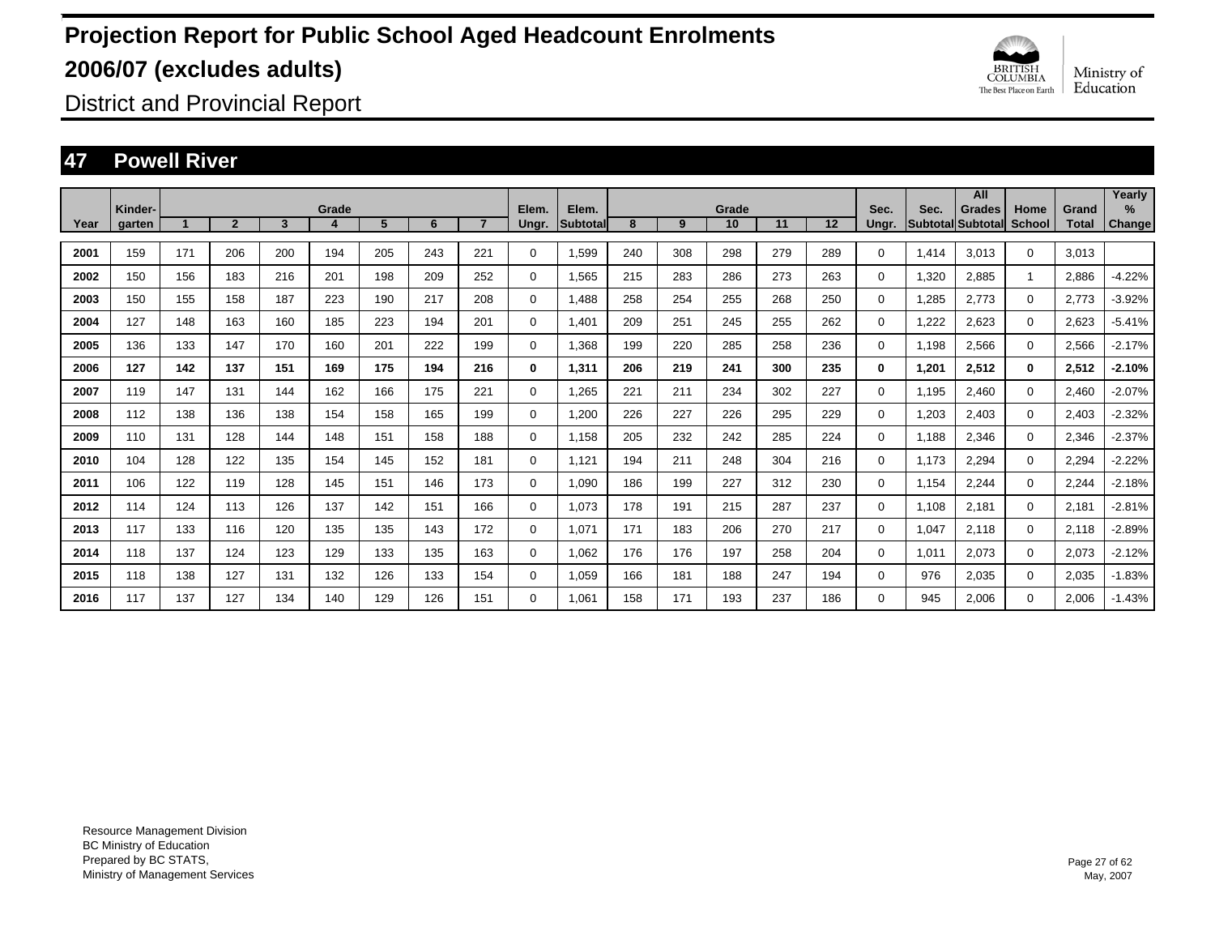# Projection Report for Public School Aged Headcount Enrolments 2006/07 (excludes adults)

District and Provincial Report

## 47 Powell River

| Year | Kinder-garten | Grade 1 | 2 | 3 | 4 | 5 | 6 | 7 | Elem. Ungr. | Elem. Subtotal | Grade 8 | 9 | 10 | 11 | 12 | Sec. Ungr. | Sec. Subtotal | All Grades Subtotal | Home School | Grand Total | Yearly % Change |
|---|---|---|---|---|---|---|---|---|---|---|---|---|---|---|---|---|---|---|---|---|---|
| 2001 | 159 | 171 | 206 | 200 | 194 | 205 | 243 | 221 | 0 | 1,599 | 240 | 308 | 298 | 279 | 289 | 0 | 1,414 | 3,013 | 0 | 3,013 | |
| 2002 | 150 | 156 | 183 | 216 | 201 | 198 | 209 | 252 | 0 | 1,565 | 215 | 283 | 286 | 273 | 263 | 0 | 1,320 | 2,885 | 1 | 2,886 | -4.22% |
| 2003 | 150 | 155 | 158 | 187 | 223 | 190 | 217 | 208 | 0 | 1,488 | 258 | 254 | 255 | 268 | 250 | 0 | 1,285 | 2,773 | 0 | 2,773 | -3.92% |
| 2004 | 127 | 148 | 163 | 160 | 185 | 223 | 194 | 201 | 0 | 1,401 | 209 | 251 | 245 | 255 | 262 | 0 | 1,222 | 2,623 | 0 | 2,623 | -5.41% |
| 2005 | 136 | 133 | 147 | 170 | 160 | 201 | 222 | 199 | 0 | 1,368 | 199 | 220 | 285 | 258 | 236 | 0 | 1,198 | 2,566 | 0 | 2,566 | -2.17% |
| **2006** | **127** | **142** | **137** | **151** | **169** | **175** | **194** | **216** | **0** | **1,311** | **206** | **219** | **241** | **300** | **235** | **0** | **1,201** | **2,512** | **0** | **2,512** | **-2.10%** |
| 2007 | 119 | 147 | 131 | 144 | 162 | 166 | 175 | 221 | 0 | 1,265 | 221 | 211 | 234 | 302 | 227 | 0 | 1,195 | 2,460 | 0 | 2,460 | -2.07% |
| 2008 | 112 | 138 | 136 | 138 | 154 | 158 | 165 | 199 | 0 | 1,200 | 226 | 227 | 226 | 295 | 229 | 0 | 1,203 | 2,403 | 0 | 2,403 | -2.32% |
| 2009 | 110 | 131 | 128 | 144 | 148 | 151 | 158 | 188 | 0 | 1,158 | 205 | 232 | 242 | 285 | 224 | 0 | 1,188 | 2,346 | 0 | 2,346 | -2.37% |
| 2010 | 104 | 128 | 122 | 135 | 154 | 145 | 152 | 181 | 0 | 1,121 | 194 | 211 | 248 | 304 | 216 | 0 | 1,173 | 2,294 | 0 | 2,294 | -2.22% |
| 2011 | 106 | 122 | 119 | 128 | 145 | 151 | 146 | 173 | 0 | 1,090 | 186 | 199 | 227 | 312 | 230 | 0 | 1,154 | 2,244 | 0 | 2,244 | -2.18% |
| 2012 | 114 | 124 | 113 | 126 | 137 | 142 | 151 | 166 | 0 | 1,073 | 178 | 191 | 215 | 287 | 237 | 0 | 1,108 | 2,181 | 0 | 2,181 | -2.81% |
| 2013 | 117 | 133 | 116 | 120 | 135 | 135 | 143 | 172 | 0 | 1,071 | 171 | 183 | 206 | 270 | 217 | 0 | 1,047 | 2,118 | 0 | 2,118 | -2.89% |
| 2014 | 118 | 137 | 124 | 123 | 129 | 133 | 135 | 163 | 0 | 1,062 | 176 | 176 | 197 | 258 | 204 | 0 | 1,011 | 2,073 | 0 | 2,073 | -2.12% |
| 2015 | 118 | 138 | 127 | 131 | 132 | 126 | 133 | 154 | 0 | 1,059 | 166 | 181 | 188 | 247 | 194 | 0 | 976 | 2,035 | 0 | 2,035 | -1.83% |
| 2016 | 117 | 137 | 127 | 134 | 140 | 129 | 126 | 151 | 0 | 1,061 | 158 | 171 | 193 | 237 | 186 | 0 | 945 | 2,006 | 0 | 2,006 | -1.43% |

Resource Management Division
BC Ministry of Education
Prepared by BC STATS,
Ministry of Management Services

May, 2007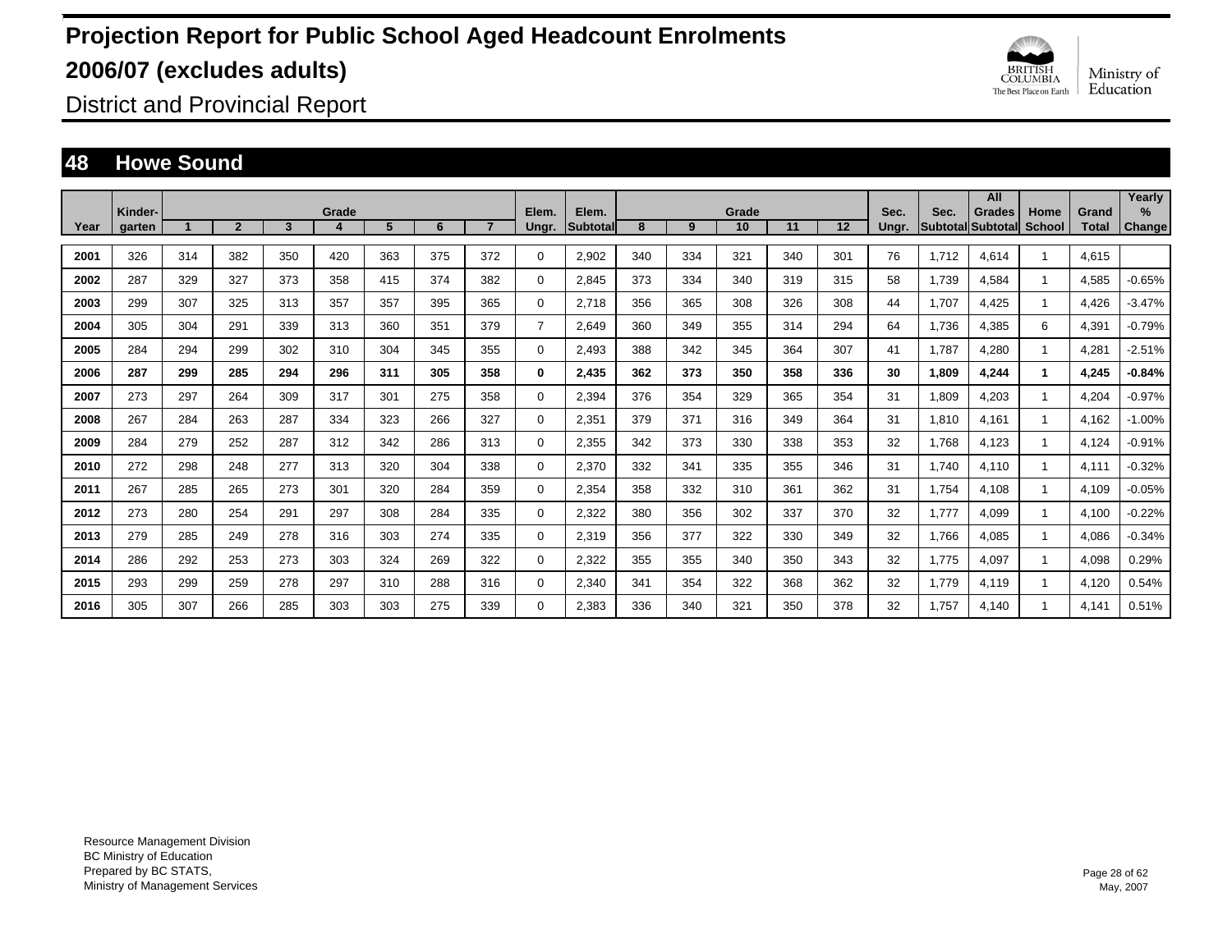# Projection Report for Public School Aged Headcount Enrolments 2006/07 (excludes adults)

District and Provincial Report

## 48 Howe Sound

| Year | Kinder-garten | Grade 1 | 2 | 3 | 4 | 5 | 6 | 7 | Elem. Ungr. | Elem. Subtotal | Grade 8 | 9 | 10 | 11 | 12 | Sec. Ungr. | Sec. Subtotal | All Grades Subtotal | Home School | Grand Total | Yearly % Change |
|---|---|---|---|---|---|---|---|---|---|---|---|---|---|---|---|---|---|---|---|---|---|
| 2001 | 326 | 314 | 382 | 350 | 420 | 363 | 375 | 372 | 0 | 2,902 | 340 | 334 | 321 | 340 | 301 | 76 | 1,712 | 4,614 | 1 | 4,615 | |
| 2002 | 287 | 329 | 327 | 373 | 358 | 415 | 374 | 382 | 0 | 2,845 | 373 | 334 | 340 | 319 | 315 | 58 | 1,739 | 4,584 | 1 | 4,585 | -0.65% |
| 2003 | 299 | 307 | 325 | 313 | 357 | 357 | 395 | 365 | 0 | 2,718 | 356 | 365 | 308 | 326 | 308 | 44 | 1,707 | 4,425 | 1 | 4,426 | -3.47% |
| 2004 | 305 | 304 | 291 | 339 | 313 | 360 | 351 | 379 | 7 | 2,649 | 360 | 349 | 355 | 314 | 294 | 64 | 1,736 | 4,385 | 6 | 4,391 | -0.79% |
| 2005 | 284 | 294 | 299 | 302 | 310 | 304 | 345 | 355 | 0 | 2,493 | 388 | 342 | 345 | 364 | 307 | 41 | 1,787 | 4,280 | 1 | 4,281 | -2.51% |
| **2006** | **287** | **299** | **285** | **294** | **296** | **311** | **305** | **358** | **0** | **2,435** | **362** | **373** | **350** | **358** | **336** | **30** | **1,809** | **4,244** | **1** | **4,245** | **-0.84%** |
| 2007 | 273 | 297 | 264 | 309 | 317 | 301 | 275 | 358 | 0 | 2,394 | 376 | 354 | 329 | 365 | 354 | 31 | 1,809 | 4,203 | 1 | 4,204 | -0.97% |
| 2008 | 267 | 284 | 263 | 287 | 334 | 323 | 266 | 327 | 0 | 2,351 | 379 | 371 | 316 | 349 | 364 | 31 | 1,810 | 4,161 | 1 | 4,162 | -1.00% |
| 2009 | 284 | 279 | 252 | 287 | 312 | 342 | 286 | 313 | 0 | 2,355 | 342 | 373 | 330 | 338 | 353 | 32 | 1,768 | 4,123 | 1 | 4,124 | -0.91% |
| 2010 | 272 | 298 | 248 | 277 | 313 | 320 | 304 | 338 | 0 | 2,370 | 332 | 341 | 335 | 355 | 346 | 31 | 1,740 | 4,110 | 1 | 4,111 | -0.32% |
| 2011 | 267 | 285 | 265 | 273 | 301 | 320 | 284 | 359 | 0 | 2,354 | 358 | 332 | 310 | 361 | 362 | 31 | 1,754 | 4,108 | 1 | 4,109 | -0.05% |
| 2012 | 273 | 280 | 254 | 291 | 297 | 308 | 284 | 335 | 0 | 2,322 | 380 | 356 | 302 | 337 | 370 | 32 | 1,777 | 4,099 | 1 | 4,100 | -0.22% |
| 2013 | 279 | 285 | 249 | 278 | 316 | 303 | 274 | 335 | 0 | 2,319 | 356 | 377 | 322 | 330 | 349 | 32 | 1,766 | 4,085 | 1 | 4,086 | -0.34% |
| 2014 | 286 | 292 | 253 | 273 | 303 | 324 | 269 | 322 | 0 | 2,322 | 355 | 355 | 340 | 350 | 343 | 32 | 1,775 | 4,097 | 1 | 4,098 | 0.29% |
| 2015 | 293 | 299 | 259 | 278 | 297 | 310 | 288 | 316 | 0 | 2,340 | 341 | 354 | 322 | 368 | 362 | 32 | 1,779 | 4,119 | 1 | 4,120 | 0.54% |
| 2016 | 305 | 307 | 266 | 285 | 303 | 303 | 275 | 339 | 0 | 2,383 | 336 | 340 | 321 | 350 | 378 | 32 | 1,757 | 4,140 | 1 | 4,141 | 0.51% |

Resource Management Division
BC Ministry of Education
Prepared by BC STATS,
Ministry of Management Services

May, 2007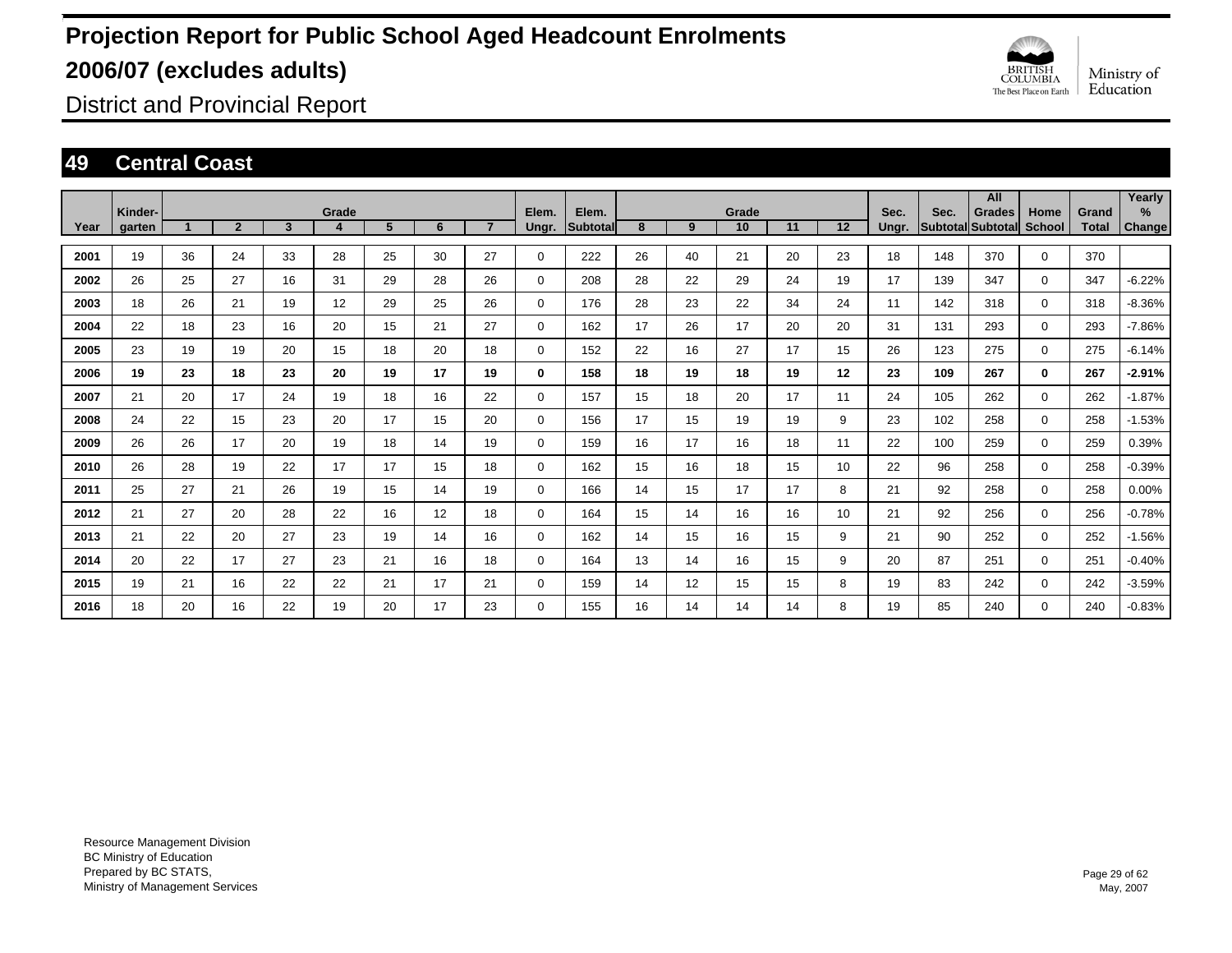# Projection Report for Public School Aged Headcount Enrolments 2006/07 (excludes adults)

District and Provincial Report

## 49 Central Coast

| Year | Kinder-garten | Grade 1 | 2 | 3 | 4 | 5 | 6 | 7 | Elem. Ungr. | Elem. Subtotal | Grade 8 | 9 | 10 | 11 | 12 | Sec. Ungr. | Sec. Subtotal | All Grades Subtotal | Home School | Grand Total | Yearly % Change |
|---|---|---|---|---|---|---|---|---|---|---|---|---|---|---|---|---|---|---|---|---|---|
| 2001 | 19 | 36 | 24 | 33 | 28 | 25 | 30 | 27 | 0 | 222 | 26 | 40 | 21 | 20 | 23 | 18 | 148 | 370 | 0 | 370 | |
| 2002 | 26 | 25 | 27 | 16 | 31 | 29 | 28 | 26 | 0 | 208 | 28 | 22 | 29 | 24 | 19 | 17 | 139 | 347 | 0 | 347 | -6.22% |
| 2003 | 18 | 26 | 21 | 19 | 12 | 29 | 25 | 26 | 0 | 176 | 28 | 23 | 22 | 34 | 24 | 11 | 142 | 318 | 0 | 318 | -8.36% |
| 2004 | 22 | 18 | 23 | 16 | 20 | 15 | 21 | 27 | 0 | 162 | 17 | 26 | 17 | 20 | 20 | 31 | 131 | 293 | 0 | 293 | -7.86% |
| 2005 | 23 | 19 | 19 | 20 | 15 | 18 | 20 | 18 | 0 | 152 | 22 | 16 | 27 | 17 | 15 | 26 | 123 | 275 | 0 | 275 | -6.14% |
| **2006** | **19** | **23** | **18** | **23** | **20** | **19** | **17** | **19** | **0** | **158** | **18** | **19** | **18** | **19** | **12** | **23** | **109** | **267** | **0** | **267** | **-2.91%** |
| 2007 | 21 | 20 | 17 | 24 | 19 | 18 | 16 | 22 | 0 | 157 | 15 | 18 | 20 | 17 | 11 | 24 | 105 | 262 | 0 | 262 | -1.87% |
| 2008 | 24 | 22 | 15 | 23 | 20 | 17 | 15 | 20 | 0 | 156 | 17 | 15 | 19 | 19 | 9 | 23 | 102 | 258 | 0 | 258 | -1.53% |
| 2009 | 26 | 26 | 17 | 20 | 19 | 18 | 14 | 19 | 0 | 159 | 16 | 17 | 16 | 18 | 11 | 22 | 100 | 259 | 0 | 259 | 0.39% |
| 2010 | 26 | 28 | 19 | 22 | 17 | 17 | 15 | 18 | 0 | 162 | 15 | 16 | 18 | 15 | 10 | 22 | 96 | 258 | 0 | 258 | -0.39% |
| 2011 | 25 | 27 | 21 | 26 | 19 | 15 | 14 | 19 | 0 | 166 | 14 | 15 | 17 | 17 | 8 | 21 | 92 | 258 | 0 | 258 | 0.00% |
| 2012 | 21 | 27 | 20 | 28 | 22 | 16 | 12 | 18 | 0 | 164 | 15 | 14 | 16 | 16 | 10 | 21 | 92 | 256 | 0 | 256 | -0.78% |
| 2013 | 21 | 22 | 20 | 27 | 23 | 19 | 14 | 16 | 0 | 162 | 14 | 15 | 16 | 15 | 9 | 21 | 90 | 252 | 0 | 252 | -1.56% |
| 2014 | 20 | 22 | 17 | 27 | 23 | 21 | 16 | 18 | 0 | 164 | 13 | 14 | 16 | 15 | 9 | 20 | 87 | 251 | 0 | 251 | -0.40% |
| 2015 | 19 | 21 | 16 | 22 | 22 | 21 | 17 | 21 | 0 | 159 | 14 | 12 | 15 | 15 | 8 | 19 | 83 | 242 | 0 | 242 | -3.59% |
| 2016 | 18 | 20 | 16 | 22 | 19 | 20 | 17 | 23 | 0 | 155 | 16 | 14 | 14 | 14 | 8 | 19 | 85 | 240 | 0 | 240 | -0.83% |

Resource Management Division
BC Ministry of Education
Prepared by BC STATS,
Ministry of Management Services

May, 2007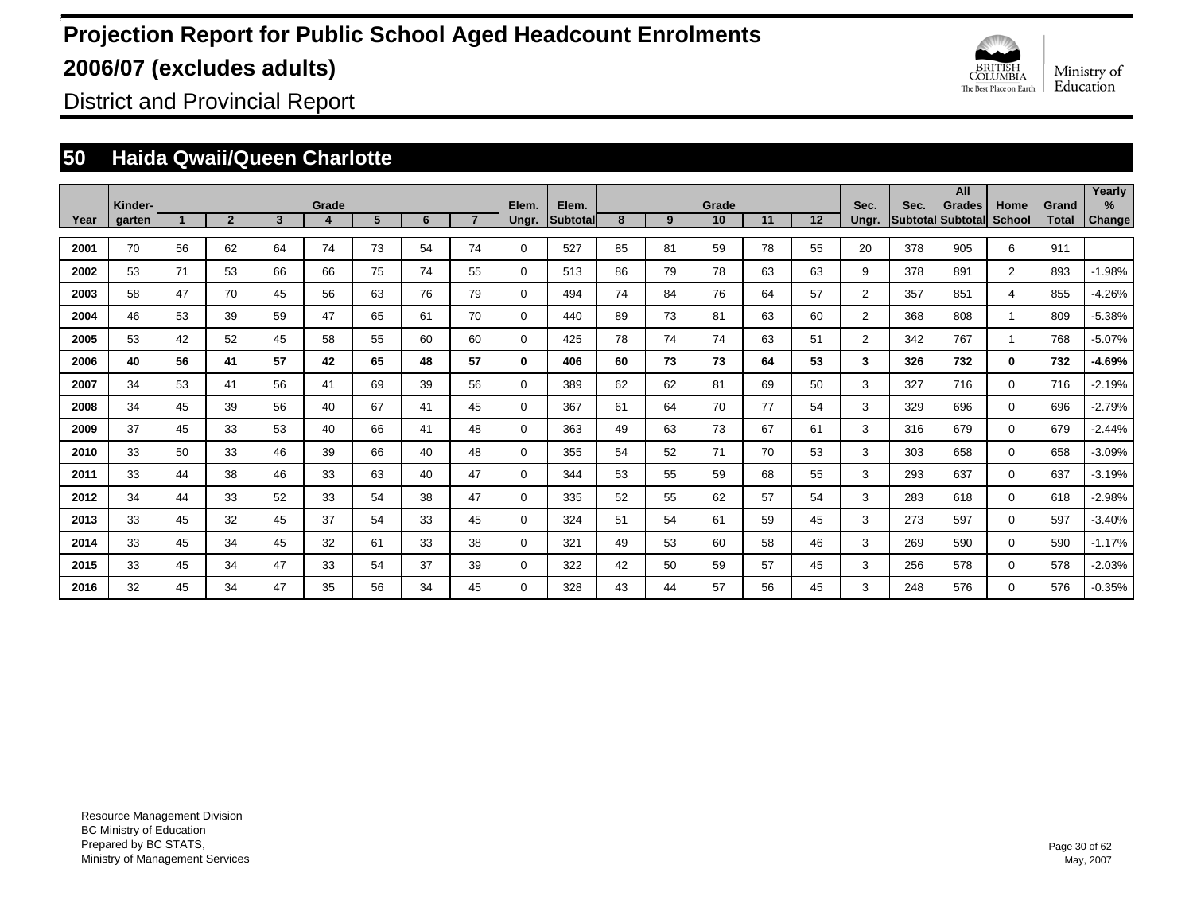# Projection Report for Public School Aged Headcount Enrolments

# 2006/07 (excludes adults)

District and Provincial Report

## 50 Haida Qwaii/Queen Charlotte

| Year | Kinder-garten | Grade 1 | 2 | 3 | 4 | 5 | 6 | 7 | Elem. Ungr. | Elem. Subtotal | Grade 8 | 9 | 10 | 11 | 12 | Sec. Ungr. | Sec. Subtotal | All Grades Subtotal | Home School | Grand Total | Yearly % Change |
|---|---|---|---|---|---|---|---|---|---|---|---|---|---|---|---|---|---|---|---|---|---|
| 2001 | 70 | 56 | 62 | 64 | 74 | 73 | 54 | 74 | 0 | 527 | 85 | 81 | 59 | 78 | 55 | 20 | 378 | 905 | 6 | 911 | |
| 2002 | 53 | 71 | 53 | 66 | 66 | 75 | 74 | 55 | 0 | 513 | 86 | 79 | 78 | 63 | 63 | 9 | 378 | 891 | 2 | 893 | -1.98% |
| 2003 | 58 | 47 | 70 | 45 | 56 | 63 | 76 | 79 | 0 | 494 | 74 | 84 | 76 | 64 | 57 | 2 | 357 | 851 | 4 | 855 | -4.26% |
| 2004 | 46 | 53 | 39 | 59 | 47 | 65 | 61 | 70 | 0 | 440 | 89 | 73 | 81 | 63 | 60 | 2 | 368 | 808 | 1 | 809 | -5.38% |
| 2005 | 53 | 42 | 52 | 45 | 58 | 55 | 60 | 60 | 0 | 425 | 78 | 74 | 74 | 63 | 51 | 2 | 342 | 767 | 1 | 768 | -5.07% |
| **2006** | **40** | **56** | **41** | **57** | **42** | **65** | **48** | **57** | **0** | **406** | **60** | **73** | **73** | **64** | **53** | **3** | **326** | **732** | **0** | **732** | **-4.69%** |
| 2007 | 34 | 53 | 41 | 56 | 41 | 69 | 39 | 56 | 0 | 389 | 62 | 62 | 81 | 69 | 50 | 3 | 327 | 716 | 0 | 716 | -2.19% |
| 2008 | 34 | 45 | 39 | 56 | 40 | 67 | 41 | 45 | 0 | 367 | 61 | 64 | 70 | 77 | 54 | 3 | 329 | 696 | 0 | 696 | -2.79% |
| 2009 | 37 | 45 | 33 | 53 | 40 | 66 | 41 | 48 | 0 | 363 | 49 | 63 | 73 | 67 | 61 | 3 | 316 | 679 | 0 | 679 | -2.44% |
| 2010 | 33 | 50 | 33 | 46 | 39 | 66 | 40 | 48 | 0 | 355 | 54 | 52 | 71 | 70 | 53 | 3 | 303 | 658 | 0 | 658 | -3.09% |
| 2011 | 33 | 44 | 38 | 46 | 33 | 63 | 40 | 47 | 0 | 344 | 53 | 55 | 59 | 68 | 55 | 3 | 293 | 637 | 0 | 637 | -3.19% |
| 2012 | 34 | 44 | 33 | 52 | 33 | 54 | 38 | 47 | 0 | 335 | 52 | 55 | 62 | 57 | 54 | 3 | 283 | 618 | 0 | 618 | -2.98% |
| 2013 | 33 | 45 | 32 | 45 | 37 | 54 | 33 | 45 | 0 | 324 | 51 | 54 | 61 | 59 | 45 | 3 | 273 | 597 | 0 | 597 | -3.40% |
| 2014 | 33 | 45 | 34 | 45 | 32 | 61 | 33 | 38 | 0 | 321 | 49 | 53 | 60 | 58 | 46 | 3 | 269 | 590 | 0 | 590 | -1.17% |
| 2015 | 33 | 45 | 34 | 47 | 33 | 54 | 37 | 39 | 0 | 322 | 42 | 50 | 59 | 57 | 45 | 3 | 256 | 578 | 0 | 578 | -2.03% |
| 2016 | 32 | 45 | 34 | 47 | 35 | 56 | 34 | 45 | 0 | 328 | 43 | 44 | 57 | 56 | 45 | 3 | 248 | 576 | 0 | 576 | -0.35% |

Resource Management Division
BC Ministry of Education
Prepared by BC STATS,
Ministry of Management Services

May, 2007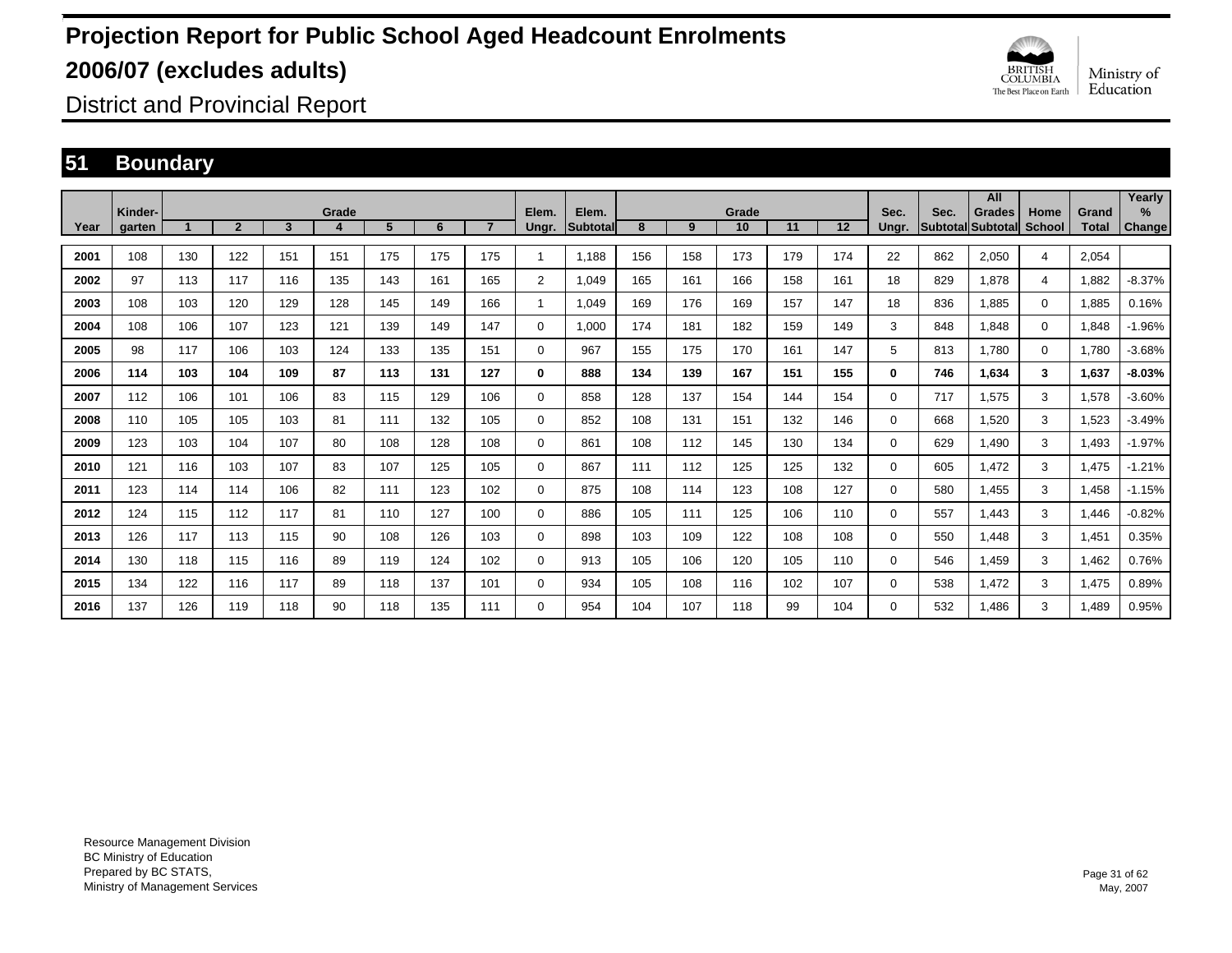# Projection Report for Public School Aged Headcount Enrolments 2006/07 (excludes adults)

District and Provincial Report

## 51 Boundary

| Year | Kinder-garten | Grade 1 | 2 | 3 | 4 | 5 | 6 | 7 | Elem. Ungr. | Elem. Subtotal | Grade 8 | 9 | 10 | 11 | 12 | Sec. Ungr. | Sec. Subtotal | All Grades Subtotal | Home School | Grand Total | Yearly % Change |
|---|---|---|---|---|---|---|---|---|---|---|---|---|---|---|---|---|---|---|---|---|---|
| **2001** | 108 | 130 | 122 | 151 | 151 | 175 | 175 | 175 | 1 | 1,188 | 156 | 158 | 173 | 179 | 174 | 22 | 862 | 2,050 | 4 | 2,054 | |
| **2002** | 97 | 113 | 117 | 116 | 135 | 143 | 161 | 165 | 2 | 1,049 | 165 | 161 | 166 | 158 | 161 | 18 | 829 | 1,878 | 4 | 1,882 | -8.37% |
| **2003** | 108 | 103 | 120 | 129 | 128 | 145 | 149 | 166 | 1 | 1,049 | 169 | 176 | 169 | 157 | 147 | 18 | 836 | 1,885 | 0 | 1,885 | 0.16% |
| **2004** | 108 | 106 | 107 | 123 | 121 | 139 | 149 | 147 | 0 | 1,000 | 174 | 181 | 182 | 159 | 149 | 3 | 848 | 1,848 | 0 | 1,848 | -1.96% |
| **2005** | 98 | 117 | 106 | 103 | 124 | 133 | 135 | 151 | 0 | 967 | 155 | 175 | 170 | 161 | 147 | 5 | 813 | 1,780 | 0 | 1,780 | -3.68% |
| **2006** | **114** | **103** | **104** | **109** | **87** | **113** | **131** | **127** | **0** | **888** | **134** | **139** | **167** | **151** | **155** | **0** | **746** | **1,634** | **3** | **1,637** | **-8.03%** |
| **2007** | 112 | 106 | 101 | 106 | 83 | 115 | 129 | 106 | 0 | 858 | 128 | 137 | 154 | 144 | 154 | 0 | 717 | 1,575 | 3 | 1,578 | -3.60% |
| **2008** | 110 | 105 | 105 | 103 | 81 | 111 | 132 | 105 | 0 | 852 | 108 | 131 | 151 | 132 | 146 | 0 | 668 | 1,520 | 3 | 1,523 | -3.49% |
| **2009** | 123 | 103 | 104 | 107 | 80 | 108 | 128 | 108 | 0 | 861 | 108 | 112 | 145 | 130 | 134 | 0 | 629 | 1,490 | 3 | 1,493 | -1.97% |
| **2010** | 121 | 116 | 103 | 107 | 83 | 107 | 125 | 105 | 0 | 867 | 111 | 112 | 125 | 125 | 132 | 0 | 605 | 1,472 | 3 | 1,475 | -1.21% |
| **2011** | 123 | 114 | 114 | 106 | 82 | 111 | 123 | 102 | 0 | 875 | 108 | 114 | 123 | 108 | 127 | 0 | 580 | 1,455 | 3 | 1,458 | -1.15% |
| **2012** | 124 | 115 | 112 | 117 | 81 | 110 | 127 | 100 | 0 | 886 | 105 | 111 | 125 | 106 | 110 | 0 | 557 | 1,443 | 3 | 1,446 | -0.82% |
| **2013** | 126 | 117 | 113 | 115 | 90 | 108 | 126 | 103 | 0 | 898 | 103 | 109 | 122 | 108 | 108 | 0 | 550 | 1,448 | 3 | 1,451 | 0.35% |
| **2014** | 130 | 118 | 115 | 116 | 89 | 119 | 124 | 102 | 0 | 913 | 105 | 106 | 120 | 105 | 110 | 0 | 546 | 1,459 | 3 | 1,462 | 0.76% |
| **2015** | 134 | 122 | 116 | 117 | 89 | 118 | 137 | 101 | 0 | 934 | 105 | 108 | 116 | 102 | 107 | 0 | 538 | 1,472 | 3 | 1,475 | 0.89% |
| **2016** | 137 | 126 | 119 | 118 | 90 | 118 | 135 | 111 | 0 | 954 | 104 | 107 | 118 | 99 | 104 | 0 | 532 | 1,486 | 3 | 1,489 | 0.95% |

Resource Management Division
BC Ministry of Education
Prepared by BC STATS,
Ministry of Management Services

May, 2007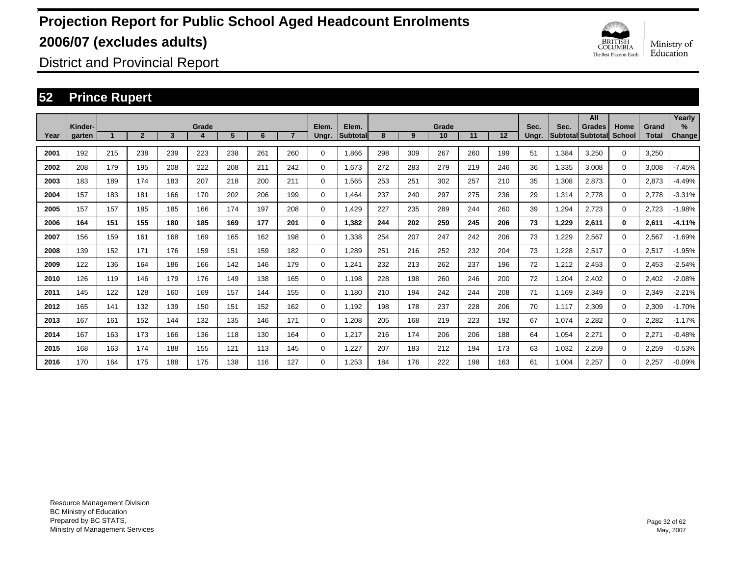# Projection Report for Public School Aged Headcount Enrolments 2006/07 (excludes adults)

District and Provincial Report

## 52 Prince Rupert

| Year | Kinder-garten | Grade 1 | 2 | 3 | 4 | 5 | 6 | 7 | Elem. Ungr. | Elem. Subtotal | Grade 8 | 9 | 10 | 11 | 12 | Sec. Ungr. | Sec. Subtotal | All Grades Subtotal | Home School | Grand Total | Yearly % Change |
|---|---|---|---|---|---|---|---|---|---|---|---|---|---|---|---|---|---|---|---|---|---|
| 2001 | 192 | 215 | 238 | 239 | 223 | 238 | 261 | 260 | 0 | 1,866 | 298 | 309 | 267 | 260 | 199 | 51 | 1,384 | 3,250 | 0 | 3,250 | |
| 2002 | 208 | 179 | 195 | 208 | 222 | 208 | 211 | 242 | 0 | 1,673 | 272 | 283 | 279 | 219 | 246 | 36 | 1,335 | 3,008 | 0 | 3,008 | -7.45% |
| 2003 | 183 | 189 | 174 | 183 | 207 | 218 | 200 | 211 | 0 | 1,565 | 253 | 251 | 302 | 257 | 210 | 35 | 1,308 | 2,873 | 0 | 2,873 | -4.49% |
| 2004 | 157 | 183 | 181 | 166 | 170 | 202 | 206 | 199 | 0 | 1,464 | 237 | 240 | 297 | 275 | 236 | 29 | 1,314 | 2,778 | 0 | 2,778 | -3.31% |
| 2005 | 157 | 157 | 185 | 185 | 166 | 174 | 197 | 208 | 0 | 1,429 | 227 | 235 | 289 | 244 | 260 | 39 | 1,294 | 2,723 | 0 | 2,723 | -1.98% |
| **2006** | **164** | **151** | **155** | **180** | **185** | **169** | **177** | **201** | **0** | **1,382** | **244** | **202** | **259** | **245** | **206** | **73** | **1,229** | **2,611** | **0** | **2,611** | **-4.11%** |
| 2007 | 156 | 159 | 161 | 168 | 169 | 165 | 162 | 198 | 0 | 1,338 | 254 | 207 | 247 | 242 | 206 | 73 | 1,229 | 2,567 | 0 | 2,567 | -1.69% |
| 2008 | 139 | 152 | 171 | 176 | 159 | 151 | 159 | 182 | 0 | 1,289 | 251 | 216 | 252 | 232 | 204 | 73 | 1,228 | 2,517 | 0 | 2,517 | -1.95% |
| 2009 | 122 | 136 | 164 | 186 | 166 | 142 | 146 | 179 | 0 | 1,241 | 232 | 213 | 262 | 237 | 196 | 72 | 1,212 | 2,453 | 0 | 2,453 | -2.54% |
| 2010 | 126 | 119 | 146 | 179 | 176 | 149 | 138 | 165 | 0 | 1,198 | 228 | 198 | 260 | 246 | 200 | 72 | 1,204 | 2,402 | 0 | 2,402 | -2.08% |
| 2011 | 145 | 122 | 128 | 160 | 169 | 157 | 144 | 155 | 0 | 1,180 | 210 | 194 | 242 | 244 | 208 | 71 | 1,169 | 2,349 | 0 | 2,349 | -2.21% |
| 2012 | 165 | 141 | 132 | 139 | 150 | 151 | 152 | 162 | 0 | 1,192 | 198 | 178 | 237 | 228 | 206 | 70 | 1,117 | 2,309 | 0 | 2,309 | -1.70% |
| 2013 | 167 | 161 | 152 | 144 | 132 | 135 | 146 | 171 | 0 | 1,208 | 205 | 168 | 219 | 223 | 192 | 67 | 1,074 | 2,282 | 0 | 2,282 | -1.17% |
| 2014 | 167 | 163 | 173 | 166 | 136 | 118 | 130 | 164 | 0 | 1,217 | 216 | 174 | 206 | 206 | 188 | 64 | 1,054 | 2,271 | 0 | 2,271 | -0.48% |
| 2015 | 168 | 163 | 174 | 188 | 155 | 121 | 113 | 145 | 0 | 1,227 | 207 | 183 | 212 | 194 | 173 | 63 | 1,032 | 2,259 | 0 | 2,259 | -0.53% |
| 2016 | 170 | 164 | 175 | 188 | 175 | 138 | 116 | 127 | 0 | 1,253 | 184 | 176 | 222 | 198 | 163 | 61 | 1,004 | 2,257 | 0 | 2,257 | -0.09% |

Resource Management Division
BC Ministry of Education
Prepared by BC STATS,
Ministry of Management Services

May, 2007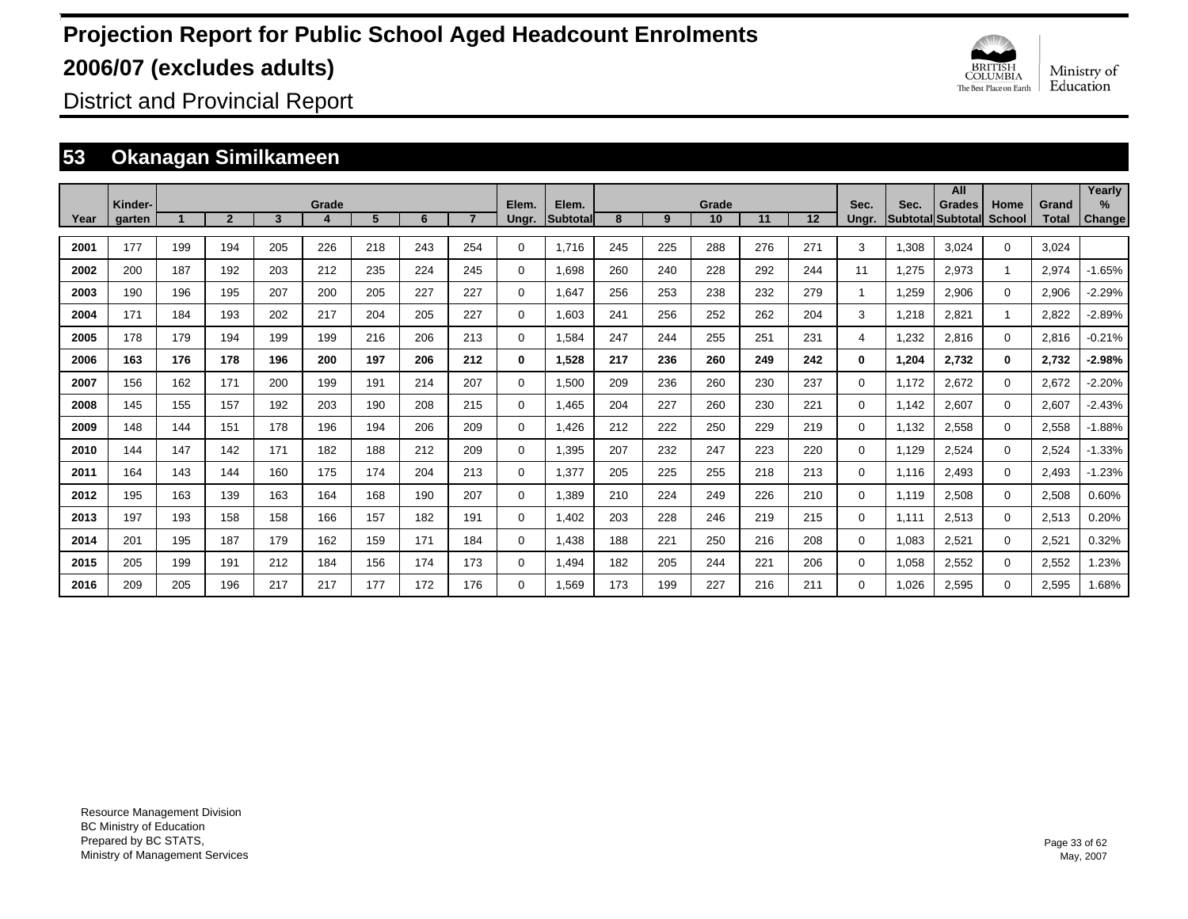# Projection Report for Public School Aged Headcount Enrolments 2006/07 (excludes adults)

District and Provincial Report

## 53 Okanagan Similkameen

| Year | Kinder-garten | Grade 1 | 2 | 3 | 4 | 5 | 6 | 7 | Elem. Ungr. | Elem. Subtotal | Grade 8 | 9 | 10 | 11 | 12 | Sec. Ungr. | Sec. Subtotal | All Grades Subtotal | Home School | Grand Total | Yearly % Change |
|---|---|---|---|---|---|---|---|---|---|---|---|---|---|---|---|---|---|---|---|---|---|
| 2001 | 177 | 199 | 194 | 205 | 226 | 218 | 243 | 254 | 0 | 1,716 | 245 | 225 | 288 | 276 | 271 | 3 | 1,308 | 3,024 | 0 | 3,024 | |
| 2002 | 200 | 187 | 192 | 203 | 212 | 235 | 224 | 245 | 0 | 1,698 | 260 | 240 | 228 | 292 | 244 | 11 | 1,275 | 2,973 | 1 | 2,974 | -1.65% |
| 2003 | 190 | 196 | 195 | 207 | 200 | 205 | 227 | 227 | 0 | 1,647 | 256 | 253 | 238 | 232 | 279 | 1 | 1,259 | 2,906 | 0 | 2,906 | -2.29% |
| 2004 | 171 | 184 | 193 | 202 | 217 | 204 | 205 | 227 | 0 | 1,603 | 241 | 256 | 252 | 262 | 204 | 3 | 1,218 | 2,821 | 1 | 2,822 | -2.89% |
| 2005 | 178 | 179 | 194 | 199 | 199 | 216 | 206 | 213 | 0 | 1,584 | 247 | 244 | 255 | 251 | 231 | 4 | 1,232 | 2,816 | 0 | 2,816 | -0.21% |
| **2006** | **163** | **176** | **178** | **196** | **200** | **197** | **206** | **212** | **0** | **1,528** | **217** | **236** | **260** | **249** | **242** | **0** | **1,204** | **2,732** | **0** | **2,732** | **-2.98%** |
| 2007 | 156 | 162 | 171 | 200 | 199 | 191 | 214 | 207 | 0 | 1,500 | 209 | 236 | 260 | 230 | 237 | 0 | 1,172 | 2,672 | 0 | 2,672 | -2.20% |
| 2008 | 145 | 155 | 157 | 192 | 203 | 190 | 208 | 215 | 0 | 1,465 | 204 | 227 | 260 | 230 | 221 | 0 | 1,142 | 2,607 | 0 | 2,607 | -2.43% |
| 2009 | 148 | 144 | 151 | 178 | 196 | 194 | 206 | 209 | 0 | 1,426 | 212 | 222 | 250 | 229 | 219 | 0 | 1,132 | 2,558 | 0 | 2,558 | -1.88% |
| 2010 | 144 | 147 | 142 | 171 | 182 | 188 | 212 | 209 | 0 | 1,395 | 207 | 232 | 247 | 223 | 220 | 0 | 1,129 | 2,524 | 0 | 2,524 | -1.33% |
| 2011 | 164 | 143 | 144 | 160 | 175 | 174 | 204 | 213 | 0 | 1,377 | 205 | 225 | 255 | 218 | 213 | 0 | 1,116 | 2,493 | 0 | 2,493 | -1.23% |
| 2012 | 195 | 163 | 139 | 163 | 164 | 168 | 190 | 207 | 0 | 1,389 | 210 | 224 | 249 | 226 | 210 | 0 | 1,119 | 2,508 | 0 | 2,508 | 0.60% |
| 2013 | 197 | 193 | 158 | 158 | 166 | 157 | 182 | 191 | 0 | 1,402 | 203 | 228 | 246 | 219 | 215 | 0 | 1,111 | 2,513 | 0 | 2,513 | 0.20% |
| 2014 | 201 | 195 | 187 | 179 | 162 | 159 | 171 | 184 | 0 | 1,438 | 188 | 221 | 250 | 216 | 208 | 0 | 1,083 | 2,521 | 0 | 2,521 | 0.32% |
| 2015 | 205 | 199 | 191 | 212 | 184 | 156 | 174 | 173 | 0 | 1,494 | 182 | 205 | 244 | 221 | 206 | 0 | 1,058 | 2,552 | 0 | 2,552 | 1.23% |
| 2016 | 209 | 205 | 196 | 217 | 217 | 177 | 172 | 176 | 0 | 1,569 | 173 | 199 | 227 | 216 | 211 | 0 | 1,026 | 2,595 | 0 | 2,595 | 1.68% |

Resource Management Division
BC Ministry of Education
Prepared by BC STATS,
Ministry of Management Services

May, 2007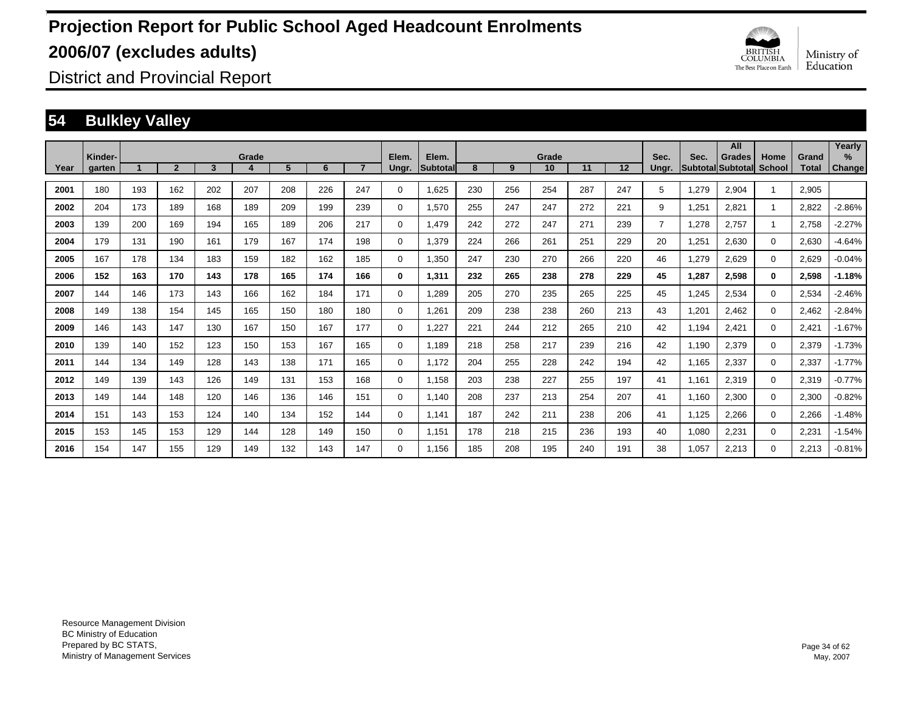# Projection Report for Public School Aged Headcount Enrolments 2006/07 (excludes adults)

District and Provincial Report

## 54 Bulkley Valley

| Year | Kinder-garten | Grade 1 | 2 | 3 | 4 | 5 | 6 | 7 | Elem. Ungr. | Elem. Subtotal | Grade 8 | 9 | 10 | 11 | 12 | Sec. Ungr. | Sec. Subtotal | All Grades Subtotal | Home School | Grand Total | Yearly % Change |
|---|---|---|---|---|---|---|---|---|---|---|---|---|---|---|---|---|---|---|---|---|---|
| 2001 | 180 | 193 | 162 | 202 | 207 | 208 | 226 | 247 | 0 | 1,625 | 230 | 256 | 254 | 287 | 247 | 5 | 1,279 | 2,904 | 1 | 2,905 | |
| 2002 | 204 | 173 | 189 | 168 | 189 | 209 | 199 | 239 | 0 | 1,570 | 255 | 247 | 247 | 272 | 221 | 9 | 1,251 | 2,821 | 1 | 2,822 | -2.86% |
| 2003 | 139 | 200 | 169 | 194 | 165 | 189 | 206 | 217 | 0 | 1,479 | 242 | 272 | 247 | 271 | 239 | 7 | 1,278 | 2,757 | 1 | 2,758 | -2.27% |
| 2004 | 179 | 131 | 190 | 161 | 179 | 167 | 174 | 198 | 0 | 1,379 | 224 | 266 | 261 | 251 | 229 | 20 | 1,251 | 2,630 | 0 | 2,630 | -4.64% |
| 2005 | 167 | 178 | 134 | 183 | 159 | 182 | 162 | 185 | 0 | 1,350 | 247 | 230 | 270 | 266 | 220 | 46 | 1,279 | 2,629 | 0 | 2,629 | -0.04% |
| **2006** | **152** | **163** | **170** | **143** | **178** | **165** | **174** | **166** | **0** | **1,311** | **232** | **265** | **238** | **278** | **229** | **45** | **1,287** | **2,598** | **0** | **2,598** | **-1.18%** |
| 2007 | 144 | 146 | 173 | 143 | 166 | 162 | 184 | 171 | 0 | 1,289 | 205 | 270 | 235 | 265 | 225 | 45 | 1,245 | 2,534 | 0 | 2,534 | -2.46% |
| 2008 | 149 | 138 | 154 | 145 | 165 | 150 | 180 | 180 | 0 | 1,261 | 209 | 238 | 238 | 260 | 213 | 43 | 1,201 | 2,462 | 0 | 2,462 | -2.84% |
| 2009 | 146 | 143 | 147 | 130 | 167 | 150 | 167 | 177 | 0 | 1,227 | 221 | 244 | 212 | 265 | 210 | 42 | 1,194 | 2,421 | 0 | 2,421 | -1.67% |
| 2010 | 139 | 140 | 152 | 123 | 150 | 153 | 167 | 165 | 0 | 1,189 | 218 | 258 | 217 | 239 | 216 | 42 | 1,190 | 2,379 | 0 | 2,379 | -1.73% |
| 2011 | 144 | 134 | 149 | 128 | 143 | 138 | 171 | 165 | 0 | 1,172 | 204 | 255 | 228 | 242 | 194 | 42 | 1,165 | 2,337 | 0 | 2,337 | -1.77% |
| 2012 | 149 | 139 | 143 | 126 | 149 | 131 | 153 | 168 | 0 | 1,158 | 203 | 238 | 227 | 255 | 197 | 41 | 1,161 | 2,319 | 0 | 2,319 | -0.77% |
| 2013 | 149 | 144 | 148 | 120 | 146 | 136 | 146 | 151 | 0 | 1,140 | 208 | 237 | 213 | 254 | 207 | 41 | 1,160 | 2,300 | 0 | 2,300 | -0.82% |
| 2014 | 151 | 143 | 153 | 124 | 140 | 134 | 152 | 144 | 0 | 1,141 | 187 | 242 | 211 | 238 | 206 | 41 | 1,125 | 2,266 | 0 | 2,266 | -1.48% |
| 2015 | 153 | 145 | 153 | 129 | 144 | 128 | 149 | 150 | 0 | 1,151 | 178 | 218 | 215 | 236 | 193 | 40 | 1,080 | 2,231 | 0 | 2,231 | -1.54% |
| 2016 | 154 | 147 | 155 | 129 | 149 | 132 | 143 | 147 | 0 | 1,156 | 185 | 208 | 195 | 240 | 191 | 38 | 1,057 | 2,213 | 0 | 2,213 | -0.81% |

Resource Management Division
BC Ministry of Education
Prepared by BC STATS,
Ministry of Management Services

May, 2007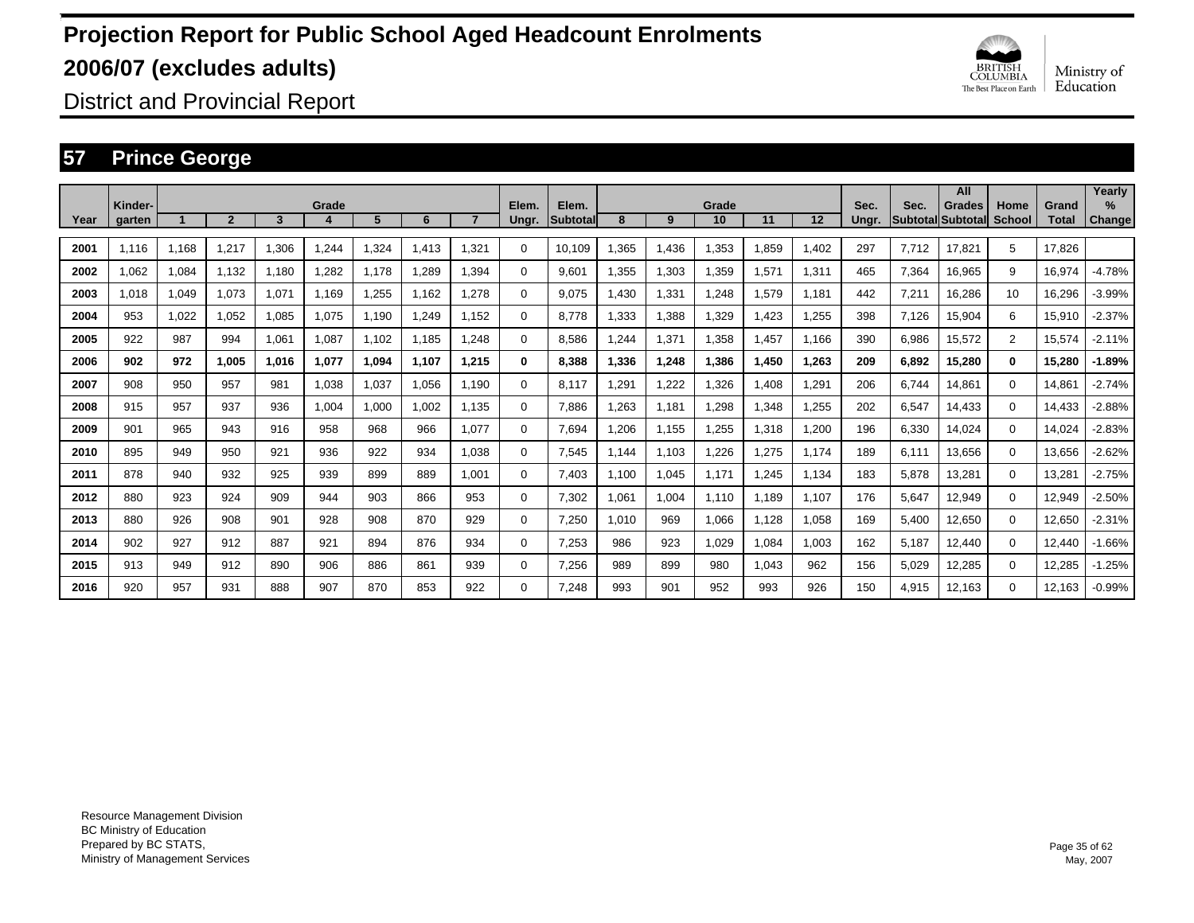# Projection Report for Public School Aged Headcount Enrolments

# 2006/07 (excludes adults)

District and Provincial Report

## 57 Prince George

| Year | Kinder-garten | Grade 1 | 2 | 3 | 4 | 5 | 6 | 7 | Elem. Ungr. | Elem. Subtotal | Grade 8 | 9 | 10 | 11 | 12 | Sec. Ungr. | Sec. Subtotal | All Grades Subtotal | Home School | Grand Total | Yearly % Change |
|---|---|---|---|---|---|---|---|---|---|---|---|---|---|---|---|---|---|---|---|---|---|
| 2001 | 1,116 | 1,168 | 1,217 | 1,306 | 1,244 | 1,324 | 1,413 | 1,321 | 0 | 10,109 | 1,365 | 1,436 | 1,353 | 1,859 | 1,402 | 297 | 7,712 | 17,821 | 5 | 17,826 | |
| 2002 | 1,062 | 1,084 | 1,132 | 1,180 | 1,282 | 1,178 | 1,289 | 1,394 | 0 | 9,601 | 1,355 | 1,303 | 1,359 | 1,571 | 1,311 | 465 | 7,364 | 16,965 | 9 | 16,974 | -4.78% |
| 2003 | 1,018 | 1,049 | 1,073 | 1,071 | 1,169 | 1,255 | 1,162 | 1,278 | 0 | 9,075 | 1,430 | 1,331 | 1,248 | 1,579 | 1,181 | 442 | 7,211 | 16,286 | 10 | 16,296 | -3.99% |
| 2004 | 953 | 1,022 | 1,052 | 1,085 | 1,075 | 1,190 | 1,249 | 1,152 | 0 | 8,778 | 1,333 | 1,388 | 1,329 | 1,423 | 1,255 | 398 | 7,126 | 15,904 | 6 | 15,910 | -2.37% |
| 2005 | 922 | 987 | 994 | 1,061 | 1,087 | 1,102 | 1,185 | 1,248 | 0 | 8,586 | 1,244 | 1,371 | 1,358 | 1,457 | 1,166 | 390 | 6,986 | 15,572 | 2 | 15,574 | -2.11% |
| **2006** | **902** | **972** | **1,005** | **1,016** | **1,077** | **1,094** | **1,107** | **1,215** | **0** | **8,388** | **1,336** | **1,248** | **1,386** | **1,450** | **1,263** | **209** | **6,892** | **15,280** | **0** | **15,280** | **-1.89%** |
| 2007 | 908 | 950 | 957 | 981 | 1,038 | 1,037 | 1,056 | 1,190 | 0 | 8,117 | 1,291 | 1,222 | 1,326 | 1,408 | 1,291 | 206 | 6,744 | 14,861 | 0 | 14,861 | -2.74% |
| 2008 | 915 | 957 | 937 | 936 | 1,004 | 1,000 | 1,002 | 1,135 | 0 | 7,886 | 1,263 | 1,181 | 1,298 | 1,348 | 1,255 | 202 | 6,547 | 14,433 | 0 | 14,433 | -2.88% |
| 2009 | 901 | 965 | 943 | 916 | 958 | 968 | 966 | 1,077 | 0 | 7,694 | 1,206 | 1,155 | 1,255 | 1,318 | 1,200 | 196 | 6,330 | 14,024 | 0 | 14,024 | -2.83% |
| 2010 | 895 | 949 | 950 | 921 | 936 | 922 | 934 | 1,038 | 0 | 7,545 | 1,144 | 1,103 | 1,226 | 1,275 | 1,174 | 189 | 6,111 | 13,656 | 0 | 13,656 | -2.62% |
| 2011 | 878 | 940 | 932 | 925 | 939 | 899 | 889 | 1,001 | 0 | 7,403 | 1,100 | 1,045 | 1,171 | 1,245 | 1,134 | 183 | 5,878 | 13,281 | 0 | 13,281 | -2.75% |
| 2012 | 880 | 923 | 924 | 909 | 944 | 903 | 866 | 953 | 0 | 7,302 | 1,061 | 1,004 | 1,110 | 1,189 | 1,107 | 176 | 5,647 | 12,949 | 0 | 12,949 | -2.50% |
| 2013 | 880 | 926 | 908 | 901 | 928 | 908 | 870 | 929 | 0 | 7,250 | 1,010 | 969 | 1,066 | 1,128 | 1,058 | 169 | 5,400 | 12,650 | 0 | 12,650 | -2.31% |
| 2014 | 902 | 927 | 912 | 887 | 921 | 894 | 876 | 934 | 0 | 7,253 | 986 | 923 | 1,029 | 1,084 | 1,003 | 162 | 5,187 | 12,440 | 0 | 12,440 | -1.66% |
| 2015 | 913 | 949 | 912 | 890 | 906 | 886 | 861 | 939 | 0 | 7,256 | 989 | 899 | 980 | 1,043 | 962 | 156 | 5,029 | 12,285 | 0 | 12,285 | -1.25% |
| 2016 | 920 | 957 | 931 | 888 | 907 | 870 | 853 | 922 | 0 | 7,248 | 993 | 901 | 952 | 993 | 926 | 150 | 4,915 | 12,163 | 0 | 12,163 | -0.99% |

Resource Management Division
BC Ministry of Education
Prepared by BC STATS,
Ministry of Management Services

May, 2007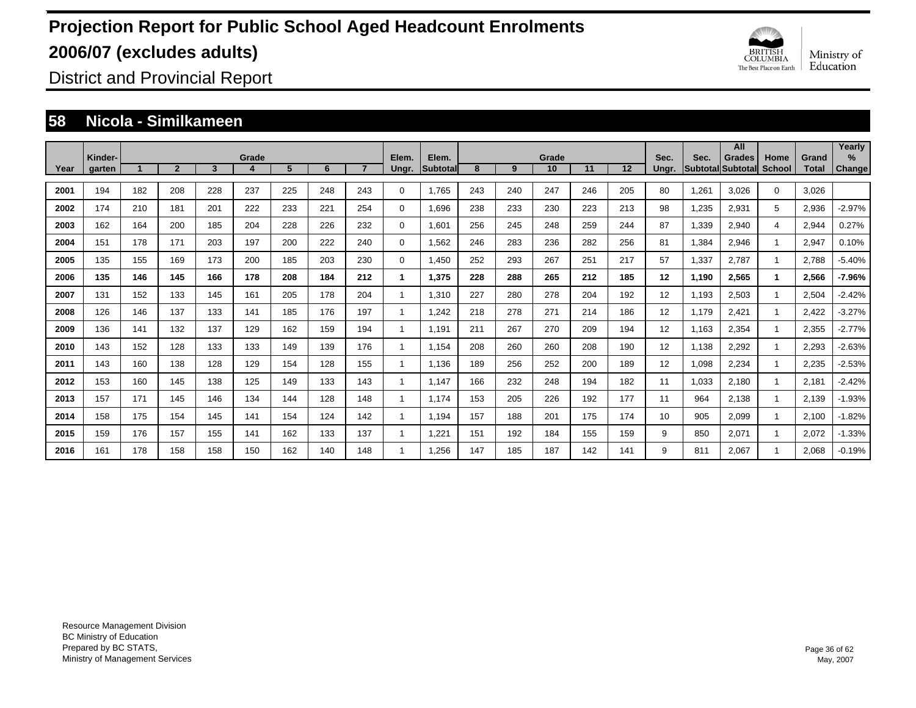# Projection Report for Public School Aged Headcount Enrolments

# 2006/07 (excludes adults)

## District and Provincial Report

## 58 Nicola - Similkameen

| Year | Kinder-garten | 1 | 2 | 3 | Grade 4 | 5 | 6 | 7 | Elem. Ungr. | Elem. Subtotal | 8 | 9 | Grade 10 | 11 | 12 | Sec. Ungr. | Sec. Subtotal | All Grades Subtotal | Home School | Grand Total | Yearly % Change |
|---|---|---|---|---|---|---|---|---|---|---|---|---|---|---|---|---|---|---|---|---|---|
| 2001 | 194 | 182 | 208 | 228 | 237 | 225 | 248 | 243 | 0 | 1,765 | 243 | 240 | 247 | 246 | 205 | 80 | 1,261 | 3,026 | 0 | 3,026 | |
| 2002 | 174 | 210 | 181 | 201 | 222 | 233 | 221 | 254 | 0 | 1,696 | 238 | 233 | 230 | 223 | 213 | 98 | 1,235 | 2,931 | 5 | 2,936 | -2.97% |
| 2003 | 162 | 164 | 200 | 185 | 204 | 228 | 226 | 232 | 0 | 1,601 | 256 | 245 | 248 | 259 | 244 | 87 | 1,339 | 2,940 | 4 | 2,944 | 0.27% |
| 2004 | 151 | 178 | 171 | 203 | 197 | 200 | 222 | 240 | 0 | 1,562 | 246 | 283 | 236 | 282 | 256 | 81 | 1,384 | 2,946 | 1 | 2,947 | 0.10% |
| 2005 | 135 | 155 | 169 | 173 | 200 | 185 | 203 | 230 | 0 | 1,450 | 252 | 293 | 267 | 251 | 217 | 57 | 1,337 | 2,787 | 1 | 2,788 | -5.40% |
| **2006** | **135** | **146** | **145** | **166** | **178** | **208** | **184** | **212** | **1** | **1,375** | **228** | **288** | **265** | **212** | **185** | **12** | **1,190** | **2,565** | **1** | **2,566** | **-7.96%** |
| 2007 | 131 | 152 | 133 | 145 | 161 | 205 | 178 | 204 | 1 | 1,310 | 227 | 280 | 278 | 204 | 192 | 12 | 1,193 | 2,503 | 1 | 2,504 | -2.42% |
| 2008 | 126 | 146 | 137 | 133 | 141 | 185 | 176 | 197 | 1 | 1,242 | 218 | 278 | 271 | 214 | 186 | 12 | 1,179 | 2,421 | 1 | 2,422 | -3.27% |
| 2009 | 136 | 141 | 132 | 137 | 129 | 162 | 159 | 194 | 1 | 1,191 | 211 | 267 | 270 | 209 | 194 | 12 | 1,163 | 2,354 | 1 | 2,355 | -2.77% |
| 2010 | 143 | 152 | 128 | 133 | 133 | 149 | 139 | 176 | 1 | 1,154 | 208 | 260 | 260 | 208 | 190 | 12 | 1,138 | 2,292 | 1 | 2,293 | -2.63% |
| 2011 | 143 | 160 | 138 | 128 | 129 | 154 | 128 | 155 | 1 | 1,136 | 189 | 256 | 252 | 200 | 189 | 12 | 1,098 | 2,234 | 1 | 2,235 | -2.53% |
| 2012 | 153 | 160 | 145 | 138 | 125 | 149 | 133 | 143 | 1 | 1,147 | 166 | 232 | 248 | 194 | 182 | 11 | 1,033 | 2,180 | 1 | 2,181 | -2.42% |
| 2013 | 157 | 171 | 145 | 146 | 134 | 144 | 128 | 148 | 1 | 1,174 | 153 | 205 | 226 | 192 | 177 | 11 | 964 | 2,138 | 1 | 2,139 | -1.93% |
| 2014 | 158 | 175 | 154 | 145 | 141 | 154 | 124 | 142 | 1 | 1,194 | 157 | 188 | 201 | 175 | 174 | 10 | 905 | 2,099 | 1 | 2,100 | -1.82% |
| 2015 | 159 | 176 | 157 | 155 | 141 | 162 | 133 | 137 | 1 | 1,221 | 151 | 192 | 184 | 155 | 159 | 9 | 850 | 2,071 | 1 | 2,072 | -1.33% |
| 2016 | 161 | 178 | 158 | 158 | 150 | 162 | 140 | 148 | 1 | 1,256 | 147 | 185 | 187 | 142 | 141 | 9 | 811 | 2,067 | 1 | 2,068 | -0.19% |

Resource Management Division
BC Ministry of Education
Prepared by BC STATS,
Ministry of Management Services

May, 2007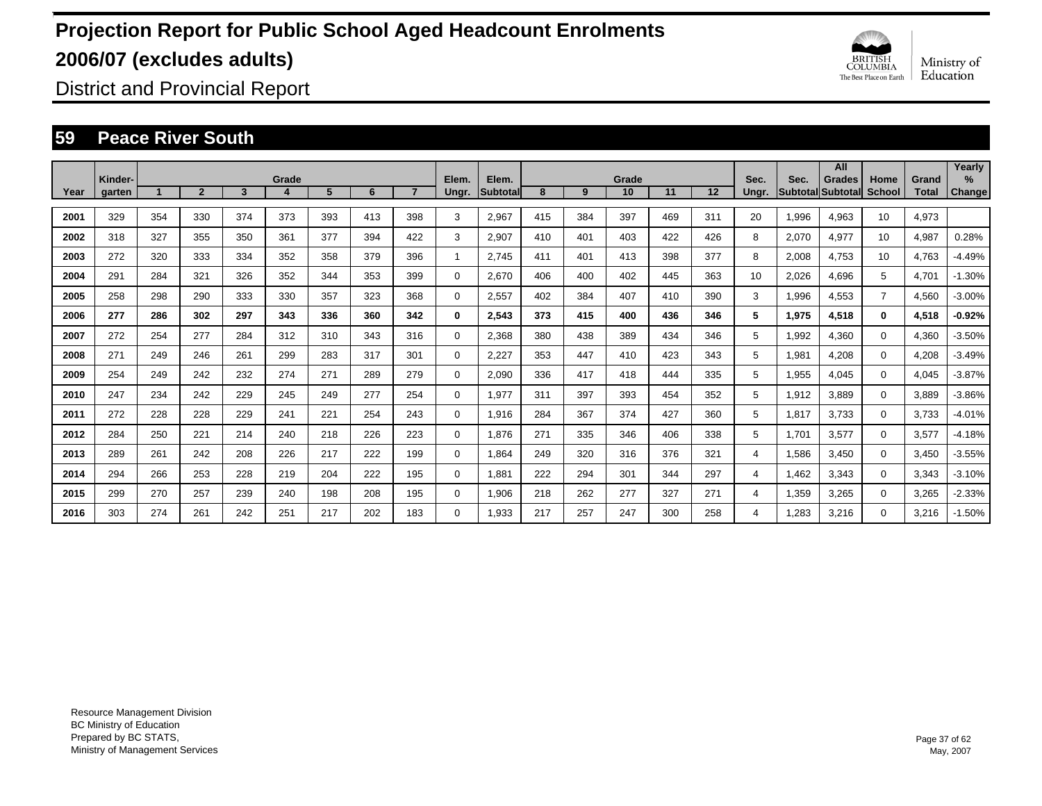# Projection Report for Public School Aged Headcount Enrolments 2006/07 (excludes adults)

District and Provincial Report

## 59 Peace River South

| Year | Kinder-garten | Grade 1 | 2 | 3 | 4 | 5 | 6 | 7 | Elem. Ungr. | Elem. Subtotal | Grade 8 | 9 | 10 | 11 | 12 | Sec. Ungr. | Sec. Subtotal | All Grades Subtotal | Home School | Grand Total | Yearly % Change |
|---|---|---|---|---|---|---|---|---|---|---|---|---|---|---|---|---|---|---|---|---|---|
| 2001 | 329 | 354 | 330 | 374 | 373 | 393 | 413 | 398 | 3 | 2,967 | 415 | 384 | 397 | 469 | 311 | 20 | 1,996 | 4,963 | 10 | 4,973 | |
| 2002 | 318 | 327 | 355 | 350 | 361 | 377 | 394 | 422 | 3 | 2,907 | 410 | 401 | 403 | 422 | 426 | 8 | 2,070 | 4,977 | 10 | 4,987 | 0.28% |
| 2003 | 272 | 320 | 333 | 334 | 352 | 358 | 379 | 396 | 1 | 2,745 | 411 | 401 | 413 | 398 | 377 | 8 | 2,008 | 4,753 | 10 | 4,763 | -4.49% |
| 2004 | 291 | 284 | 321 | 326 | 352 | 344 | 353 | 399 | 0 | 2,670 | 406 | 400 | 402 | 445 | 363 | 10 | 2,026 | 4,696 | 5 | 4,701 | -1.30% |
| 2005 | 258 | 298 | 290 | 333 | 330 | 357 | 323 | 368 | 0 | 2,557 | 402 | 384 | 407 | 410 | 390 | 3 | 1,996 | 4,553 | 7 | 4,560 | -3.00% |
| **2006** | **277** | **286** | **302** | **297** | **343** | **336** | **360** | **342** | **0** | **2,543** | **373** | **415** | **400** | **436** | **346** | **5** | **1,975** | **4,518** | **0** | **4,518** | **-0.92%** |
| 2007 | 272 | 254 | 277 | 284 | 312 | 310 | 343 | 316 | 0 | 2,368 | 380 | 438 | 389 | 434 | 346 | 5 | 1,992 | 4,360 | 0 | 4,360 | -3.50% |
| 2008 | 271 | 249 | 246 | 261 | 299 | 283 | 317 | 301 | 0 | 2,227 | 353 | 447 | 410 | 423 | 343 | 5 | 1,981 | 4,208 | 0 | 4,208 | -3.49% |
| 2009 | 254 | 249 | 242 | 232 | 274 | 271 | 289 | 279 | 0 | 2,090 | 336 | 417 | 418 | 444 | 335 | 5 | 1,955 | 4,045 | 0 | 4,045 | -3.87% |
| 2010 | 247 | 234 | 242 | 229 | 245 | 249 | 277 | 254 | 0 | 1,977 | 311 | 397 | 393 | 454 | 352 | 5 | 1,912 | 3,889 | 0 | 3,889 | -3.86% |
| 2011 | 272 | 228 | 228 | 229 | 241 | 221 | 254 | 243 | 0 | 1,916 | 284 | 367 | 374 | 427 | 360 | 5 | 1,817 | 3,733 | 0 | 3,733 | -4.01% |
| 2012 | 284 | 250 | 221 | 214 | 240 | 218 | 226 | 223 | 0 | 1,876 | 271 | 335 | 346 | 406 | 338 | 5 | 1,701 | 3,577 | 0 | 3,577 | -4.18% |
| 2013 | 289 | 261 | 242 | 208 | 226 | 217 | 222 | 199 | 0 | 1,864 | 249 | 320 | 316 | 376 | 321 | 4 | 1,586 | 3,450 | 0 | 3,450 | -3.55% |
| 2014 | 294 | 266 | 253 | 228 | 219 | 204 | 222 | 195 | 0 | 1,881 | 222 | 294 | 301 | 344 | 297 | 4 | 1,462 | 3,343 | 0 | 3,343 | -3.10% |
| 2015 | 299 | 270 | 257 | 239 | 240 | 198 | 208 | 195 | 0 | 1,906 | 218 | 262 | 277 | 327 | 271 | 4 | 1,359 | 3,265 | 0 | 3,265 | -2.33% |
| 2016 | 303 | 274 | 261 | 242 | 251 | 217 | 202 | 183 | 0 | 1,933 | 217 | 257 | 247 | 300 | 258 | 4 | 1,283 | 3,216 | 0 | 3,216 | -1.50% |

Resource Management Division
BC Ministry of Education
Prepared by BC STATS,
Ministry of Management Services

May, 2007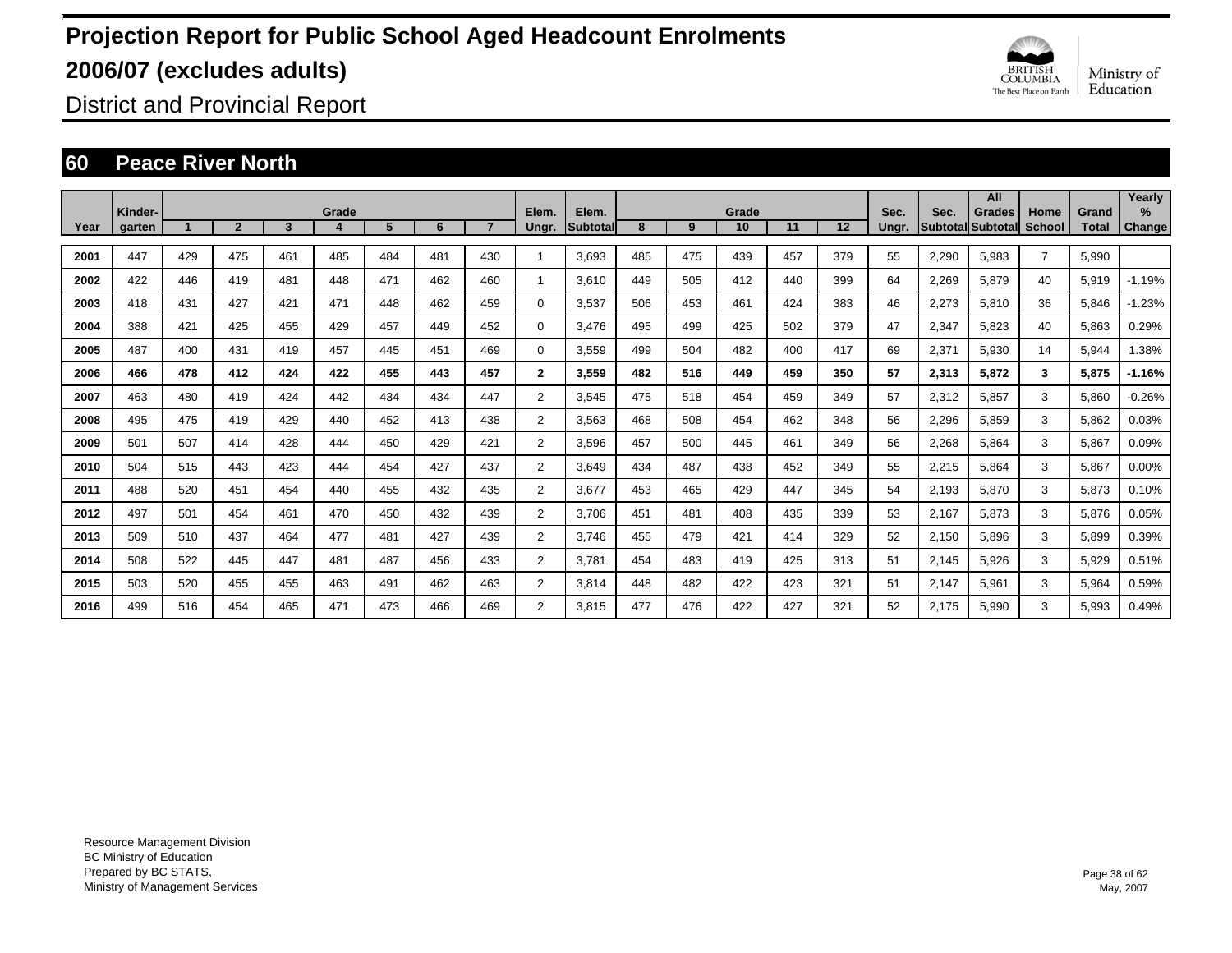# Projection Report for Public School Aged Headcount Enrolments

## 2006/07 (excludes adults)

District and Provincial Report

## 60 Peace River North

| Year | Kinder-garten | Grade 1 | 2 | 3 | 4 | 5 | 6 | 7 | Elem. Ungr. | Elem. Subtotal | Grade 8 | 9 | 10 | 11 | 12 | Sec. Ungr. | Sec. Subtotal | All Grades Subtotal | Home School | Grand Total | Yearly % Change |
|---|---|---|---|---|---|---|---|---|---|---|---|---|---|---|---|---|---|---|---|---|---|
| 2001 | 447 | 429 | 475 | 461 | 485 | 484 | 481 | 430 | 1 | 3,693 | 485 | 475 | 439 | 457 | 379 | 55 | 2,290 | 5,983 | 7 | 5,990 | |
| 2002 | 422 | 446 | 419 | 481 | 448 | 471 | 462 | 460 | 1 | 3,610 | 449 | 505 | 412 | 440 | 399 | 64 | 2,269 | 5,879 | 40 | 5,919 | -1.19% |
| 2003 | 418 | 431 | 427 | 421 | 471 | 448 | 462 | 459 | 0 | 3,537 | 506 | 453 | 461 | 424 | 383 | 46 | 2,273 | 5,810 | 36 | 5,846 | -1.23% |
| 2004 | 388 | 421 | 425 | 455 | 429 | 457 | 449 | 452 | 0 | 3,476 | 495 | 499 | 425 | 502 | 379 | 47 | 2,347 | 5,823 | 40 | 5,863 | 0.29% |
| 2005 | 487 | 400 | 431 | 419 | 457 | 445 | 451 | 469 | 0 | 3,559 | 499 | 504 | 482 | 400 | 417 | 69 | 2,371 | 5,930 | 14 | 5,944 | 1.38% |
| **2006** | **466** | **478** | **412** | **424** | **422** | **455** | **443** | **457** | **2** | **3,559** | **482** | **516** | **449** | **459** | **350** | **57** | **2,313** | **5,872** | **3** | **5,875** | **-1.16%** |
| 2007 | 463 | 480 | 419 | 424 | 442 | 434 | 434 | 447 | 2 | 3,545 | 475 | 518 | 454 | 459 | 349 | 57 | 2,312 | 5,857 | 3 | 5,860 | -0.26% |
| 2008 | 495 | 475 | 419 | 429 | 440 | 452 | 413 | 438 | 2 | 3,563 | 468 | 508 | 454 | 462 | 348 | 56 | 2,296 | 5,859 | 3 | 5,862 | 0.03% |
| 2009 | 501 | 507 | 414 | 428 | 444 | 450 | 429 | 421 | 2 | 3,596 | 457 | 500 | 445 | 461 | 349 | 56 | 2,268 | 5,864 | 3 | 5,867 | 0.09% |
| 2010 | 504 | 515 | 443 | 423 | 444 | 454 | 427 | 437 | 2 | 3,649 | 434 | 487 | 438 | 452 | 349 | 55 | 2,215 | 5,864 | 3 | 5,867 | 0.00% |
| 2011 | 488 | 520 | 451 | 454 | 440 | 455 | 432 | 435 | 2 | 3,677 | 453 | 465 | 429 | 447 | 345 | 54 | 2,193 | 5,870 | 3 | 5,873 | 0.10% |
| 2012 | 497 | 501 | 454 | 461 | 470 | 450 | 432 | 439 | 2 | 3,706 | 451 | 481 | 408 | 435 | 339 | 53 | 2,167 | 5,873 | 3 | 5,876 | 0.05% |
| 2013 | 509 | 510 | 437 | 464 | 477 | 481 | 427 | 439 | 2 | 3,746 | 455 | 479 | 421 | 414 | 329 | 52 | 2,150 | 5,896 | 3 | 5,899 | 0.39% |
| 2014 | 508 | 522 | 445 | 447 | 481 | 487 | 456 | 433 | 2 | 3,781 | 454 | 483 | 419 | 425 | 313 | 51 | 2,145 | 5,926 | 3 | 5,929 | 0.51% |
| 2015 | 503 | 520 | 455 | 455 | 463 | 491 | 462 | 463 | 2 | 3,814 | 448 | 482 | 422 | 423 | 321 | 51 | 2,147 | 5,961 | 3 | 5,964 | 0.59% |
| 2016 | 499 | 516 | 454 | 465 | 471 | 473 | 466 | 469 | 2 | 3,815 | 477 | 476 | 422 | 427 | 321 | 52 | 2,175 | 5,990 | 3 | 5,993 | 0.49% |

Resource Management Division
BC Ministry of Education
Prepared by BC STATS,
Ministry of Management Services

May, 2007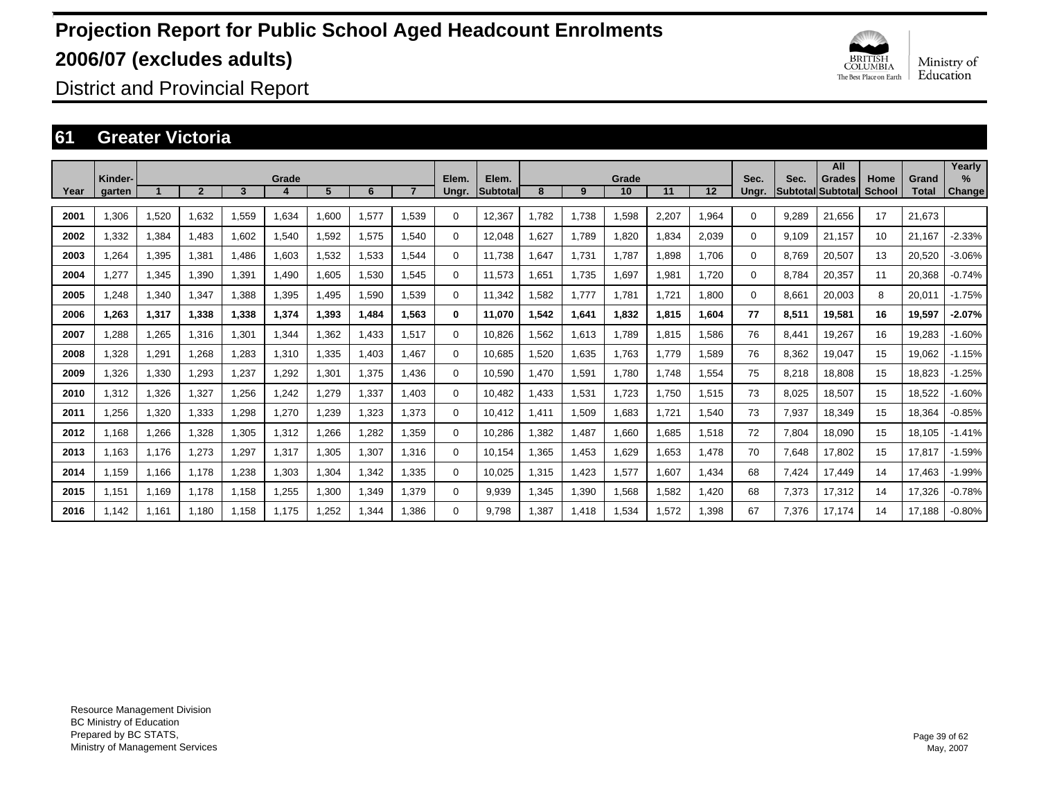# Projection Report for Public School Aged Headcount Enrolments 2006/07 (excludes adults)

District and Provincial Report

## 61 Greater Victoria

| Year | Kinder-garten | Grade 1 | 2 | 3 | 4 | 5 | 6 | 7 | Elem. Ungr. | Elem. Subtotal | Grade 8 | 9 | 10 | 11 | 12 | Sec. Ungr. | Sec. Subtotal | All Grades Subtotal | Home School | Grand Total | Yearly % Change |
|---|---|---|---|---|---|---|---|---|---|---|---|---|---|---|---|---|---|---|---|---|---|
| 2001 | 1,306 | 1,520 | 1,632 | 1,559 | 1,634 | 1,600 | 1,577 | 1,539 | 0 | 12,367 | 1,782 | 1,738 | 1,598 | 2,207 | 1,964 | 0 | 9,289 | 21,656 | 17 | 21,673 | |
| 2002 | 1,332 | 1,384 | 1,483 | 1,602 | 1,540 | 1,592 | 1,575 | 1,540 | 0 | 12,048 | 1,627 | 1,789 | 1,820 | 1,834 | 2,039 | 0 | 9,109 | 21,157 | 10 | 21,167 | -2.33% |
| 2003 | 1,264 | 1,395 | 1,381 | 1,486 | 1,603 | 1,532 | 1,533 | 1,544 | 0 | 11,738 | 1,647 | 1,731 | 1,787 | 1,898 | 1,706 | 0 | 8,769 | 20,507 | 13 | 20,520 | -3.06% |
| 2004 | 1,277 | 1,345 | 1,390 | 1,391 | 1,490 | 1,605 | 1,530 | 1,545 | 0 | 11,573 | 1,651 | 1,735 | 1,697 | 1,981 | 1,720 | 0 | 8,784 | 20,357 | 11 | 20,368 | -0.74% |
| 2005 | 1,248 | 1,340 | 1,347 | 1,388 | 1,395 | 1,495 | 1,590 | 1,539 | 0 | 11,342 | 1,582 | 1,777 | 1,781 | 1,721 | 1,800 | 0 | 8,661 | 20,003 | 8 | 20,011 | -1.75% |
| **2006** | **1,263** | **1,317** | **1,338** | **1,338** | **1,374** | **1,393** | **1,484** | **1,563** | **0** | **11,070** | **1,542** | **1,641** | **1,832** | **1,815** | **1,604** | **77** | **8,511** | **19,581** | **16** | **19,597** | **-2.07%** |
| 2007 | 1,288 | 1,265 | 1,316 | 1,301 | 1,344 | 1,362 | 1,433 | 1,517 | 0 | 10,826 | 1,562 | 1,613 | 1,789 | 1,815 | 1,586 | 76 | 8,441 | 19,267 | 16 | 19,283 | -1.60% |
| 2008 | 1,328 | 1,291 | 1,268 | 1,283 | 1,310 | 1,335 | 1,403 | 1,467 | 0 | 10,685 | 1,520 | 1,635 | 1,763 | 1,779 | 1,589 | 76 | 8,362 | 19,047 | 15 | 19,062 | -1.15% |
| 2009 | 1,326 | 1,330 | 1,293 | 1,237 | 1,292 | 1,301 | 1,375 | 1,436 | 0 | 10,590 | 1,470 | 1,591 | 1,780 | 1,748 | 1,554 | 75 | 8,218 | 18,808 | 15 | 18,823 | -1.25% |
| 2010 | 1,312 | 1,326 | 1,327 | 1,256 | 1,242 | 1,279 | 1,337 | 1,403 | 0 | 10,482 | 1,433 | 1,531 | 1,723 | 1,750 | 1,515 | 73 | 8,025 | 18,507 | 15 | 18,522 | -1.60% |
| 2011 | 1,256 | 1,320 | 1,333 | 1,298 | 1,270 | 1,239 | 1,323 | 1,373 | 0 | 10,412 | 1,411 | 1,509 | 1,683 | 1,721 | 1,540 | 73 | 7,937 | 18,349 | 15 | 18,364 | -0.85% |
| 2012 | 1,168 | 1,266 | 1,328 | 1,305 | 1,312 | 1,266 | 1,282 | 1,359 | 0 | 10,286 | 1,382 | 1,487 | 1,660 | 1,685 | 1,518 | 72 | 7,804 | 18,090 | 15 | 18,105 | -1.41% |
| 2013 | 1,163 | 1,176 | 1,273 | 1,297 | 1,317 | 1,305 | 1,307 | 1,316 | 0 | 10,154 | 1,365 | 1,453 | 1,629 | 1,653 | 1,478 | 70 | 7,648 | 17,802 | 15 | 17,817 | -1.59% |
| 2014 | 1,159 | 1,166 | 1,178 | 1,238 | 1,303 | 1,304 | 1,342 | 1,335 | 0 | 10,025 | 1,315 | 1,423 | 1,577 | 1,607 | 1,434 | 68 | 7,424 | 17,449 | 14 | 17,463 | -1.99% |
| 2015 | 1,151 | 1,169 | 1,178 | 1,158 | 1,255 | 1,300 | 1,349 | 1,379 | 0 | 9,939 | 1,345 | 1,390 | 1,568 | 1,582 | 1,420 | 68 | 7,373 | 17,312 | 14 | 17,326 | -0.78% |
| 2016 | 1,142 | 1,161 | 1,180 | 1,158 | 1,175 | 1,252 | 1,344 | 1,386 | 0 | 9,798 | 1,387 | 1,418 | 1,534 | 1,572 | 1,398 | 67 | 7,376 | 17,174 | 14 | 17,188 | -0.80% |

Resource Management Division
BC Ministry of Education
Prepared by BC STATS,
Ministry of Management Services

May, 2007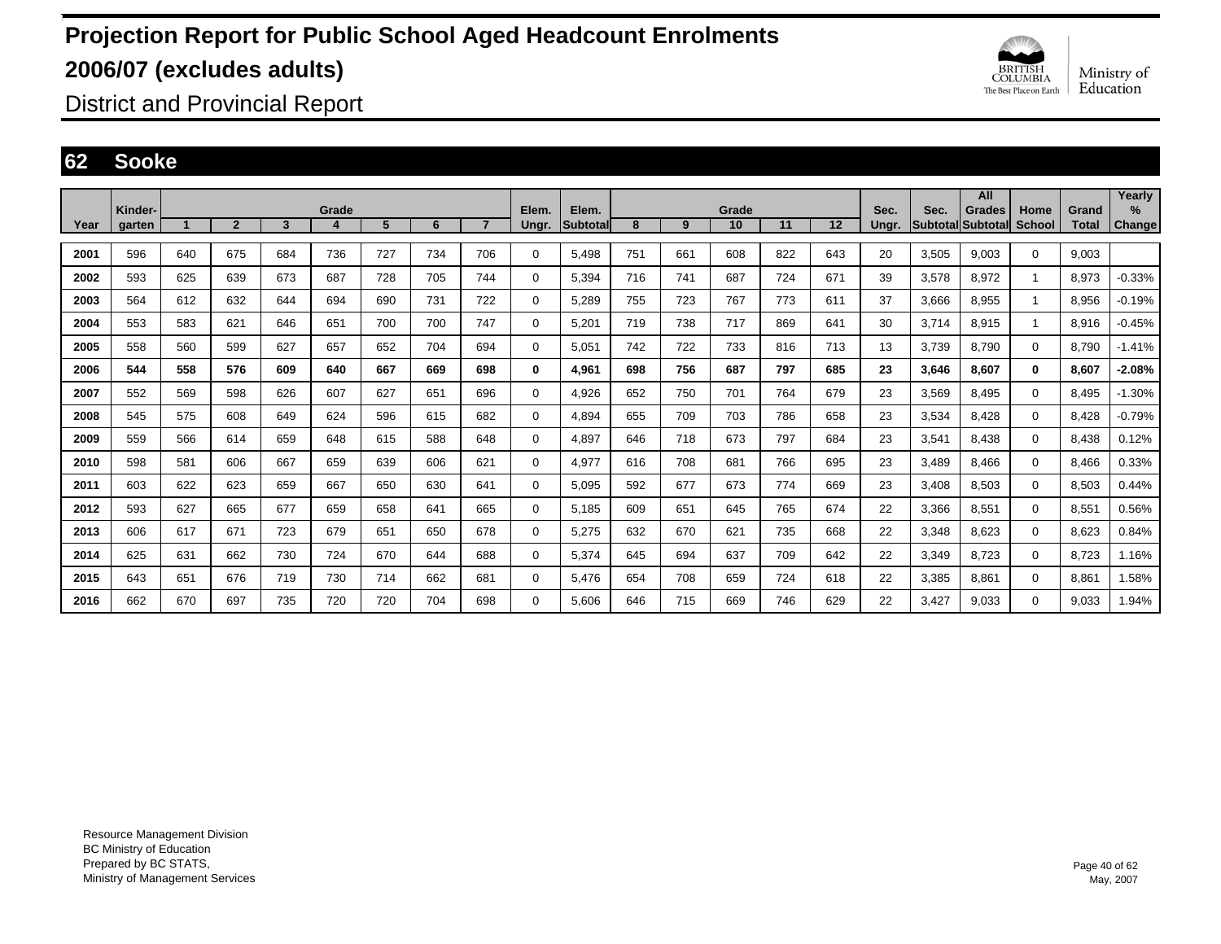# Projection Report for Public School Aged Headcount Enrolments

# 2006/07 (excludes adults)

## District and Provincial Report

## 62 Sooke

| Year | Kinder-garten | Grade 1 | 2 | 3 | 4 | 5 | 6 | 7 | Elem. Ungr. | Elem. Subtotal | Grade 8 | 9 | 10 | 11 | 12 | Sec. Ungr. | Sec. Subtotal | All Grades Subtotal | Home School | Grand Total | Yearly % Change |
|---|---|---|---|---|---|---|---|---|---|---|---|---|---|---|---|---|---|---|---|---|---|
| 2001 | 596 | 640 | 675 | 684 | 736 | 727 | 734 | 706 | 0 | 5,498 | 751 | 661 | 608 | 822 | 643 | 20 | 3,505 | 9,003 | 0 | 9,003 | |
| 2002 | 593 | 625 | 639 | 673 | 687 | 728 | 705 | 744 | 0 | 5,394 | 716 | 741 | 687 | 724 | 671 | 39 | 3,578 | 8,972 | 1 | 8,973 | -0.33% |
| 2003 | 564 | 612 | 632 | 644 | 694 | 690 | 731 | 722 | 0 | 5,289 | 755 | 723 | 767 | 773 | 611 | 37 | 3,666 | 8,955 | 1 | 8,956 | -0.19% |
| 2004 | 553 | 583 | 621 | 646 | 651 | 700 | 700 | 747 | 0 | 5,201 | 719 | 738 | 717 | 869 | 641 | 30 | 3,714 | 8,915 | 1 | 8,916 | -0.45% |
| 2005 | 558 | 560 | 599 | 627 | 657 | 652 | 704 | 694 | 0 | 5,051 | 742 | 722 | 733 | 816 | 713 | 13 | 3,739 | 8,790 | 0 | 8,790 | -1.41% |
| **2006** | **544** | **558** | **576** | **609** | **640** | **667** | **669** | **698** | **0** | **4,961** | **698** | **756** | **687** | **797** | **685** | **23** | **3,646** | **8,607** | **0** | **8,607** | **-2.08%** |
| 2007 | 552 | 569 | 598 | 626 | 607 | 627 | 651 | 696 | 0 | 4,926 | 652 | 750 | 701 | 764 | 679 | 23 | 3,569 | 8,495 | 0 | 8,495 | -1.30% |
| 2008 | 545 | 575 | 608 | 649 | 624 | 596 | 615 | 682 | 0 | 4,894 | 655 | 709 | 703 | 786 | 658 | 23 | 3,534 | 8,428 | 0 | 8,428 | -0.79% |
| 2009 | 559 | 566 | 614 | 659 | 648 | 615 | 588 | 648 | 0 | 4,897 | 646 | 718 | 673 | 797 | 684 | 23 | 3,541 | 8,438 | 0 | 8,438 | 0.12% |
| 2010 | 598 | 581 | 606 | 667 | 659 | 639 | 606 | 621 | 0 | 4,977 | 616 | 708 | 681 | 766 | 695 | 23 | 3,489 | 8,466 | 0 | 8,466 | 0.33% |
| 2011 | 603 | 622 | 623 | 659 | 667 | 650 | 630 | 641 | 0 | 5,095 | 592 | 677 | 673 | 774 | 669 | 23 | 3,408 | 8,503 | 0 | 8,503 | 0.44% |
| 2012 | 593 | 627 | 665 | 677 | 659 | 658 | 641 | 665 | 0 | 5,185 | 609 | 651 | 645 | 765 | 674 | 22 | 3,366 | 8,551 | 0 | 8,551 | 0.56% |
| 2013 | 606 | 617 | 671 | 723 | 679 | 651 | 650 | 678 | 0 | 5,275 | 632 | 670 | 621 | 735 | 668 | 22 | 3,348 | 8,623 | 0 | 8,623 | 0.84% |
| 2014 | 625 | 631 | 662 | 730 | 724 | 670 | 644 | 688 | 0 | 5,374 | 645 | 694 | 637 | 709 | 642 | 22 | 3,349 | 8,723 | 0 | 8,723 | 1.16% |
| 2015 | 643 | 651 | 676 | 719 | 730 | 714 | 662 | 681 | 0 | 5,476 | 654 | 708 | 659 | 724 | 618 | 22 | 3,385 | 8,861 | 0 | 8,861 | 1.58% |
| 2016 | 662 | 670 | 697 | 735 | 720 | 720 | 704 | 698 | 0 | 5,606 | 646 | 715 | 669 | 746 | 629 | 22 | 3,427 | 9,033 | 0 | 9,033 | 1.94% |

Resource Management Division
BC Ministry of Education
Prepared by BC STATS,
Ministry of Management Services

May, 2007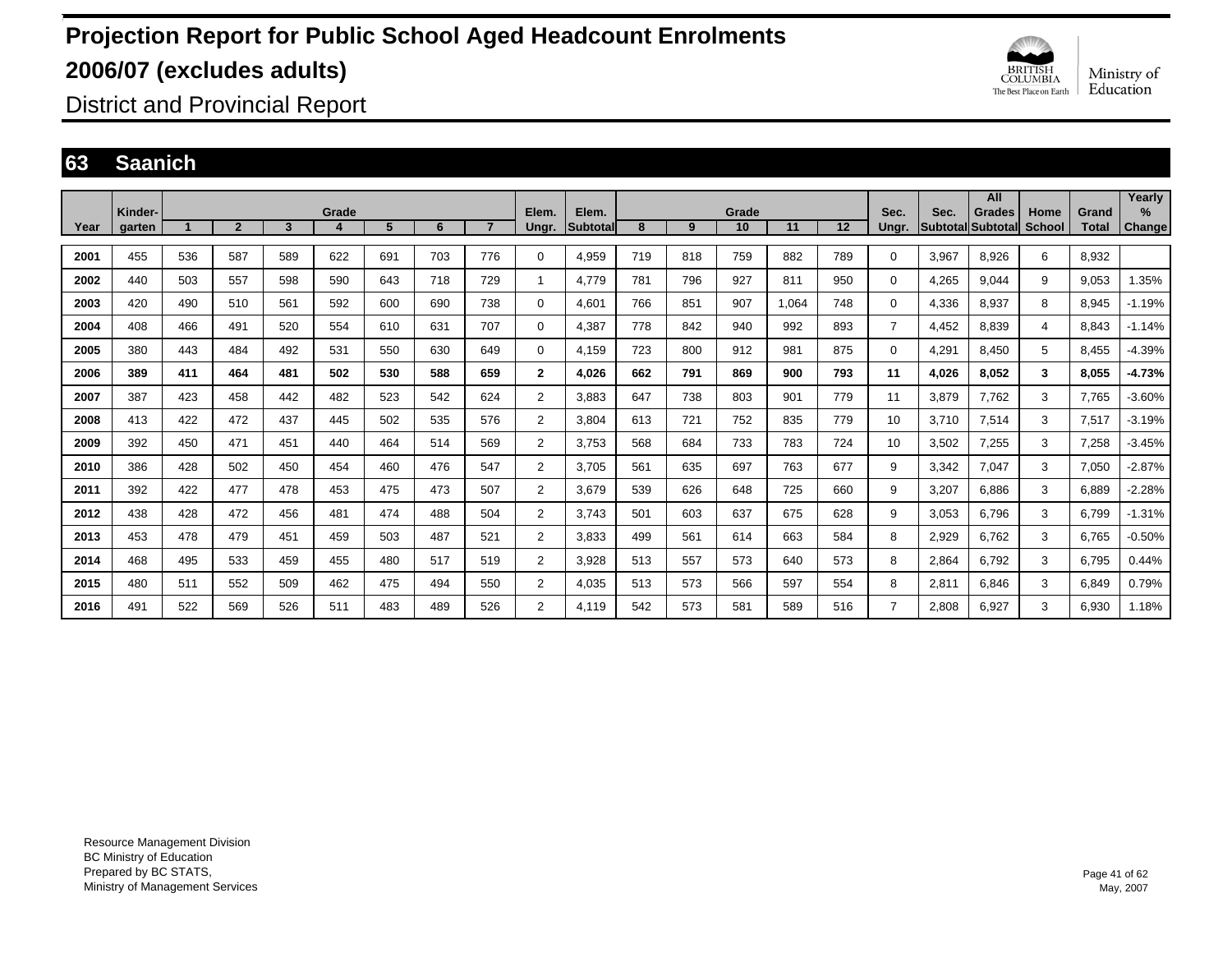# Projection Report for Public School Aged Headcount Enrolments 2006/07 (excludes adults)

District and Provincial Report

## 63 Saanich

| Year | Kinder-garten | Grade 1 | 2 | 3 | 4 | 5 | 6 | 7 | Elem. Ungr. | Elem. Subtotal | Grade 8 | 9 | 10 | 11 | 12 | Sec. Ungr. | Sec. Subtotal | All Grades Subtotal | Home School | Grand Total | Yearly % Change |
|---|---|---|---|---|---|---|---|---|---|---|---|---|---|---|---|---|---|---|---|---|---|
| 2001 | 455 | 536 | 587 | 589 | 622 | 691 | 703 | 776 | 0 | 4,959 | 719 | 818 | 759 | 882 | 789 | 0 | 3,967 | 8,926 | 6 | 8,932 | |
| 2002 | 440 | 503 | 557 | 598 | 590 | 643 | 718 | 729 | 1 | 4,779 | 781 | 796 | 927 | 811 | 950 | 0 | 4,265 | 9,044 | 9 | 9,053 | 1.35% |
| 2003 | 420 | 490 | 510 | 561 | 592 | 600 | 690 | 738 | 0 | 4,601 | 766 | 851 | 907 | 1,064 | 748 | 0 | 4,336 | 8,937 | 8 | 8,945 | -1.19% |
| 2004 | 408 | 466 | 491 | 520 | 554 | 610 | 631 | 707 | 0 | 4,387 | 778 | 842 | 940 | 992 | 893 | 7 | 4,452 | 8,839 | 4 | 8,843 | -1.14% |
| 2005 | 380 | 443 | 484 | 492 | 531 | 550 | 630 | 649 | 0 | 4,159 | 723 | 800 | 912 | 981 | 875 | 0 | 4,291 | 8,450 | 5 | 8,455 | -4.39% |
| **2006** | **389** | **411** | **464** | **481** | **502** | **530** | **588** | **659** | **2** | **4,026** | **662** | **791** | **869** | **900** | **793** | **11** | **4,026** | **8,052** | **3** | **8,055** | **-4.73%** |
| 2007 | 387 | 423 | 458 | 442 | 482 | 523 | 542 | 624 | 2 | 3,883 | 647 | 738 | 803 | 901 | 779 | 11 | 3,879 | 7,762 | 3 | 7,765 | -3.60% |
| 2008 | 413 | 422 | 472 | 437 | 445 | 502 | 535 | 576 | 2 | 3,804 | 613 | 721 | 752 | 835 | 779 | 10 | 3,710 | 7,514 | 3 | 7,517 | -3.19% |
| 2009 | 392 | 450 | 471 | 451 | 440 | 464 | 514 | 569 | 2 | 3,753 | 568 | 684 | 733 | 783 | 724 | 10 | 3,502 | 7,255 | 3 | 7,258 | -3.45% |
| 2010 | 386 | 428 | 502 | 450 | 454 | 460 | 476 | 547 | 2 | 3,705 | 561 | 635 | 697 | 763 | 677 | 9 | 3,342 | 7,047 | 3 | 7,050 | -2.87% |
| 2011 | 392 | 422 | 477 | 478 | 453 | 475 | 473 | 507 | 2 | 3,679 | 539 | 626 | 648 | 725 | 660 | 9 | 3,207 | 6,886 | 3 | 6,889 | -2.28% |
| 2012 | 438 | 428 | 472 | 456 | 481 | 474 | 488 | 504 | 2 | 3,743 | 501 | 603 | 637 | 675 | 628 | 9 | 3,053 | 6,796 | 3 | 6,799 | -1.31% |
| 2013 | 453 | 478 | 479 | 451 | 459 | 503 | 487 | 521 | 2 | 3,833 | 499 | 561 | 614 | 663 | 584 | 8 | 2,929 | 6,762 | 3 | 6,765 | -0.50% |
| 2014 | 468 | 495 | 533 | 459 | 455 | 480 | 517 | 519 | 2 | 3,928 | 513 | 557 | 573 | 640 | 573 | 8 | 2,864 | 6,792 | 3 | 6,795 | 0.44% |
| 2015 | 480 | 511 | 552 | 509 | 462 | 475 | 494 | 550 | 2 | 4,035 | 513 | 573 | 566 | 597 | 554 | 8 | 2,811 | 6,846 | 3 | 6,849 | 0.79% |
| 2016 | 491 | 522 | 569 | 526 | 511 | 483 | 489 | 526 | 2 | 4,119 | 542 | 573 | 581 | 589 | 516 | 7 | 2,808 | 6,927 | 3 | 6,930 | 1.18% |

Resource Management Division
BC Ministry of Education
Prepared by BC STATS,
Ministry of Management Services

May, 2007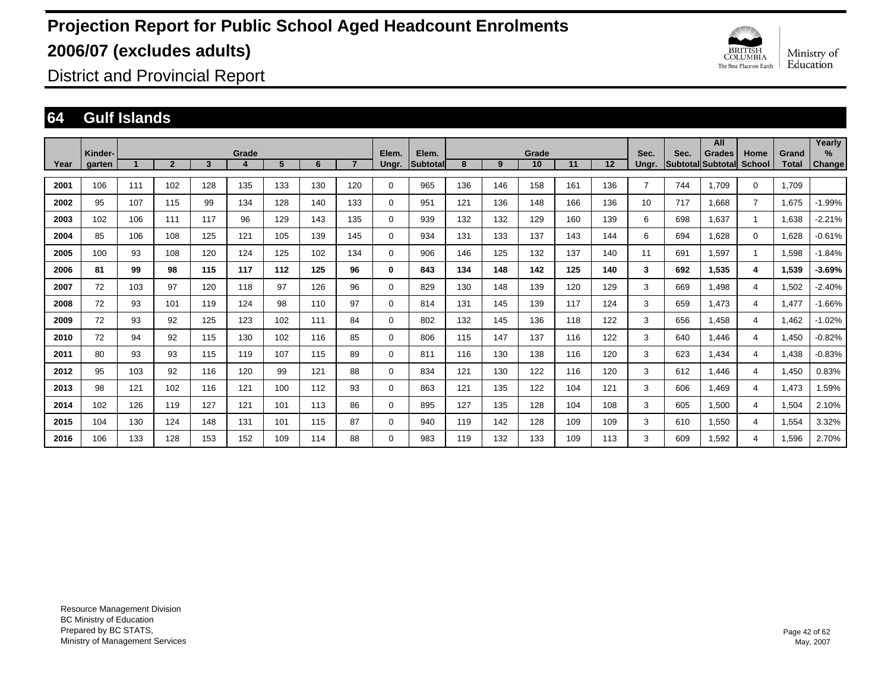# Projection Report for Public School Aged Headcount Enrolments 2006/07 (excludes adults)

District and Provincial Report

## 64 Gulf Islands

| Year | Kinder-garten | Grade 1 | 2 | 3 | 4 | 5 | 6 | 7 | Elem. Ungr. | Elem. Subtotal | Grade 8 | 9 | 10 | 11 | 12 | Sec. Ungr. | Sec. Subtotal | All Grades Subtotal | Home School | Grand Total | Yearly % Change |
|---|---|---|---|---|---|---|---|---|---|---|---|---|---|---|---|---|---|---|---|---|---|
| 2001 | 106 | 111 | 102 | 128 | 135 | 133 | 130 | 120 | 0 | 965 | 136 | 146 | 158 | 161 | 136 | 7 | 744 | 1,709 | 0 | 1,709 | |
| 2002 | 95 | 107 | 115 | 99 | 134 | 128 | 140 | 133 | 0 | 951 | 121 | 136 | 148 | 166 | 136 | 10 | 717 | 1,668 | 7 | 1,675 | -1.99% |
| 2003 | 102 | 106 | 111 | 117 | 96 | 129 | 143 | 135 | 0 | 939 | 132 | 132 | 129 | 160 | 139 | 6 | 698 | 1,637 | 1 | 1,638 | -2.21% |
| 2004 | 85 | 106 | 108 | 125 | 121 | 105 | 139 | 145 | 0 | 934 | 131 | 133 | 137 | 143 | 144 | 6 | 694 | 1,628 | 0 | 1,628 | -0.61% |
| 2005 | 100 | 93 | 108 | 120 | 124 | 125 | 102 | 134 | 0 | 906 | 146 | 125 | 132 | 137 | 140 | 11 | 691 | 1,597 | 1 | 1,598 | -1.84% |
| **2006** | **81** | **99** | **98** | **115** | **117** | **112** | **125** | **96** | **0** | **843** | **134** | **148** | **142** | **125** | **140** | **3** | **692** | **1,535** | **4** | **1,539** | **-3.69%** |
| 2007 | 72 | 103 | 97 | 120 | 118 | 97 | 126 | 96 | 0 | 829 | 130 | 148 | 139 | 120 | 129 | 3 | 669 | 1,498 | 4 | 1,502 | -2.40% |
| 2008 | 72 | 93 | 101 | 119 | 124 | 98 | 110 | 97 | 0 | 814 | 131 | 145 | 139 | 117 | 124 | 3 | 659 | 1,473 | 4 | 1,477 | -1.66% |
| 2009 | 72 | 93 | 92 | 125 | 123 | 102 | 111 | 84 | 0 | 802 | 132 | 145 | 136 | 118 | 122 | 3 | 656 | 1,458 | 4 | 1,462 | -1.02% |
| 2010 | 72 | 94 | 92 | 115 | 130 | 102 | 116 | 85 | 0 | 806 | 115 | 147 | 137 | 116 | 122 | 3 | 640 | 1,446 | 4 | 1,450 | -0.82% |
| 2011 | 80 | 93 | 93 | 115 | 119 | 107 | 115 | 89 | 0 | 811 | 116 | 130 | 138 | 116 | 120 | 3 | 623 | 1,434 | 4 | 1,438 | -0.83% |
| 2012 | 95 | 103 | 92 | 116 | 120 | 99 | 121 | 88 | 0 | 834 | 121 | 130 | 122 | 116 | 120 | 3 | 612 | 1,446 | 4 | 1,450 | 0.83% |
| 2013 | 98 | 121 | 102 | 116 | 121 | 100 | 112 | 93 | 0 | 863 | 121 | 135 | 122 | 104 | 121 | 3 | 606 | 1,469 | 4 | 1,473 | 1.59% |
| 2014 | 102 | 126 | 119 | 127 | 121 | 101 | 113 | 86 | 0 | 895 | 127 | 135 | 128 | 104 | 108 | 3 | 605 | 1,500 | 4 | 1,504 | 2.10% |
| 2015 | 104 | 130 | 124 | 148 | 131 | 101 | 115 | 87 | 0 | 940 | 119 | 142 | 128 | 109 | 109 | 3 | 610 | 1,550 | 4 | 1,554 | 3.32% |
| 2016 | 106 | 133 | 128 | 153 | 152 | 109 | 114 | 88 | 0 | 983 | 119 | 132 | 133 | 109 | 113 | 3 | 609 | 1,592 | 4 | 1,596 | 2.70% |

Resource Management Division
BC Ministry of Education
Prepared by BC STATS,
Ministry of Management Services

May, 2007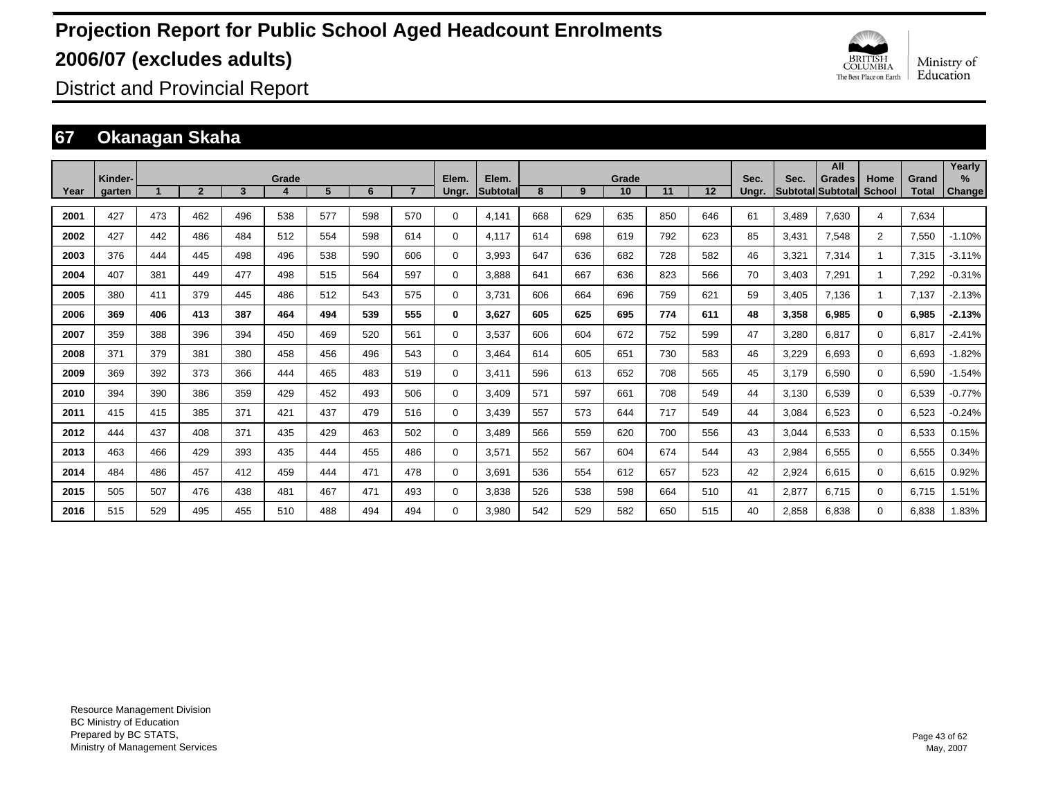# Projection Report for Public School Aged Headcount Enrolments 2006/07 (excludes adults)

District and Provincial Report

## 67 Okanagan Skaha

| Year | Kinder-garten | Grade 1 | 2 | 3 | 4 | 5 | 6 | 7 | Elem. Ungr. | Elem. Subtotal | Grade 8 | 9 | 10 | 11 | 12 | Sec. Ungr. | Sec. Subtotal | All Grades Subtotal | Home School | Grand Total | Yearly % Change |
|---|---|---|---|---|---|---|---|---|---|---|---|---|---|---|---|---|---|---|---|---|---|
| 2001 | 427 | 473 | 462 | 496 | 538 | 577 | 598 | 570 | 0 | 4,141 | 668 | 629 | 635 | 850 | 646 | 61 | 3,489 | 7,630 | 4 | 7,634 | |
| 2002 | 427 | 442 | 486 | 484 | 512 | 554 | 598 | 614 | 0 | 4,117 | 614 | 698 | 619 | 792 | 623 | 85 | 3,431 | 7,548 | 2 | 7,550 | -1.10% |
| 2003 | 376 | 444 | 445 | 498 | 496 | 538 | 590 | 606 | 0 | 3,993 | 647 | 636 | 682 | 728 | 582 | 46 | 3,321 | 7,314 | 1 | 7,315 | -3.11% |
| 2004 | 407 | 381 | 449 | 477 | 498 | 515 | 564 | 597 | 0 | 3,888 | 641 | 667 | 636 | 823 | 566 | 70 | 3,403 | 7,291 | 1 | 7,292 | -0.31% |
| 2005 | 380 | 411 | 379 | 445 | 486 | 512 | 543 | 575 | 0 | 3,731 | 606 | 664 | 696 | 759 | 621 | 59 | 3,405 | 7,136 | 1 | 7,137 | -2.13% |
| **2006** | **369** | **406** | **413** | **387** | **464** | **494** | **539** | **555** | **0** | **3,627** | **605** | **625** | **695** | **774** | **611** | **48** | **3,358** | **6,985** | **0** | **6,985** | **-2.13%** |
| 2007 | 359 | 388 | 396 | 394 | 450 | 469 | 520 | 561 | 0 | 3,537 | 606 | 604 | 672 | 752 | 599 | 47 | 3,280 | 6,817 | 0 | 6,817 | -2.41% |
| 2008 | 371 | 379 | 381 | 380 | 458 | 456 | 496 | 543 | 0 | 3,464 | 614 | 605 | 651 | 730 | 583 | 46 | 3,229 | 6,693 | 0 | 6,693 | -1.82% |
| 2009 | 369 | 392 | 373 | 366 | 444 | 465 | 483 | 519 | 0 | 3,411 | 596 | 613 | 652 | 708 | 565 | 45 | 3,179 | 6,590 | 0 | 6,590 | -1.54% |
| 2010 | 394 | 390 | 386 | 359 | 429 | 452 | 493 | 506 | 0 | 3,409 | 571 | 597 | 661 | 708 | 549 | 44 | 3,130 | 6,539 | 0 | 6,539 | -0.77% |
| 2011 | 415 | 415 | 385 | 371 | 421 | 437 | 479 | 516 | 0 | 3,439 | 557 | 573 | 644 | 717 | 549 | 44 | 3,084 | 6,523 | 0 | 6,523 | -0.24% |
| 2012 | 444 | 437 | 408 | 371 | 435 | 429 | 463 | 502 | 0 | 3,489 | 566 | 559 | 620 | 700 | 556 | 43 | 3,044 | 6,533 | 0 | 6,533 | 0.15% |
| 2013 | 463 | 466 | 429 | 393 | 435 | 444 | 455 | 486 | 0 | 3,571 | 552 | 567 | 604 | 674 | 544 | 43 | 2,984 | 6,555 | 0 | 6,555 | 0.34% |
| 2014 | 484 | 486 | 457 | 412 | 459 | 444 | 471 | 478 | 0 | 3,691 | 536 | 554 | 612 | 657 | 523 | 42 | 2,924 | 6,615 | 0 | 6,615 | 0.92% |
| 2015 | 505 | 507 | 476 | 438 | 481 | 467 | 471 | 493 | 0 | 3,838 | 526 | 538 | 598 | 664 | 510 | 41 | 2,877 | 6,715 | 0 | 6,715 | 1.51% |
| 2016 | 515 | 529 | 495 | 455 | 510 | 488 | 494 | 494 | 0 | 3,980 | 542 | 529 | 582 | 650 | 515 | 40 | 2,858 | 6,838 | 0 | 6,838 | 1.83% |

Resource Management Division
BC Ministry of Education
Prepared by BC STATS,
Ministry of Management Services

May, 2007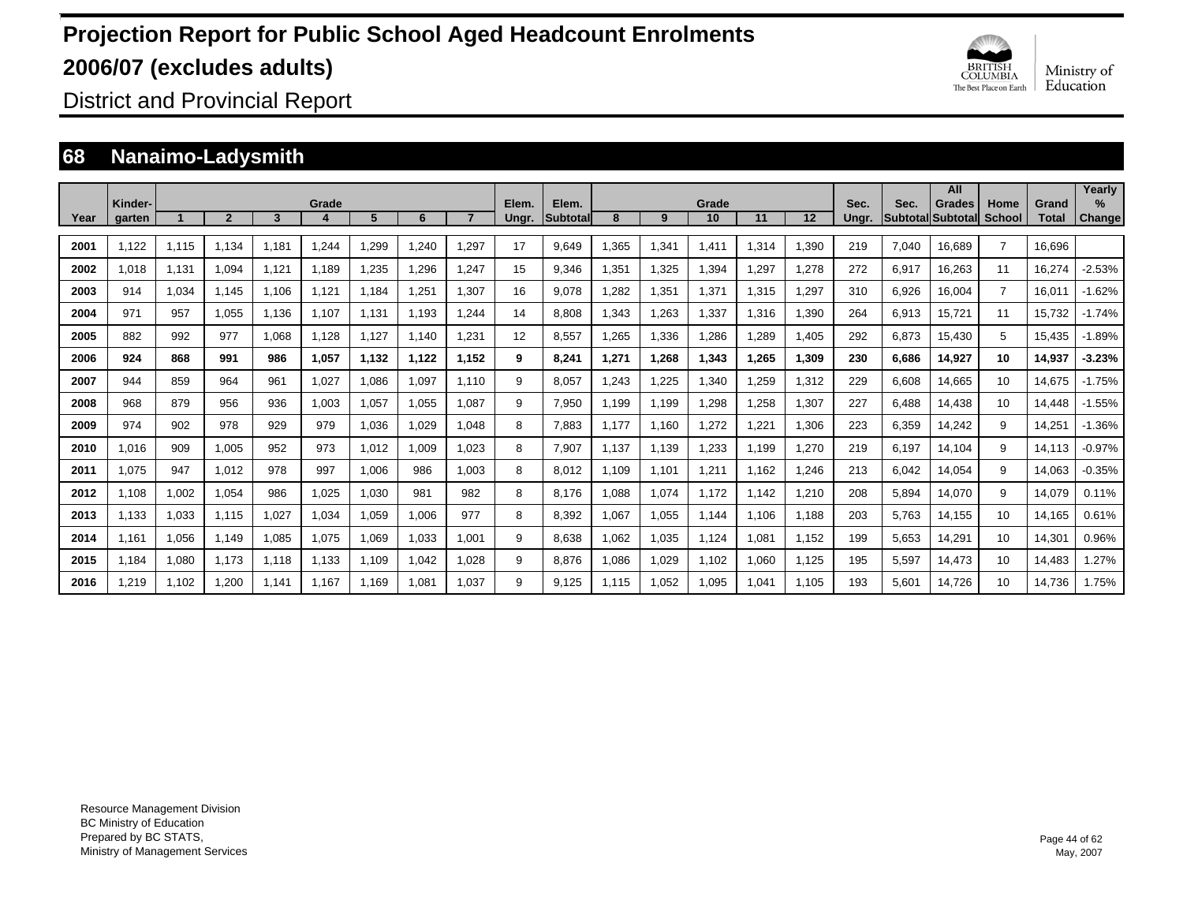# Projection Report for Public School Aged Headcount Enrolments

# 2006/07 (excludes adults)

## District and Provincial Report

## 68 Nanaimo-Ladysmith

| Year | Kinder-garten | Grade 1 | 2 | 3 | 4 | 5 | 6 | 7 | Elem. Ungr. | Elem. Subtotal | Grade 8 | 9 | 10 | 11 | 12 | Sec. Ungr. | Sec. Subtotal | All Grades Subtotal | Home School | Grand Total | Yearly % Change |
|---|---|---|---|---|---|---|---|---|---|---|---|---|---|---|---|---|---|---|---|---|---|
| 2001 | 1,122 | 1,115 | 1,134 | 1,181 | 1,244 | 1,299 | 1,240 | 1,297 | 17 | 9,649 | 1,365 | 1,341 | 1,411 | 1,314 | 1,390 | 219 | 7,040 | 16,689 | 7 | 16,696 | |
| 2002 | 1,018 | 1,131 | 1,094 | 1,121 | 1,189 | 1,235 | 1,296 | 1,247 | 15 | 9,346 | 1,351 | 1,325 | 1,394 | 1,297 | 1,278 | 272 | 6,917 | 16,263 | 11 | 16,274 | -2.53% |
| 2003 | 914 | 1,034 | 1,145 | 1,106 | 1,121 | 1,184 | 1,251 | 1,307 | 16 | 9,078 | 1,282 | 1,351 | 1,371 | 1,315 | 1,297 | 310 | 6,926 | 16,004 | 7 | 16,011 | -1.62% |
| 2004 | 971 | 957 | 1,055 | 1,136 | 1,107 | 1,131 | 1,193 | 1,244 | 14 | 8,808 | 1,343 | 1,263 | 1,337 | 1,316 | 1,390 | 264 | 6,913 | 15,721 | 11 | 15,732 | -1.74% |
| 2005 | 882 | 992 | 977 | 1,068 | 1,128 | 1,127 | 1,140 | 1,231 | 12 | 8,557 | 1,265 | 1,336 | 1,286 | 1,289 | 1,405 | 292 | 6,873 | 15,430 | 5 | 15,435 | -1.89% |
| **2006** | **924** | **868** | **991** | **986** | **1,057** | **1,132** | **1,122** | **1,152** | **9** | **8,241** | **1,271** | **1,268** | **1,343** | **1,265** | **1,309** | **230** | **6,686** | **14,927** | **10** | **14,937** | **-3.23%** |
| 2007 | 944 | 859 | 964 | 961 | 1,027 | 1,086 | 1,097 | 1,110 | 9 | 8,057 | 1,243 | 1,225 | 1,340 | 1,259 | 1,312 | 229 | 6,608 | 14,665 | 10 | 14,675 | -1.75% |
| 2008 | 968 | 879 | 956 | 936 | 1,003 | 1,057 | 1,055 | 1,087 | 9 | 7,950 | 1,199 | 1,199 | 1,298 | 1,258 | 1,307 | 227 | 6,488 | 14,438 | 10 | 14,448 | -1.55% |
| 2009 | 974 | 902 | 978 | 929 | 979 | 1,036 | 1,029 | 1,048 | 8 | 7,883 | 1,177 | 1,160 | 1,272 | 1,221 | 1,306 | 223 | 6,359 | 14,242 | 9 | 14,251 | -1.36% |
| 2010 | 1,016 | 909 | 1,005 | 952 | 973 | 1,012 | 1,009 | 1,023 | 8 | 7,907 | 1,137 | 1,139 | 1,233 | 1,199 | 1,270 | 219 | 6,197 | 14,104 | 9 | 14,113 | -0.97% |
| 2011 | 1,075 | 947 | 1,012 | 978 | 997 | 1,006 | 986 | 1,003 | 8 | 8,012 | 1,109 | 1,101 | 1,211 | 1,162 | 1,246 | 213 | 6,042 | 14,054 | 9 | 14,063 | -0.35% |
| 2012 | 1,108 | 1,002 | 1,054 | 986 | 1,025 | 1,030 | 981 | 982 | 8 | 8,176 | 1,088 | 1,074 | 1,172 | 1,142 | 1,210 | 208 | 5,894 | 14,070 | 9 | 14,079 | 0.11% |
| 2013 | 1,133 | 1,033 | 1,115 | 1,027 | 1,034 | 1,059 | 1,006 | 977 | 8 | 8,392 | 1,067 | 1,055 | 1,144 | 1,106 | 1,188 | 203 | 5,763 | 14,155 | 10 | 14,165 | 0.61% |
| 2014 | 1,161 | 1,056 | 1,149 | 1,085 | 1,075 | 1,069 | 1,033 | 1,001 | 9 | 8,638 | 1,062 | 1,035 | 1,124 | 1,081 | 1,152 | 199 | 5,653 | 14,291 | 10 | 14,301 | 0.96% |
| 2015 | 1,184 | 1,080 | 1,173 | 1,118 | 1,133 | 1,109 | 1,042 | 1,028 | 9 | 8,876 | 1,086 | 1,029 | 1,102 | 1,060 | 1,125 | 195 | 5,597 | 14,473 | 10 | 14,483 | 1.27% |
| 2016 | 1,219 | 1,102 | 1,200 | 1,141 | 1,167 | 1,169 | 1,081 | 1,037 | 9 | 9,125 | 1,115 | 1,052 | 1,095 | 1,041 | 1,105 | 193 | 5,601 | 14,726 | 10 | 14,736 | 1.75% |

Resource Management Division
BC Ministry of Education
Prepared by BC STATS,
Ministry of Management Services

May, 2007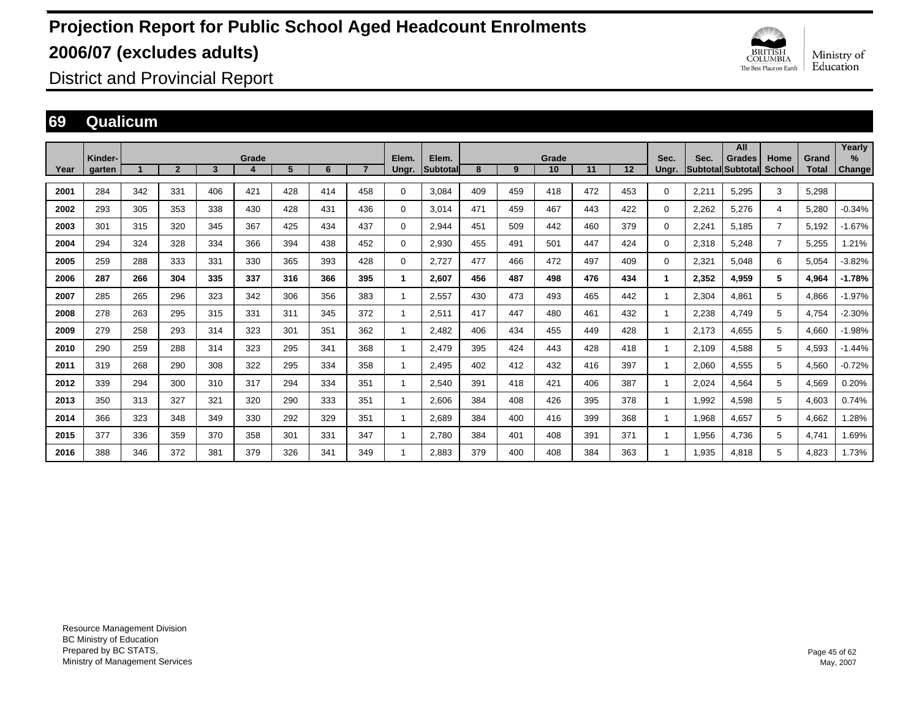# Projection Report for Public School Aged Headcount Enrolments 2006/07 (excludes adults)

District and Provincial Report

## 69 Qualicum

| Year | Kinder-garten | Grade 1 | 2 | 3 | 4 | 5 | 6 | 7 | Elem. Ungr. | Elem. Subtotal | Grade 8 | 9 | 10 | 11 | 12 | Sec. Ungr. | Sec. Subtotal | All Grades Subtotal | Home School | Grand Total | Yearly % Change |
|---|---|---|---|---|---|---|---|---|---|---|---|---|---|---|---|---|---|---|---|---|---|
| 2001 | 284 | 342 | 331 | 406 | 421 | 428 | 414 | 458 | 0 | 3,084 | 409 | 459 | 418 | 472 | 453 | 0 | 2,211 | 5,295 | 3 | 5,298 | |
| 2002 | 293 | 305 | 353 | 338 | 430 | 428 | 431 | 436 | 0 | 3,014 | 471 | 459 | 467 | 443 | 422 | 0 | 2,262 | 5,276 | 4 | 5,280 | -0.34% |
| 2003 | 301 | 315 | 320 | 345 | 367 | 425 | 434 | 437 | 0 | 2,944 | 451 | 509 | 442 | 460 | 379 | 0 | 2,241 | 5,185 | 7 | 5,192 | -1.67% |
| 2004 | 294 | 324 | 328 | 334 | 366 | 394 | 438 | 452 | 0 | 2,930 | 455 | 491 | 501 | 447 | 424 | 0 | 2,318 | 5,248 | 7 | 5,255 | 1.21% |
| 2005 | 259 | 288 | 333 | 331 | 330 | 365 | 393 | 428 | 0 | 2,727 | 477 | 466 | 472 | 497 | 409 | 0 | 2,321 | 5,048 | 6 | 5,054 | -3.82% |
| **2006** | **287** | **266** | **304** | **335** | **337** | **316** | **366** | **395** | **1** | **2,607** | **456** | **487** | **498** | **476** | **434** | **1** | **2,352** | **4,959** | **5** | **4,964** | **-1.78%** |
| 2007 | 285 | 265 | 296 | 323 | 342 | 306 | 356 | 383 | 1 | 2,557 | 430 | 473 | 493 | 465 | 442 | 1 | 2,304 | 4,861 | 5 | 4,866 | -1.97% |
| 2008 | 278 | 263 | 295 | 315 | 331 | 311 | 345 | 372 | 1 | 2,511 | 417 | 447 | 480 | 461 | 432 | 1 | 2,238 | 4,749 | 5 | 4,754 | -2.30% |
| 2009 | 279 | 258 | 293 | 314 | 323 | 301 | 351 | 362 | 1 | 2,482 | 406 | 434 | 455 | 449 | 428 | 1 | 2,173 | 4,655 | 5 | 4,660 | -1.98% |
| 2010 | 290 | 259 | 288 | 314 | 323 | 295 | 341 | 368 | 1 | 2,479 | 395 | 424 | 443 | 428 | 418 | 1 | 2,109 | 4,588 | 5 | 4,593 | -1.44% |
| 2011 | 319 | 268 | 290 | 308 | 322 | 295 | 334 | 358 | 1 | 2,495 | 402 | 412 | 432 | 416 | 397 | 1 | 2,060 | 4,555 | 5 | 4,560 | -0.72% |
| 2012 | 339 | 294 | 300 | 310 | 317 | 294 | 334 | 351 | 1 | 2,540 | 391 | 418 | 421 | 406 | 387 | 1 | 2,024 | 4,564 | 5 | 4,569 | 0.20% |
| 2013 | 350 | 313 | 327 | 321 | 320 | 290 | 333 | 351 | 1 | 2,606 | 384 | 408 | 426 | 395 | 378 | 1 | 1,992 | 4,598 | 5 | 4,603 | 0.74% |
| 2014 | 366 | 323 | 348 | 349 | 330 | 292 | 329 | 351 | 1 | 2,689 | 384 | 400 | 416 | 399 | 368 | 1 | 1,968 | 4,657 | 5 | 4,662 | 1.28% |
| 2015 | 377 | 336 | 359 | 370 | 358 | 301 | 331 | 347 | 1 | 2,780 | 384 | 401 | 408 | 391 | 371 | 1 | 1,956 | 4,736 | 5 | 4,741 | 1.69% |
| 2016 | 388 | 346 | 372 | 381 | 379 | 326 | 341 | 349 | 1 | 2,883 | 379 | 400 | 408 | 384 | 363 | 1 | 1,935 | 4,818 | 5 | 4,823 | 1.73% |

Resource Management Division
BC Ministry of Education
Prepared by BC STATS,
Ministry of Management Services

May, 2007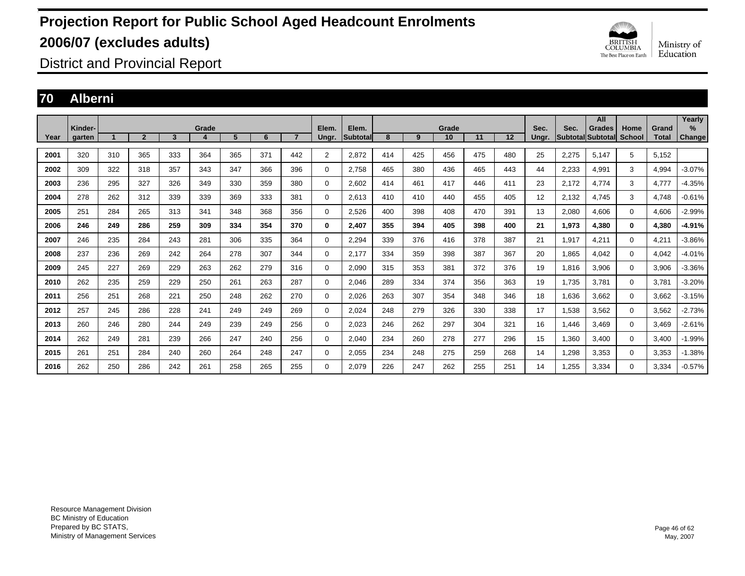# Projection Report for Public School Aged Headcount Enrolments 2006/07 (excludes adults)

District and Provincial Report

## 70 Alberni

| Year | Kinder-garten | Grade 1 | 2 | 3 | 4 | 5 | 6 | 7 | Elem. Ungr. | Elem. Subtotal | Grade 8 | 9 | 10 | 11 | 12 | Sec. Ungr. | Sec. Subtotal | All Grades Subtotal | Home School | Grand Total | Yearly % Change |
|---|---|---|---|---|---|---|---|---|---|---|---|---|---|---|---|---|---|---|---|---|---|
| 2001 | 320 | 310 | 365 | 333 | 364 | 365 | 371 | 442 | 2 | 2,872 | 414 | 425 | 456 | 475 | 480 | 25 | 2,275 | 5,147 | 5 | 5,152 | |
| 2002 | 309 | 322 | 318 | 357 | 343 | 347 | 366 | 396 | 0 | 2,758 | 465 | 380 | 436 | 465 | 443 | 44 | 2,233 | 4,991 | 3 | 4,994 | -3.07% |
| 2003 | 236 | 295 | 327 | 326 | 349 | 330 | 359 | 380 | 0 | 2,602 | 414 | 461 | 417 | 446 | 411 | 23 | 2,172 | 4,774 | 3 | 4,777 | -4.35% |
| 2004 | 278 | 262 | 312 | 339 | 339 | 369 | 333 | 381 | 0 | 2,613 | 410 | 410 | 440 | 455 | 405 | 12 | 2,132 | 4,745 | 3 | 4,748 | -0.61% |
| 2005 | 251 | 284 | 265 | 313 | 341 | 348 | 368 | 356 | 0 | 2,526 | 400 | 398 | 408 | 470 | 391 | 13 | 2,080 | 4,606 | 0 | 4,606 | -2.99% |
| **2006** | **246** | **249** | **286** | **259** | **309** | **334** | **354** | **370** | **0** | **2,407** | **355** | **394** | **405** | **398** | **400** | **21** | **1,973** | **4,380** | **0** | **4,380** | **-4.91%** |
| 2007 | 246 | 235 | 284 | 243 | 281 | 306 | 335 | 364 | 0 | 2,294 | 339 | 376 | 416 | 378 | 387 | 21 | 1,917 | 4,211 | 0 | 4,211 | -3.86% |
| 2008 | 237 | 236 | 269 | 242 | 264 | 278 | 307 | 344 | 0 | 2,177 | 334 | 359 | 398 | 387 | 367 | 20 | 1,865 | 4,042 | 0 | 4,042 | -4.01% |
| 2009 | 245 | 227 | 269 | 229 | 263 | 262 | 279 | 316 | 0 | 2,090 | 315 | 353 | 381 | 372 | 376 | 19 | 1,816 | 3,906 | 0 | 3,906 | -3.36% |
| 2010 | 262 | 235 | 259 | 229 | 250 | 261 | 263 | 287 | 0 | 2,046 | 289 | 334 | 374 | 356 | 363 | 19 | 1,735 | 3,781 | 0 | 3,781 | -3.20% |
| 2011 | 256 | 251 | 268 | 221 | 250 | 248 | 262 | 270 | 0 | 2,026 | 263 | 307 | 354 | 348 | 346 | 18 | 1,636 | 3,662 | 0 | 3,662 | -3.15% |
| 2012 | 257 | 245 | 286 | 228 | 241 | 249 | 249 | 269 | 0 | 2,024 | 248 | 279 | 326 | 330 | 338 | 17 | 1,538 | 3,562 | 0 | 3,562 | -2.73% |
| 2013 | 260 | 246 | 280 | 244 | 249 | 239 | 249 | 256 | 0 | 2,023 | 246 | 262 | 297 | 304 | 321 | 16 | 1,446 | 3,469 | 0 | 3,469 | -2.61% |
| 2014 | 262 | 249 | 281 | 239 | 266 | 247 | 240 | 256 | 0 | 2,040 | 234 | 260 | 278 | 277 | 296 | 15 | 1,360 | 3,400 | 0 | 3,400 | -1.99% |
| 2015 | 261 | 251 | 284 | 240 | 260 | 264 | 248 | 247 | 0 | 2,055 | 234 | 248 | 275 | 259 | 268 | 14 | 1,298 | 3,353 | 0 | 3,353 | -1.38% |
| 2016 | 262 | 250 | 286 | 242 | 261 | 258 | 265 | 255 | 0 | 2,079 | 226 | 247 | 262 | 255 | 251 | 14 | 1,255 | 3,334 | 0 | 3,334 | -0.57% |

Resource Management Division
BC Ministry of Education
Prepared by BC STATS,
Ministry of Management Services

May, 2007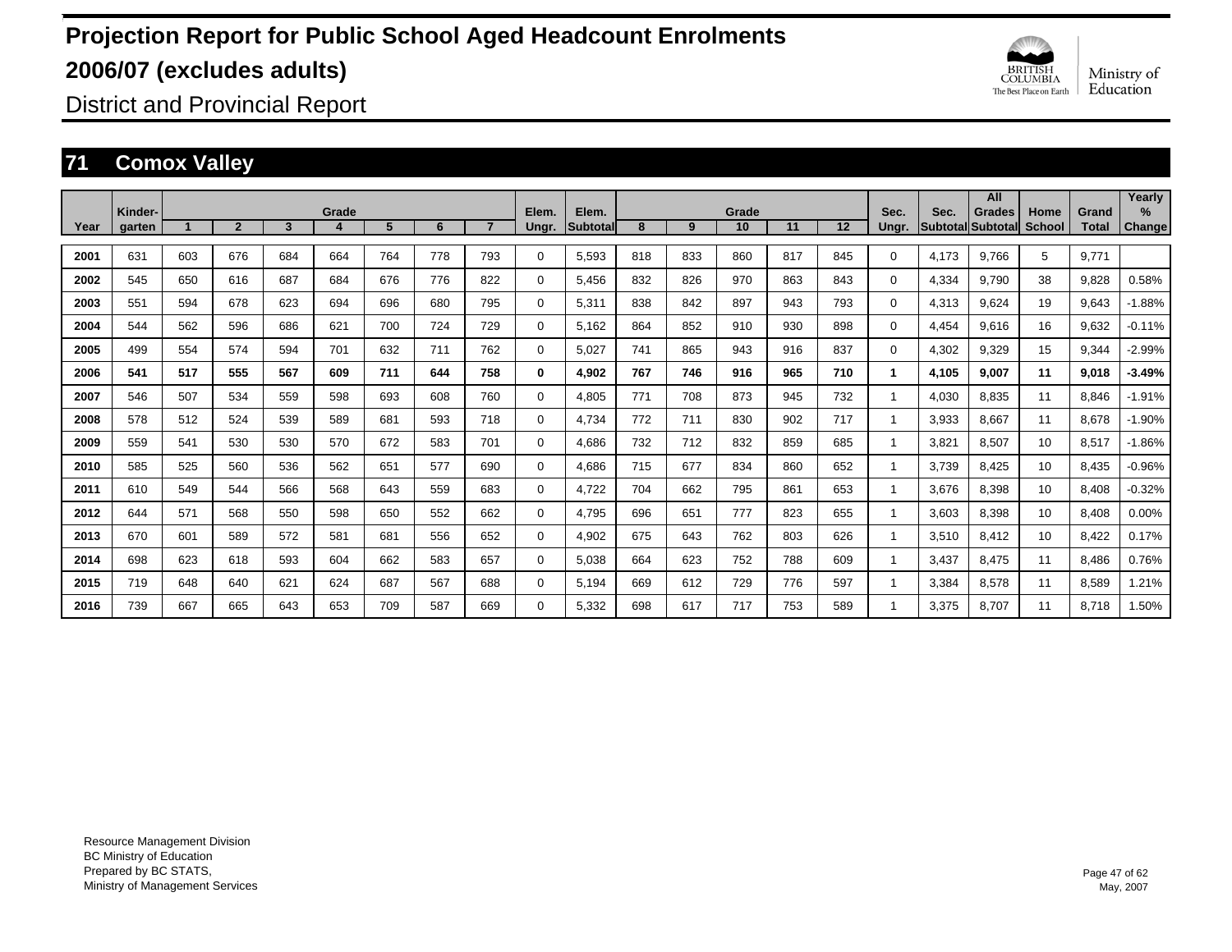# Projection Report for Public School Aged Headcount Enrolments 2006/07 (excludes adults)

District and Provincial Report

## 71 Comox Valley

| Year | Kinder-garten | Grade 1 | 2 | 3 | 4 | 5 | 6 | 7 | Elem. Ungr. | Elem. Subtotal | Grade 8 | 9 | 10 | 11 | 12 | Sec. Ungr. | Sec. Subtotal | All Grades Subtotal | Home School | Grand Total | Yearly % Change |
|---|---|---|---|---|---|---|---|---|---|---|---|---|---|---|---|---|---|---|---|---|---|
| 2001 | 631 | 603 | 676 | 684 | 664 | 764 | 778 | 793 | 0 | 5,593 | 818 | 833 | 860 | 817 | 845 | 0 | 4,173 | 9,766 | 5 | 9,771 | |
| 2002 | 545 | 650 | 616 | 687 | 684 | 676 | 776 | 822 | 0 | 5,456 | 832 | 826 | 970 | 863 | 843 | 0 | 4,334 | 9,790 | 38 | 9,828 | 0.58% |
| 2003 | 551 | 594 | 678 | 623 | 694 | 696 | 680 | 795 | 0 | 5,311 | 838 | 842 | 897 | 943 | 793 | 0 | 4,313 | 9,624 | 19 | 9,643 | -1.88% |
| 2004 | 544 | 562 | 596 | 686 | 621 | 700 | 724 | 729 | 0 | 5,162 | 864 | 852 | 910 | 930 | 898 | 0 | 4,454 | 9,616 | 16 | 9,632 | -0.11% |
| 2005 | 499 | 554 | 574 | 594 | 701 | 632 | 711 | 762 | 0 | 5,027 | 741 | 865 | 943 | 916 | 837 | 0 | 4,302 | 9,329 | 15 | 9,344 | -2.99% |
| **2006** | **541** | **517** | **555** | **567** | **609** | **711** | **644** | **758** | **0** | **4,902** | **767** | **746** | **916** | **965** | **710** | **1** | **4,105** | **9,007** | **11** | **9,018** | **-3.49%** |
| 2007 | 546 | 507 | 534 | 559 | 598 | 693 | 608 | 760 | 0 | 4,805 | 771 | 708 | 873 | 945 | 732 | 1 | 4,030 | 8,835 | 11 | 8,846 | -1.91% |
| 2008 | 578 | 512 | 524 | 539 | 589 | 681 | 593 | 718 | 0 | 4,734 | 772 | 711 | 830 | 902 | 717 | 1 | 3,933 | 8,667 | 11 | 8,678 | -1.90% |
| 2009 | 559 | 541 | 530 | 530 | 570 | 672 | 583 | 701 | 0 | 4,686 | 732 | 712 | 832 | 859 | 685 | 1 | 3,821 | 8,507 | 10 | 8,517 | -1.86% |
| 2010 | 585 | 525 | 560 | 536 | 562 | 651 | 577 | 690 | 0 | 4,686 | 715 | 677 | 834 | 860 | 652 | 1 | 3,739 | 8,425 | 10 | 8,435 | -0.96% |
| 2011 | 610 | 549 | 544 | 566 | 568 | 643 | 559 | 683 | 0 | 4,722 | 704 | 662 | 795 | 861 | 653 | 1 | 3,676 | 8,398 | 10 | 8,408 | -0.32% |
| 2012 | 644 | 571 | 568 | 550 | 598 | 650 | 552 | 662 | 0 | 4,795 | 696 | 651 | 777 | 823 | 655 | 1 | 3,603 | 8,398 | 10 | 8,408 | 0.00% |
| 2013 | 670 | 601 | 589 | 572 | 581 | 681 | 556 | 652 | 0 | 4,902 | 675 | 643 | 762 | 803 | 626 | 1 | 3,510 | 8,412 | 10 | 8,422 | 0.17% |
| 2014 | 698 | 623 | 618 | 593 | 604 | 662 | 583 | 657 | 0 | 5,038 | 664 | 623 | 752 | 788 | 609 | 1 | 3,437 | 8,475 | 11 | 8,486 | 0.76% |
| 2015 | 719 | 648 | 640 | 621 | 624 | 687 | 567 | 688 | 0 | 5,194 | 669 | 612 | 729 | 776 | 597 | 1 | 3,384 | 8,578 | 11 | 8,589 | 1.21% |
| 2016 | 739 | 667 | 665 | 643 | 653 | 709 | 587 | 669 | 0 | 5,332 | 698 | 617 | 717 | 753 | 589 | 1 | 3,375 | 8,707 | 11 | 8,718 | 1.50% |

Resource Management Division
BC Ministry of Education
Prepared by BC STATS,
Ministry of Management Services

May, 2007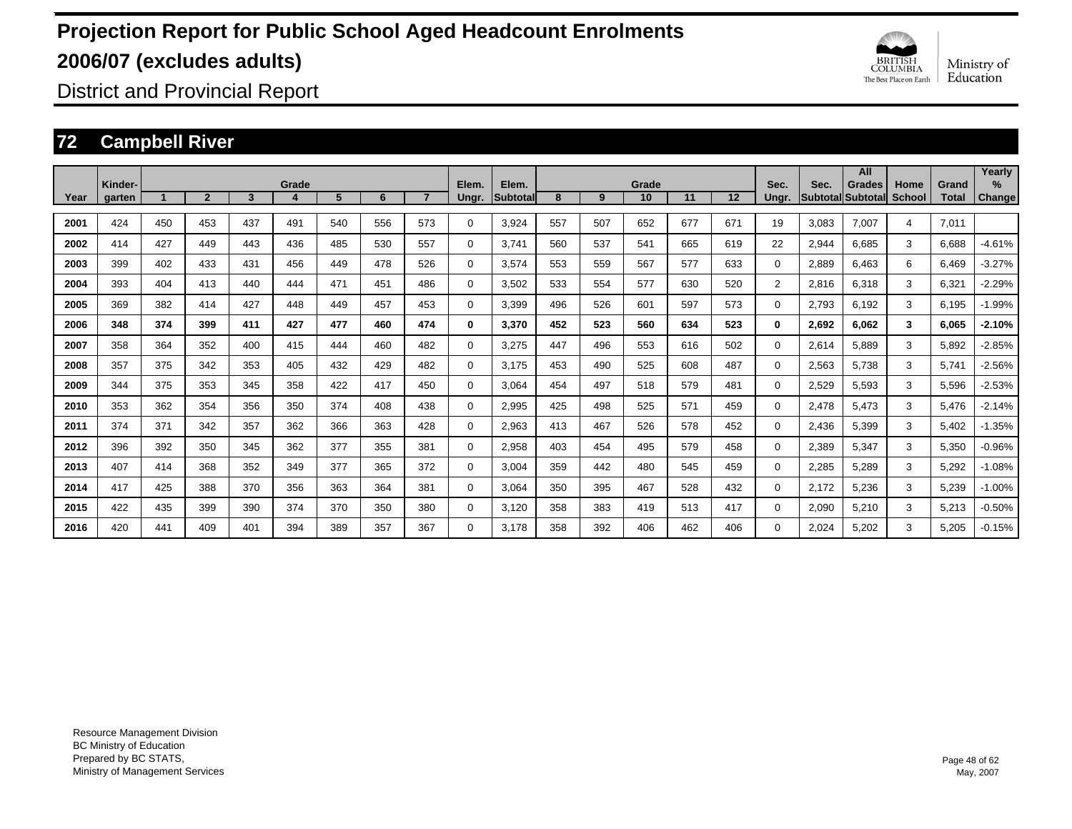# Projection Report for Public School Aged Headcount Enrolments 2006/07 (excludes adults)

District and Provincial Report

## 72 Campbell River

| Year | Kinder-garten | Grade 1 | 2 | 3 | 4 | 5 | 6 | 7 | Elem. Ungr. | Elem. Subtotal | Grade 8 | 9 | 10 | 11 | 12 | Sec. Ungr. | Sec. Subtotal | All Grades Subtotal | Home School | Grand Total | Yearly % Change |
|---|---|---|---|---|---|---|---|---|---|---|---|---|---|---|---|---|---|---|---|---|---|
| 2001 | 424 | 450 | 453 | 437 | 491 | 540 | 556 | 573 | 0 | 3,924 | 557 | 507 | 652 | 677 | 671 | 19 | 3,083 | 7,007 | 4 | 7,011 | |
| 2002 | 414 | 427 | 449 | 443 | 436 | 485 | 530 | 557 | 0 | 3,741 | 560 | 537 | 541 | 665 | 619 | 22 | 2,944 | 6,685 | 3 | 6,688 | -4.61% |
| 2003 | 399 | 402 | 433 | 431 | 456 | 449 | 478 | 526 | 0 | 3,574 | 553 | 559 | 567 | 577 | 633 | 0 | 2,889 | 6,463 | 6 | 6,469 | -3.27% |
| 2004 | 393 | 404 | 413 | 440 | 444 | 471 | 451 | 486 | 0 | 3,502 | 533 | 554 | 577 | 630 | 520 | 2 | 2,816 | 6,318 | 3 | 6,321 | -2.29% |
| 2005 | 369 | 382 | 414 | 427 | 448 | 449 | 457 | 453 | 0 | 3,399 | 496 | 526 | 601 | 597 | 573 | 0 | 2,793 | 6,192 | 3 | 6,195 | -1.99% |
| **2006** | **348** | **374** | **399** | **411** | **427** | **477** | **460** | **474** | **0** | **3,370** | **452** | **523** | **560** | **634** | **523** | **0** | **2,692** | **6,062** | **3** | **6,065** | **-2.10%** |
| 2007 | 358 | 364 | 352 | 400 | 415 | 444 | 460 | 482 | 0 | 3,275 | 447 | 496 | 553 | 616 | 502 | 0 | 2,614 | 5,889 | 3 | 5,892 | -2.85% |
| 2008 | 357 | 375 | 342 | 353 | 405 | 432 | 429 | 482 | 0 | 3,175 | 453 | 490 | 525 | 608 | 487 | 0 | 2,563 | 5,738 | 3 | 5,741 | -2.56% |
| 2009 | 344 | 375 | 353 | 345 | 358 | 422 | 417 | 450 | 0 | 3,064 | 454 | 497 | 518 | 579 | 481 | 0 | 2,529 | 5,593 | 3 | 5,596 | -2.53% |
| 2010 | 353 | 362 | 354 | 356 | 350 | 374 | 408 | 438 | 0 | 2,995 | 425 | 498 | 525 | 571 | 459 | 0 | 2,478 | 5,473 | 3 | 5,476 | -2.14% |
| 2011 | 374 | 371 | 342 | 357 | 362 | 366 | 363 | 428 | 0 | 2,963 | 413 | 467 | 526 | 578 | 452 | 0 | 2,436 | 5,399 | 3 | 5,402 | -1.35% |
| 2012 | 396 | 392 | 350 | 345 | 362 | 377 | 355 | 381 | 0 | 2,958 | 403 | 454 | 495 | 579 | 458 | 0 | 2,389 | 5,347 | 3 | 5,350 | -0.96% |
| 2013 | 407 | 414 | 368 | 352 | 349 | 377 | 365 | 372 | 0 | 3,004 | 359 | 442 | 480 | 545 | 459 | 0 | 2,285 | 5,289 | 3 | 5,292 | -1.08% |
| 2014 | 417 | 425 | 388 | 370 | 356 | 363 | 364 | 381 | 0 | 3,064 | 350 | 395 | 467 | 528 | 432 | 0 | 2,172 | 5,236 | 3 | 5,239 | -1.00% |
| 2015 | 422 | 435 | 399 | 390 | 374 | 370 | 350 | 380 | 0 | 3,120 | 358 | 383 | 419 | 513 | 417 | 0 | 2,090 | 5,210 | 3 | 5,213 | -0.50% |
| 2016 | 420 | 441 | 409 | 401 | 394 | 389 | 357 | 367 | 0 | 3,178 | 358 | 392 | 406 | 462 | 406 | 0 | 2,024 | 5,202 | 3 | 5,205 | -0.15% |

Resource Management Division
BC Ministry of Education
Prepared by BC STATS,
Ministry of Management Services

May, 2007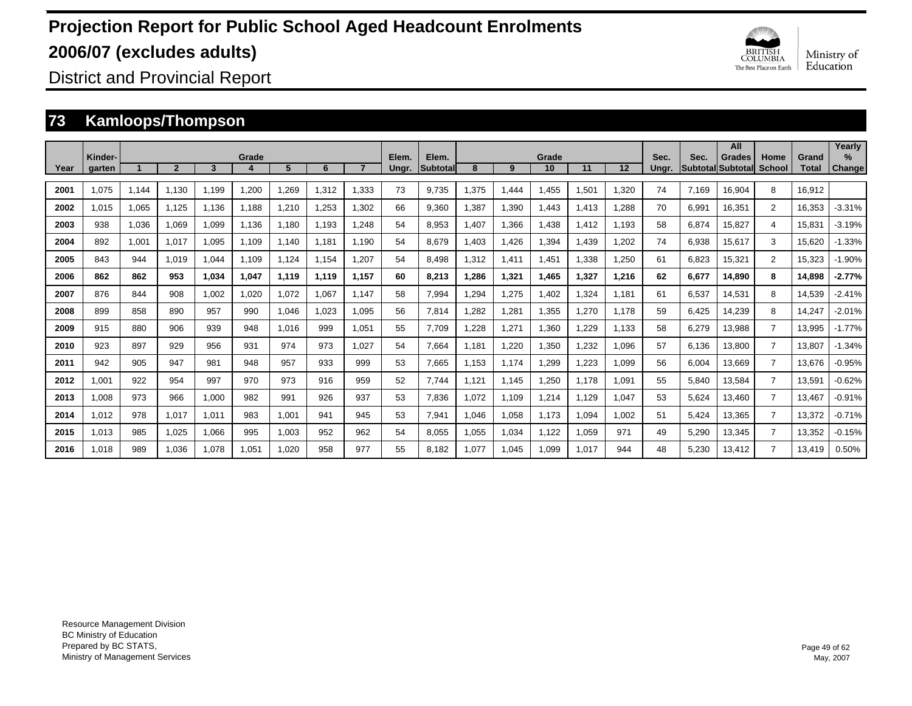# Projection Report for Public School Aged Headcount Enrolments

# 2006/07 (excludes adults)

District and Provincial Report

## 73 Kamloops/Thompson

| Year | Kinder-garten | Grade 1 | 2 | 3 | 4 | 5 | 6 | 7 | Elem. Ungr. | Elem. Subtotal | Grade 8 | 9 | 10 | 11 | 12 | Sec. Ungr. | Sec. Subtotal | All Grades Subtotal | Home School | Grand Total | Yearly % Change |
|---|---|---|---|---|---|---|---|---|---|---|---|---|---|---|---|---|---|---|---|---|---|
| 2001 | 1,075 | 1,144 | 1,130 | 1,199 | 1,200 | 1,269 | 1,312 | 1,333 | 73 | 9,735 | 1,375 | 1,444 | 1,455 | 1,501 | 1,320 | 74 | 7,169 | 16,904 | 8 | 16,912 | |
| 2002 | 1,015 | 1,065 | 1,125 | 1,136 | 1,188 | 1,210 | 1,253 | 1,302 | 66 | 9,360 | 1,387 | 1,390 | 1,443 | 1,413 | 1,288 | 70 | 6,991 | 16,351 | 2 | 16,353 | -3.31% |
| 2003 | 938 | 1,036 | 1,069 | 1,099 | 1,136 | 1,180 | 1,193 | 1,248 | 54 | 8,953 | 1,407 | 1,366 | 1,438 | 1,412 | 1,193 | 58 | 6,874 | 15,827 | 4 | 15,831 | -3.19% |
| 2004 | 892 | 1,001 | 1,017 | 1,095 | 1,109 | 1,140 | 1,181 | 1,190 | 54 | 8,679 | 1,403 | 1,426 | 1,394 | 1,439 | 1,202 | 74 | 6,938 | 15,617 | 3 | 15,620 | -1.33% |
| 2005 | 843 | 944 | 1,019 | 1,044 | 1,109 | 1,124 | 1,154 | 1,207 | 54 | 8,498 | 1,312 | 1,411 | 1,451 | 1,338 | 1,250 | 61 | 6,823 | 15,321 | 2 | 15,323 | -1.90% |
| **2006** | **862** | **862** | **953** | **1,034** | **1,047** | **1,119** | **1,119** | **1,157** | **60** | **8,213** | **1,286** | **1,321** | **1,465** | **1,327** | **1,216** | **62** | **6,677** | **14,890** | **8** | **14,898** | **-2.77%** |
| 2007 | 876 | 844 | 908 | 1,002 | 1,020 | 1,072 | 1,067 | 1,147 | 58 | 7,994 | 1,294 | 1,275 | 1,402 | 1,324 | 1,181 | 61 | 6,537 | 14,531 | 8 | 14,539 | -2.41% |
| 2008 | 899 | 858 | 890 | 957 | 990 | 1,046 | 1,023 | 1,095 | 56 | 7,814 | 1,282 | 1,281 | 1,355 | 1,270 | 1,178 | 59 | 6,425 | 14,239 | 8 | 14,247 | -2.01% |
| 2009 | 915 | 880 | 906 | 939 | 948 | 1,016 | 999 | 1,051 | 55 | 7,709 | 1,228 | 1,271 | 1,360 | 1,229 | 1,133 | 58 | 6,279 | 13,988 | 7 | 13,995 | -1.77% |
| 2010 | 923 | 897 | 929 | 956 | 931 | 974 | 973 | 1,027 | 54 | 7,664 | 1,181 | 1,220 | 1,350 | 1,232 | 1,096 | 57 | 6,136 | 13,800 | 7 | 13,807 | -1.34% |
| 2011 | 942 | 905 | 947 | 981 | 948 | 957 | 933 | 999 | 53 | 7,665 | 1,153 | 1,174 | 1,299 | 1,223 | 1,099 | 56 | 6,004 | 13,669 | 7 | 13,676 | -0.95% |
| 2012 | 1,001 | 922 | 954 | 997 | 970 | 973 | 916 | 959 | 52 | 7,744 | 1,121 | 1,145 | 1,250 | 1,178 | 1,091 | 55 | 5,840 | 13,584 | 7 | 13,591 | -0.62% |
| 2013 | 1,008 | 973 | 966 | 1,000 | 982 | 991 | 926 | 937 | 53 | 7,836 | 1,072 | 1,109 | 1,214 | 1,129 | 1,047 | 53 | 5,624 | 13,460 | 7 | 13,467 | -0.91% |
| 2014 | 1,012 | 978 | 1,017 | 1,011 | 983 | 1,001 | 941 | 945 | 53 | 7,941 | 1,046 | 1,058 | 1,173 | 1,094 | 1,002 | 51 | 5,424 | 13,365 | 7 | 13,372 | -0.71% |
| 2015 | 1,013 | 985 | 1,025 | 1,066 | 995 | 1,003 | 952 | 962 | 54 | 8,055 | 1,055 | 1,034 | 1,122 | 1,059 | 971 | 49 | 5,290 | 13,345 | 7 | 13,352 | -0.15% |
| 2016 | 1,018 | 989 | 1,036 | 1,078 | 1,051 | 1,020 | 958 | 977 | 55 | 8,182 | 1,077 | 1,045 | 1,099 | 1,017 | 944 | 48 | 5,230 | 13,412 | 7 | 13,419 | 0.50% |

Resource Management Division
BC Ministry of Education
Prepared by BC STATS,
Ministry of Management Services

May, 2007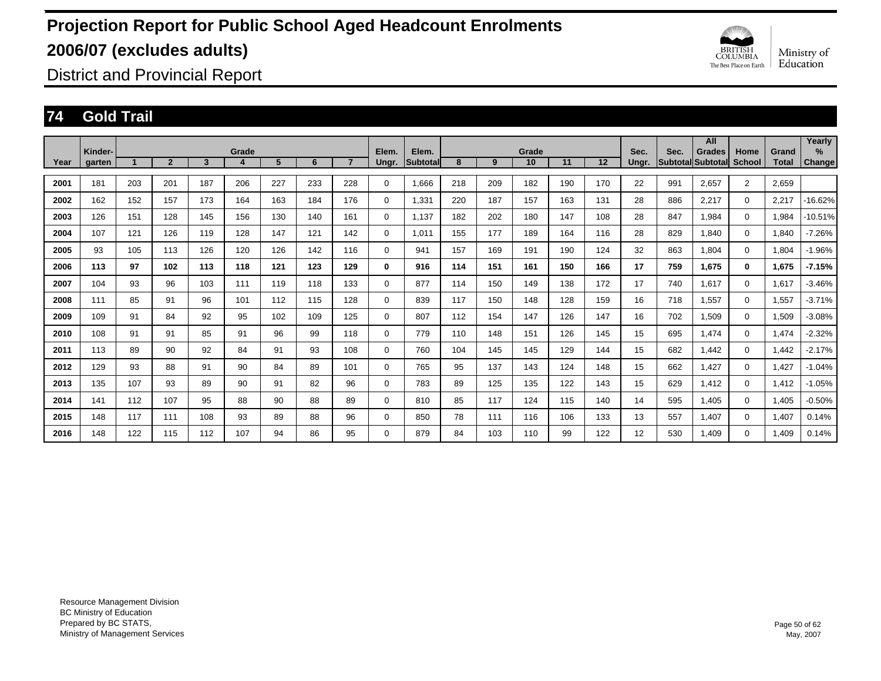# Projection Report for Public School Aged Headcount Enrolments 2006/07 (excludes adults)

District and Provincial Report

## 74 Gold Trail

| Year | Kinder-garten | Grade 1 | 2 | 3 | 4 | 5 | 6 | 7 | Elem. Ungr. | Elem. Subtotal | Grade 8 | 9 | 10 | 11 | 12 | Sec. Ungr. | Sec. Subtotal | All Grades Subtotal | Home School | Grand Total | Yearly % Change |
|---|---|---|---|---|---|---|---|---|---|---|---|---|---|---|---|---|---|---|---|---|---|
| 2001 | 181 | 203 | 201 | 187 | 206 | 227 | 233 | 228 | 0 | 1,666 | 218 | 209 | 182 | 190 | 170 | 22 | 991 | 2,657 | 2 | 2,659 | |
| 2002 | 162 | 152 | 157 | 173 | 164 | 163 | 184 | 176 | 0 | 1,331 | 220 | 187 | 157 | 163 | 131 | 28 | 886 | 2,217 | 0 | 2,217 | -16.62% |
| 2003 | 126 | 151 | 128 | 145 | 156 | 130 | 140 | 161 | 0 | 1,137 | 182 | 202 | 180 | 147 | 108 | 28 | 847 | 1,984 | 0 | 1,984 | -10.51% |
| 2004 | 107 | 121 | 126 | 119 | 128 | 147 | 121 | 142 | 0 | 1,011 | 155 | 177 | 189 | 164 | 116 | 28 | 829 | 1,840 | 0 | 1,840 | -7.26% |
| 2005 | 93 | 105 | 113 | 126 | 120 | 126 | 142 | 116 | 0 | 941 | 157 | 169 | 191 | 190 | 124 | 32 | 863 | 1,804 | 0 | 1,804 | -1.96% |
| **2006** | **113** | **97** | **102** | **113** | **118** | **121** | **123** | **129** | **0** | **916** | **114** | **151** | **161** | **150** | **166** | **17** | **759** | **1,675** | **0** | **1,675** | **-7.15%** |
| 2007 | 104 | 93 | 96 | 103 | 111 | 119 | 118 | 133 | 0 | 877 | 114 | 150 | 149 | 138 | 172 | 17 | 740 | 1,617 | 0 | 1,617 | -3.46% |
| 2008 | 111 | 85 | 91 | 96 | 101 | 112 | 115 | 128 | 0 | 839 | 117 | 150 | 148 | 128 | 159 | 16 | 718 | 1,557 | 0 | 1,557 | -3.71% |
| 2009 | 109 | 91 | 84 | 92 | 95 | 102 | 109 | 125 | 0 | 807 | 112 | 154 | 147 | 126 | 147 | 16 | 702 | 1,509 | 0 | 1,509 | -3.08% |
| 2010 | 108 | 91 | 91 | 85 | 91 | 96 | 99 | 118 | 0 | 779 | 110 | 148 | 151 | 126 | 145 | 15 | 695 | 1,474 | 0 | 1,474 | -2.32% |
| 2011 | 113 | 89 | 90 | 92 | 84 | 91 | 93 | 108 | 0 | 760 | 104 | 145 | 145 | 129 | 144 | 15 | 682 | 1,442 | 0 | 1,442 | -2.17% |
| 2012 | 129 | 93 | 88 | 91 | 90 | 84 | 89 | 101 | 0 | 765 | 95 | 137 | 143 | 124 | 148 | 15 | 662 | 1,427 | 0 | 1,427 | -1.04% |
| 2013 | 135 | 107 | 93 | 89 | 90 | 91 | 82 | 96 | 0 | 783 | 89 | 125 | 135 | 122 | 143 | 15 | 629 | 1,412 | 0 | 1,412 | -1.05% |
| 2014 | 141 | 112 | 107 | 95 | 88 | 90 | 88 | 89 | 0 | 810 | 85 | 117 | 124 | 115 | 140 | 14 | 595 | 1,405 | 0 | 1,405 | -0.50% |
| 2015 | 148 | 117 | 111 | 108 | 93 | 89 | 88 | 96 | 0 | 850 | 78 | 111 | 116 | 106 | 133 | 13 | 557 | 1,407 | 0 | 1,407 | 0.14% |
| 2016 | 148 | 122 | 115 | 112 | 107 | 94 | 86 | 95 | 0 | 879 | 84 | 103 | 110 | 99 | 122 | 12 | 530 | 1,409 | 0 | 1,409 | 0.14% |

Resource Management Division
BC Ministry of Education
Prepared by BC STATS,
Ministry of Management Services

May, 2007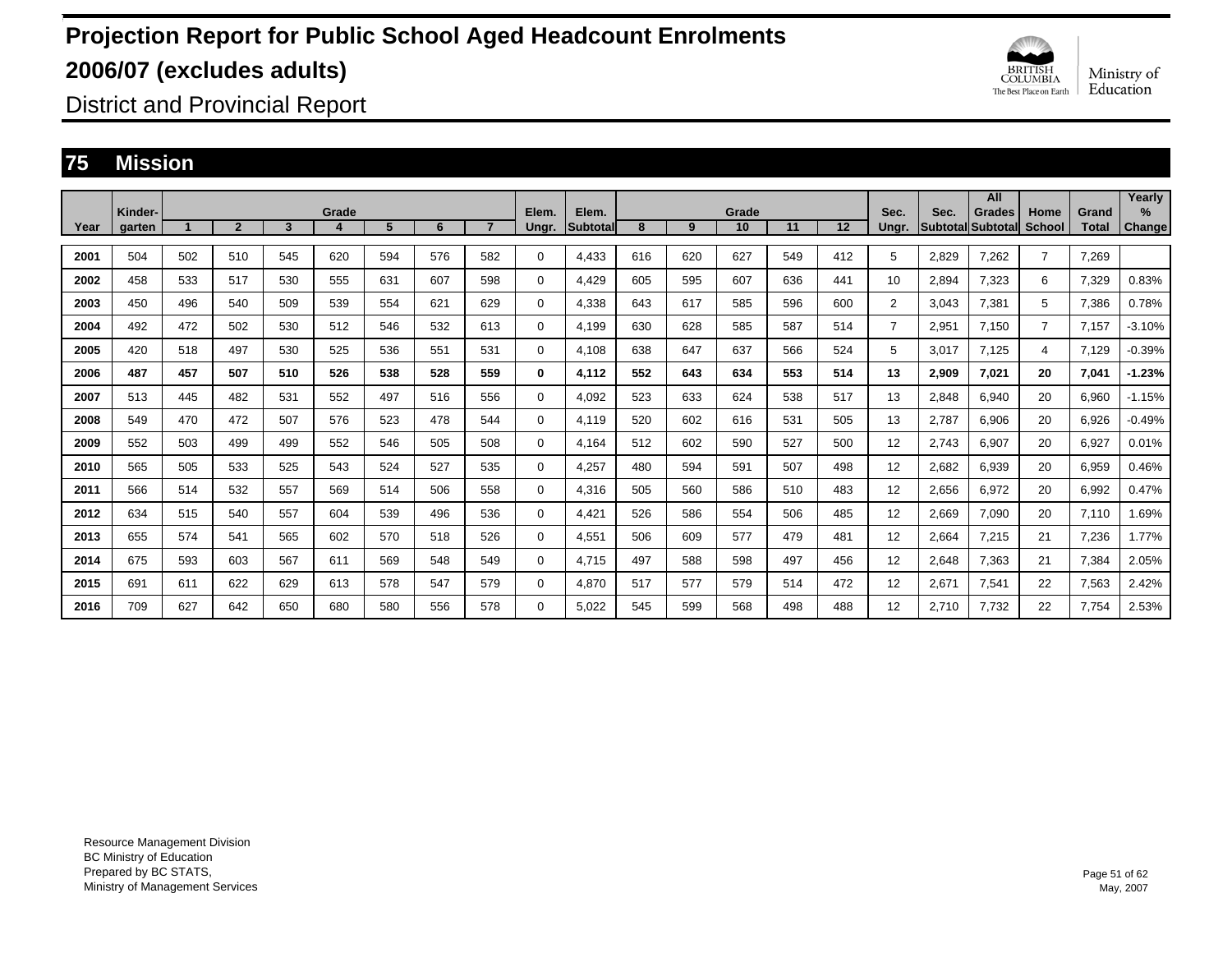# Projection Report for Public School Aged Headcount Enrolments 2006/07 (excludes adults)

District and Provincial Report

## 75 Mission

| Year | Kinder-garten | Grade 1 | 2 | 3 | 4 | 5 | 6 | 7 | Elem. Ungr. | Elem. Subtotal | Grade 8 | 9 | 10 | 11 | 12 | Sec. Ungr. | Sec. Subtotal | All Grades Subtotal | Home School | Grand Total | Yearly % Change |
|---|---|---|---|---|---|---|---|---|---|---|---|---|---|---|---|---|---|---|---|---|---|
| 2001 | 504 | 502 | 510 | 545 | 620 | 594 | 576 | 582 | 0 | 4,433 | 616 | 620 | 627 | 549 | 412 | 5 | 2,829 | 7,262 | 7 | 7,269 | |
| 2002 | 458 | 533 | 517 | 530 | 555 | 631 | 607 | 598 | 0 | 4,429 | 605 | 595 | 607 | 636 | 441 | 10 | 2,894 | 7,323 | 6 | 7,329 | 0.83% |
| 2003 | 450 | 496 | 540 | 509 | 539 | 554 | 621 | 629 | 0 | 4,338 | 643 | 617 | 585 | 596 | 600 | 2 | 3,043 | 7,381 | 5 | 7,386 | 0.78% |
| 2004 | 492 | 472 | 502 | 530 | 512 | 546 | 532 | 613 | 0 | 4,199 | 630 | 628 | 585 | 587 | 514 | 7 | 2,951 | 7,150 | 7 | 7,157 | -3.10% |
| 2005 | 420 | 518 | 497 | 530 | 525 | 536 | 551 | 531 | 0 | 4,108 | 638 | 647 | 637 | 566 | 524 | 5 | 3,017 | 7,125 | 4 | 7,129 | -0.39% |
| **2006** | **487** | **457** | **507** | **510** | **526** | **538** | **528** | **559** | **0** | **4,112** | **552** | **643** | **634** | **553** | **514** | **13** | **2,909** | **7,021** | **20** | **7,041** | **-1.23%** |
| 2007 | 513 | 445 | 482 | 531 | 552 | 497 | 516 | 556 | 0 | 4,092 | 523 | 633 | 624 | 538 | 517 | 13 | 2,848 | 6,940 | 20 | 6,960 | -1.15% |
| 2008 | 549 | 470 | 472 | 507 | 576 | 523 | 478 | 544 | 0 | 4,119 | 520 | 602 | 616 | 531 | 505 | 13 | 2,787 | 6,906 | 20 | 6,926 | -0.49% |
| 2009 | 552 | 503 | 499 | 499 | 552 | 546 | 505 | 508 | 0 | 4,164 | 512 | 602 | 590 | 527 | 500 | 12 | 2,743 | 6,907 | 20 | 6,927 | 0.01% |
| 2010 | 565 | 505 | 533 | 525 | 543 | 524 | 527 | 535 | 0 | 4,257 | 480 | 594 | 591 | 507 | 498 | 12 | 2,682 | 6,939 | 20 | 6,959 | 0.46% |
| 2011 | 566 | 514 | 532 | 557 | 569 | 514 | 506 | 558 | 0 | 4,316 | 505 | 560 | 586 | 510 | 483 | 12 | 2,656 | 6,972 | 20 | 6,992 | 0.47% |
| 2012 | 634 | 515 | 540 | 557 | 604 | 539 | 496 | 536 | 0 | 4,421 | 526 | 586 | 554 | 506 | 485 | 12 | 2,669 | 7,090 | 20 | 7,110 | 1.69% |
| 2013 | 655 | 574 | 541 | 565 | 602 | 570 | 518 | 526 | 0 | 4,551 | 506 | 609 | 577 | 479 | 481 | 12 | 2,664 | 7,215 | 21 | 7,236 | 1.77% |
| 2014 | 675 | 593 | 603 | 567 | 611 | 569 | 548 | 549 | 0 | 4,715 | 497 | 588 | 598 | 497 | 456 | 12 | 2,648 | 7,363 | 21 | 7,384 | 2.05% |
| 2015 | 691 | 611 | 622 | 629 | 613 | 578 | 547 | 579 | 0 | 4,870 | 517 | 577 | 579 | 514 | 472 | 12 | 2,671 | 7,541 | 22 | 7,563 | 2.42% |
| 2016 | 709 | 627 | 642 | 650 | 680 | 580 | 556 | 578 | 0 | 5,022 | 545 | 599 | 568 | 498 | 488 | 12 | 2,710 | 7,732 | 22 | 7,754 | 2.53% |

Resource Management Division
BC Ministry of Education
Prepared by BC STATS,
Ministry of Management Services

May, 2007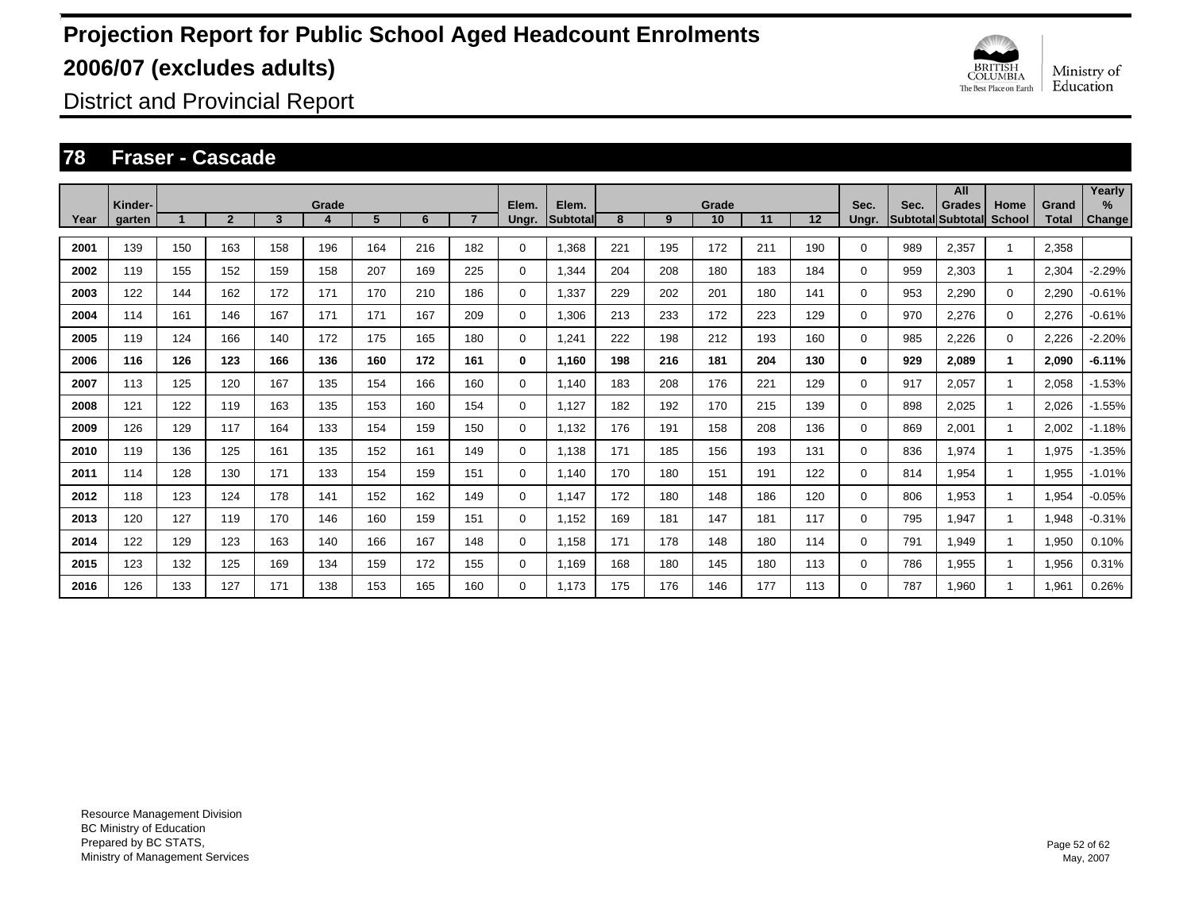# Projection Report for Public School Aged Headcount Enrolments

# 2006/07 (excludes adults)

## District and Provincial Report

## 78 Fraser - Cascade

| Year | Kinder-garten | Grade 1 | 2 | 3 | 4 | 5 | 6 | 7 | Elem. Ungr. | Elem. Subtotal | Grade 8 | 9 | 10 | 11 | 12 | Sec. Ungr. | Sec. Subtotal | All Grades Subtotal | Home School | Grand Total | Yearly % Change |
|---|---|---|---|---|---|---|---|---|---|---|---|---|---|---|---|---|---|---|---|---|---|
| 2001 | 139 | 150 | 163 | 158 | 196 | 164 | 216 | 182 | 0 | 1,368 | 221 | 195 | 172 | 211 | 190 | 0 | 989 | 2,357 | 1 | 2,358 | |
| 2002 | 119 | 155 | 152 | 159 | 158 | 207 | 169 | 225 | 0 | 1,344 | 204 | 208 | 180 | 183 | 184 | 0 | 959 | 2,303 | 1 | 2,304 | -2.29% |
| 2003 | 122 | 144 | 162 | 172 | 171 | 170 | 210 | 186 | 0 | 1,337 | 229 | 202 | 201 | 180 | 141 | 0 | 953 | 2,290 | 0 | 2,290 | -0.61% |
| 2004 | 114 | 161 | 146 | 167 | 171 | 171 | 167 | 209 | 0 | 1,306 | 213 | 233 | 172 | 223 | 129 | 0 | 970 | 2,276 | 0 | 2,276 | -0.61% |
| 2005 | 119 | 124 | 166 | 140 | 172 | 175 | 165 | 180 | 0 | 1,241 | 222 | 198 | 212 | 193 | 160 | 0 | 985 | 2,226 | 0 | 2,226 | -2.20% |
| **2006** | **116** | **126** | **123** | **166** | **136** | **160** | **172** | **161** | **0** | **1,160** | **198** | **216** | **181** | **204** | **130** | **0** | **929** | **2,089** | **1** | **2,090** | **-6.11%** |
| 2007 | 113 | 125 | 120 | 167 | 135 | 154 | 166 | 160 | 0 | 1,140 | 183 | 208 | 176 | 221 | 129 | 0 | 917 | 2,057 | 1 | 2,058 | -1.53% |
| 2008 | 121 | 122 | 119 | 163 | 135 | 153 | 160 | 154 | 0 | 1,127 | 182 | 192 | 170 | 215 | 139 | 0 | 898 | 2,025 | 1 | 2,026 | -1.55% |
| 2009 | 126 | 129 | 117 | 164 | 133 | 154 | 159 | 150 | 0 | 1,132 | 176 | 191 | 158 | 208 | 136 | 0 | 869 | 2,001 | 1 | 2,002 | -1.18% |
| 2010 | 119 | 136 | 125 | 161 | 135 | 152 | 161 | 149 | 0 | 1,138 | 171 | 185 | 156 | 193 | 131 | 0 | 836 | 1,974 | 1 | 1,975 | -1.35% |
| 2011 | 114 | 128 | 130 | 171 | 133 | 154 | 159 | 151 | 0 | 1,140 | 170 | 180 | 151 | 191 | 122 | 0 | 814 | 1,954 | 1 | 1,955 | -1.01% |
| 2012 | 118 | 123 | 124 | 178 | 141 | 152 | 162 | 149 | 0 | 1,147 | 172 | 180 | 148 | 186 | 120 | 0 | 806 | 1,953 | 1 | 1,954 | -0.05% |
| 2013 | 120 | 127 | 119 | 170 | 146 | 160 | 159 | 151 | 0 | 1,152 | 169 | 181 | 147 | 181 | 117 | 0 | 795 | 1,947 | 1 | 1,948 | -0.31% |
| 2014 | 122 | 129 | 123 | 163 | 140 | 166 | 167 | 148 | 0 | 1,158 | 171 | 178 | 148 | 180 | 114 | 0 | 791 | 1,949 | 1 | 1,950 | 0.10% |
| 2015 | 123 | 132 | 125 | 169 | 134 | 159 | 172 | 155 | 0 | 1,169 | 168 | 180 | 145 | 180 | 113 | 0 | 786 | 1,955 | 1 | 1,956 | 0.31% |
| 2016 | 126 | 133 | 127 | 171 | 138 | 153 | 165 | 160 | 0 | 1,173 | 175 | 176 | 146 | 177 | 113 | 0 | 787 | 1,960 | 1 | 1,961 | 0.26% |

Resource Management Division
BC Ministry of Education
Prepared by BC STATS,
Ministry of Management Services

May, 2007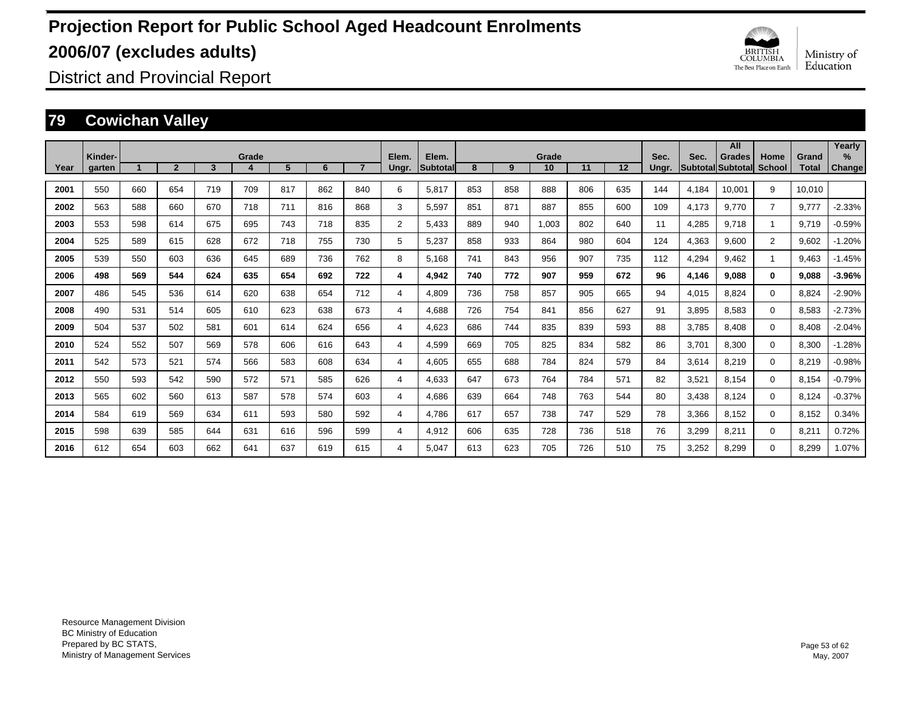# Projection Report for Public School Aged Headcount Enrolments

# 2006/07 (excludes adults)

District and Provincial Report

## 79 Cowichan Valley

| Year | Kinder-garten | 1 | 2 | 3 | Grade 4 | 5 | 6 | 7 | Elem. Ungr. | Elem. Subtotal | 8 | 9 | Grade 10 | 11 | 12 | Sec. Ungr. | Sec. Subtotal | All Grades Subtotal | Home School | Grand Total | Yearly % Change |
|---|---|---|---|---|---|---|---|---|---|---|---|---|---|---|---|---|---|---|---|---|---|
| 2001 | 550 | 660 | 654 | 719 | 709 | 817 | 862 | 840 | 6 | 5,817 | 853 | 858 | 888 | 806 | 635 | 144 | 4,184 | 10,001 | 9 | 10,010 | |
| 2002 | 563 | 588 | 660 | 670 | 718 | 711 | 816 | 868 | 3 | 5,597 | 851 | 871 | 887 | 855 | 600 | 109 | 4,173 | 9,770 | 7 | 9,777 | -2.33% |
| 2003 | 553 | 598 | 614 | 675 | 695 | 743 | 718 | 835 | 2 | 5,433 | 889 | 940 | 1,003 | 802 | 640 | 11 | 4,285 | 9,718 | 1 | 9,719 | -0.59% |
| 2004 | 525 | 589 | 615 | 628 | 672 | 718 | 755 | 730 | 5 | 5,237 | 858 | 933 | 864 | 980 | 604 | 124 | 4,363 | 9,600 | 2 | 9,602 | -1.20% |
| 2005 | 539 | 550 | 603 | 636 | 645 | 689 | 736 | 762 | 8 | 5,168 | 741 | 843 | 956 | 907 | 735 | 112 | 4,294 | 9,462 | 1 | 9,463 | -1.45% |
| **2006** | **498** | **569** | **544** | **624** | **635** | **654** | **692** | **722** | **4** | **4,942** | **740** | **772** | **907** | **959** | **672** | **96** | **4,146** | **9,088** | **0** | **9,088** | **-3.96%** |
| 2007 | 486 | 545 | 536 | 614 | 620 | 638 | 654 | 712 | 4 | 4,809 | 736 | 758 | 857 | 905 | 665 | 94 | 4,015 | 8,824 | 0 | 8,824 | -2.90% |
| 2008 | 490 | 531 | 514 | 605 | 610 | 623 | 638 | 673 | 4 | 4,688 | 726 | 754 | 841 | 856 | 627 | 91 | 3,895 | 8,583 | 0 | 8,583 | -2.73% |
| 2009 | 504 | 537 | 502 | 581 | 601 | 614 | 624 | 656 | 4 | 4,623 | 686 | 744 | 835 | 839 | 593 | 88 | 3,785 | 8,408 | 0 | 8,408 | -2.04% |
| 2010 | 524 | 552 | 507 | 569 | 578 | 606 | 616 | 643 | 4 | 4,599 | 669 | 705 | 825 | 834 | 582 | 86 | 3,701 | 8,300 | 0 | 8,300 | -1.28% |
| 2011 | 542 | 573 | 521 | 574 | 566 | 583 | 608 | 634 | 4 | 4,605 | 655 | 688 | 784 | 824 | 579 | 84 | 3,614 | 8,219 | 0 | 8,219 | -0.98% |
| 2012 | 550 | 593 | 542 | 590 | 572 | 571 | 585 | 626 | 4 | 4,633 | 647 | 673 | 764 | 784 | 571 | 82 | 3,521 | 8,154 | 0 | 8,154 | -0.79% |
| 2013 | 565 | 602 | 560 | 613 | 587 | 578 | 574 | 603 | 4 | 4,686 | 639 | 664 | 748 | 763 | 544 | 80 | 3,438 | 8,124 | 0 | 8,124 | -0.37% |
| 2014 | 584 | 619 | 569 | 634 | 611 | 593 | 580 | 592 | 4 | 4,786 | 617 | 657 | 738 | 747 | 529 | 78 | 3,366 | 8,152 | 0 | 8,152 | 0.34% |
| 2015 | 598 | 639 | 585 | 644 | 631 | 616 | 596 | 599 | 4 | 4,912 | 606 | 635 | 728 | 736 | 518 | 76 | 3,299 | 8,211 | 0 | 8,211 | 0.72% |
| 2016 | 612 | 654 | 603 | 662 | 641 | 637 | 619 | 615 | 4 | 5,047 | 613 | 623 | 705 | 726 | 510 | 75 | 3,252 | 8,299 | 0 | 8,299 | 1.07% |

Resource Management Division
BC Ministry of Education
Prepared by BC STATS,
Ministry of Management Services

May, 2007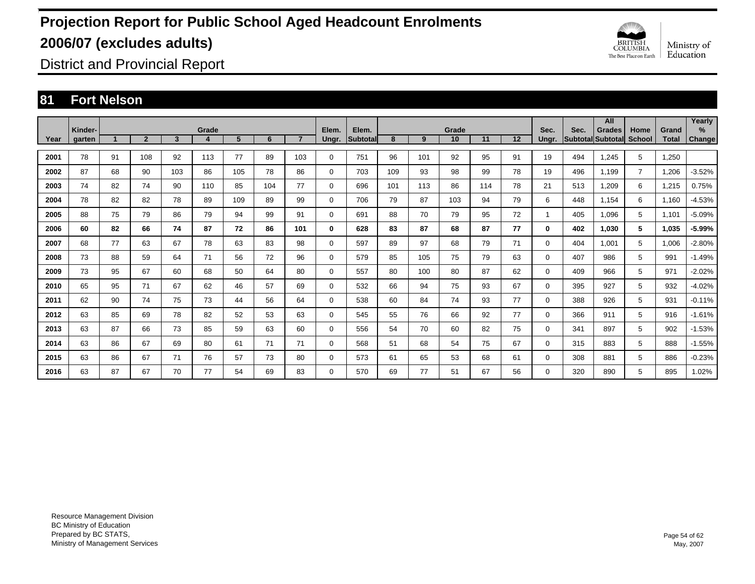# Projection Report for Public School Aged Headcount Enrolments 2006/07 (excludes adults)

District and Provincial Report

## 81 Fort Nelson

| Year | Kinder-garten | Grade 1 | 2 | 3 | 4 | 5 | 6 | 7 | Elem. Ungr. | Elem. Subtotal | Grade 8 | 9 | 10 | 11 | 12 | Sec. Ungr. | Sec. Subtotal | All Grades Subtotal | Home School | Grand Total | Yearly % Change |
|---|---|---|---|---|---|---|---|---|---|---|---|---|---|---|---|---|---|---|---|---|---|
| 2001 | 78 | 91 | 108 | 92 | 113 | 77 | 89 | 103 | 0 | 751 | 96 | 101 | 92 | 95 | 91 | 19 | 494 | 1,245 | 5 | 1,250 | |
| 2002 | 87 | 68 | 90 | 103 | 86 | 105 | 78 | 86 | 0 | 703 | 109 | 93 | 98 | 99 | 78 | 19 | 496 | 1,199 | 7 | 1,206 | -3.52% |
| 2003 | 74 | 82 | 74 | 90 | 110 | 85 | 104 | 77 | 0 | 696 | 101 | 113 | 86 | 114 | 78 | 21 | 513 | 1,209 | 6 | 1,215 | 0.75% |
| 2004 | 78 | 82 | 82 | 78 | 89 | 109 | 89 | 99 | 0 | 706 | 79 | 87 | 103 | 94 | 79 | 6 | 448 | 1,154 | 6 | 1,160 | -4.53% |
| 2005 | 88 | 75 | 79 | 86 | 79 | 94 | 99 | 91 | 0 | 691 | 88 | 70 | 79 | 95 | 72 | 1 | 405 | 1,096 | 5 | 1,101 | -5.09% |
| **2006** | **60** | **82** | **66** | **74** | **87** | **72** | **86** | **101** | **0** | **628** | **83** | **87** | **68** | **87** | **77** | **0** | **402** | **1,030** | **5** | **1,035** | **-5.99%** |
| 2007 | 68 | 77 | 63 | 67 | 78 | 63 | 83 | 98 | 0 | 597 | 89 | 97 | 68 | 79 | 71 | 0 | 404 | 1,001 | 5 | 1,006 | -2.80% |
| 2008 | 73 | 88 | 59 | 64 | 71 | 56 | 72 | 96 | 0 | 579 | 85 | 105 | 75 | 79 | 63 | 0 | 407 | 986 | 5 | 991 | -1.49% |
| 2009 | 73 | 95 | 67 | 60 | 68 | 50 | 64 | 80 | 0 | 557 | 80 | 100 | 80 | 87 | 62 | 0 | 409 | 966 | 5 | 971 | -2.02% |
| 2010 | 65 | 95 | 71 | 67 | 62 | 46 | 57 | 69 | 0 | 532 | 66 | 94 | 75 | 93 | 67 | 0 | 395 | 927 | 5 | 932 | -4.02% |
| 2011 | 62 | 90 | 74 | 75 | 73 | 44 | 56 | 64 | 0 | 538 | 60 | 84 | 74 | 93 | 77 | 0 | 388 | 926 | 5 | 931 | -0.11% |
| 2012 | 63 | 85 | 69 | 78 | 82 | 52 | 53 | 63 | 0 | 545 | 55 | 76 | 66 | 92 | 77 | 0 | 366 | 911 | 5 | 916 | -1.61% |
| 2013 | 63 | 87 | 66 | 73 | 85 | 59 | 63 | 60 | 0 | 556 | 54 | 70 | 60 | 82 | 75 | 0 | 341 | 897 | 5 | 902 | -1.53% |
| 2014 | 63 | 86 | 67 | 69 | 80 | 61 | 71 | 71 | 0 | 568 | 51 | 68 | 54 | 75 | 67 | 0 | 315 | 883 | 5 | 888 | -1.55% |
| 2015 | 63 | 86 | 67 | 71 | 76 | 57 | 73 | 80 | 0 | 573 | 61 | 65 | 53 | 68 | 61 | 0 | 308 | 881 | 5 | 886 | -0.23% |
| 2016 | 63 | 87 | 67 | 70 | 77 | 54 | 69 | 83 | 0 | 570 | 69 | 77 | 51 | 67 | 56 | 0 | 320 | 890 | 5 | 895 | 1.02% |

Resource Management Division
BC Ministry of Education
Prepared by BC STATS,
Ministry of Management Services

May, 2007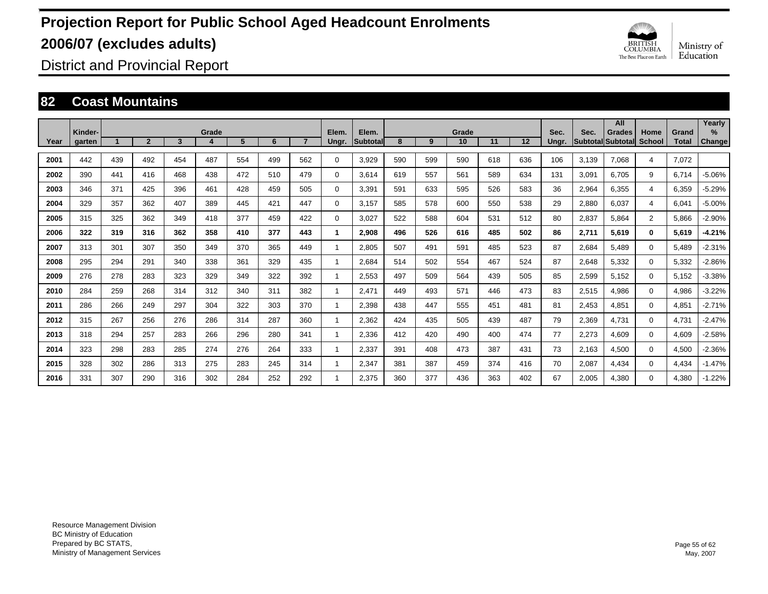# Projection Report for Public School Aged Headcount Enrolments 2006/07 (excludes adults)

District and Provincial Report

## 82 Coast Mountains

| Year | Kinder-garten | 1 | 2 | 3 | 4 | 5 | 6 | 7 | Elem. Ungr. | Elem. Subtotal | 8 | 9 | 10 | 11 | 12 | Sec. Ungr. | Sec. Subtotal | All Grades Subtotal | Home School | Grand Total | Yearly % Change |
|---|---|---|---|---|---|---|---|---|---|---|---|---|---|---|---|---|---|---|---|---|---|
| 2001 | 442 | 439 | 492 | 454 | 487 | 554 | 499 | 562 | 0 | 3,929 | 590 | 599 | 590 | 618 | 636 | 106 | 3,139 | 7,068 | 4 | 7,072 | |
| 2002 | 390 | 441 | 416 | 468 | 438 | 472 | 510 | 479 | 0 | 3,614 | 619 | 557 | 561 | 589 | 634 | 131 | 3,091 | 6,705 | 9 | 6,714 | -5.06% |
| 2003 | 346 | 371 | 425 | 396 | 461 | 428 | 459 | 505 | 0 | 3,391 | 591 | 633 | 595 | 526 | 583 | 36 | 2,964 | 6,355 | 4 | 6,359 | -5.29% |
| 2004 | 329 | 357 | 362 | 407 | 389 | 445 | 421 | 447 | 0 | 3,157 | 585 | 578 | 600 | 550 | 538 | 29 | 2,880 | 6,037 | 4 | 6,041 | -5.00% |
| 2005 | 315 | 325 | 362 | 349 | 418 | 377 | 459 | 422 | 0 | 3,027 | 522 | 588 | 604 | 531 | 512 | 80 | 2,837 | 5,864 | 2 | 5,866 | -2.90% |
| **2006** | **322** | **319** | **316** | **362** | **358** | **410** | **377** | **443** | **1** | **2,908** | **496** | **526** | **616** | **485** | **502** | **86** | **2,711** | **5,619** | **0** | **5,619** | **-4.21%** |
| 2007 | 313 | 301 | 307 | 350 | 349 | 370 | 365 | 449 | 1 | 2,805 | 507 | 491 | 591 | 485 | 523 | 87 | 2,684 | 5,489 | 0 | 5,489 | -2.31% |
| 2008 | 295 | 294 | 291 | 340 | 338 | 361 | 329 | 435 | 1 | 2,684 | 514 | 502 | 554 | 467 | 524 | 87 | 2,648 | 5,332 | 0 | 5,332 | -2.86% |
| 2009 | 276 | 278 | 283 | 323 | 329 | 349 | 322 | 392 | 1 | 2,553 | 497 | 509 | 564 | 439 | 505 | 85 | 2,599 | 5,152 | 0 | 5,152 | -3.38% |
| 2010 | 284 | 259 | 268 | 314 | 312 | 340 | 311 | 382 | 1 | 2,471 | 449 | 493 | 571 | 446 | 473 | 83 | 2,515 | 4,986 | 0 | 4,986 | -3.22% |
| 2011 | 286 | 266 | 249 | 297 | 304 | 322 | 303 | 370 | 1 | 2,398 | 438 | 447 | 555 | 451 | 481 | 81 | 2,453 | 4,851 | 0 | 4,851 | -2.71% |
| 2012 | 315 | 267 | 256 | 276 | 286 | 314 | 287 | 360 | 1 | 2,362 | 424 | 435 | 505 | 439 | 487 | 79 | 2,369 | 4,731 | 0 | 4,731 | -2.47% |
| 2013 | 318 | 294 | 257 | 283 | 266 | 296 | 280 | 341 | 1 | 2,336 | 412 | 420 | 490 | 400 | 474 | 77 | 2,273 | 4,609 | 0 | 4,609 | -2.58% |
| 2014 | 323 | 298 | 283 | 285 | 274 | 276 | 264 | 333 | 1 | 2,337 | 391 | 408 | 473 | 387 | 431 | 73 | 2,163 | 4,500 | 0 | 4,500 | -2.36% |
| 2015 | 328 | 302 | 286 | 313 | 275 | 283 | 245 | 314 | 1 | 2,347 | 381 | 387 | 459 | 374 | 416 | 70 | 2,087 | 4,434 | 0 | 4,434 | -1.47% |
| 2016 | 331 | 307 | 290 | 316 | 302 | 284 | 252 | 292 | 1 | 2,375 | 360 | 377 | 436 | 363 | 402 | 67 | 2,005 | 4,380 | 0 | 4,380 | -1.22% |

Resource Management Division
BC Ministry of Education
Prepared by BC STATS,
Ministry of Management Services

May, 2007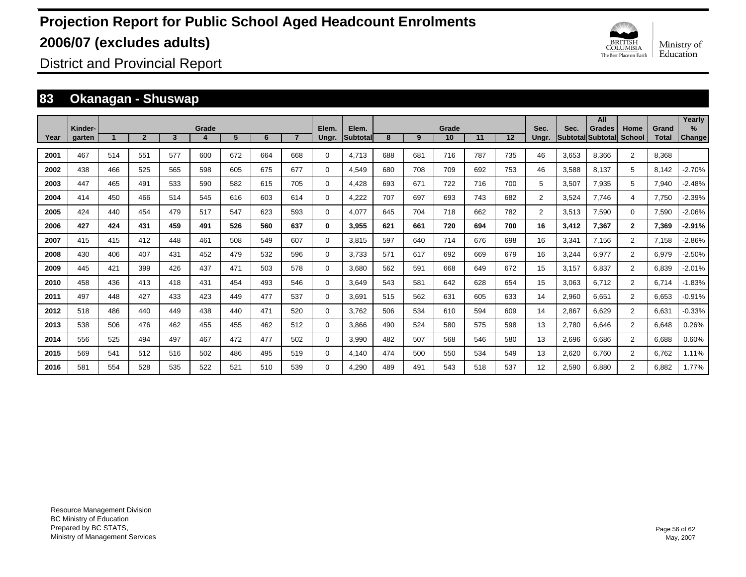# Projection Report for Public School Aged Headcount Enrolments 2006/07 (excludes adults)

District and Provincial Report

## 83 Okanagan - Shuswap

| Year | Kinder-garten | Grade 1 | 2 | 3 | 4 | 5 | 6 | 7 | Elem. Ungr. | Elem. Subtotal | Grade 8 | 9 | 10 | 11 | 12 | Sec. Ungr. | Sec. Subtotal | All Grades Subtotal | Home School | Grand Total | Yearly % Change |
|---|---|---|---|---|---|---|---|---|---|---|---|---|---|---|---|---|---|---|---|---|---|
| 2001 | 467 | 514 | 551 | 577 | 600 | 672 | 664 | 668 | 0 | 4,713 | 688 | 681 | 716 | 787 | 735 | 46 | 3,653 | 8,366 | 2 | 8,368 | |
| 2002 | 438 | 466 | 525 | 565 | 598 | 605 | 675 | 677 | 0 | 4,549 | 680 | 708 | 709 | 692 | 753 | 46 | 3,588 | 8,137 | 5 | 8,142 | -2.70% |
| 2003 | 447 | 465 | 491 | 533 | 590 | 582 | 615 | 705 | 0 | 4,428 | 693 | 671 | 722 | 716 | 700 | 5 | 3,507 | 7,935 | 5 | 7,940 | -2.48% |
| 2004 | 414 | 450 | 466 | 514 | 545 | 616 | 603 | 614 | 0 | 4,222 | 707 | 697 | 693 | 743 | 682 | 2 | 3,524 | 7,746 | 4 | 7,750 | -2.39% |
| 2005 | 424 | 440 | 454 | 479 | 517 | 547 | 623 | 593 | 0 | 4,077 | 645 | 704 | 718 | 662 | 782 | 2 | 3,513 | 7,590 | 0 | 7,590 | -2.06% |
| **2006** | **427** | **424** | **431** | **459** | **491** | **526** | **560** | **637** | **0** | **3,955** | **621** | **661** | **720** | **694** | **700** | **16** | **3,412** | **7,367** | **2** | **7,369** | **-2.91%** |
| 2007 | 415 | 415 | 412 | 448 | 461 | 508 | 549 | 607 | 0 | 3,815 | 597 | 640 | 714 | 676 | 698 | 16 | 3,341 | 7,156 | 2 | 7,158 | -2.86% |
| 2008 | 430 | 406 | 407 | 431 | 452 | 479 | 532 | 596 | 0 | 3,733 | 571 | 617 | 692 | 669 | 679 | 16 | 3,244 | 6,977 | 2 | 6,979 | -2.50% |
| 2009 | 445 | 421 | 399 | 426 | 437 | 471 | 503 | 578 | 0 | 3,680 | 562 | 591 | 668 | 649 | 672 | 15 | 3,157 | 6,837 | 2 | 6,839 | -2.01% |
| 2010 | 458 | 436 | 413 | 418 | 431 | 454 | 493 | 546 | 0 | 3,649 | 543 | 581 | 642 | 628 | 654 | 15 | 3,063 | 6,712 | 2 | 6,714 | -1.83% |
| 2011 | 497 | 448 | 427 | 433 | 423 | 449 | 477 | 537 | 0 | 3,691 | 515 | 562 | 631 | 605 | 633 | 14 | 2,960 | 6,651 | 2 | 6,653 | -0.91% |
| 2012 | 518 | 486 | 440 | 449 | 438 | 440 | 471 | 520 | 0 | 3,762 | 506 | 534 | 610 | 594 | 609 | 14 | 2,867 | 6,629 | 2 | 6,631 | -0.33% |
| 2013 | 538 | 506 | 476 | 462 | 455 | 455 | 462 | 512 | 0 | 3,866 | 490 | 524 | 580 | 575 | 598 | 13 | 2,780 | 6,646 | 2 | 6,648 | 0.26% |
| 2014 | 556 | 525 | 494 | 497 | 467 | 472 | 477 | 502 | 0 | 3,990 | 482 | 507 | 568 | 546 | 580 | 13 | 2,696 | 6,686 | 2 | 6,688 | 0.60% |
| 2015 | 569 | 541 | 512 | 516 | 502 | 486 | 495 | 519 | 0 | 4,140 | 474 | 500 | 550 | 534 | 549 | 13 | 2,620 | 6,760 | 2 | 6,762 | 1.11% |
| 2016 | 581 | 554 | 528 | 535 | 522 | 521 | 510 | 539 | 0 | 4,290 | 489 | 491 | 543 | 518 | 537 | 12 | 2,590 | 6,880 | 2 | 6,882 | 1.77% |

Resource Management Division
BC Ministry of Education
Prepared by BC STATS,
Ministry of Management Services

May, 2007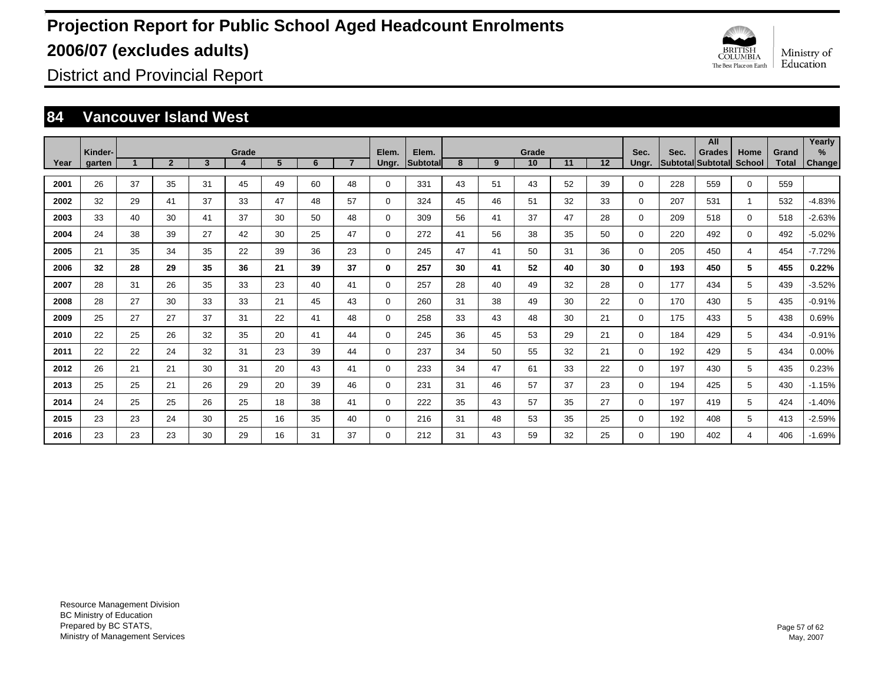# Projection Report for Public School Aged Headcount Enrolments 2006/07 (excludes adults)

District and Provincial Report

## 84 Vancouver Island West

| Year | Kinder-garten | Grade 1 | 2 | 3 | 4 | 5 | 6 | 7 | Elem. Ungr. | Elem. Subtotal | Grade 8 | 9 | 10 | 11 | 12 | Sec. Ungr. | Sec. Subtotal | All Grades Subtotal | Home School | Grand Total | Yearly % Change |
|---|---|---|---|---|---|---|---|---|---|---|---|---|---|---|---|---|---|---|---|---|---|
| 2001 | 26 | 37 | 35 | 31 | 45 | 49 | 60 | 48 | 0 | 331 | 43 | 51 | 43 | 52 | 39 | 0 | 228 | 559 | 0 | 559 | |
| 2002 | 32 | 29 | 41 | 37 | 33 | 47 | 48 | 57 | 0 | 324 | 45 | 46 | 51 | 32 | 33 | 0 | 207 | 531 | 1 | 532 | -4.83% |
| 2003 | 33 | 40 | 30 | 41 | 37 | 30 | 50 | 48 | 0 | 309 | 56 | 41 | 37 | 47 | 28 | 0 | 209 | 518 | 0 | 518 | -2.63% |
| 2004 | 24 | 38 | 39 | 27 | 42 | 30 | 25 | 47 | 0 | 272 | 41 | 56 | 38 | 35 | 50 | 0 | 220 | 492 | 0 | 492 | -5.02% |
| 2005 | 21 | 35 | 34 | 35 | 22 | 39 | 36 | 23 | 0 | 245 | 47 | 41 | 50 | 31 | 36 | 0 | 205 | 450 | 4 | 454 | -7.72% |
| **2006** | **32** | **28** | **29** | **35** | **36** | **21** | **39** | **37** | **0** | **257** | **30** | **41** | **52** | **40** | **30** | **0** | **193** | **450** | **5** | **455** | **0.22%** |
| 2007 | 28 | 31 | 26 | 35 | 33 | 23 | 40 | 41 | 0 | 257 | 28 | 40 | 49 | 32 | 28 | 0 | 177 | 434 | 5 | 439 | -3.52% |
| 2008 | 28 | 27 | 30 | 33 | 33 | 21 | 45 | 43 | 0 | 260 | 31 | 38 | 49 | 30 | 22 | 0 | 170 | 430 | 5 | 435 | -0.91% |
| 2009 | 25 | 27 | 27 | 37 | 31 | 22 | 41 | 48 | 0 | 258 | 33 | 43 | 48 | 30 | 21 | 0 | 175 | 433 | 5 | 438 | 0.69% |
| 2010 | 22 | 25 | 26 | 32 | 35 | 20 | 41 | 44 | 0 | 245 | 36 | 45 | 53 | 29 | 21 | 0 | 184 | 429 | 5 | 434 | -0.91% |
| 2011 | 22 | 22 | 24 | 32 | 31 | 23 | 39 | 44 | 0 | 237 | 34 | 50 | 55 | 32 | 21 | 0 | 192 | 429 | 5 | 434 | 0.00% |
| 2012 | 26 | 21 | 21 | 30 | 31 | 20 | 43 | 41 | 0 | 233 | 34 | 47 | 61 | 33 | 22 | 0 | 197 | 430 | 5 | 435 | 0.23% |
| 2013 | 25 | 25 | 21 | 26 | 29 | 20 | 39 | 46 | 0 | 231 | 31 | 46 | 57 | 37 | 23 | 0 | 194 | 425 | 5 | 430 | -1.15% |
| 2014 | 24 | 25 | 25 | 26 | 25 | 18 | 38 | 41 | 0 | 222 | 35 | 43 | 57 | 35 | 27 | 0 | 197 | 419 | 5 | 424 | -1.40% |
| 2015 | 23 | 23 | 24 | 30 | 25 | 16 | 35 | 40 | 0 | 216 | 31 | 48 | 53 | 35 | 25 | 0 | 192 | 408 | 5 | 413 | -2.59% |
| 2016 | 23 | 23 | 23 | 30 | 29 | 16 | 31 | 37 | 0 | 212 | 31 | 43 | 59 | 32 | 25 | 0 | 190 | 402 | 4 | 406 | -1.69% |

Resource Management Division
BC Ministry of Education
Prepared by BC STATS,
Ministry of Management Services

May, 2007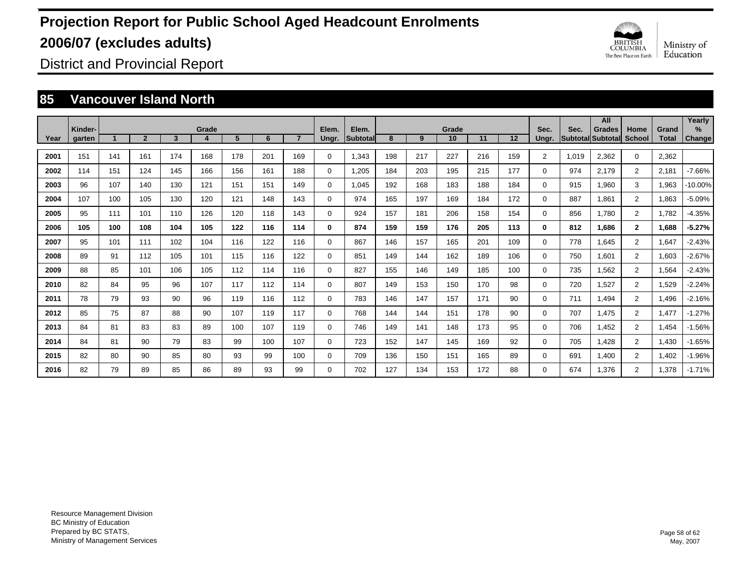# Projection Report for Public School Aged Headcount Enrolments

# 2006/07 (excludes adults)

## District and Provincial Report

## 85 Vancouver Island North

| Year | Kinder-garten | Grade 1 | 2 | 3 | 4 | 5 | 6 | 7 | Elem. Ungr. | Elem. Subtotal | Grade 8 | 9 | 10 | 11 | 12 | Sec. Ungr. | Sec. Subtotal | All Grades Subtotal | Home School | Grand Total | Yearly % Change |
|---|---|---|---|---|---|---|---|---|---|---|---|---|---|---|---|---|---|---|---|---|---|
| 2001 | 151 | 141 | 161 | 174 | 168 | 178 | 201 | 169 | 0 | 1,343 | 198 | 217 | 227 | 216 | 159 | 2 | 1,019 | 2,362 | 0 | 2,362 | |
| 2002 | 114 | 151 | 124 | 145 | 166 | 156 | 161 | 188 | 0 | 1,205 | 184 | 203 | 195 | 215 | 177 | 0 | 974 | 2,179 | 2 | 2,181 | -7.66% |
| 2003 | 96 | 107 | 140 | 130 | 121 | 151 | 151 | 149 | 0 | 1,045 | 192 | 168 | 183 | 188 | 184 | 0 | 915 | 1,960 | 3 | 1,963 | -10.00% |
| 2004 | 107 | 100 | 105 | 130 | 120 | 121 | 148 | 143 | 0 | 974 | 165 | 197 | 169 | 184 | 172 | 0 | 887 | 1,861 | 2 | 1,863 | -5.09% |
| 2005 | 95 | 111 | 101 | 110 | 126 | 120 | 118 | 143 | 0 | 924 | 157 | 181 | 206 | 158 | 154 | 0 | 856 | 1,780 | 2 | 1,782 | -4.35% |
| **2006** | **105** | **100** | **108** | **104** | **105** | **122** | **116** | **114** | **0** | **874** | **159** | **159** | **176** | **205** | **113** | **0** | **812** | **1,686** | **2** | **1,688** | **-5.27%** |
| 2007 | 95 | 101 | 111 | 102 | 104 | 116 | 122 | 116 | 0 | 867 | 146 | 157 | 165 | 201 | 109 | 0 | 778 | 1,645 | 2 | 1,647 | -2.43% |
| 2008 | 89 | 91 | 112 | 105 | 101 | 115 | 116 | 122 | 0 | 851 | 149 | 144 | 162 | 189 | 106 | 0 | 750 | 1,601 | 2 | 1,603 | -2.67% |
| 2009 | 88 | 85 | 101 | 106 | 105 | 112 | 114 | 116 | 0 | 827 | 155 | 146 | 149 | 185 | 100 | 0 | 735 | 1,562 | 2 | 1,564 | -2.43% |
| 2010 | 82 | 84 | 95 | 96 | 107 | 117 | 112 | 114 | 0 | 807 | 149 | 153 | 150 | 170 | 98 | 0 | 720 | 1,527 | 2 | 1,529 | -2.24% |
| 2011 | 78 | 79 | 93 | 90 | 96 | 119 | 116 | 112 | 0 | 783 | 146 | 147 | 157 | 171 | 90 | 0 | 711 | 1,494 | 2 | 1,496 | -2.16% |
| 2012 | 85 | 75 | 87 | 88 | 90 | 107 | 119 | 117 | 0 | 768 | 144 | 144 | 151 | 178 | 90 | 0 | 707 | 1,475 | 2 | 1,477 | -1.27% |
| 2013 | 84 | 81 | 83 | 83 | 89 | 100 | 107 | 119 | 0 | 746 | 149 | 141 | 148 | 173 | 95 | 0 | 706 | 1,452 | 2 | 1,454 | -1.56% |
| 2014 | 84 | 81 | 90 | 79 | 83 | 99 | 100 | 107 | 0 | 723 | 152 | 147 | 145 | 169 | 92 | 0 | 705 | 1,428 | 2 | 1,430 | -1.65% |
| 2015 | 82 | 80 | 90 | 85 | 80 | 93 | 99 | 100 | 0 | 709 | 136 | 150 | 151 | 165 | 89 | 0 | 691 | 1,400 | 2 | 1,402 | -1.96% |
| 2016 | 82 | 79 | 89 | 85 | 86 | 89 | 93 | 99 | 0 | 702 | 127 | 134 | 153 | 172 | 88 | 0 | 674 | 1,376 | 2 | 1,378 | -1.71% |

Resource Management Division
BC Ministry of Education
Prepared by BC STATS,
Ministry of Management Services

May, 2007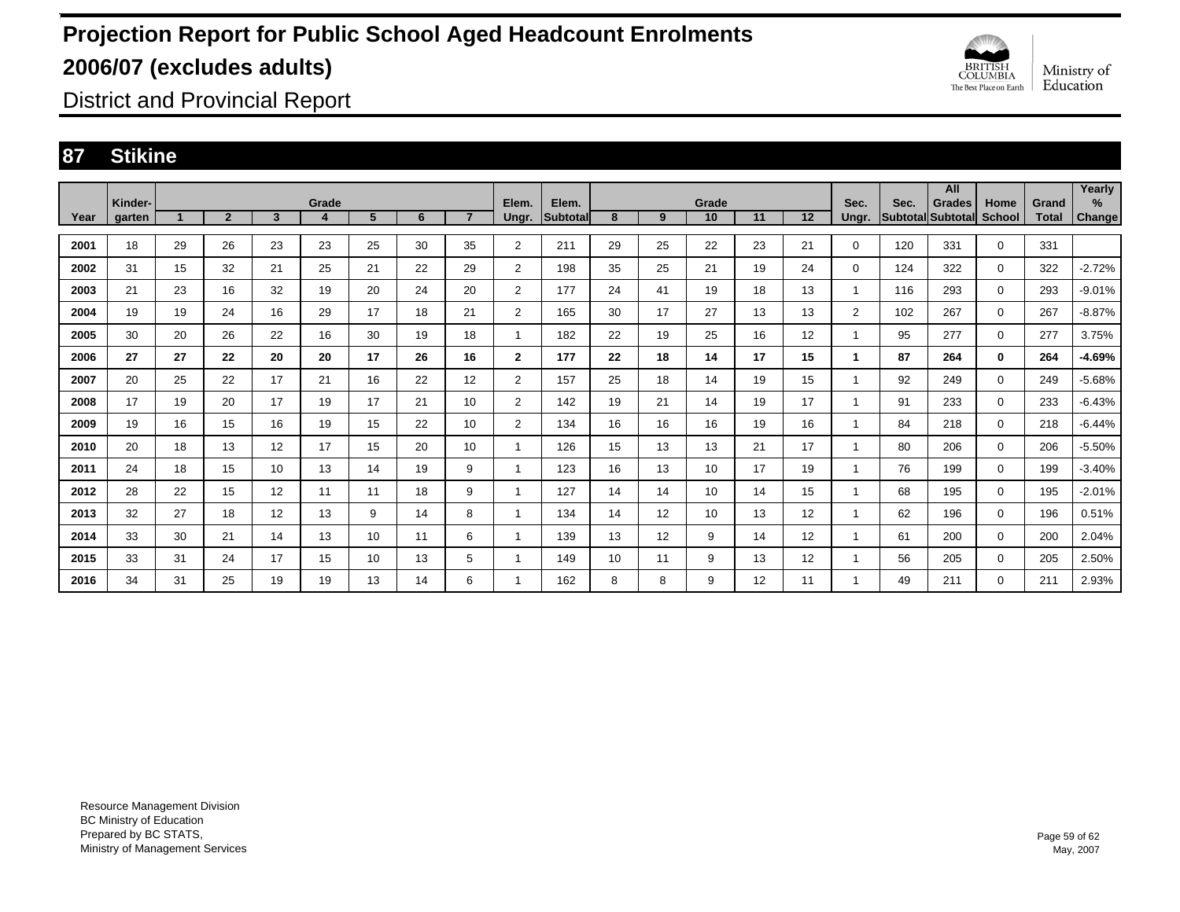# Projection Report for Public School Aged Headcount Enrolments

# 2006/07 (excludes adults)

District and Provincial Report

## 87 Stikine

| Year | Kinder-garten | Grade 1 | 2 | 3 | 4 | 5 | 6 | 7 | Elem. Ungr. | Elem. Subtotal | Grade 8 | 9 | 10 | 11 | 12 | Sec. Ungr. | Sec. Subtotal | All Grades Subtotal | Home School | Grand Total | Yearly % Change |
|---|---|---|---|---|---|---|---|---|---|---|---|---|---|---|---|---|---|---|---|---|---|
| 2001 | 18 | 29 | 26 | 23 | 23 | 25 | 30 | 35 | 2 | 211 | 29 | 25 | 22 | 23 | 21 | 0 | 120 | 331 | 0 | 331 | |
| 2002 | 31 | 15 | 32 | 21 | 25 | 21 | 22 | 29 | 2 | 198 | 35 | 25 | 21 | 19 | 24 | 0 | 124 | 322 | 0 | 322 | -2.72% |
| 2003 | 21 | 23 | 16 | 32 | 19 | 20 | 24 | 20 | 2 | 177 | 24 | 41 | 19 | 18 | 13 | 1 | 116 | 293 | 0 | 293 | -9.01% |
| 2004 | 19 | 19 | 24 | 16 | 29 | 17 | 18 | 21 | 2 | 165 | 30 | 17 | 27 | 13 | 13 | 2 | 102 | 267 | 0 | 267 | -8.87% |
| 2005 | 30 | 20 | 26 | 22 | 16 | 30 | 19 | 18 | 1 | 182 | 22 | 19 | 25 | 16 | 12 | 1 | 95 | 277 | 0 | 277 | 3.75% |
| **2006** | **27** | **27** | **22** | **20** | **20** | **17** | **26** | **16** | **2** | **177** | **22** | **18** | **14** | **17** | **15** | **1** | **87** | **264** | **0** | **264** | **-4.69%** |
| 2007 | 20 | 25 | 22 | 17 | 21 | 16 | 22 | 12 | 2 | 157 | 25 | 18 | 14 | 19 | 15 | 1 | 92 | 249 | 0 | 249 | -5.68% |
| 2008 | 17 | 19 | 20 | 17 | 19 | 17 | 21 | 10 | 2 | 142 | 19 | 21 | 14 | 19 | 17 | 1 | 91 | 233 | 0 | 233 | -6.43% |
| 2009 | 19 | 16 | 15 | 16 | 19 | 15 | 22 | 10 | 2 | 134 | 16 | 16 | 16 | 19 | 16 | 1 | 84 | 218 | 0 | 218 | -6.44% |
| 2010 | 20 | 18 | 13 | 12 | 17 | 15 | 20 | 10 | 1 | 126 | 15 | 13 | 13 | 21 | 17 | 1 | 80 | 206 | 0 | 206 | -5.50% |
| 2011 | 24 | 18 | 15 | 10 | 13 | 14 | 19 | 9 | 1 | 123 | 16 | 13 | 10 | 17 | 19 | 1 | 76 | 199 | 0 | 199 | -3.40% |
| 2012 | 28 | 22 | 15 | 12 | 11 | 11 | 18 | 9 | 1 | 127 | 14 | 14 | 10 | 14 | 15 | 1 | 68 | 195 | 0 | 195 | -2.01% |
| 2013 | 32 | 27 | 18 | 12 | 13 | 9 | 14 | 8 | 1 | 134 | 14 | 12 | 10 | 13 | 12 | 1 | 62 | 196 | 0 | 196 | 0.51% |
| 2014 | 33 | 30 | 21 | 14 | 13 | 10 | 11 | 6 | 1 | 139 | 13 | 12 | 9 | 14 | 12 | 1 | 61 | 200 | 0 | 200 | 2.04% |
| 2015 | 33 | 31 | 24 | 17 | 15 | 10 | 13 | 5 | 1 | 149 | 10 | 11 | 9 | 13 | 12 | 1 | 56 | 205 | 0 | 205 | 2.50% |
| 2016 | 34 | 31 | 25 | 19 | 19 | 13 | 14 | 6 | 1 | 162 | 8 | 8 | 9 | 12 | 11 | 1 | 49 | 211 | 0 | 211 | 2.93% |

Resource Management Division
BC Ministry of Education
Prepared by BC STATS,
Ministry of Management Services

May, 2007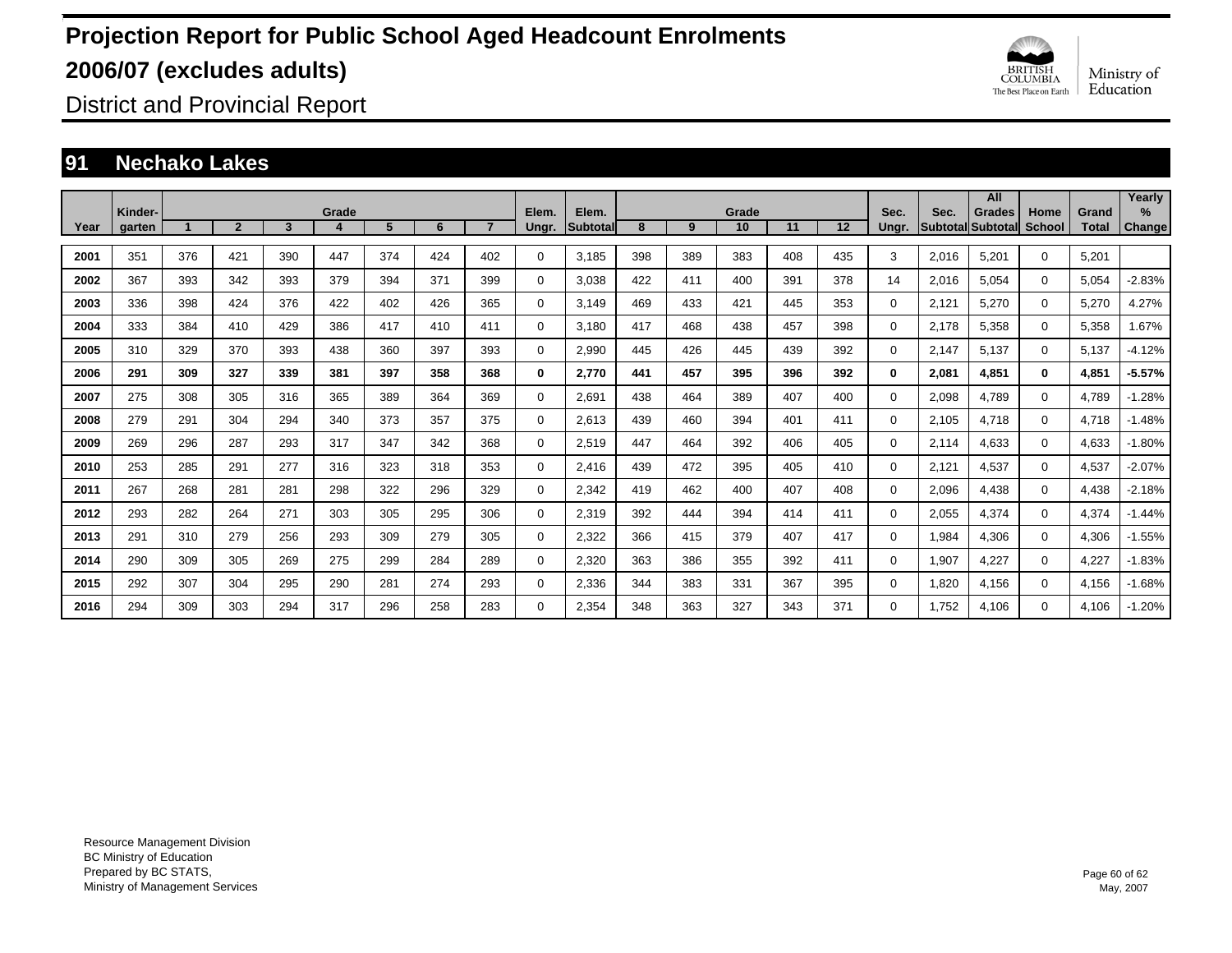# Projection Report for Public School Aged Headcount Enrolments

# 2006/07 (excludes adults)

District and Provincial Report

## 91 Nechako Lakes

| Year | Kinder-garten | Grade 1 | 2 | 3 | 4 | 5 | 6 | 7 | Elem. Ungr. | Elem. Subtotal | Grade 8 | 9 | 10 | 11 | 12 | Sec. Ungr. | Sec. Subtotal | All Grades Subtotal | Home School | Grand Total | Yearly % Change |
|---|---|---|---|---|---|---|---|---|---|---|---|---|---|---|---|---|---|---|---|---|---|
| 2001 | 351 | 376 | 421 | 390 | 447 | 374 | 424 | 402 | 0 | 3,185 | 398 | 389 | 383 | 408 | 435 | 3 | 2,016 | 5,201 | 0 | 5,201 | |
| 2002 | 367 | 393 | 342 | 393 | 379 | 394 | 371 | 399 | 0 | 3,038 | 422 | 411 | 400 | 391 | 378 | 14 | 2,016 | 5,054 | 0 | 5,054 | -2.83% |
| 2003 | 336 | 398 | 424 | 376 | 422 | 402 | 426 | 365 | 0 | 3,149 | 469 | 433 | 421 | 445 | 353 | 0 | 2,121 | 5,270 | 0 | 5,270 | 4.27% |
| 2004 | 333 | 384 | 410 | 429 | 386 | 417 | 410 | 411 | 0 | 3,180 | 417 | 468 | 438 | 457 | 398 | 0 | 2,178 | 5,358 | 0 | 5,358 | 1.67% |
| 2005 | 310 | 329 | 370 | 393 | 438 | 360 | 397 | 393 | 0 | 2,990 | 445 | 426 | 445 | 439 | 392 | 0 | 2,147 | 5,137 | 0 | 5,137 | -4.12% |
| **2006** | **291** | **309** | **327** | **339** | **381** | **397** | **358** | **368** | **0** | **2,770** | **441** | **457** | **395** | **396** | **392** | **0** | **2,081** | **4,851** | **0** | **4,851** | **-5.57%** |
| 2007 | 275 | 308 | 305 | 316 | 365 | 389 | 364 | 369 | 0 | 2,691 | 438 | 464 | 389 | 407 | 400 | 0 | 2,098 | 4,789 | 0 | 4,789 | -1.28% |
| 2008 | 279 | 291 | 304 | 294 | 340 | 373 | 357 | 375 | 0 | 2,613 | 439 | 460 | 394 | 401 | 411 | 0 | 2,105 | 4,718 | 0 | 4,718 | -1.48% |
| 2009 | 269 | 296 | 287 | 293 | 317 | 347 | 342 | 368 | 0 | 2,519 | 447 | 464 | 392 | 406 | 405 | 0 | 2,114 | 4,633 | 0 | 4,633 | -1.80% |
| 2010 | 253 | 285 | 291 | 277 | 316 | 323 | 318 | 353 | 0 | 2,416 | 439 | 472 | 395 | 405 | 410 | 0 | 2,121 | 4,537 | 0 | 4,537 | -2.07% |
| 2011 | 267 | 268 | 281 | 281 | 298 | 322 | 296 | 329 | 0 | 2,342 | 419 | 462 | 400 | 407 | 408 | 0 | 2,096 | 4,438 | 0 | 4,438 | -2.18% |
| 2012 | 293 | 282 | 264 | 271 | 303 | 305 | 295 | 306 | 0 | 2,319 | 392 | 444 | 394 | 414 | 411 | 0 | 2,055 | 4,374 | 0 | 4,374 | -1.44% |
| 2013 | 291 | 310 | 279 | 256 | 293 | 309 | 279 | 305 | 0 | 2,322 | 366 | 415 | 379 | 407 | 417 | 0 | 1,984 | 4,306 | 0 | 4,306 | -1.55% |
| 2014 | 290 | 309 | 305 | 269 | 275 | 299 | 284 | 289 | 0 | 2,320 | 363 | 386 | 355 | 392 | 411 | 0 | 1,907 | 4,227 | 0 | 4,227 | -1.83% |
| 2015 | 292 | 307 | 304 | 295 | 290 | 281 | 274 | 293 | 0 | 2,336 | 344 | 383 | 331 | 367 | 395 | 0 | 1,820 | 4,156 | 0 | 4,156 | -1.68% |
| 2016 | 294 | 309 | 303 | 294 | 317 | 296 | 258 | 283 | 0 | 2,354 | 348 | 363 | 327 | 343 | 371 | 0 | 1,752 | 4,106 | 0 | 4,106 | -1.20% |

Resource Management Division
BC Ministry of Education
Prepared by BC STATS,
Ministry of Management Services

May, 2007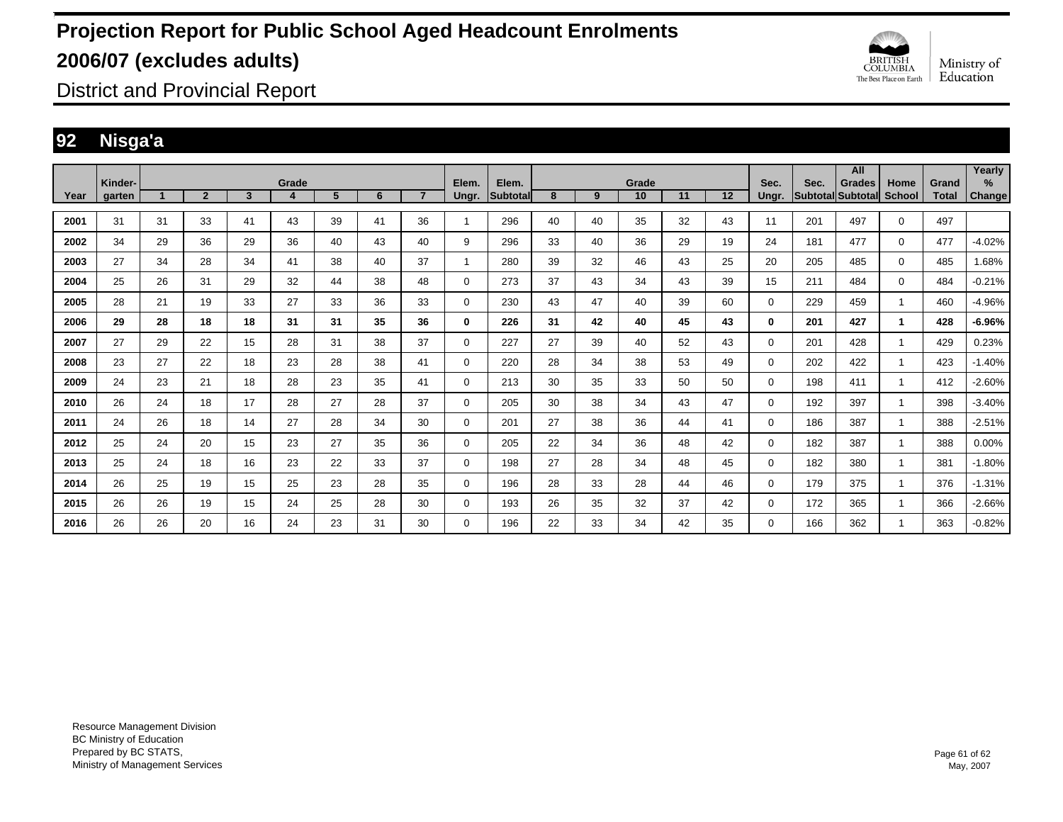# Projection Report for Public School Aged Headcount Enrolments
# 2006/07 (excludes adults)

## District and Provincial Report

## 92 Nisga'a

| Year | Kindergarten | 1 | 2 | 3 | 4 | 5 | 6 | 7 | Elem. Ungr. | Elem. Subtotal | 8 | 9 | 10 | 11 | 12 | Sec. Ungr. | Sec. Subtotal | All Grades Subtotal | Home School | Grand Total | Yearly % Change |
|---|---|---|---|---|---|---|---|---|---|---|---|---|---|---|---|---|---|---|---|---|---|
| 2001 | 31 | 31 | 33 | 41 | 43 | 39 | 41 | 36 | 1 | 296 | 40 | 40 | 35 | 32 | 43 | 11 | 201 | 497 | 0 | 497 | |
| 2002 | 34 | 29 | 36 | 29 | 36 | 40 | 43 | 40 | 9 | 296 | 33 | 40 | 36 | 29 | 19 | 24 | 181 | 477 | 0 | 477 | -4.02% |
| 2003 | 27 | 34 | 28 | 34 | 41 | 38 | 40 | 37 | 1 | 280 | 39 | 32 | 46 | 43 | 25 | 20 | 205 | 485 | 0 | 485 | 1.68% |
| 2004 | 25 | 26 | 31 | 29 | 32 | 44 | 38 | 48 | 0 | 273 | 37 | 43 | 34 | 43 | 39 | 15 | 211 | 484 | 0 | 484 | -0.21% |
| 2005 | 28 | 21 | 19 | 33 | 27 | 33 | 36 | 33 | 0 | 230 | 43 | 47 | 40 | 39 | 60 | 0 | 229 | 459 | 1 | 460 | -4.96% |
| **2006** | **29** | **28** | **18** | **18** | **31** | **31** | **35** | **36** | **0** | **226** | **31** | **42** | **40** | **45** | **43** | **0** | **201** | **427** | **1** | **428** | **-6.96%** |
| 2007 | 27 | 29 | 22 | 15 | 28 | 31 | 38 | 37 | 0 | 227 | 27 | 39 | 40 | 52 | 43 | 0 | 201 | 428 | 1 | 429 | 0.23% |
| 2008 | 23 | 27 | 22 | 18 | 23 | 28 | 38 | 41 | 0 | 220 | 28 | 34 | 38 | 53 | 49 | 0 | 202 | 422 | 1 | 423 | -1.40% |
| 2009 | 24 | 23 | 21 | 18 | 28 | 23 | 35 | 41 | 0 | 213 | 30 | 35 | 33 | 50 | 50 | 0 | 198 | 411 | 1 | 412 | -2.60% |
| 2010 | 26 | 24 | 18 | 17 | 28 | 27 | 28 | 37 | 0 | 205 | 30 | 38 | 34 | 43 | 47 | 0 | 192 | 397 | 1 | 398 | -3.40% |
| 2011 | 24 | 26 | 18 | 14 | 27 | 28 | 34 | 30 | 0 | 201 | 27 | 38 | 36 | 44 | 41 | 0 | 186 | 387 | 1 | 388 | -2.51% |
| 2012 | 25 | 24 | 20 | 15 | 23 | 27 | 35 | 36 | 0 | 205 | 22 | 34 | 36 | 48 | 42 | 0 | 182 | 387 | 1 | 388 | 0.00% |
| 2013 | 25 | 24 | 18 | 16 | 23 | 22 | 33 | 37 | 0 | 198 | 27 | 28 | 34 | 48 | 45 | 0 | 182 | 380 | 1 | 381 | -1.80% |
| 2014 | 26 | 25 | 19 | 15 | 25 | 23 | 28 | 35 | 0 | 196 | 28 | 33 | 28 | 44 | 46 | 0 | 179 | 375 | 1 | 376 | -1.31% |
| 2015 | 26 | 26 | 19 | 15 | 24 | 25 | 28 | 30 | 0 | 193 | 26 | 35 | 32 | 37 | 42 | 0 | 172 | 365 | 1 | 366 | -2.66% |
| 2016 | 26 | 26 | 20 | 16 | 24 | 23 | 31 | 30 | 0 | 196 | 22 | 33 | 34 | 42 | 35 | 0 | 166 | 362 | 1 | 363 | -0.82% |

Resource Management Division
BC Ministry of Education
Prepared by BC STATS,
Ministry of Management Services

May, 2007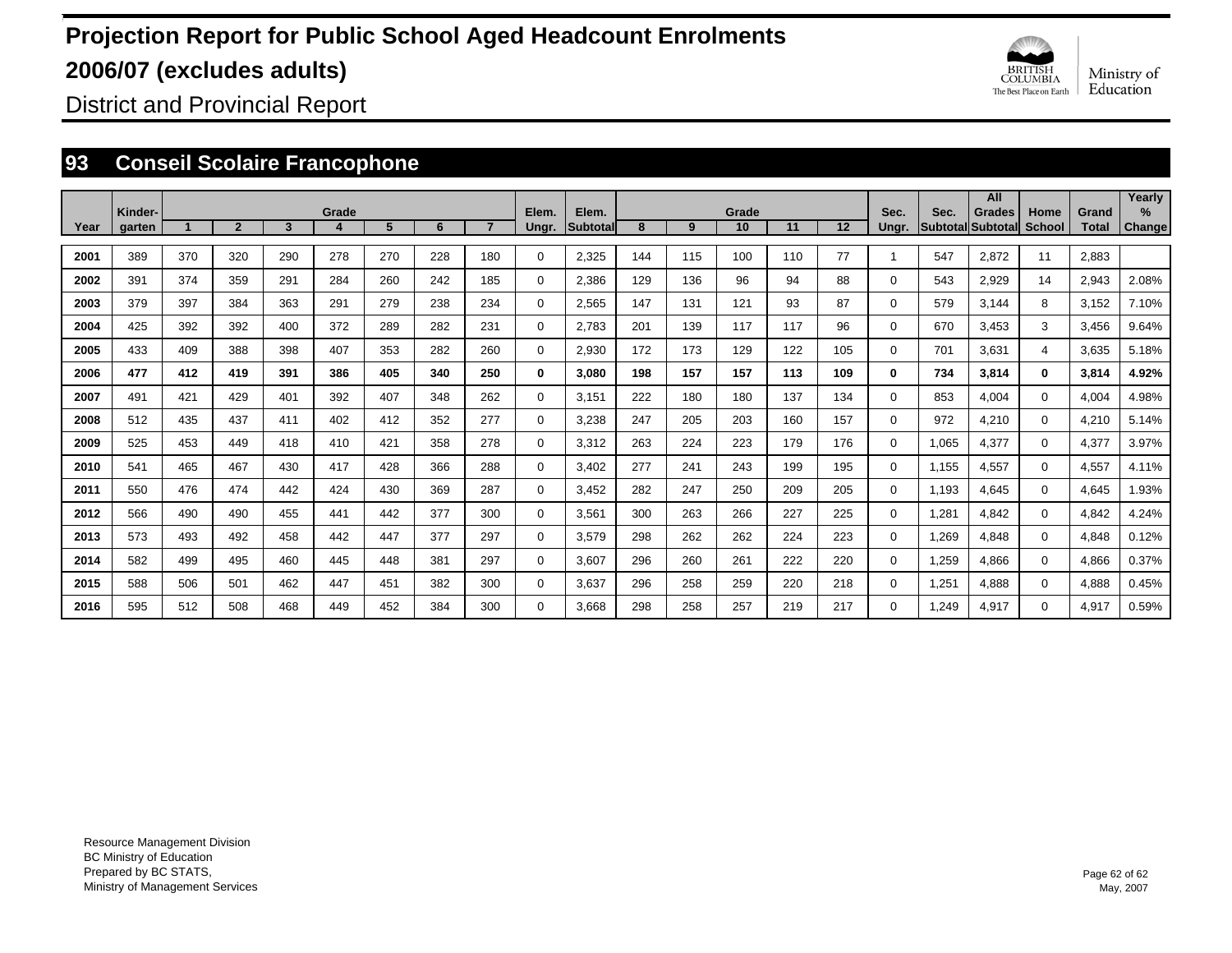# Projection Report for Public School Aged Headcount Enrolments

# 2006/07 (excludes adults)

District and Provincial Report

BRITISH COLUMBIA The Best Place on Earth | Ministry of Education

## 93 Conseil Scolaire Francophone

| Year | Kinder-garten | Grade 1 | 2 | 3 | 4 | 5 | 6 | 7 | Elem. Ungr. | Elem. Subtotal | Grade 8 | 9 | 10 | 11 | 12 | Sec. Ungr. | Sec. Subtotal | All Grades Subtotal | Home School | Grand Total | Yearly % Change |
|---|---|---|---|---|---|---|---|---|---|---|---|---|---|---|---|---|---|---|---|---|---|
| 2001 | 389 | 370 | 320 | 290 | 278 | 270 | 228 | 180 | 0 | 2,325 | 144 | 115 | 100 | 110 | 77 | 1 | 547 | 2,872 | 11 | 2,883 | |
| 2002 | 391 | 374 | 359 | 291 | 284 | 260 | 242 | 185 | 0 | 2,386 | 129 | 136 | 96 | 94 | 88 | 0 | 543 | 2,929 | 14 | 2,943 | 2.08% |
| 2003 | 379 | 397 | 384 | 363 | 291 | 279 | 238 | 234 | 0 | 2,565 | 147 | 131 | 121 | 93 | 87 | 0 | 579 | 3,144 | 8 | 3,152 | 7.10% |
| 2004 | 425 | 392 | 392 | 400 | 372 | 289 | 282 | 231 | 0 | 2,783 | 201 | 139 | 117 | 117 | 96 | 0 | 670 | 3,453 | 3 | 3,456 | 9.64% |
| 2005 | 433 | 409 | 388 | 398 | 407 | 353 | 282 | 260 | 0 | 2,930 | 172 | 173 | 129 | 122 | 105 | 0 | 701 | 3,631 | 4 | 3,635 | 5.18% |
| **2006** | **477** | **412** | **419** | **391** | **386** | **405** | **340** | **250** | **0** | **3,080** | **198** | **157** | **157** | **113** | **109** | **0** | **734** | **3,814** | **0** | **3,814** | **4.92%** |
| 2007 | 491 | 421 | 429 | 401 | 392 | 407 | 348 | 262 | 0 | 3,151 | 222 | 180 | 180 | 137 | 134 | 0 | 853 | 4,004 | 0 | 4,004 | 4.98% |
| 2008 | 512 | 435 | 437 | 411 | 402 | 412 | 352 | 277 | 0 | 3,238 | 247 | 205 | 203 | 160 | 157 | 0 | 972 | 4,210 | 0 | 4,210 | 5.14% |
| 2009 | 525 | 453 | 449 | 418 | 410 | 421 | 358 | 278 | 0 | 3,312 | 263 | 224 | 223 | 179 | 176 | 0 | 1,065 | 4,377 | 0 | 4,377 | 3.97% |
| 2010 | 541 | 465 | 467 | 430 | 417 | 428 | 366 | 288 | 0 | 3,402 | 277 | 241 | 243 | 199 | 195 | 0 | 1,155 | 4,557 | 0 | 4,557 | 4.11% |
| 2011 | 550 | 476 | 474 | 442 | 424 | 430 | 369 | 287 | 0 | 3,452 | 282 | 247 | 250 | 209 | 205 | 0 | 1,193 | 4,645 | 0 | 4,645 | 1.93% |
| 2012 | 566 | 490 | 490 | 455 | 441 | 442 | 377 | 300 | 0 | 3,561 | 300 | 263 | 266 | 227 | 225 | 0 | 1,281 | 4,842 | 0 | 4,842 | 4.24% |
| 2013 | 573 | 493 | 492 | 458 | 442 | 447 | 377 | 297 | 0 | 3,579 | 298 | 262 | 262 | 224 | 223 | 0 | 1,269 | 4,848 | 0 | 4,848 | 0.12% |
| 2014 | 582 | 499 | 495 | 460 | 445 | 448 | 381 | 297 | 0 | 3,607 | 296 | 260 | 261 | 222 | 220 | 0 | 1,259 | 4,866 | 0 | 4,866 | 0.37% |
| 2015 | 588 | 506 | 501 | 462 | 447 | 451 | 382 | 300 | 0 | 3,637 | 296 | 258 | 259 | 220 | 218 | 0 | 1,251 | 4,888 | 0 | 4,888 | 0.45% |
| 2016 | 595 | 512 | 508 | 468 | 449 | 452 | 384 | 300 | 0 | 3,668 | 298 | 258 | 257 | 219 | 217 | 0 | 1,249 | 4,917 | 0 | 4,917 | 0.59% |

Resource Management Division
BC Ministry of Education
Prepared by BC STATS,
Ministry of Management Services

May, 2007